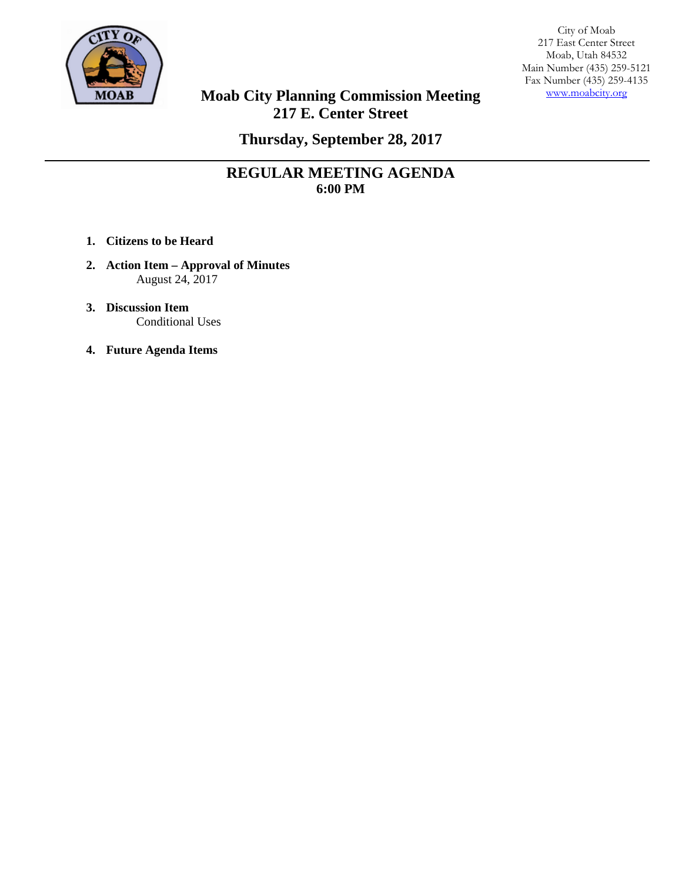City of Moab
217 East Center Street
Moab, Utah 84532
Main Number (435) 259-5121
Fax Number (435) 259-4135
www.moabcity.org

# Moab City Planning Commission Meeting
## 217 E. Center Street

## Thursday, September 28, 2017

---

## REGULAR MEETING AGENDA
**6:00 PM**

1. **Citizens to be Heard**
2. **Action Item – Approval of Minutes**
   August 24, 2017
3. **Discussion Item**
   Conditional Uses
4. **Future Agenda Items**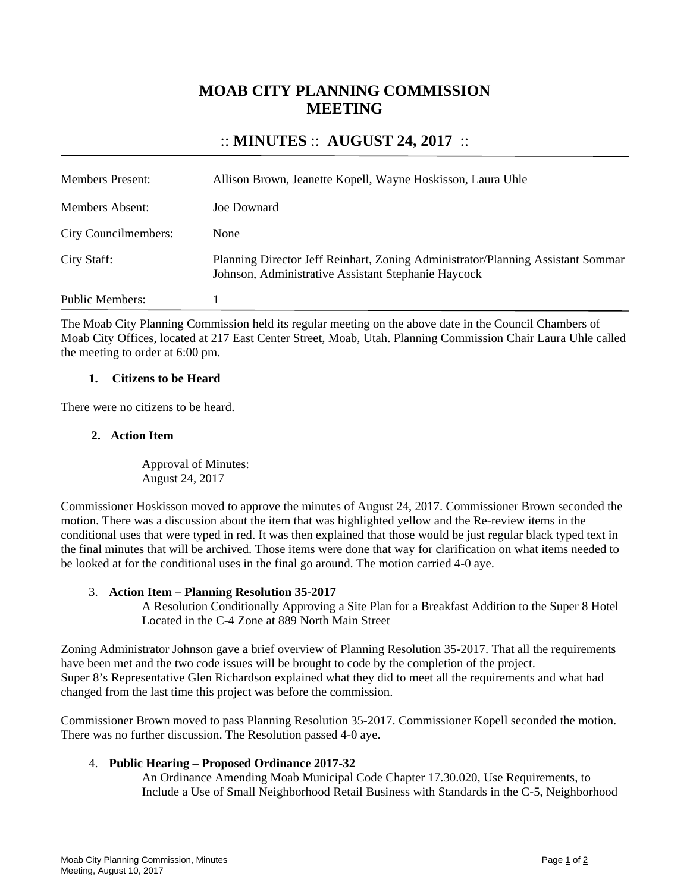# MOAB CITY PLANNING COMMISSION MEETING

## :: MINUTES :: AUGUST 24, 2017 ::

| | |
|---|---|
| Members Present: | Allison Brown, Jeanette Kopell, Wayne Hoskisson, Laura Uhle |
| Members Absent: | Joe Downard |
| City Councilmembers: | None |
| City Staff: | Planning Director Jeff Reinhart, Zoning Administrator/Planning Assistant Sommar Johnson, Administrative Assistant Stephanie Haycock |
| Public Members: | 1 |

The Moab City Planning Commission held its regular meeting on the above date in the Council Chambers of Moab City Offices, located at 217 East Center Street, Moab, Utah. Planning Commission Chair Laura Uhle called the meeting to order at 6:00 pm.

**1. Citizens to be Heard**

There were no citizens to be heard.

**2. Action Item**

Approval of Minutes:
August 24, 2017

Commissioner Hoskisson moved to approve the minutes of August 24, 2017. Commissioner Brown seconded the motion. There was a discussion about the item that was highlighted yellow and the Re-review items in the conditional uses that were typed in red. It was then explained that those would be just regular black typed text in the final minutes that will be archived. Those items were done that way for clarification on what items needed to be looked at for the conditional uses in the final go around. The motion carried 4-0 aye.

3. **Action Item – Planning Resolution 35-2017**
A Resolution Conditionally Approving a Site Plan for a Breakfast Addition to the Super 8 Hotel Located in the C-4 Zone at 889 North Main Street

Zoning Administrator Johnson gave a brief overview of Planning Resolution 35-2017. That all the requirements have been met and the two code issues will be brought to code by the completion of the project.
Super 8's Representative Glen Richardson explained what they did to meet all the requirements and what had changed from the last time this project was before the commission.

Commissioner Brown moved to pass Planning Resolution 35-2017. Commissioner Kopell seconded the motion. There was no further discussion. The Resolution passed 4-0 aye.

4. **Public Hearing – Proposed Ordinance 2017-32**
An Ordinance Amending Moab Municipal Code Chapter 17.30.020, Use Requirements, to Include a Use of Small Neighborhood Retail Business with Standards in the C-5, Neighborhood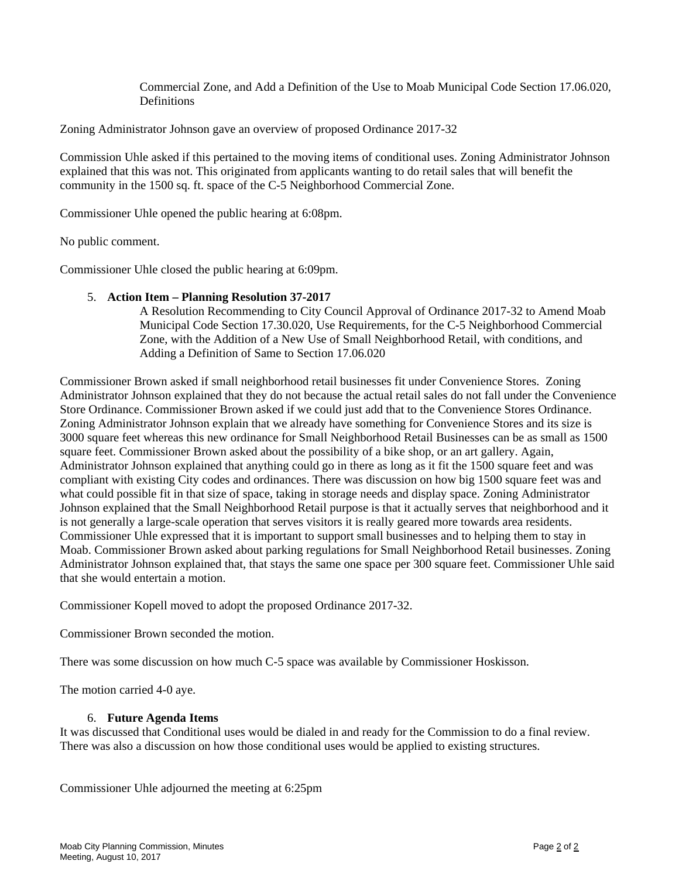Commercial Zone, and Add a Definition of the Use to Moab Municipal Code Section 17.06.020, Definitions

Zoning Administrator Johnson gave an overview of proposed Ordinance 2017-32

Commission Uhle asked if this pertained to the moving items of conditional uses. Zoning Administrator Johnson explained that this was not. This originated from applicants wanting to do retail sales that will benefit the community in the 1500 sq. ft. space of the C-5 Neighborhood Commercial Zone.

Commissioner Uhle opened the public hearing at 6:08pm.

No public comment.

Commissioner Uhle closed the public hearing at 6:09pm.

5. **Action Item – Planning Resolution 37-2017**
   A Resolution Recommending to City Council Approval of Ordinance 2017-32 to Amend Moab Municipal Code Section 17.30.020, Use Requirements, for the C-5 Neighborhood Commercial Zone, with the Addition of a New Use of Small Neighborhood Retail, with conditions, and Adding a Definition of Same to Section 17.06.020

Commissioner Brown asked if small neighborhood retail businesses fit under Convenience Stores. Zoning Administrator Johnson explained that they do not because the actual retail sales do not fall under the Convenience Store Ordinance. Commissioner Brown asked if we could just add that to the Convenience Stores Ordinance. Zoning Administrator Johnson explain that we already have something for Convenience Stores and its size is 3000 square feet whereas this new ordinance for Small Neighborhood Retail Businesses can be as small as 1500 square feet. Commissioner Brown asked about the possibility of a bike shop, or an art gallery. Again, Administrator Johnson explained that anything could go in there as long as it fit the 1500 square feet and was compliant with existing City codes and ordinances. There was discussion on how big 1500 square feet was and what could possible fit in that size of space, taking in storage needs and display space. Zoning Administrator Johnson explained that the Small Neighborhood Retail purpose is that it actually serves that neighborhood and it is not generally a large-scale operation that serves visitors it is really geared more towards area residents. Commissioner Uhle expressed that it is important to support small businesses and to helping them to stay in Moab. Commissioner Brown asked about parking regulations for Small Neighborhood Retail businesses. Zoning Administrator Johnson explained that, that stays the same one space per 300 square feet. Commissioner Uhle said that she would entertain a motion.

Commissioner Kopell moved to adopt the proposed Ordinance 2017-32.

Commissioner Brown seconded the motion.

There was some discussion on how much C-5 space was available by Commissioner Hoskisson.

The motion carried 4-0 aye.

6. **Future Agenda Items**

It was discussed that Conditional uses would be dialed in and ready for the Commission to do a final review. There was also a discussion on how those conditional uses would be applied to existing structures.

Commissioner Uhle adjourned the meeting at 6:25pm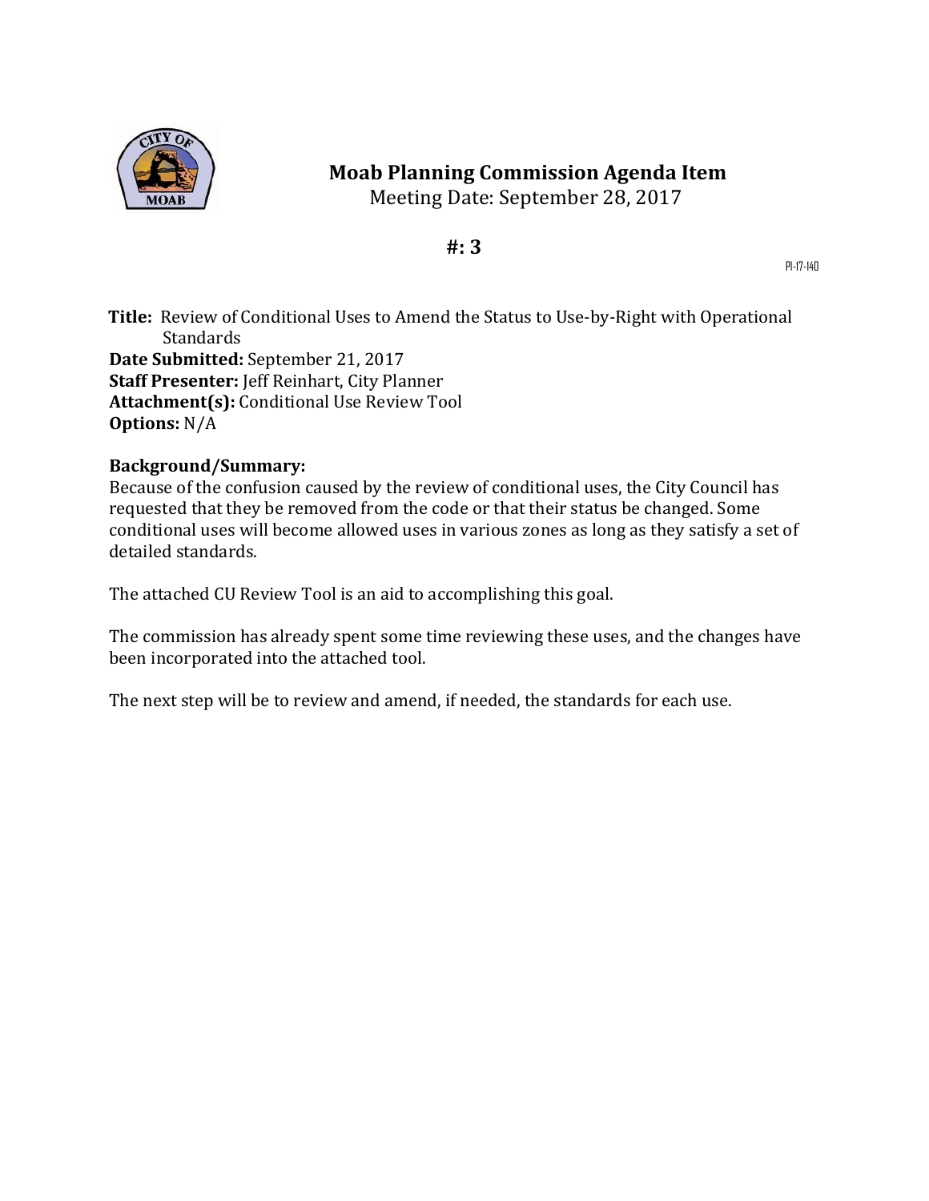# Moab Planning Commission Agenda Item

Meeting Date: September 28, 2017

## #: 3

PI-17-140

**Title:** Review of Conditional Uses to Amend the Status to Use-by-Right with Operational Standards

**Date Submitted:** September 21, 2017

**Staff Presenter:** Jeff Reinhart, City Planner

**Attachment(s):** Conditional Use Review Tool

**Options:** N/A

**Background/Summary:**

Because of the confusion caused by the review of conditional uses, the City Council has requested that they be removed from the code or that their status be changed. Some conditional uses will become allowed uses in various zones as long as they satisfy a set of detailed standards.

The attached CU Review Tool is an aid to accomplishing this goal.

The commission has already spent some time reviewing these uses, and the changes have been incorporated into the attached tool.

The next step will be to review and amend, if needed, the standards for each use.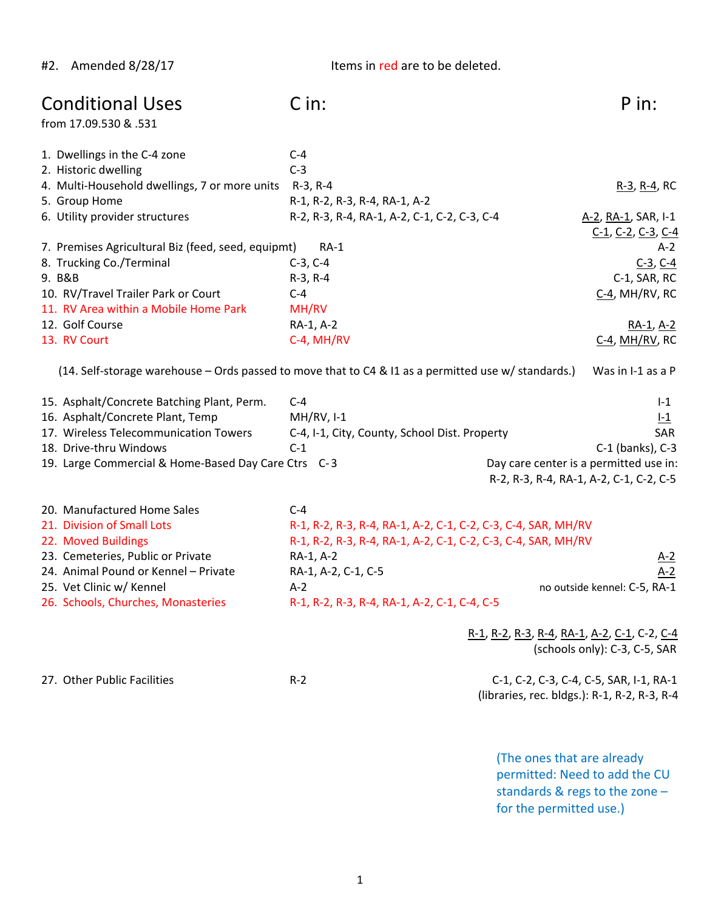#2. Amended 8/28/17 Items in red are to be deleted.

| Conditional Uses from 17.09.530 & .531 | C in: | P in: |
|---|---|---|
| 1. Dwellings in the C-4 zone | C-4 | |
| 2. Historic dwelling | C-3 | |
| 4. Multi-Household dwellings, 7 or more units | R-3, R-4 | <u>R-3</u>, <u>R-4</u>, RC |
| 5. Group Home | R-1, R-2, R-3, R-4, RA-1, A-2 | |
| 6. Utility provider structures | R-2, R-3, R-4, RA-1, A-2, C-1, C-2, C-3, C-4 | <u>A-2</u>, <u>RA-1</u>, SAR, I-1 <u>C-1</u>, <u>C-2</u>, <u>C-3</u>, <u>C-4</u> |
| 7. Premises Agricultural Biz (feed, seed, equipmt) | RA-1 | A-2 |
| 8. Trucking Co./Terminal | C-3, C-4 | <u>C-3</u>, <u>C-4</u> |
| 9. B&B | R-3, R-4 | C-1, SAR, RC |
| 10. RV/Travel Trailer Park or Court | C-4 | <u>C-4</u>, MH/RV, RC |
| 11. RV Area within a Mobile Home Park | MH/RV | |
| 12. Golf Course | RA-1, A-2 | <u>RA-1</u>, <u>A-2</u> |
| 13. RV Court | C-4, MH/RV | <u>C-4</u>, <u>MH/RV</u>, RC |

(14. Self-storage warehouse – Ords passed to move that to C4 & I1 as a permitted use w/ standards.) Was in I-1 as a P

| Conditional Uses | C in: | P in: |
|---|---|---|
| 15. Asphalt/Concrete Batching Plant, Perm. | C-4 | I-1 |
| 16. Asphalt/Concrete Plant, Temp | MH/RV, I-1 | <u>I-1</u> |
| 17. Wireless Telecommunication Towers | C-4, I-1, City, County, School Dist. Property | SAR |
| 18. Drive-thru Windows | C-1 | C-1 (banks), C-3 |
| 19. Large Commercial & Home-Based Day Care Ctrs | C-3 | Day care center is a permitted use in: R-2, R-3, R-4, RA-1, A-2, C-1, C-2, C-5 |
| 20. Manufactured Home Sales | C-4 | |
| 21. Division of Small Lots | R-1, R-2, R-3, R-4, RA-1, A-2, C-1, C-2, C-3, C-4, SAR, MH/RV | |
| 22. Moved Buildings | R-1, R-2, R-3, R-4, RA-1, A-2, C-1, C-2, C-3, C-4, SAR, MH/RV | |
| 23. Cemeteries, Public or Private | RA-1, A-2 | <u>A-2</u> |
| 24. Animal Pound or Kennel – Private | RA-1, A-2, C-1, C-5 | <u>A-2</u> |
| 25. Vet Clinic w/ Kennel | A-2 | no outside kennel: C-5, RA-1 |
| 26. Schools, Churches, Monasteries | R-1, R-2, R-3, R-4, RA-1, A-2, C-1, C-4, C-5 | <u>R-1</u>, <u>R-2</u>, <u>R-3</u>, <u>R-4</u>, <u>RA-1</u>, <u>A-2</u>, <u>C-1</u>, C-2, <u>C-4</u> (schools only): C-3, C-5, SAR |
| 27. Other Public Facilities | R-2 | C-1, C-2, C-3, C-4, C-5, SAR, I-1, RA-1 (libraries, rec. bldgs.): R-1, R-2, R-3, R-4 |

(The ones that are already permitted: Need to add the CU standards & regs to the zone – for the permitted use.)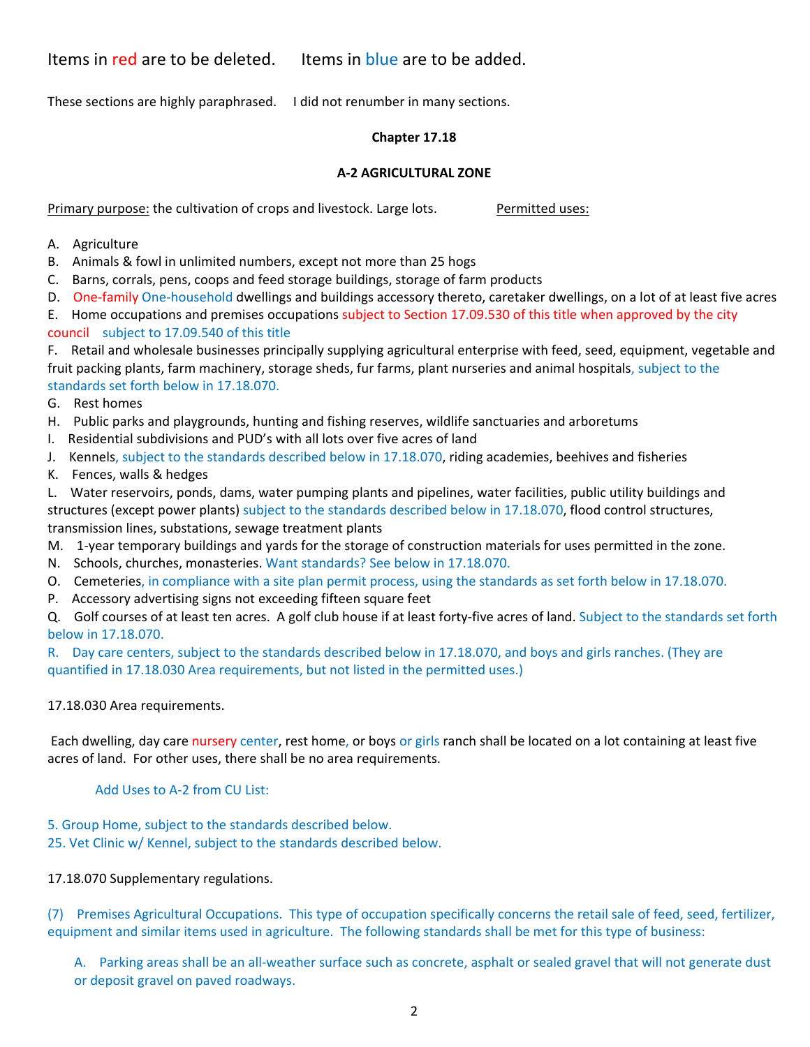Items in red are to be deleted.      Items in blue are to be added.

These sections are highly paraphrased.     I did not renumber in many sections.

**Chapter 17.18**

**A-2 AGRICULTURAL ZONE**

Primary purpose: the cultivation of crops and livestock. Large lots.          Permitted uses:

A. Agriculture
B. Animals & fowl in unlimited numbers, except not more than 25 hogs
C. Barns, corrals, pens, coops and feed storage buildings, storage of farm products
D. One-family One-household dwellings and buildings accessory thereto, caretaker dwellings, on a lot of at least five acres
E. Home occupations and premises occupations subject to Section 17.09.530 of this title when approved by the city council   subject to 17.09.540 of this title
F. Retail and wholesale businesses principally supplying agricultural enterprise with feed, seed, equipment, vegetable and fruit packing plants, farm machinery, storage sheds, fur farms, plant nurseries and animal hospitals, subject to the standards set forth below in 17.18.070.
G. Rest homes
H. Public parks and playgrounds, hunting and fishing reserves, wildlife sanctuaries and arboretums
I. Residential subdivisions and PUD's with all lots over five acres of land
J. Kennels, subject to the standards described below in 17.18.070, riding academies, beehives and fisheries
K. Fences, walls & hedges
L. Water reservoirs, ponds, dams, water pumping plants and pipelines, water facilities, public utility buildings and structures (except power plants) subject to the standards described below in 17.18.070, flood control structures, transmission lines, substations, sewage treatment plants
M. 1-year temporary buildings and yards for the storage of construction materials for uses permitted in the zone.
N. Schools, churches, monasteries. Want standards? See below in 17.18.070.
O. Cemeteries, in compliance with a site plan permit process, using the standards as set forth below in 17.18.070.
P. Accessory advertising signs not exceeding fifteen square feet
Q. Golf courses of at least ten acres. A golf club house if at least forty-five acres of land. Subject to the standards set forth below in 17.18.070.
R. Day care centers, subject to the standards described below in 17.18.070, and boys and girls ranches. (They are quantified in 17.18.030 Area requirements, but not listed in the permitted uses.)

17.18.030 Area requirements.

Each dwelling, day care nursery center, rest home, or boys or girls ranch shall be located on a lot containing at least five acres of land. For other uses, there shall be no area requirements.

Add Uses to A-2 from CU List:

5. Group Home, subject to the standards described below.
25. Vet Clinic w/ Kennel, subject to the standards described below.

17.18.070 Supplementary regulations.

(7) Premises Agricultural Occupations. This type of occupation specifically concerns the retail sale of feed, seed, fertilizer, equipment and similar items used in agriculture. The following standards shall be met for this type of business:

A. Parking areas shall be an all-weather surface such as concrete, asphalt or sealed gravel that will not generate dust or deposit gravel on paved roadways.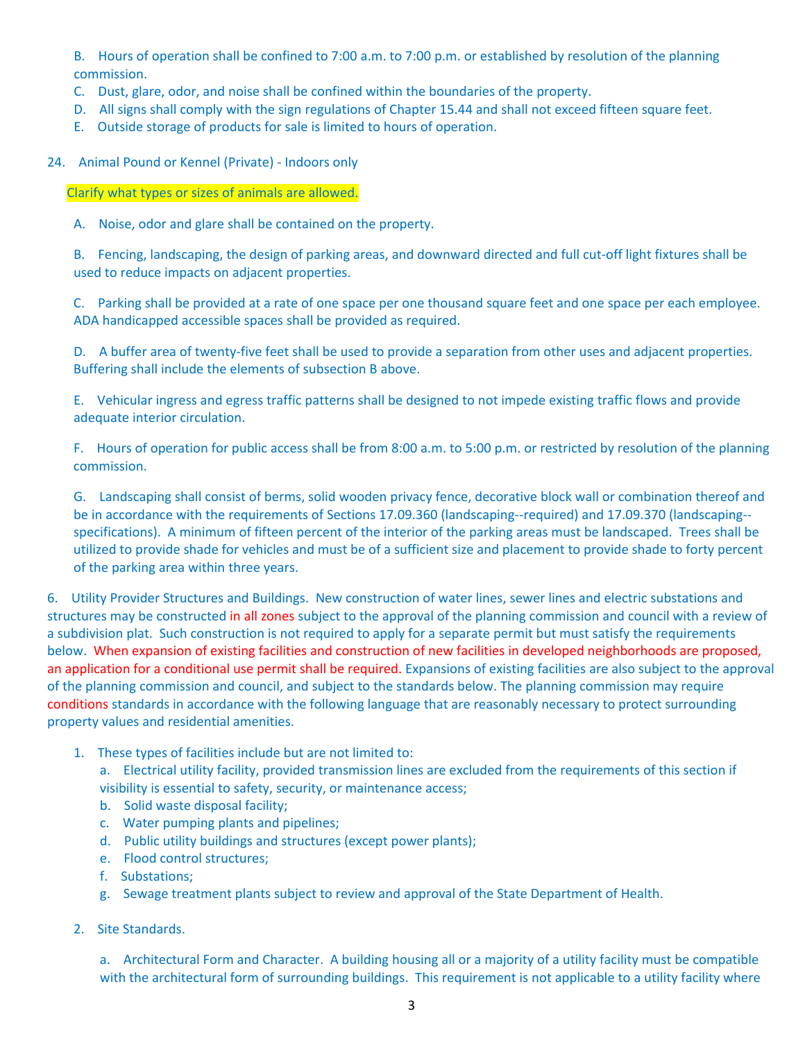B. Hours of operation shall be confined to 7:00 a.m. to 7:00 p.m. or established by resolution of the planning commission.

C. Dust, glare, odor, and noise shall be confined within the boundaries of the property.

D. All signs shall comply with the sign regulations of Chapter 15.44 and shall not exceed fifteen square feet.

E. Outside storage of products for sale is limited to hours of operation.

24. Animal Pound or Kennel (Private) - Indoors only

Clarify what types or sizes of animals are allowed.

A. Noise, odor and glare shall be contained on the property.

B. Fencing, landscaping, the design of parking areas, and downward directed and full cut-off light fixtures shall be used to reduce impacts on adjacent properties.

C. Parking shall be provided at a rate of one space per one thousand square feet and one space per each employee. ADA handicapped accessible spaces shall be provided as required.

D. A buffer area of twenty-five feet shall be used to provide a separation from other uses and adjacent properties. Buffering shall include the elements of subsection B above.

E. Vehicular ingress and egress traffic patterns shall be designed to not impede existing traffic flows and provide adequate interior circulation.

F. Hours of operation for public access shall be from 8:00 a.m. to 5:00 p.m. or restricted by resolution of the planning commission.

G. Landscaping shall consist of berms, solid wooden privacy fence, decorative block wall or combination thereof and be in accordance with the requirements of Sections 17.09.360 (landscaping--required) and 17.09.370 (landscaping--specifications). A minimum of fifteen percent of the interior of the parking areas must be landscaped. Trees shall be utilized to provide shade for vehicles and must be of a sufficient size and placement to provide shade to forty percent of the parking area within three years.

6. Utility Provider Structures and Buildings. New construction of water lines, sewer lines and electric substations and structures may be constructed in all zones subject to the approval of the planning commission and council with a review of a subdivision plat. Such construction is not required to apply for a separate permit but must satisfy the requirements below. When expansion of existing facilities and construction of new facilities in developed neighborhoods are proposed, an application for a conditional use permit shall be required. Expansions of existing facilities are also subject to the approval of the planning commission and council, and subject to the standards below. The planning commission may require conditions standards in accordance with the following language that are reasonably necessary to protect surrounding property values and residential amenities.

1. These types of facilities include but are not limited to:
   a. Electrical utility facility, provided transmission lines are excluded from the requirements of this section if visibility is essential to safety, security, or maintenance access;
   b. Solid waste disposal facility;
   c. Water pumping plants and pipelines;
   d. Public utility buildings and structures (except power plants);
   e. Flood control structures;
   f. Substations;
   g. Sewage treatment plants subject to review and approval of the State Department of Health.

2. Site Standards.

   a. Architectural Form and Character. A building housing all or a majority of a utility facility must be compatible with the architectural form of surrounding buildings. This requirement is not applicable to a utility facility where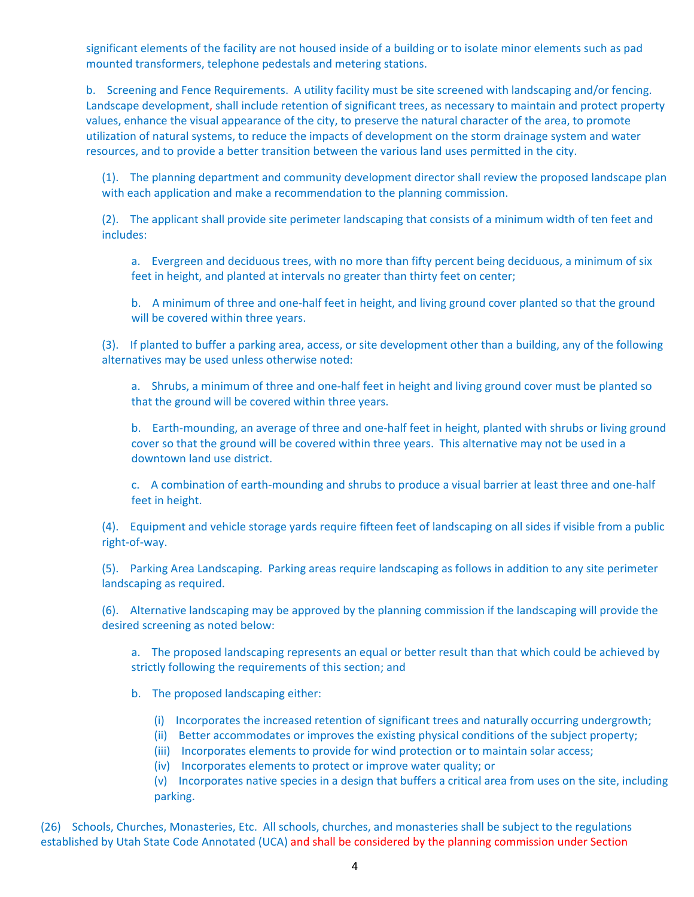significant elements of the facility are not housed inside of a building or to isolate minor elements such as pad mounted transformers, telephone pedestals and metering stations.

b. Screening and Fence Requirements. A utility facility must be site screened with landscaping and/or fencing. Landscape development, shall include retention of significant trees, as necessary to maintain and protect property values, enhance the visual appearance of the city, to preserve the natural character of the area, to promote utilization of natural systems, to reduce the impacts of development on the storm drainage system and water resources, and to provide a better transition between the various land uses permitted in the city.

(1). The planning department and community development director shall review the proposed landscape plan with each application and make a recommendation to the planning commission.

(2). The applicant shall provide site perimeter landscaping that consists of a minimum width of ten feet and includes:

a. Evergreen and deciduous trees, with no more than fifty percent being deciduous, a minimum of six feet in height, and planted at intervals no greater than thirty feet on center;

b. A minimum of three and one-half feet in height, and living ground cover planted so that the ground will be covered within three years.

(3). If planted to buffer a parking area, access, or site development other than a building, any of the following alternatives may be used unless otherwise noted:

a. Shrubs, a minimum of three and one-half feet in height and living ground cover must be planted so that the ground will be covered within three years.

b. Earth-mounding, an average of three and one-half feet in height, planted with shrubs or living ground cover so that the ground will be covered within three years. This alternative may not be used in a downtown land use district.

c. A combination of earth-mounding and shrubs to produce a visual barrier at least three and one-half feet in height.

(4). Equipment and vehicle storage yards require fifteen feet of landscaping on all sides if visible from a public right-of-way.

(5). Parking Area Landscaping. Parking areas require landscaping as follows in addition to any site perimeter landscaping as required.

(6). Alternative landscaping may be approved by the planning commission if the landscaping will provide the desired screening as noted below:

a. The proposed landscaping represents an equal or better result than that which could be achieved by strictly following the requirements of this section; and

b. The proposed landscaping either:

(i) Incorporates the increased retention of significant trees and naturally occurring undergrowth;
(ii) Better accommodates or improves the existing physical conditions of the subject property;
(iii) Incorporates elements to provide for wind protection or to maintain solar access;
(iv) Incorporates elements to protect or improve water quality; or
(v) Incorporates native species in a design that buffers a critical area from uses on the site, including parking.

(26) Schools, Churches, Monasteries, Etc. All schools, churches, and monasteries shall be subject to the regulations established by Utah State Code Annotated (UCA) and shall be considered by the planning commission under Section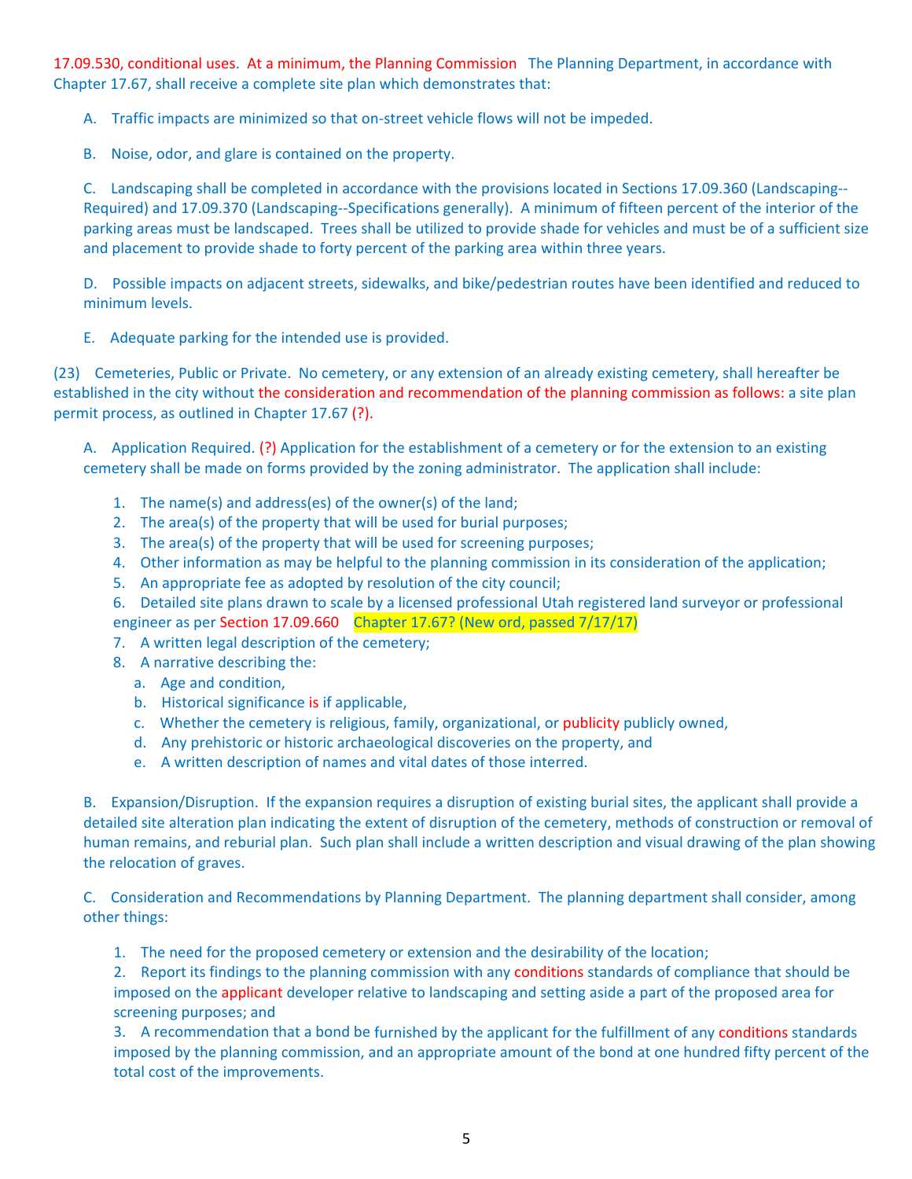17.09.530, conditional uses. At a minimum, the Planning Commission The Planning Department, in accordance with Chapter 17.67, shall receive a complete site plan which demonstrates that:

A. Traffic impacts are minimized so that on-street vehicle flows will not be impeded.

B. Noise, odor, and glare is contained on the property.

C. Landscaping shall be completed in accordance with the provisions located in Sections 17.09.360 (Landscaping--Required) and 17.09.370 (Landscaping--Specifications generally). A minimum of fifteen percent of the interior of the parking areas must be landscaped. Trees shall be utilized to provide shade for vehicles and must be of a sufficient size and placement to provide shade to forty percent of the parking area within three years.

D. Possible impacts on adjacent streets, sidewalks, and bike/pedestrian routes have been identified and reduced to minimum levels.

E. Adequate parking for the intended use is provided.

(23) Cemeteries, Public or Private. No cemetery, or any extension of an already existing cemetery, shall hereafter be established in the city without the consideration and recommendation of the planning commission as follows: a site plan permit process, as outlined in Chapter 17.67 (?).

A. Application Required. (?) Application for the establishment of a cemetery or for the extension to an existing cemetery shall be made on forms provided by the zoning administrator. The application shall include:

1. The name(s) and address(es) of the owner(s) of the land;
2. The area(s) of the property that will be used for burial purposes;
3. The area(s) of the property that will be used for screening purposes;
4. Other information as may be helpful to the planning commission in its consideration of the application;
5. An appropriate fee as adopted by resolution of the city council;
6. Detailed site plans drawn to scale by a licensed professional Utah registered land surveyor or professional engineer as per Section 17.09.660 Chapter 17.67? (New ord, passed 7/17/17)
7. A written legal description of the cemetery;
8. A narrative describing the:
   a. Age and condition,
   b. Historical significance is if applicable,
   c. Whether the cemetery is religious, family, organizational, or publicity publicly owned,
   d. Any prehistoric or historic archaeological discoveries on the property, and
   e. A written description of names and vital dates of those interred.

B. Expansion/Disruption. If the expansion requires a disruption of existing burial sites, the applicant shall provide a detailed site alteration plan indicating the extent of disruption of the cemetery, methods of construction or removal of human remains, and reburial plan. Such plan shall include a written description and visual drawing of the plan showing the relocation of graves.

C. Consideration and Recommendations by Planning Department. The planning department shall consider, among other things:

1. The need for the proposed cemetery or extension and the desirability of the location;
2. Report its findings to the planning commission with any conditions standards of compliance that should be imposed on the applicant developer relative to landscaping and setting aside a part of the proposed area for screening purposes; and
3. A recommendation that a bond be furnished by the applicant for the fulfillment of any conditions standards imposed by the planning commission, and an appropriate amount of the bond at one hundred fifty percent of the total cost of the improvements.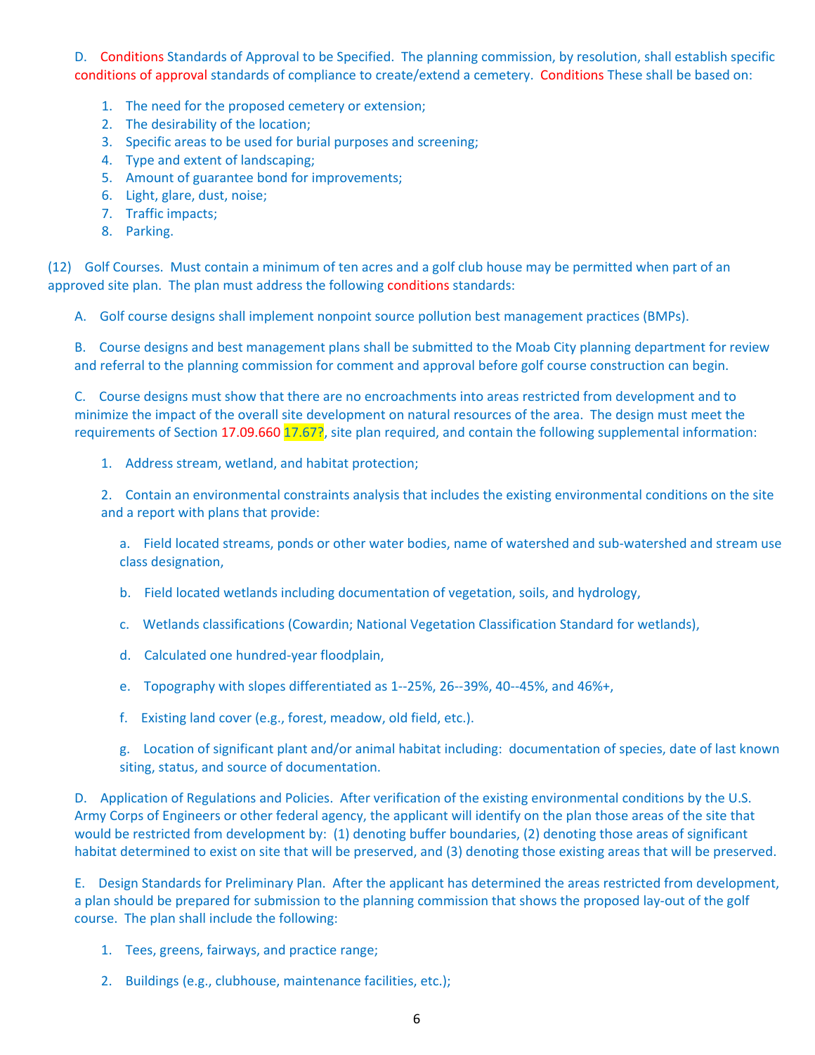D. Conditions Standards of Approval to be Specified. The planning commission, by resolution, shall establish specific conditions of approval standards of compliance to create/extend a cemetery. Conditions These shall be based on:

1. The need for the proposed cemetery or extension;
2. The desirability of the location;
3. Specific areas to be used for burial purposes and screening;
4. Type and extent of landscaping;
5. Amount of guarantee bond for improvements;
6. Light, glare, dust, noise;
7. Traffic impacts;
8. Parking.

(12) Golf Courses. Must contain a minimum of ten acres and a golf club house may be permitted when part of an approved site plan. The plan must address the following conditions standards:

A. Golf course designs shall implement nonpoint source pollution best management practices (BMPs).

B. Course designs and best management plans shall be submitted to the Moab City planning department for review and referral to the planning commission for comment and approval before golf course construction can begin.

C. Course designs must show that there are no encroachments into areas restricted from development and to minimize the impact of the overall site development on natural resources of the area. The design must meet the requirements of Section 17.09.660 17.67?, site plan required, and contain the following supplemental information:

1. Address stream, wetland, and habitat protection;

2. Contain an environmental constraints analysis that includes the existing environmental conditions on the site and a report with plans that provide:

   a. Field located streams, ponds or other water bodies, name of watershed and sub-watershed and stream use class designation,

   b. Field located wetlands including documentation of vegetation, soils, and hydrology,

   c. Wetlands classifications (Cowardin; National Vegetation Classification Standard for wetlands),

   d. Calculated one hundred-year floodplain,

   e. Topography with slopes differentiated as 1--25%, 26--39%, 40--45%, and 46%+,

   f. Existing land cover (e.g., forest, meadow, old field, etc.).

   g. Location of significant plant and/or animal habitat including: documentation of species, date of last known siting, status, and source of documentation.

D. Application of Regulations and Policies. After verification of the existing environmental conditions by the U.S. Army Corps of Engineers or other federal agency, the applicant will identify on the plan those areas of the site that would be restricted from development by: (1) denoting buffer boundaries, (2) denoting those areas of significant habitat determined to exist on site that will be preserved, and (3) denoting those existing areas that will be preserved.

E. Design Standards for Preliminary Plan. After the applicant has determined the areas restricted from development, a plan should be prepared for submission to the planning commission that shows the proposed lay-out of the golf course. The plan shall include the following:

1. Tees, greens, fairways, and practice range;

2. Buildings (e.g., clubhouse, maintenance facilities, etc.);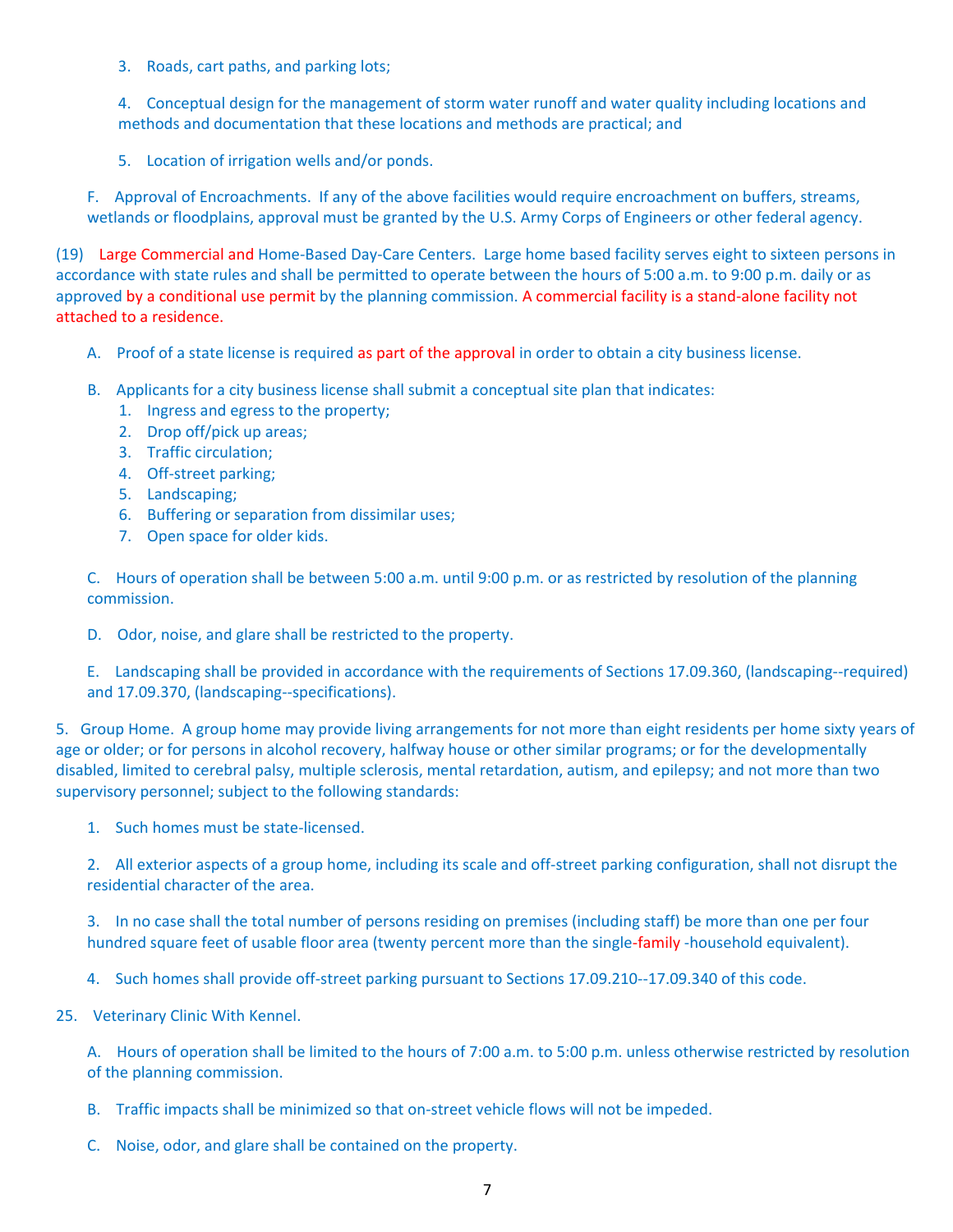3. Roads, cart paths, and parking lots;

4. Conceptual design for the management of storm water runoff and water quality including locations and methods and documentation that these locations and methods are practical; and

5. Location of irrigation wells and/or ponds.

F. Approval of Encroachments. If any of the above facilities would require encroachment on buffers, streams, wetlands or floodplains, approval must be granted by the U.S. Army Corps of Engineers or other federal agency.

(19) Large Commercial and Home-Based Day-Care Centers. Large home based facility serves eight to sixteen persons in accordance with state rules and shall be permitted to operate between the hours of 5:00 a.m. to 9:00 p.m. daily or as approved by a conditional use permit by the planning commission. A commercial facility is a stand-alone facility not attached to a residence.

A. Proof of a state license is required as part of the approval in order to obtain a city business license.

B. Applicants for a city business license shall submit a conceptual site plan that indicates:
1. Ingress and egress to the property;
2. Drop off/pick up areas;
3. Traffic circulation;
4. Off-street parking;
5. Landscaping;
6. Buffering or separation from dissimilar uses;
7. Open space for older kids.

C. Hours of operation shall be between 5:00 a.m. until 9:00 p.m. or as restricted by resolution of the planning commission.

D. Odor, noise, and glare shall be restricted to the property.

E. Landscaping shall be provided in accordance with the requirements of Sections 17.09.360, (landscaping--required) and 17.09.370, (landscaping--specifications).

5. Group Home. A group home may provide living arrangements for not more than eight residents per home sixty years of age or older; or for persons in alcohol recovery, halfway house or other similar programs; or for the developmentally disabled, limited to cerebral palsy, multiple sclerosis, mental retardation, autism, and epilepsy; and not more than two supervisory personnel; subject to the following standards:

1. Such homes must be state-licensed.

2. All exterior aspects of a group home, including its scale and off-street parking configuration, shall not disrupt the residential character of the area.

3. In no case shall the total number of persons residing on premises (including staff) be more than one per four hundred square feet of usable floor area (twenty percent more than the single-family -household equivalent).

4. Such homes shall provide off-street parking pursuant to Sections 17.09.210--17.09.340 of this code.

25. Veterinary Clinic With Kennel.

A. Hours of operation shall be limited to the hours of 7:00 a.m. to 5:00 p.m. unless otherwise restricted by resolution of the planning commission.

B. Traffic impacts shall be minimized so that on-street vehicle flows will not be impeded.

C. Noise, odor, and glare shall be contained on the property.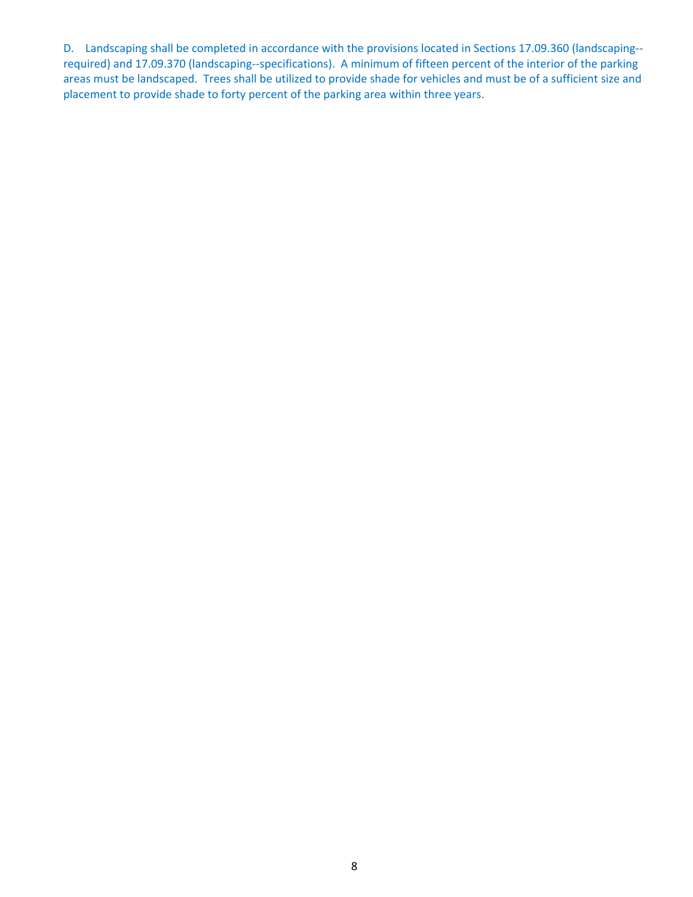D. Landscaping shall be completed in accordance with the provisions located in Sections 17.09.360 (landscaping--required) and 17.09.370 (landscaping--specifications). A minimum of fifteen percent of the interior of the parking areas must be landscaped. Trees shall be utilized to provide shade for vehicles and must be of a sufficient size and placement to provide shade to forty percent of the parking area within three years.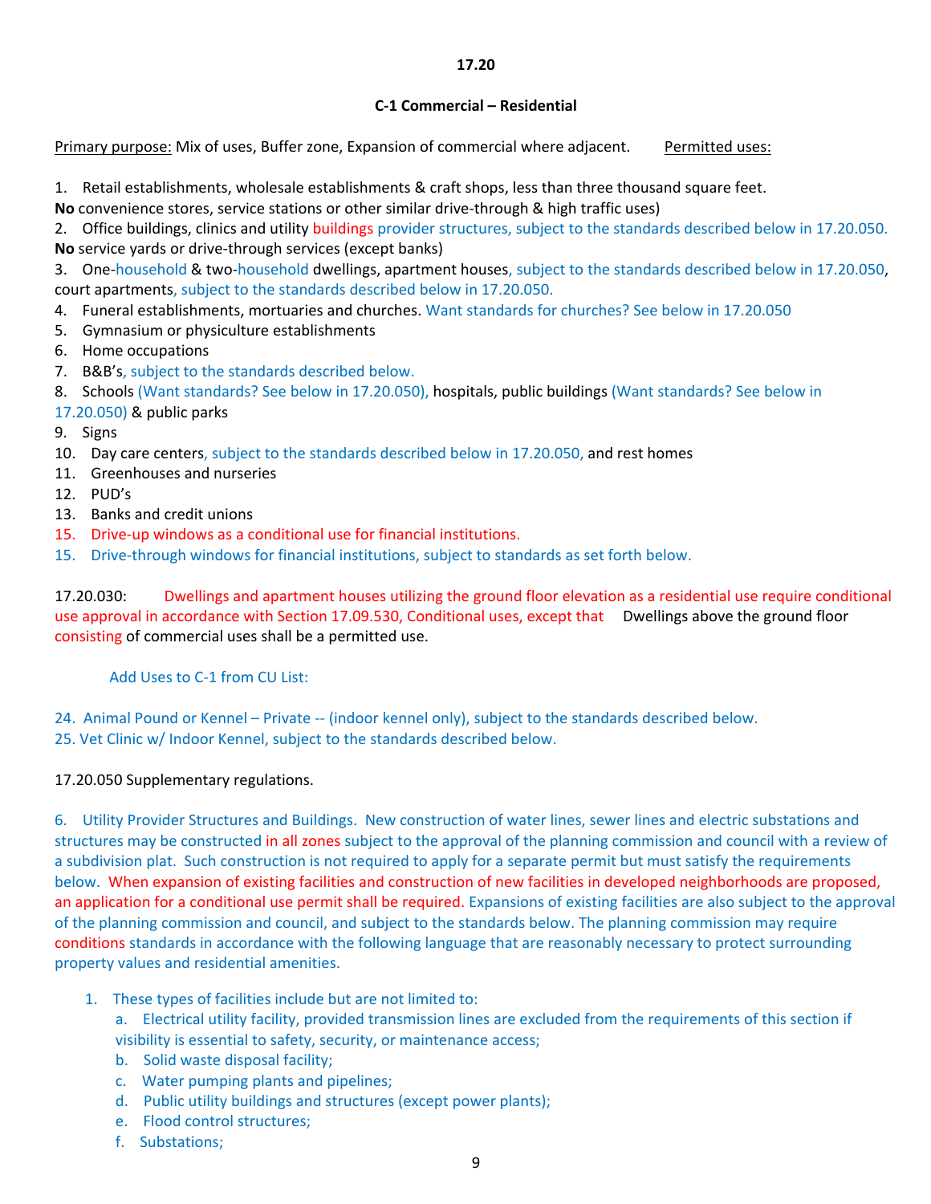**17.20**

**C-1 Commercial – Residential**

Primary purpose: Mix of uses, Buffer zone, Expansion of commercial where adjacent. Permitted uses:

1. Retail establishments, wholesale establishments & craft shops, less than three thousand square feet.

**No** convenience stores, service stations or other similar drive-through & high traffic uses)

2. Office buildings, clinics and utility buildings provider structures, subject to the standards described below in 17.20.050.

**No** service yards or drive-through services (except banks)

3. One-household & two-household dwellings, apartment houses, subject to the standards described below in 17.20.050, court apartments, subject to the standards described below in 17.20.050.
4. Funeral establishments, mortuaries and churches. Want standards for churches? See below in 17.20.050
5. Gymnasium or physiculture establishments
6. Home occupations
7. B&B's, subject to the standards described below.
8. Schools (Want standards? See below in 17.20.050), hospitals, public buildings (Want standards? See below in 17.20.050) & public parks
9. Signs
10. Day care centers, subject to the standards described below in 17.20.050, and rest homes
11. Greenhouses and nurseries
12. PUD's
13. Banks and credit unions
15. Drive-up windows as a conditional use for financial institutions.
15. Drive-through windows for financial institutions, subject to standards as set forth below.

17.20.030: Dwellings and apartment houses utilizing the ground floor elevation as a residential use require conditional use approval in accordance with Section 17.09.530, Conditional uses, except that Dwellings above the ground floor consisting of commercial uses shall be a permitted use.

Add Uses to C-1 from CU List:

24. Animal Pound or Kennel – Private -- (indoor kennel only), subject to the standards described below.
25. Vet Clinic w/ Indoor Kennel, subject to the standards described below.

17.20.050 Supplementary regulations.

6. Utility Provider Structures and Buildings. New construction of water lines, sewer lines and electric substations and structures may be constructed in all zones subject to the approval of the planning commission and council with a review of a subdivision plat. Such construction is not required to apply for a separate permit but must satisfy the requirements below. When expansion of existing facilities and construction of new facilities in developed neighborhoods are proposed, an application for a conditional use permit shall be required. Expansions of existing facilities are also subject to the approval of the planning commission and council, and subject to the standards below. The planning commission may require conditions standards in accordance with the following language that are reasonably necessary to protect surrounding property values and residential amenities.

1. These types of facilities include but are not limited to:
   a. Electrical utility facility, provided transmission lines are excluded from the requirements of this section if visibility is essential to safety, security, or maintenance access;
   b. Solid waste disposal facility;
   c. Water pumping plants and pipelines;
   d. Public utility buildings and structures (except power plants);
   e. Flood control structures;
   f. Substations;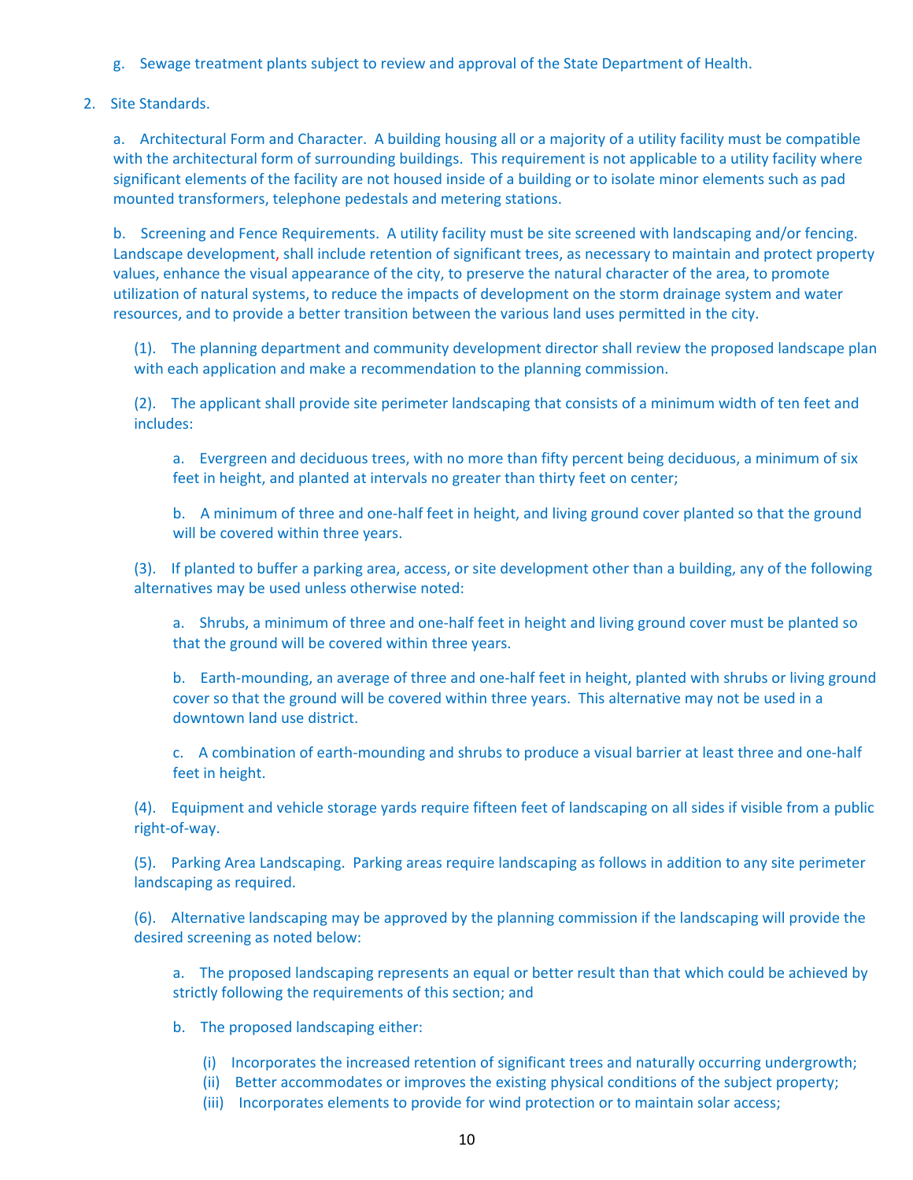g. Sewage treatment plants subject to review and approval of the State Department of Health.

2. Site Standards.

a. Architectural Form and Character. A building housing all or a majority of a utility facility must be compatible with the architectural form of surrounding buildings. This requirement is not applicable to a utility facility where significant elements of the facility are not housed inside of a building or to isolate minor elements such as pad mounted transformers, telephone pedestals and metering stations.

b. Screening and Fence Requirements. A utility facility must be site screened with landscaping and/or fencing. Landscape development, shall include retention of significant trees, as necessary to maintain and protect property values, enhance the visual appearance of the city, to preserve the natural character of the area, to promote utilization of natural systems, to reduce the impacts of development on the storm drainage system and water resources, and to provide a better transition between the various land uses permitted in the city.

(1). The planning department and community development director shall review the proposed landscape plan with each application and make a recommendation to the planning commission.

(2). The applicant shall provide site perimeter landscaping that consists of a minimum width of ten feet and includes:

a. Evergreen and deciduous trees, with no more than fifty percent being deciduous, a minimum of six feet in height, and planted at intervals no greater than thirty feet on center;

b. A minimum of three and one-half feet in height, and living ground cover planted so that the ground will be covered within three years.

(3). If planted to buffer a parking area, access, or site development other than a building, any of the following alternatives may be used unless otherwise noted:

a. Shrubs, a minimum of three and one-half feet in height and living ground cover must be planted so that the ground will be covered within three years.

b. Earth-mounding, an average of three and one-half feet in height, planted with shrubs or living ground cover so that the ground will be covered within three years. This alternative may not be used in a downtown land use district.

c. A combination of earth-mounding and shrubs to produce a visual barrier at least three and one-half feet in height.

(4). Equipment and vehicle storage yards require fifteen feet of landscaping on all sides if visible from a public right-of-way.

(5). Parking Area Landscaping. Parking areas require landscaping as follows in addition to any site perimeter landscaping as required.

(6). Alternative landscaping may be approved by the planning commission if the landscaping will provide the desired screening as noted below:

a. The proposed landscaping represents an equal or better result than that which could be achieved by strictly following the requirements of this section; and

b. The proposed landscaping either:

(i) Incorporates the increased retention of significant trees and naturally occurring undergrowth;
(ii) Better accommodates or improves the existing physical conditions of the subject property;
(iii) Incorporates elements to provide for wind protection or to maintain solar access;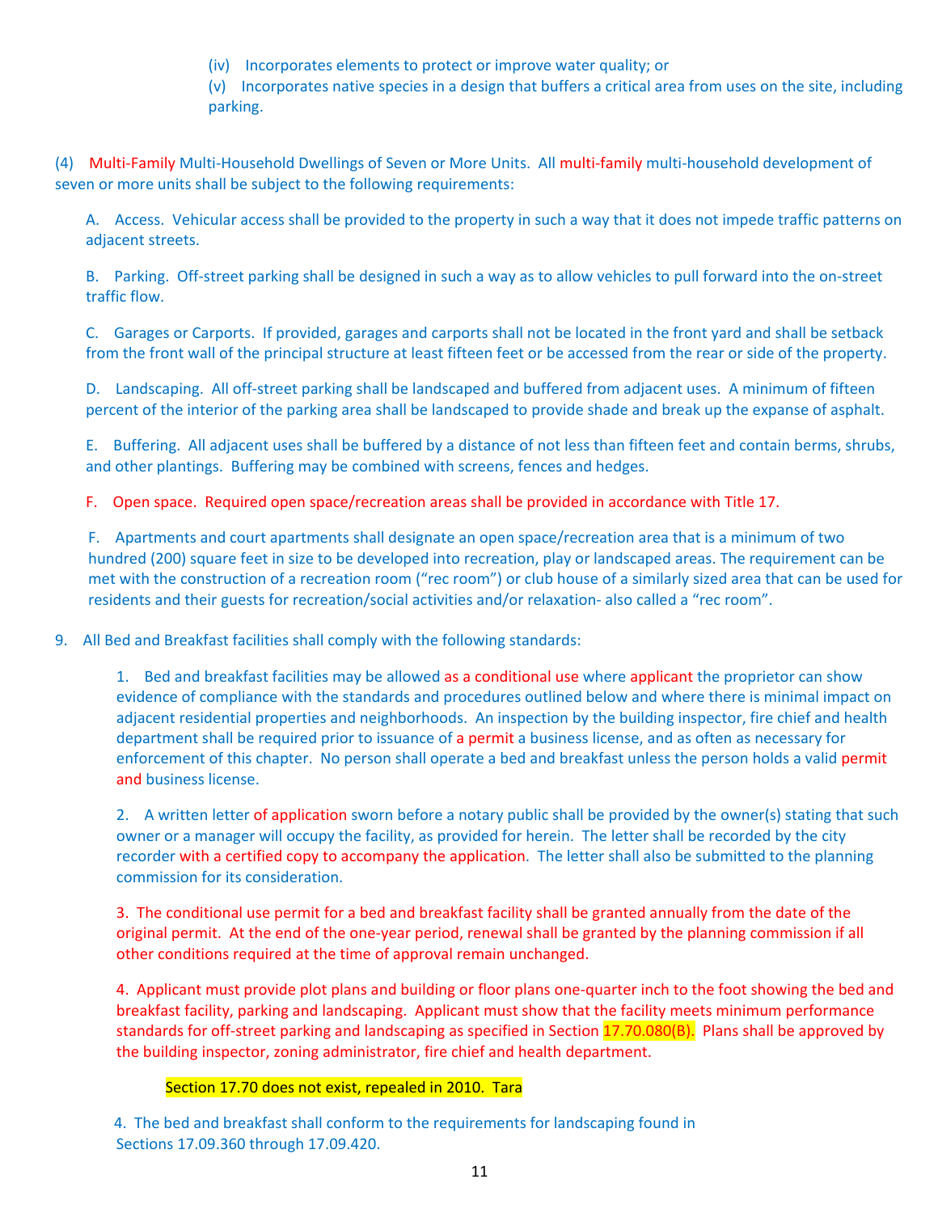(iv) Incorporates elements to protect or improve water quality; or

(v) Incorporates native species in a design that buffers a critical area from uses on the site, including parking.

(4) Multi-Family Multi-Household Dwellings of Seven or More Units. All multi-family multi-household development of seven or more units shall be subject to the following requirements:

A. Access. Vehicular access shall be provided to the property in such a way that it does not impede traffic patterns on adjacent streets.

B. Parking. Off-street parking shall be designed in such a way as to allow vehicles to pull forward into the on-street traffic flow.

C. Garages or Carports. If provided, garages and carports shall not be located in the front yard and shall be setback from the front wall of the principal structure at least fifteen feet or be accessed from the rear or side of the property.

D. Landscaping. All off-street parking shall be landscaped and buffered from adjacent uses. A minimum of fifteen percent of the interior of the parking area shall be landscaped to provide shade and break up the expanse of asphalt.

E. Buffering. All adjacent uses shall be buffered by a distance of not less than fifteen feet and contain berms, shrubs, and other plantings. Buffering may be combined with screens, fences and hedges.

F. Open space. Required open space/recreation areas shall be provided in accordance with Title 17.

F. Apartments and court apartments shall designate an open space/recreation area that is a minimum of two hundred (200) square feet in size to be developed into recreation, play or landscaped areas. The requirement can be met with the construction of a recreation room ("rec room") or club house of a similarly sized area that can be used for residents and their guests for recreation/social activities and/or relaxation- also called a "rec room".

9. All Bed and Breakfast facilities shall comply with the following standards:

1. Bed and breakfast facilities may be allowed as a conditional use where applicant the proprietor can show evidence of compliance with the standards and procedures outlined below and where there is minimal impact on adjacent residential properties and neighborhoods. An inspection by the building inspector, fire chief and health department shall be required prior to issuance of a permit a business license, and as often as necessary for enforcement of this chapter. No person shall operate a bed and breakfast unless the person holds a valid permit and business license.

2. A written letter of application sworn before a notary public shall be provided by the owner(s) stating that such owner or a manager will occupy the facility, as provided for herein. The letter shall be recorded by the city recorder with a certified copy to accompany the application. The letter shall also be submitted to the planning commission for its consideration.

3. The conditional use permit for a bed and breakfast facility shall be granted annually from the date of the original permit. At the end of the one-year period, renewal shall be granted by the planning commission if all other conditions required at the time of approval remain unchanged.

4. Applicant must provide plot plans and building or floor plans one-quarter inch to the foot showing the bed and breakfast facility, parking and landscaping. Applicant must show that the facility meets minimum performance standards for off-street parking and landscaping as specified in Section 17.70.080(B). Plans shall be approved by the building inspector, zoning administrator, fire chief and health department.

Section 17.70 does not exist, repealed in 2010. Tara

4. The bed and breakfast shall conform to the requirements for landscaping found in Sections 17.09.360 through 17.09.420.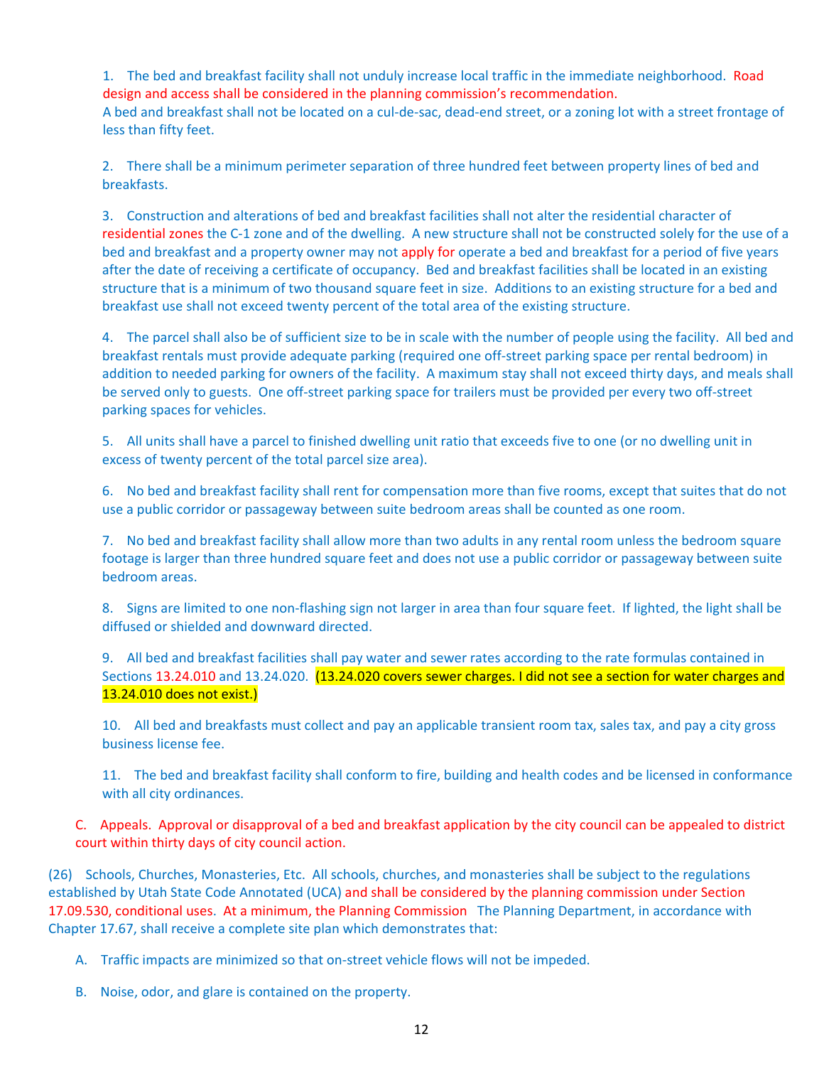1. The bed and breakfast facility shall not unduly increase local traffic in the immediate neighborhood. Road design and access shall be considered in the planning commission's recommendation. A bed and breakfast shall not be located on a cul-de-sac, dead-end street, or a zoning lot with a street frontage of less than fifty feet.

2. There shall be a minimum perimeter separation of three hundred feet between property lines of bed and breakfasts.

3. Construction and alterations of bed and breakfast facilities shall not alter the residential character of residential zones the C-1 zone and of the dwelling. A new structure shall not be constructed solely for the use of a bed and breakfast and a property owner may not apply for operate a bed and breakfast for a period of five years after the date of receiving a certificate of occupancy. Bed and breakfast facilities shall be located in an existing structure that is a minimum of two thousand square feet in size. Additions to an existing structure for a bed and breakfast use shall not exceed twenty percent of the total area of the existing structure.

4. The parcel shall also be of sufficient size to be in scale with the number of people using the facility. All bed and breakfast rentals must provide adequate parking (required one off-street parking space per rental bedroom) in addition to needed parking for owners of the facility. A maximum stay shall not exceed thirty days, and meals shall be served only to guests. One off-street parking space for trailers must be provided per every two off-street parking spaces for vehicles.

5. All units shall have a parcel to finished dwelling unit ratio that exceeds five to one (or no dwelling unit in excess of twenty percent of the total parcel size area).

6. No bed and breakfast facility shall rent for compensation more than five rooms, except that suites that do not use a public corridor or passageway between suite bedroom areas shall be counted as one room.

7. No bed and breakfast facility shall allow more than two adults in any rental room unless the bedroom square footage is larger than three hundred square feet and does not use a public corridor or passageway between suite bedroom areas.

8. Signs are limited to one non-flashing sign not larger in area than four square feet. If lighted, the light shall be diffused or shielded and downward directed.

9. All bed and breakfast facilities shall pay water and sewer rates according to the rate formulas contained in Sections 13.24.010 and 13.24.020. (13.24.020 covers sewer charges. I did not see a section for water charges and 13.24.010 does not exist.)

10. All bed and breakfasts must collect and pay an applicable transient room tax, sales tax, and pay a city gross business license fee.

11. The bed and breakfast facility shall conform to fire, building and health codes and be licensed in conformance with all city ordinances.

C. Appeals. Approval or disapproval of a bed and breakfast application by the city council can be appealed to district court within thirty days of city council action.

(26) Schools, Churches, Monasteries, Etc. All schools, churches, and monasteries shall be subject to the regulations established by Utah State Code Annotated (UCA) and shall be considered by the planning commission under Section 17.09.530, conditional uses. At a minimum, the Planning Commission The Planning Department, in accordance with Chapter 17.67, shall receive a complete site plan which demonstrates that:

A. Traffic impacts are minimized so that on-street vehicle flows will not be impeded.

B. Noise, odor, and glare is contained on the property.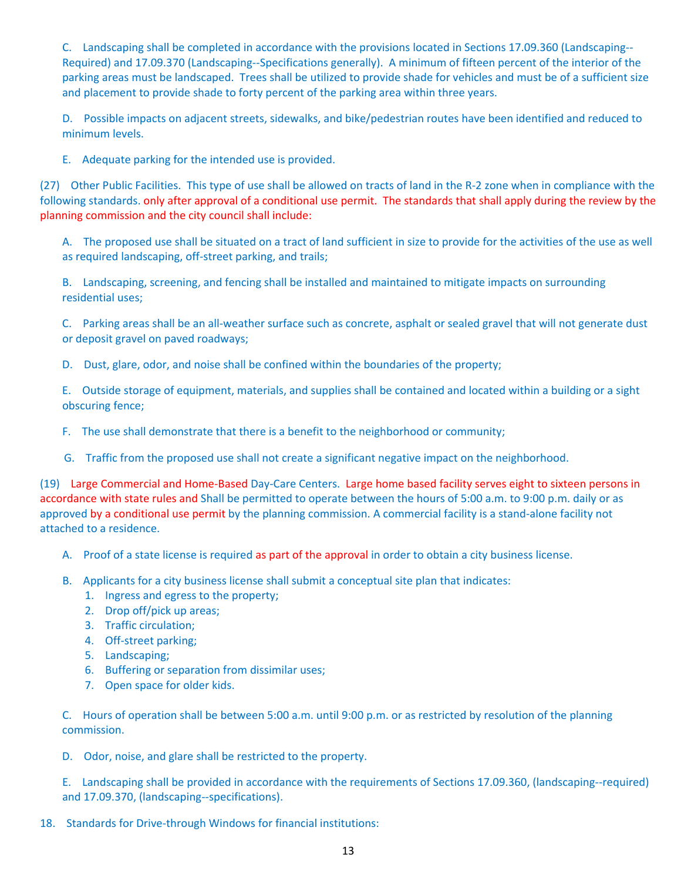C. Landscaping shall be completed in accordance with the provisions located in Sections 17.09.360 (Landscaping--Required) and 17.09.370 (Landscaping--Specifications generally). A minimum of fifteen percent of the interior of the parking areas must be landscaped. Trees shall be utilized to provide shade for vehicles and must be of a sufficient size and placement to provide shade to forty percent of the parking area within three years.

D. Possible impacts on adjacent streets, sidewalks, and bike/pedestrian routes have been identified and reduced to minimum levels.

E. Adequate parking for the intended use is provided.

(27) Other Public Facilities. This type of use shall be allowed on tracts of land in the R-2 zone when in compliance with the following standards. only after approval of a conditional use permit. The standards that shall apply during the review by the planning commission and the city council shall include:

A. The proposed use shall be situated on a tract of land sufficient in size to provide for the activities of the use as well as required landscaping, off-street parking, and trails;

B. Landscaping, screening, and fencing shall be installed and maintained to mitigate impacts on surrounding residential uses;

C. Parking areas shall be an all-weather surface such as concrete, asphalt or sealed gravel that will not generate dust or deposit gravel on paved roadways;

D. Dust, glare, odor, and noise shall be confined within the boundaries of the property;

E. Outside storage of equipment, materials, and supplies shall be contained and located within a building or a sight obscuring fence;

F. The use shall demonstrate that there is a benefit to the neighborhood or community;

G. Traffic from the proposed use shall not create a significant negative impact on the neighborhood.

(19) Large Commercial and Home-Based Day-Care Centers. Large home based facility serves eight to sixteen persons in accordance with state rules and Shall be permitted to operate between the hours of 5:00 a.m. to 9:00 p.m. daily or as approved by a conditional use permit by the planning commission. A commercial facility is a stand-alone facility not attached to a residence.

A. Proof of a state license is required as part of the approval in order to obtain a city business license.

B. Applicants for a city business license shall submit a conceptual site plan that indicates:

1. Ingress and egress to the property;
2. Drop off/pick up areas;
3. Traffic circulation;
4. Off-street parking;
5. Landscaping;
6. Buffering or separation from dissimilar uses;
7. Open space for older kids.

C. Hours of operation shall be between 5:00 a.m. until 9:00 p.m. or as restricted by resolution of the planning commission.

D. Odor, noise, and glare shall be restricted to the property.

E. Landscaping shall be provided in accordance with the requirements of Sections 17.09.360, (landscaping--required) and 17.09.370, (landscaping--specifications).

18. Standards for Drive-through Windows for financial institutions: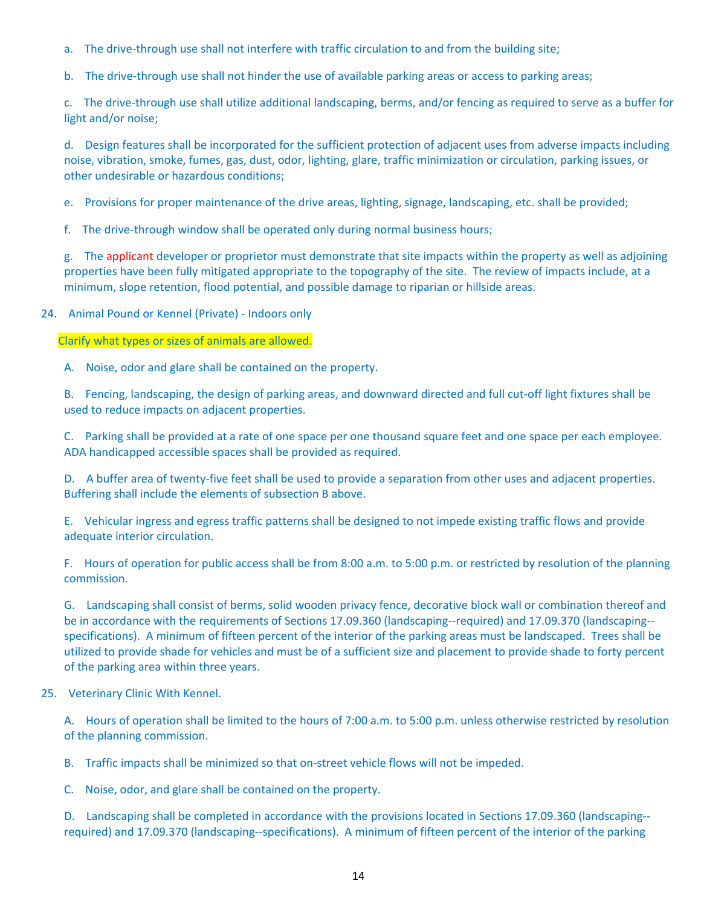a. The drive-through use shall not interfere with traffic circulation to and from the building site;

b. The drive-through use shall not hinder the use of available parking areas or access to parking areas;

c. The drive-through use shall utilize additional landscaping, berms, and/or fencing as required to serve as a buffer for light and/or noise;

d. Design features shall be incorporated for the sufficient protection of adjacent uses from adverse impacts including noise, vibration, smoke, fumes, gas, dust, odor, lighting, glare, traffic minimization or circulation, parking issues, or other undesirable or hazardous conditions;

e. Provisions for proper maintenance of the drive areas, lighting, signage, landscaping, etc. shall be provided;

f. The drive-through window shall be operated only during normal business hours;

g. The applicant developer or proprietor must demonstrate that site impacts within the property as well as adjoining properties have been fully mitigated appropriate to the topography of the site. The review of impacts include, at a minimum, slope retention, flood potential, and possible damage to riparian or hillside areas.

24. Animal Pound or Kennel (Private) - Indoors only

Clarify what types or sizes of animals are allowed.

A. Noise, odor and glare shall be contained on the property.

B. Fencing, landscaping, the design of parking areas, and downward directed and full cut-off light fixtures shall be used to reduce impacts on adjacent properties.

C. Parking shall be provided at a rate of one space per one thousand square feet and one space per each employee. ADA handicapped accessible spaces shall be provided as required.

D. A buffer area of twenty-five feet shall be used to provide a separation from other uses and adjacent properties. Buffering shall include the elements of subsection B above.

E. Vehicular ingress and egress traffic patterns shall be designed to not impede existing traffic flows and provide adequate interior circulation.

F. Hours of operation for public access shall be from 8:00 a.m. to 5:00 p.m. or restricted by resolution of the planning commission.

G. Landscaping shall consist of berms, solid wooden privacy fence, decorative block wall or combination thereof and be in accordance with the requirements of Sections 17.09.360 (landscaping--required) and 17.09.370 (landscaping--specifications). A minimum of fifteen percent of the interior of the parking areas must be landscaped. Trees shall be utilized to provide shade for vehicles and must be of a sufficient size and placement to provide shade to forty percent of the parking area within three years.

25. Veterinary Clinic With Kennel.

A. Hours of operation shall be limited to the hours of 7:00 a.m. to 5:00 p.m. unless otherwise restricted by resolution of the planning commission.

B. Traffic impacts shall be minimized so that on-street vehicle flows will not be impeded.

C. Noise, odor, and glare shall be contained on the property.

D. Landscaping shall be completed in accordance with the provisions located in Sections 17.09.360 (landscaping--required) and 17.09.370 (landscaping--specifications). A minimum of fifteen percent of the interior of the parking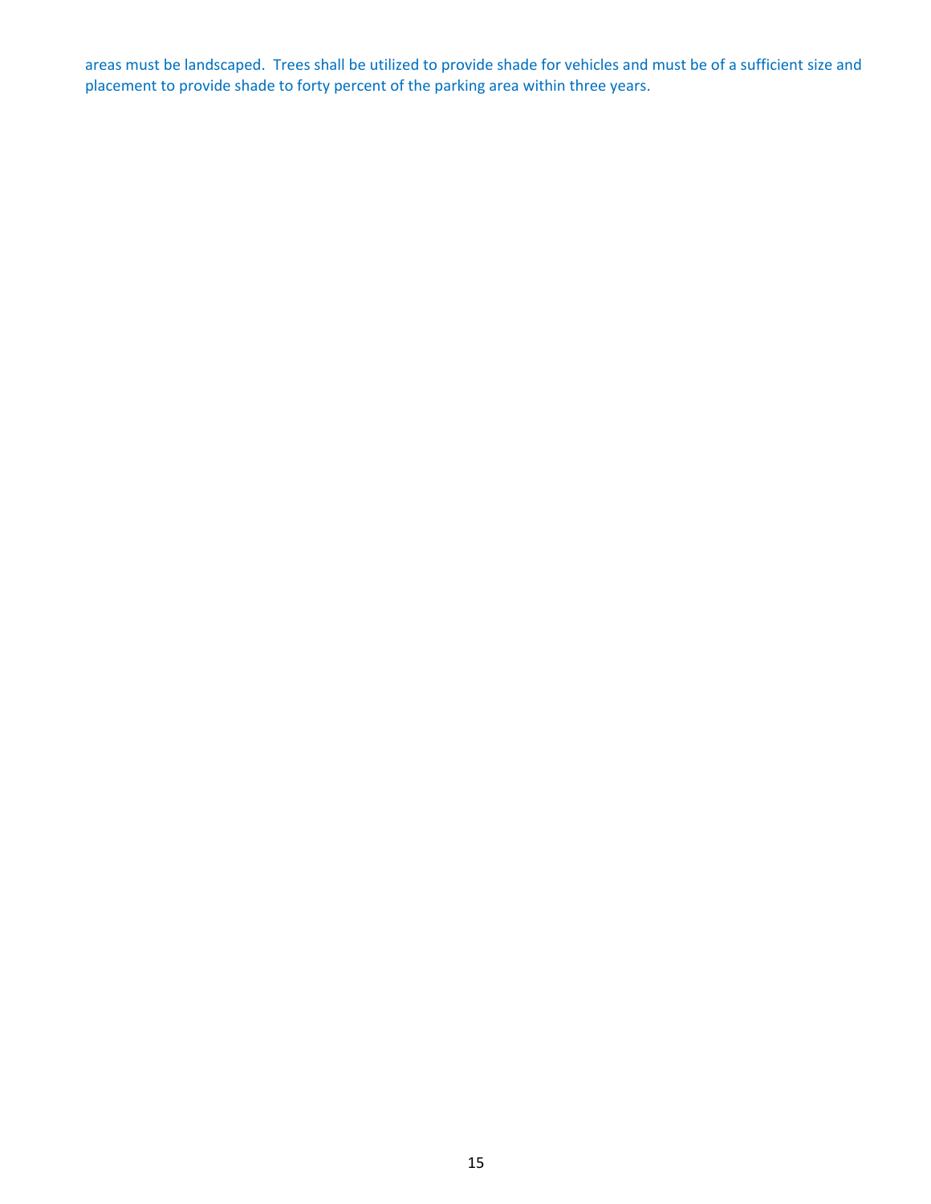areas must be landscaped. Trees shall be utilized to provide shade for vehicles and must be of a sufficient size and placement to provide shade to forty percent of the parking area within three years.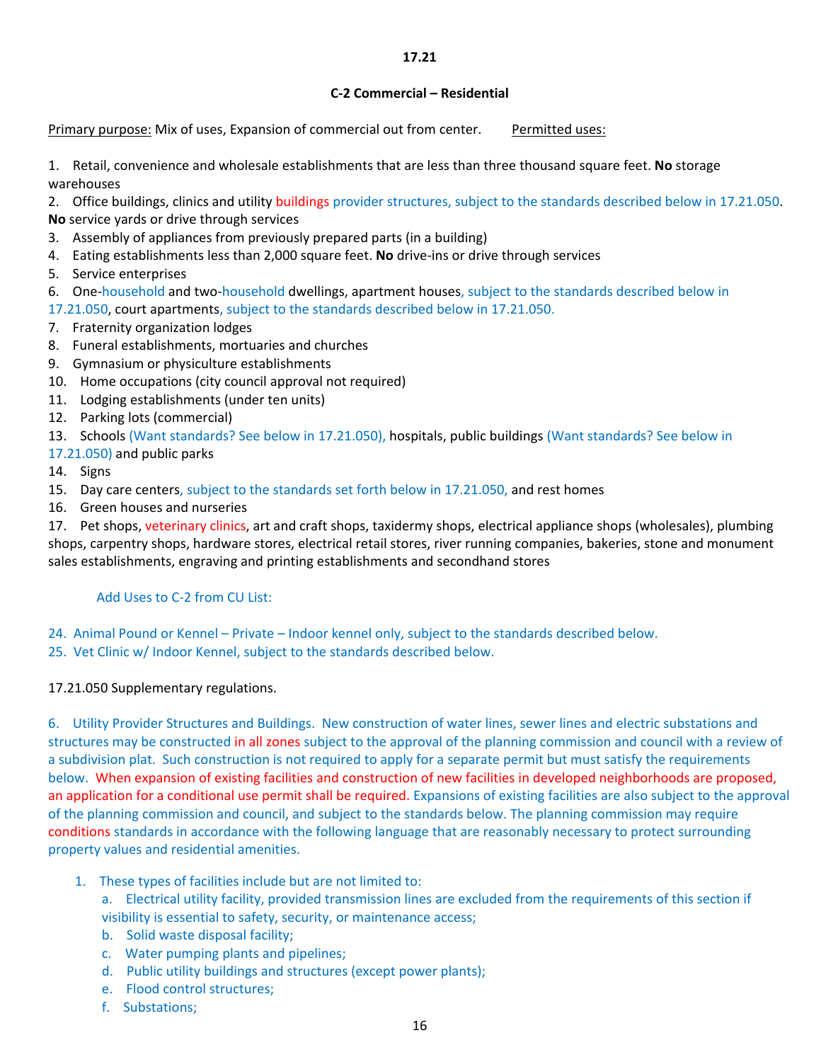**17.21**

**C-2 Commercial – Residential**

Primary purpose: Mix of uses, Expansion of commercial out from center. Permitted uses:

1. Retail, convenience and wholesale establishments that are less than three thousand square feet. **No** storage warehouses
2. Office buildings, clinics and utility buildings provider structures, subject to the standards described below in 17.21.050. **No** service yards or drive through services
3. Assembly of appliances from previously prepared parts (in a building)
4. Eating establishments less than 2,000 square feet. **No** drive-ins or drive through services
5. Service enterprises
6. One-household and two-household dwellings, apartment houses, subject to the standards described below in 17.21.050, court apartments, subject to the standards described below in 17.21.050.
7. Fraternity organization lodges
8. Funeral establishments, mortuaries and churches
9. Gymnasium or physiculture establishments
10. Home occupations (city council approval not required)
11. Lodging establishments (under ten units)
12. Parking lots (commercial)
13. Schools (Want standards? See below in 17.21.050), hospitals, public buildings (Want standards? See below in 17.21.050) and public parks
14. Signs
15. Day care centers, subject to the standards set forth below in 17.21.050, and rest homes
16. Green houses and nurseries
17. Pet shops, veterinary clinics, art and craft shops, taxidermy shops, electrical appliance shops (wholesales), plumbing shops, carpentry shops, hardware stores, electrical retail stores, river running companies, bakeries, stone and monument sales establishments, engraving and printing establishments and secondhand stores

Add Uses to C-2 from CU List:

24. Animal Pound or Kennel – Private – Indoor kennel only, subject to the standards described below.
25. Vet Clinic w/ Indoor Kennel, subject to the standards described below.

17.21.050 Supplementary regulations.

6. Utility Provider Structures and Buildings. New construction of water lines, sewer lines and electric substations and structures may be constructed in all zones subject to the approval of the planning commission and council with a review of a subdivision plat. Such construction is not required to apply for a separate permit but must satisfy the requirements below. When expansion of existing facilities and construction of new facilities in developed neighborhoods are proposed, an application for a conditional use permit shall be required. Expansions of existing facilities are also subject to the approval of the planning commission and council, and subject to the standards below. The planning commission may require conditions standards in accordance with the following language that are reasonably necessary to protect surrounding property values and residential amenities.

1. These types of facilities include but are not limited to:
   a. Electrical utility facility, provided transmission lines are excluded from the requirements of this section if visibility is essential to safety, security, or maintenance access;
   b. Solid waste disposal facility;
   c. Water pumping plants and pipelines;
   d. Public utility buildings and structures (except power plants);
   e. Flood control structures;
   f. Substations;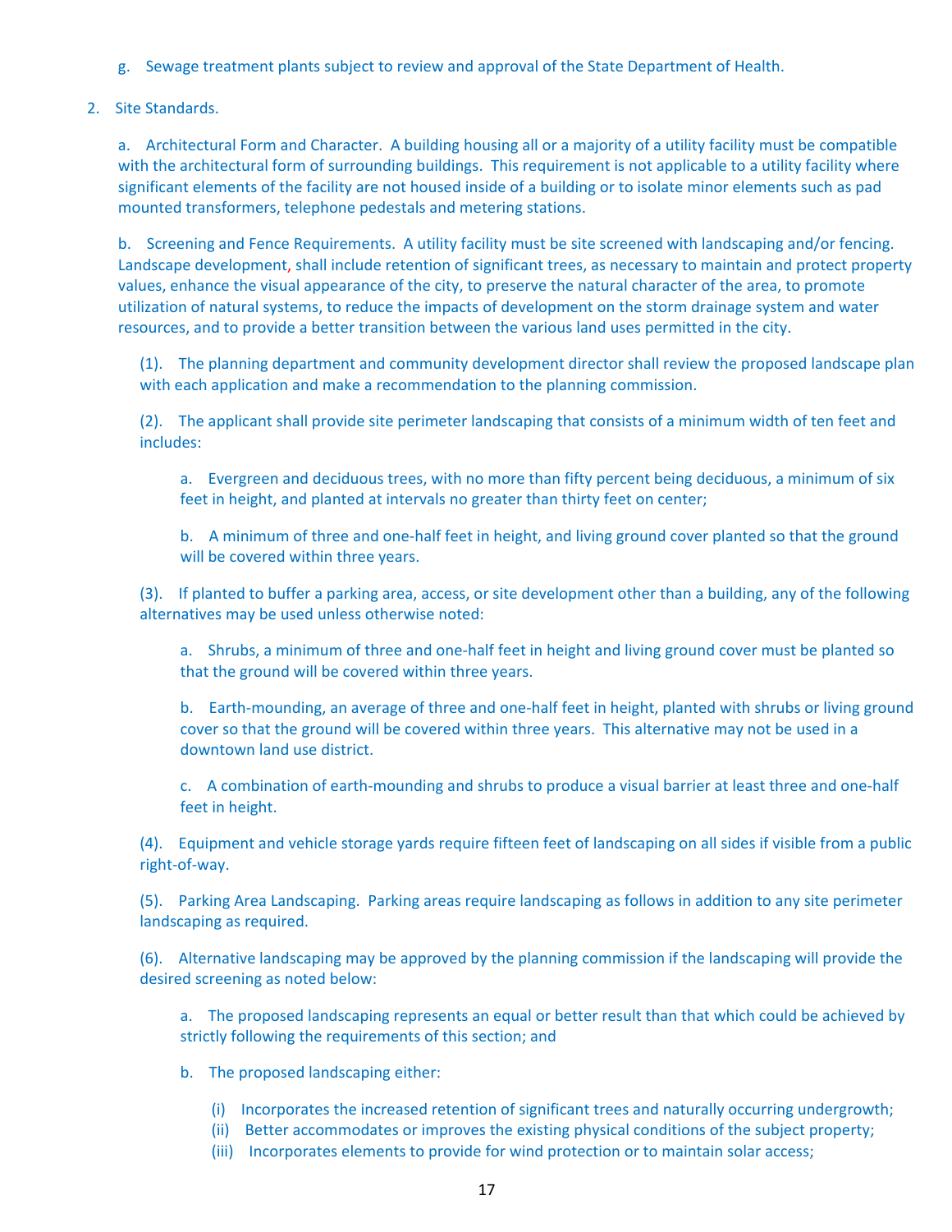g. Sewage treatment plants subject to review and approval of the State Department of Health.

2. Site Standards.

   a. Architectural Form and Character. A building housing all or a majority of a utility facility must be compatible with the architectural form of surrounding buildings. This requirement is not applicable to a utility facility where significant elements of the facility are not housed inside of a building or to isolate minor elements such as pad mounted transformers, telephone pedestals and metering stations.

   b. Screening and Fence Requirements. A utility facility must be site screened with landscaping and/or fencing. Landscape development, shall include retention of significant trees, as necessary to maintain and protect property values, enhance the visual appearance of the city, to preserve the natural character of the area, to promote utilization of natural systems, to reduce the impacts of development on the storm drainage system and water resources, and to provide a better transition between the various land uses permitted in the city.

      (1). The planning department and community development director shall review the proposed landscape plan with each application and make a recommendation to the planning commission.

      (2). The applicant shall provide site perimeter landscaping that consists of a minimum width of ten feet and includes:

         a. Evergreen and deciduous trees, with no more than fifty percent being deciduous, a minimum of six feet in height, and planted at intervals no greater than thirty feet on center;

         b. A minimum of three and one-half feet in height, and living ground cover planted so that the ground will be covered within three years.

      (3). If planted to buffer a parking area, access, or site development other than a building, any of the following alternatives may be used unless otherwise noted:

         a. Shrubs, a minimum of three and one-half feet in height and living ground cover must be planted so that the ground will be covered within three years.

         b. Earth-mounding, an average of three and one-half feet in height, planted with shrubs or living ground cover so that the ground will be covered within three years. This alternative may not be used in a downtown land use district.

         c. A combination of earth-mounding and shrubs to produce a visual barrier at least three and one-half feet in height.

      (4). Equipment and vehicle storage yards require fifteen feet of landscaping on all sides if visible from a public right-of-way.

      (5). Parking Area Landscaping. Parking areas require landscaping as follows in addition to any site perimeter landscaping as required.

      (6). Alternative landscaping may be approved by the planning commission if the landscaping will provide the desired screening as noted below:

         a. The proposed landscaping represents an equal or better result than that which could be achieved by strictly following the requirements of this section; and

         b. The proposed landscaping either:

            (i) Incorporates the increased retention of significant trees and naturally occurring undergrowth;
            (ii) Better accommodates or improves the existing physical conditions of the subject property;
            (iii) Incorporates elements to provide for wind protection or to maintain solar access;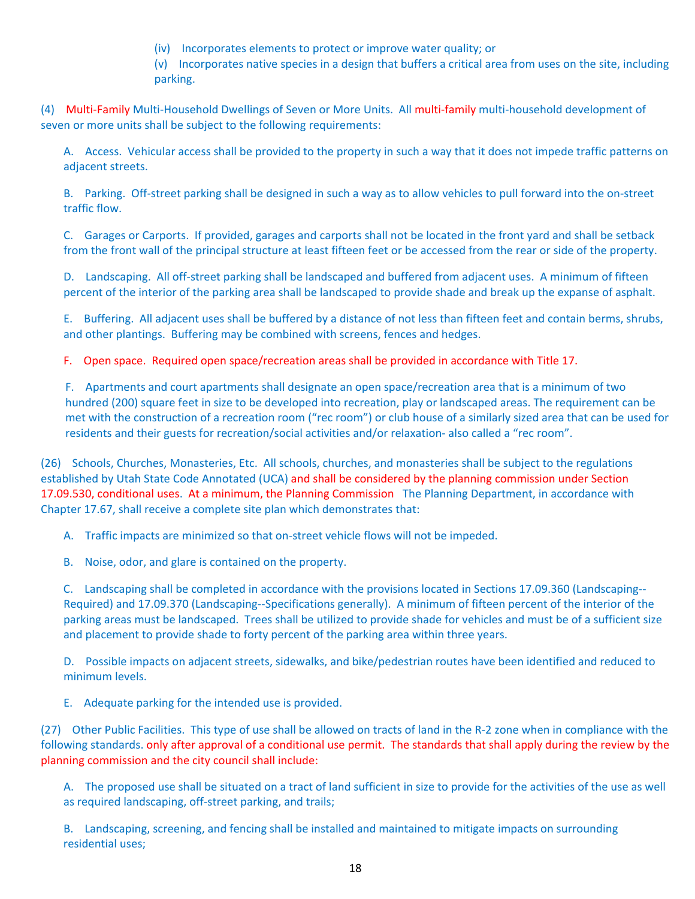(iv) Incorporates elements to protect or improve water quality; or

(v) Incorporates native species in a design that buffers a critical area from uses on the site, including parking.

(4) Multi-Family Multi-Household Dwellings of Seven or More Units. All multi-family multi-household development of seven or more units shall be subject to the following requirements:

A. Access. Vehicular access shall be provided to the property in such a way that it does not impede traffic patterns on adjacent streets.

B. Parking. Off-street parking shall be designed in such a way as to allow vehicles to pull forward into the on-street traffic flow.

C. Garages or Carports. If provided, garages and carports shall not be located in the front yard and shall be setback from the front wall of the principal structure at least fifteen feet or be accessed from the rear or side of the property.

D. Landscaping. All off-street parking shall be landscaped and buffered from adjacent uses. A minimum of fifteen percent of the interior of the parking area shall be landscaped to provide shade and break up the expanse of asphalt.

E. Buffering. All adjacent uses shall be buffered by a distance of not less than fifteen feet and contain berms, shrubs, and other plantings. Buffering may be combined with screens, fences and hedges.

F. Open space. Required open space/recreation areas shall be provided in accordance with Title 17.

F. Apartments and court apartments shall designate an open space/recreation area that is a minimum of two hundred (200) square feet in size to be developed into recreation, play or landscaped areas. The requirement can be met with the construction of a recreation room ("rec room") or club house of a similarly sized area that can be used for residents and their guests for recreation/social activities and/or relaxation- also called a "rec room".

(26) Schools, Churches, Monasteries, Etc. All schools, churches, and monasteries shall be subject to the regulations established by Utah State Code Annotated (UCA) and shall be considered by the planning commission under Section 17.09.530, conditional uses. At a minimum, the Planning Commission The Planning Department, in accordance with Chapter 17.67, shall receive a complete site plan which demonstrates that:

A. Traffic impacts are minimized so that on-street vehicle flows will not be impeded.

B. Noise, odor, and glare is contained on the property.

C. Landscaping shall be completed in accordance with the provisions located in Sections 17.09.360 (Landscaping--Required) and 17.09.370 (Landscaping--Specifications generally). A minimum of fifteen percent of the interior of the parking areas must be landscaped. Trees shall be utilized to provide shade for vehicles and must be of a sufficient size and placement to provide shade to forty percent of the parking area within three years.

D. Possible impacts on adjacent streets, sidewalks, and bike/pedestrian routes have been identified and reduced to minimum levels.

E. Adequate parking for the intended use is provided.

(27) Other Public Facilities. This type of use shall be allowed on tracts of land in the R-2 zone when in compliance with the following standards. only after approval of a conditional use permit. The standards that shall apply during the review by the planning commission and the city council shall include:

A. The proposed use shall be situated on a tract of land sufficient in size to provide for the activities of the use as well as required landscaping, off-street parking, and trails;

B. Landscaping, screening, and fencing shall be installed and maintained to mitigate impacts on surrounding residential uses;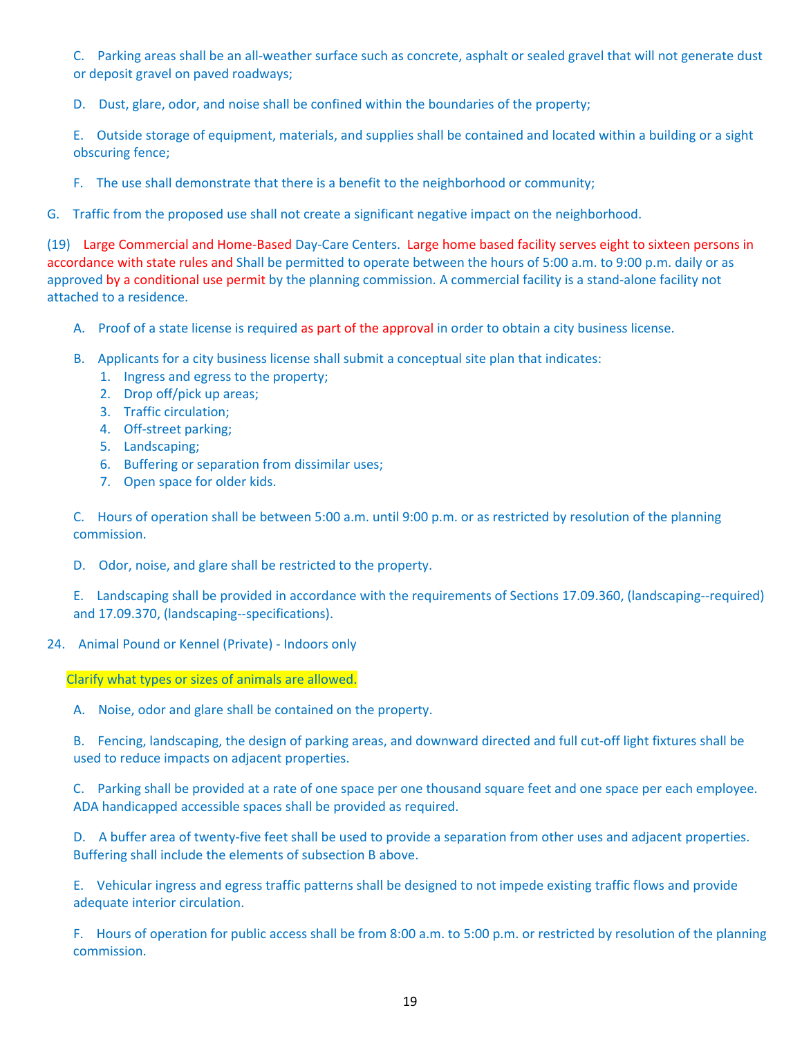C. Parking areas shall be an all-weather surface such as concrete, asphalt or sealed gravel that will not generate dust or deposit gravel on paved roadways;

D. Dust, glare, odor, and noise shall be confined within the boundaries of the property;

E. Outside storage of equipment, materials, and supplies shall be contained and located within a building or a sight obscuring fence;

F. The use shall demonstrate that there is a benefit to the neighborhood or community;

G. Traffic from the proposed use shall not create a significant negative impact on the neighborhood.

(19) Large Commercial and Home-Based Day-Care Centers. Large home based facility serves eight to sixteen persons in accordance with state rules and Shall be permitted to operate between the hours of 5:00 a.m. to 9:00 p.m. daily or as approved by a conditional use permit by the planning commission. A commercial facility is a stand-alone facility not attached to a residence.

A. Proof of a state license is required as part of the approval in order to obtain a city business license.

B. Applicants for a city business license shall submit a conceptual site plan that indicates:

1. Ingress and egress to the property;
2. Drop off/pick up areas;
3. Traffic circulation;
4. Off-street parking;
5. Landscaping;
6. Buffering or separation from dissimilar uses;
7. Open space for older kids.

C. Hours of operation shall be between 5:00 a.m. until 9:00 p.m. or as restricted by resolution of the planning commission.

D. Odor, noise, and glare shall be restricted to the property.

E. Landscaping shall be provided in accordance with the requirements of Sections 17.09.360, (landscaping--required) and 17.09.370, (landscaping--specifications).

24. Animal Pound or Kennel (Private) - Indoors only

Clarify what types or sizes of animals are allowed.

A. Noise, odor and glare shall be contained on the property.

B. Fencing, landscaping, the design of parking areas, and downward directed and full cut-off light fixtures shall be used to reduce impacts on adjacent properties.

C. Parking shall be provided at a rate of one space per one thousand square feet and one space per each employee. ADA handicapped accessible spaces shall be provided as required.

D. A buffer area of twenty-five feet shall be used to provide a separation from other uses and adjacent properties. Buffering shall include the elements of subsection B above.

E. Vehicular ingress and egress traffic patterns shall be designed to not impede existing traffic flows and provide adequate interior circulation.

F. Hours of operation for public access shall be from 8:00 a.m. to 5:00 p.m. or restricted by resolution of the planning commission.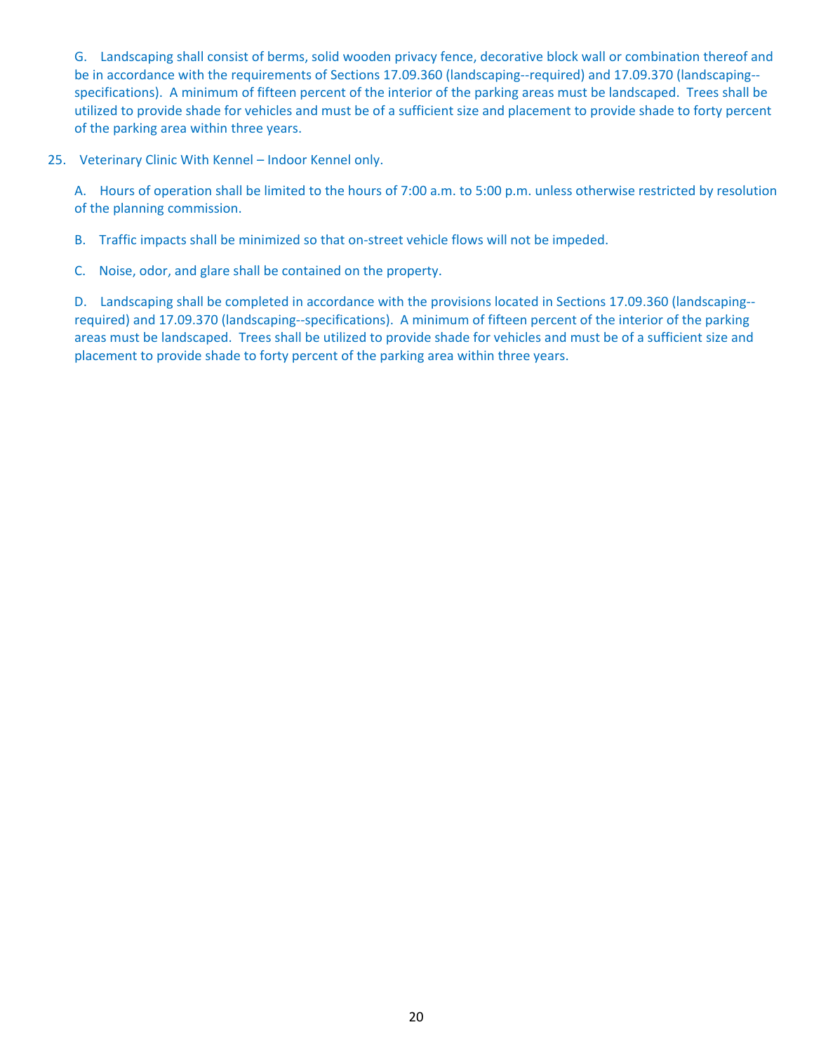G. Landscaping shall consist of berms, solid wooden privacy fence, decorative block wall or combination thereof and be in accordance with the requirements of Sections 17.09.360 (landscaping--required) and 17.09.370 (landscaping--specifications). A minimum of fifteen percent of the interior of the parking areas must be landscaped. Trees shall be utilized to provide shade for vehicles and must be of a sufficient size and placement to provide shade to forty percent of the parking area within three years.

25. Veterinary Clinic With Kennel – Indoor Kennel only.

A. Hours of operation shall be limited to the hours of 7:00 a.m. to 5:00 p.m. unless otherwise restricted by resolution of the planning commission.

B. Traffic impacts shall be minimized so that on-street vehicle flows will not be impeded.

C. Noise, odor, and glare shall be contained on the property.

D. Landscaping shall be completed in accordance with the provisions located in Sections 17.09.360 (landscaping--required) and 17.09.370 (landscaping--specifications). A minimum of fifteen percent of the interior of the parking areas must be landscaped. Trees shall be utilized to provide shade for vehicles and must be of a sufficient size and placement to provide shade to forty percent of the parking area within three years.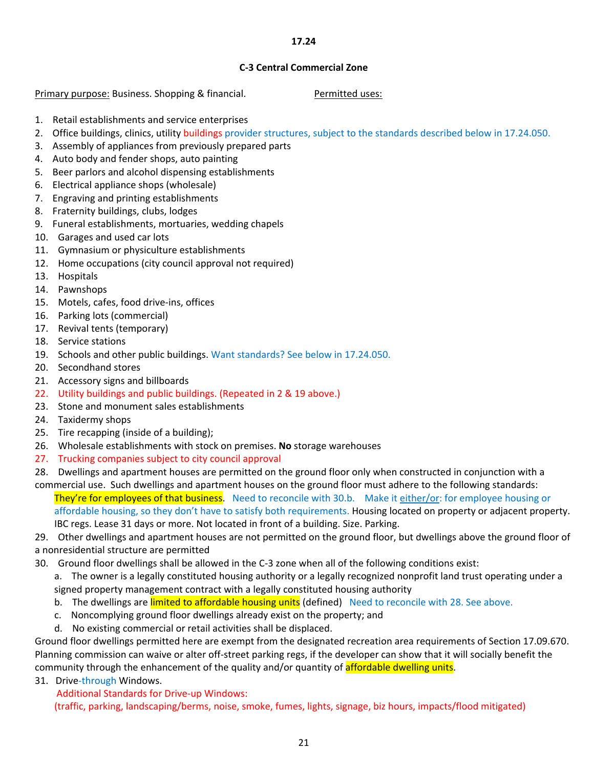**17.24**

**C-3 Central Commercial Zone**

Primary purpose: Business. Shopping & financial. Permitted uses:

1. Retail establishments and service enterprises
2. Office buildings, clinics, utility buildings provider structures, subject to the standards described below in 17.24.050.
3. Assembly of appliances from previously prepared parts
4. Auto body and fender shops, auto painting
5. Beer parlors and alcohol dispensing establishments
6. Electrical appliance shops (wholesale)
7. Engraving and printing establishments
8. Fraternity buildings, clubs, lodges
9. Funeral establishments, mortuaries, wedding chapels
10. Garages and used car lots
11. Gymnasium or physiculture establishments
12. Home occupations (city council approval not required)
13. Hospitals
14. Pawnshops
15. Motels, cafes, food drive-ins, offices
16. Parking lots (commercial)
17. Revival tents (temporary)
18. Service stations
19. Schools and other public buildings. Want standards? See below in 17.24.050.
20. Secondhand stores
21. Accessory signs and billboards
22. Utility buildings and public buildings. (Repeated in 2 & 19 above.)
23. Stone and monument sales establishments
24. Taxidermy shops
25. Tire recapping (inside of a building);
26. Wholesale establishments with stock on premises. **No** storage warehouses
27. Trucking companies subject to city council approval
28. Dwellings and apartment houses are permitted on the ground floor only when constructed in conjunction with a commercial use. Such dwellings and apartment houses on the ground floor must adhere to the following standards: They're for employees of that business. Need to reconcile with 30.b. Make it either/or: for employee housing or affordable housing, so they don't have to satisfy both requirements. Housing located on property or adjacent property. IBC regs. Lease 31 days or more. Not located in front of a building. Size. Parking.
29. Other dwellings and apartment houses are not permitted on the ground floor, but dwellings above the ground floor of a nonresidential structure are permitted
30. Ground floor dwellings shall be allowed in the C-3 zone when all of the following conditions exist:
    a. The owner is a legally constituted housing authority or a legally recognized nonprofit land trust operating under a signed property management contract with a legally constituted housing authority
    b. The dwellings are limited to affordable housing units (defined) Need to reconcile with 28. See above.
    c. Noncomplying ground floor dwellings already exist on the property; and
    d. No existing commercial or retail activities shall be displaced.

    Ground floor dwellings permitted here are exempt from the designated recreation area requirements of Section 17.09.670. Planning commission can waive or alter off-street parking regs, if the developer can show that it will socially benefit the community through the enhancement of the quality and/or quantity of affordable dwelling units.
31. Drive-through Windows.
    Additional Standards for Drive-up Windows:
    (traffic, parking, landscaping/berms, noise, smoke, fumes, lights, signage, biz hours, impacts/flood mitigated)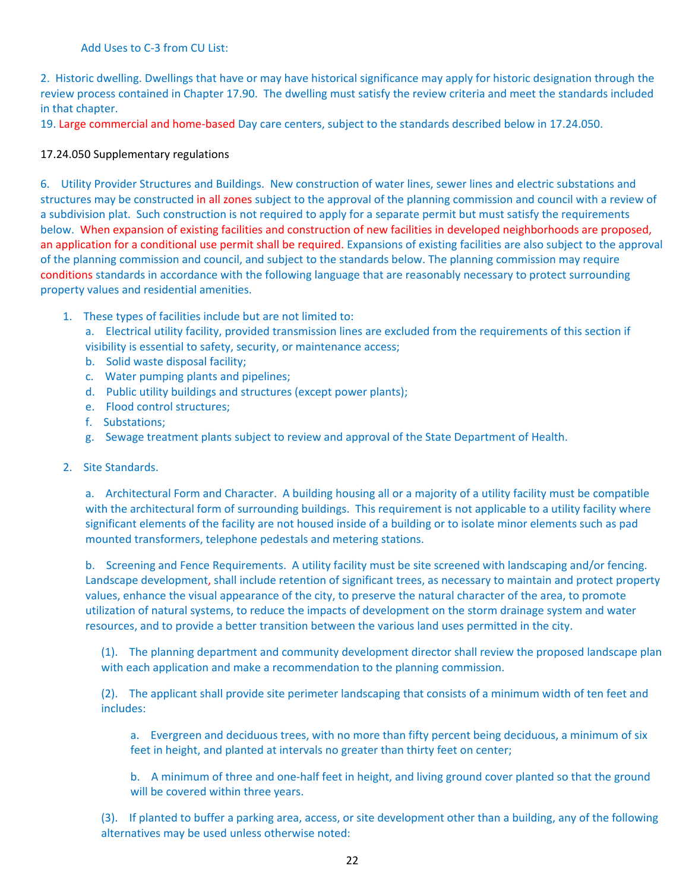Add Uses to C-3 from CU List:

2. Historic dwelling. Dwellings that have or may have historical significance may apply for historic designation through the review process contained in Chapter 17.90. The dwelling must satisfy the review criteria and meet the standards included in that chapter.

19. Large commercial and home-based Day care centers, subject to the standards described below in 17.24.050.

17.24.050 Supplementary regulations

6. Utility Provider Structures and Buildings. New construction of water lines, sewer lines and electric substations and structures may be constructed in all zones subject to the approval of the planning commission and council with a review of a subdivision plat. Such construction is not required to apply for a separate permit but must satisfy the requirements below. When expansion of existing facilities and construction of new facilities in developed neighborhoods are proposed, an application for a conditional use permit shall be required. Expansions of existing facilities are also subject to the approval of the planning commission and council, and subject to the standards below. The planning commission may require conditions standards in accordance with the following language that are reasonably necessary to protect surrounding property values and residential amenities.

1. These types of facilities include but are not limited to:
    a. Electrical utility facility, provided transmission lines are excluded from the requirements of this section if visibility is essential to safety, security, or maintenance access;
    b. Solid waste disposal facility;
    c. Water pumping plants and pipelines;
    d. Public utility buildings and structures (except power plants);
    e. Flood control structures;
    f. Substations;
    g. Sewage treatment plants subject to review and approval of the State Department of Health.

2. Site Standards.

    a. Architectural Form and Character. A building housing all or a majority of a utility facility must be compatible with the architectural form of surrounding buildings. This requirement is not applicable to a utility facility where significant elements of the facility are not housed inside of a building or to isolate minor elements such as pad mounted transformers, telephone pedestals and metering stations.

    b. Screening and Fence Requirements. A utility facility must be site screened with landscaping and/or fencing. Landscape development, shall include retention of significant trees, as necessary to maintain and protect property values, enhance the visual appearance of the city, to preserve the natural character of the area, to promote utilization of natural systems, to reduce the impacts of development on the storm drainage system and water resources, and to provide a better transition between the various land uses permitted in the city.

    (1). The planning department and community development director shall review the proposed landscape plan with each application and make a recommendation to the planning commission.

    (2). The applicant shall provide site perimeter landscaping that consists of a minimum width of ten feet and includes:

        a. Evergreen and deciduous trees, with no more than fifty percent being deciduous, a minimum of six feet in height, and planted at intervals no greater than thirty feet on center;

        b. A minimum of three and one-half feet in height, and living ground cover planted so that the ground will be covered within three years.

    (3). If planted to buffer a parking area, access, or site development other than a building, any of the following alternatives may be used unless otherwise noted: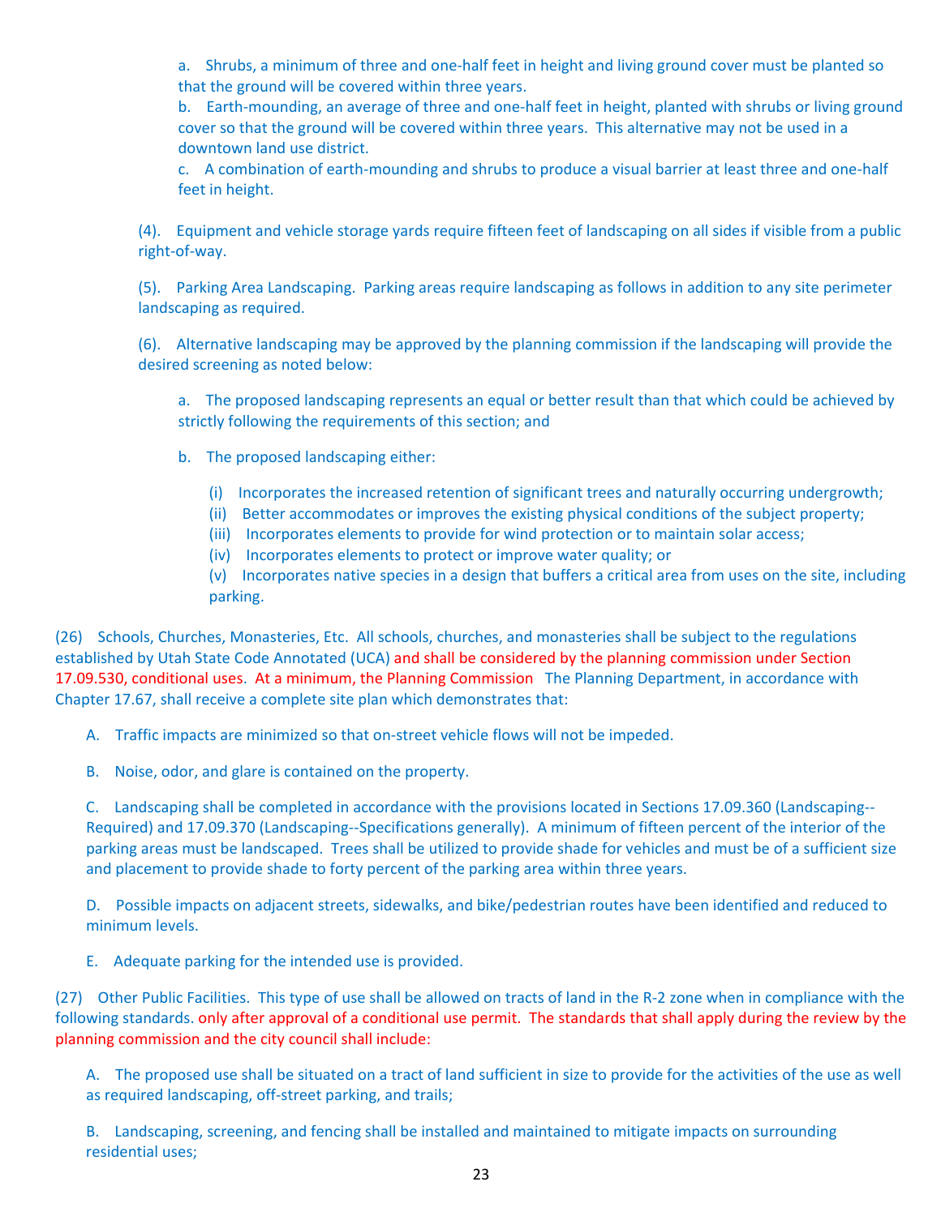a. Shrubs, a minimum of three and one-half feet in height and living ground cover must be planted so that the ground will be covered within three years.

b. Earth-mounding, an average of three and one-half feet in height, planted with shrubs or living ground cover so that the ground will be covered within three years. This alternative may not be used in a downtown land use district.

c. A combination of earth-mounding and shrubs to produce a visual barrier at least three and one-half feet in height.

(4). Equipment and vehicle storage yards require fifteen feet of landscaping on all sides if visible from a public right-of-way.

(5). Parking Area Landscaping. Parking areas require landscaping as follows in addition to any site perimeter landscaping as required.

(6). Alternative landscaping may be approved by the planning commission if the landscaping will provide the desired screening as noted below:

a. The proposed landscaping represents an equal or better result than that which could be achieved by strictly following the requirements of this section; and

b. The proposed landscaping either:

(i) Incorporates the increased retention of significant trees and naturally occurring undergrowth;
(ii) Better accommodates or improves the existing physical conditions of the subject property;
(iii) Incorporates elements to provide for wind protection or to maintain solar access;
(iv) Incorporates elements to protect or improve water quality; or
(v) Incorporates native species in a design that buffers a critical area from uses on the site, including parking.

(26) Schools, Churches, Monasteries, Etc. All schools, churches, and monasteries shall be subject to the regulations established by Utah State Code Annotated (UCA) and shall be considered by the planning commission under Section 17.09.530, conditional uses. At a minimum, the Planning Commission The Planning Department, in accordance with Chapter 17.67, shall receive a complete site plan which demonstrates that:

A. Traffic impacts are minimized so that on-street vehicle flows will not be impeded.

B. Noise, odor, and glare is contained on the property.

C. Landscaping shall be completed in accordance with the provisions located in Sections 17.09.360 (Landscaping--Required) and 17.09.370 (Landscaping--Specifications generally). A minimum of fifteen percent of the interior of the parking areas must be landscaped. Trees shall be utilized to provide shade for vehicles and must be of a sufficient size and placement to provide shade to forty percent of the parking area within three years.

D. Possible impacts on adjacent streets, sidewalks, and bike/pedestrian routes have been identified and reduced to minimum levels.

E. Adequate parking for the intended use is provided.

(27) Other Public Facilities. This type of use shall be allowed on tracts of land in the R-2 zone when in compliance with the following standards. only after approval of a conditional use permit. The standards that shall apply during the review by the planning commission and the city council shall include:

A. The proposed use shall be situated on a tract of land sufficient in size to provide for the activities of the use as well as required landscaping, off-street parking, and trails;

B. Landscaping, screening, and fencing shall be installed and maintained to mitigate impacts on surrounding residential uses;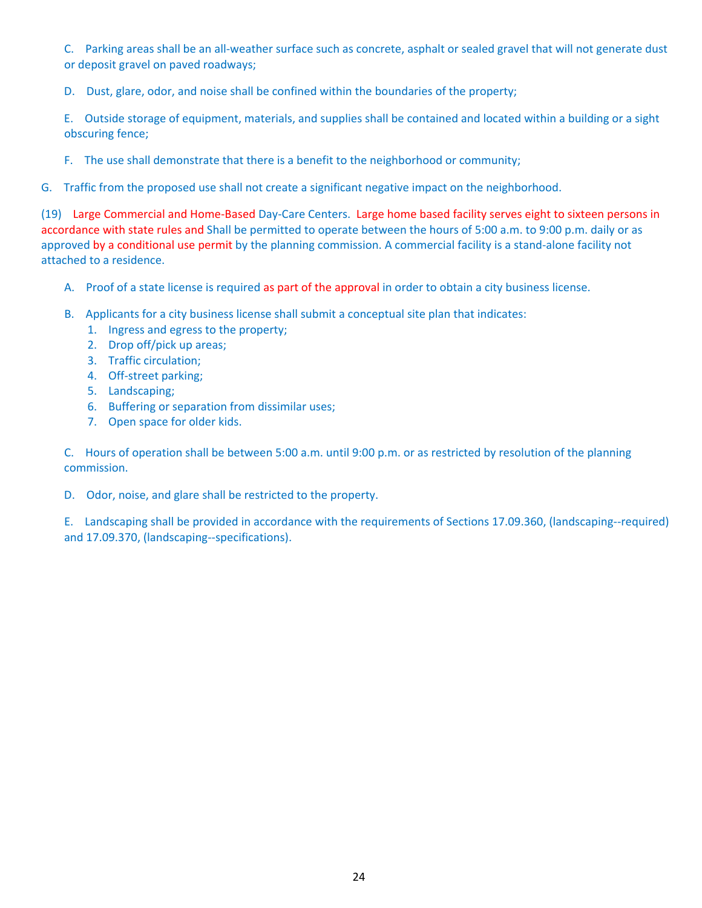C. Parking areas shall be an all-weather surface such as concrete, asphalt or sealed gravel that will not generate dust or deposit gravel on paved roadways;

D. Dust, glare, odor, and noise shall be confined within the boundaries of the property;

E. Outside storage of equipment, materials, and supplies shall be contained and located within a building or a sight obscuring fence;

F. The use shall demonstrate that there is a benefit to the neighborhood or community;

G. Traffic from the proposed use shall not create a significant negative impact on the neighborhood.

(19) Large Commercial and Home-Based Day-Care Centers. Large home based facility serves eight to sixteen persons in accordance with state rules and Shall be permitted to operate between the hours of 5:00 a.m. to 9:00 p.m. daily or as approved by a conditional use permit by the planning commission. A commercial facility is a stand-alone facility not attached to a residence.

A. Proof of a state license is required as part of the approval in order to obtain a city business license.

B. Applicants for a city business license shall submit a conceptual site plan that indicates:

1. Ingress and egress to the property;
2. Drop off/pick up areas;
3. Traffic circulation;
4. Off-street parking;
5. Landscaping;
6. Buffering or separation from dissimilar uses;
7. Open space for older kids.

C. Hours of operation shall be between 5:00 a.m. until 9:00 p.m. or as restricted by resolution of the planning commission.

D. Odor, noise, and glare shall be restricted to the property.

E. Landscaping shall be provided in accordance with the requirements of Sections 17.09.360, (landscaping--required) and 17.09.370, (landscaping--specifications).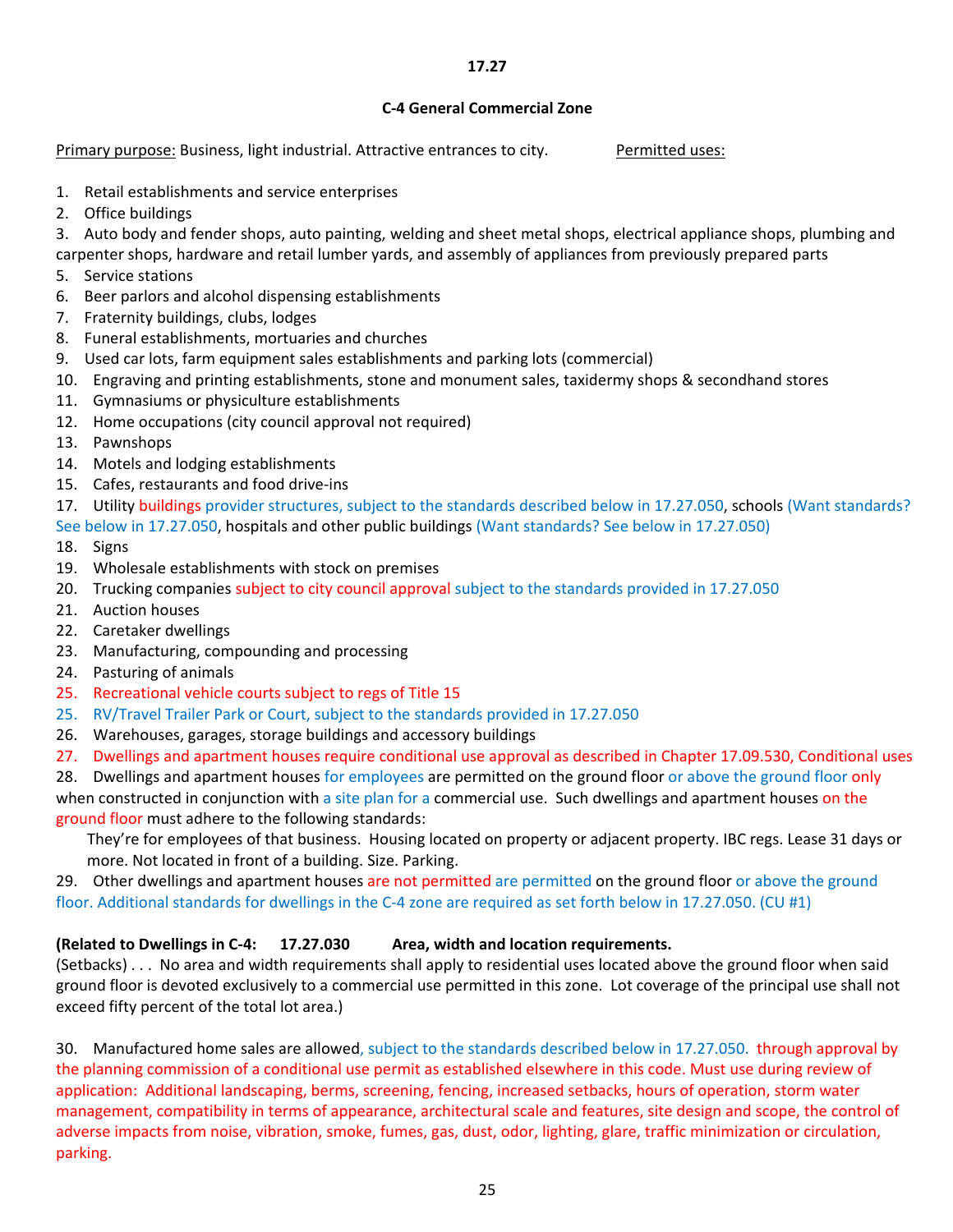**17.27**

**C-4 General Commercial Zone**

Primary purpose: Business, light industrial. Attractive entrances to city.   Permitted uses:

1. Retail establishments and service enterprises
2. Office buildings
3. Auto body and fender shops, auto painting, welding and sheet metal shops, electrical appliance shops, plumbing and carpenter shops, hardware and retail lumber yards, and assembly of appliances from previously prepared parts
5. Service stations
6. Beer parlors and alcohol dispensing establishments
7. Fraternity buildings, clubs, lodges
8. Funeral establishments, mortuaries and churches
9. Used car lots, farm equipment sales establishments and parking lots (commercial)
10. Engraving and printing establishments, stone and monument sales, taxidermy shops & secondhand stores
11. Gymnasiums or physiculture establishments
12. Home occupations (city council approval not required)
13. Pawnshops
14. Motels and lodging establishments
15. Cafes, restaurants and food drive-ins
17. Utility buildings provider structures, subject to the standards described below in 17.27.050, schools (Want standards? See below in 17.27.050, hospitals and other public buildings (Want standards? See below in 17.27.050)
18. Signs
19. Wholesale establishments with stock on premises
20. Trucking companies subject to city council approval subject to the standards provided in 17.27.050
21. Auction houses
22. Caretaker dwellings
23. Manufacturing, compounding and processing
24. Pasturing of animals
25. Recreational vehicle courts subject to regs of Title 15
25. RV/Travel Trailer Park or Court, subject to the standards provided in 17.27.050
26. Warehouses, garages, storage buildings and accessory buildings
27. Dwellings and apartment houses require conditional use approval as described in Chapter 17.09.530, Conditional uses
28. Dwellings and apartment houses for employees are permitted on the ground floor or above the ground floor only when constructed in conjunction with a site plan for a commercial use. Such dwellings and apartment houses on the ground floor must adhere to the following standards:

    They're for employees of that business. Housing located on property or adjacent property. IBC regs. Lease 31 days or more. Not located in front of a building. Size. Parking.

29. Other dwellings and apartment houses are not permitted are permitted on the ground floor or above the ground floor. Additional standards for dwellings in the C-4 zone are required as set forth below in 17.27.050. (CU #1)

**(Related to Dwellings in C-4: 17.27.030 Area, width and location requirements.**
(Setbacks) . . . No area and width requirements shall apply to residential uses located above the ground floor when said ground floor is devoted exclusively to a commercial use permitted in this zone. Lot coverage of the principal use shall not exceed fifty percent of the total lot area.)

30. Manufactured home sales are allowed, subject to the standards described below in 17.27.050. through approval by the planning commission of a conditional use permit as established elsewhere in this code. Must use during review of application: Additional landscaping, berms, screening, fencing, increased setbacks, hours of operation, storm water management, compatibility in terms of appearance, architectural scale and features, site design and scope, the control of adverse impacts from noise, vibration, smoke, fumes, gas, dust, odor, lighting, glare, traffic minimization or circulation, parking.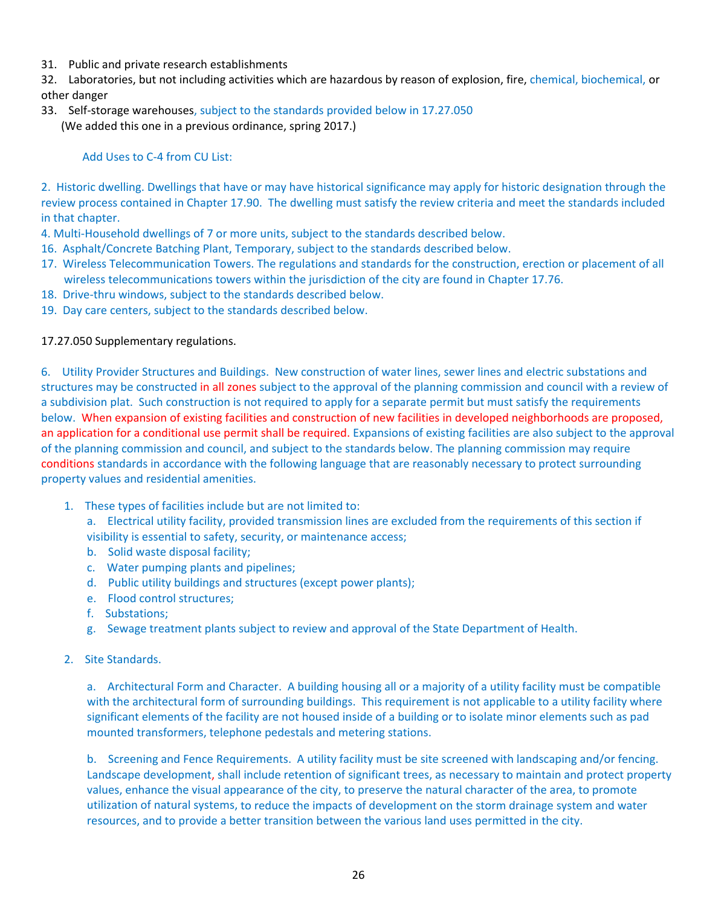31. Public and private research establishments
32. Laboratories, but not including activities which are hazardous by reason of explosion, fire, chemical, biochemical, or other danger
33. Self-storage warehouses, subject to the standards provided below in 17.27.050
    (We added this one in a previous ordinance, spring 2017.)

Add Uses to C-4 from CU List:

2. Historic dwelling. Dwellings that have or may have historical significance may apply for historic designation through the review process contained in Chapter 17.90. The dwelling must satisfy the review criteria and meet the standards included in that chapter.
4. Multi-Household dwellings of 7 or more units, subject to the standards described below.
16. Asphalt/Concrete Batching Plant, Temporary, subject to the standards described below.
17. Wireless Telecommunication Towers. The regulations and standards for the construction, erection or placement of all wireless telecommunications towers within the jurisdiction of the city are found in Chapter 17.76.
18. Drive-thru windows, subject to the standards described below.
19. Day care centers, subject to the standards described below.

17.27.050 Supplementary regulations.

6. Utility Provider Structures and Buildings. New construction of water lines, sewer lines and electric substations and structures may be constructed in all zones subject to the approval of the planning commission and council with a review of a subdivision plat. Such construction is not required to apply for a separate permit but must satisfy the requirements below. When expansion of existing facilities and construction of new facilities in developed neighborhoods are proposed, an application for a conditional use permit shall be required. Expansions of existing facilities are also subject to the approval of the planning commission and council, and subject to the standards below. The planning commission may require conditions standards in accordance with the following language that are reasonably necessary to protect surrounding property values and residential amenities.

1. These types of facilities include but are not limited to:
   a. Electrical utility facility, provided transmission lines are excluded from the requirements of this section if visibility is essential to safety, security, or maintenance access;
   b. Solid waste disposal facility;
   c. Water pumping plants and pipelines;
   d. Public utility buildings and structures (except power plants);
   e. Flood control structures;
   f. Substations;
   g. Sewage treatment plants subject to review and approval of the State Department of Health.

2. Site Standards.

   a. Architectural Form and Character. A building housing all or a majority of a utility facility must be compatible with the architectural form of surrounding buildings. This requirement is not applicable to a utility facility where significant elements of the facility are not housed inside of a building or to isolate minor elements such as pad mounted transformers, telephone pedestals and metering stations.

   b. Screening and Fence Requirements. A utility facility must be site screened with landscaping and/or fencing. Landscape development, shall include retention of significant trees, as necessary to maintain and protect property values, enhance the visual appearance of the city, to preserve the natural character of the area, to promote utilization of natural systems, to reduce the impacts of development on the storm drainage system and water resources, and to provide a better transition between the various land uses permitted in the city.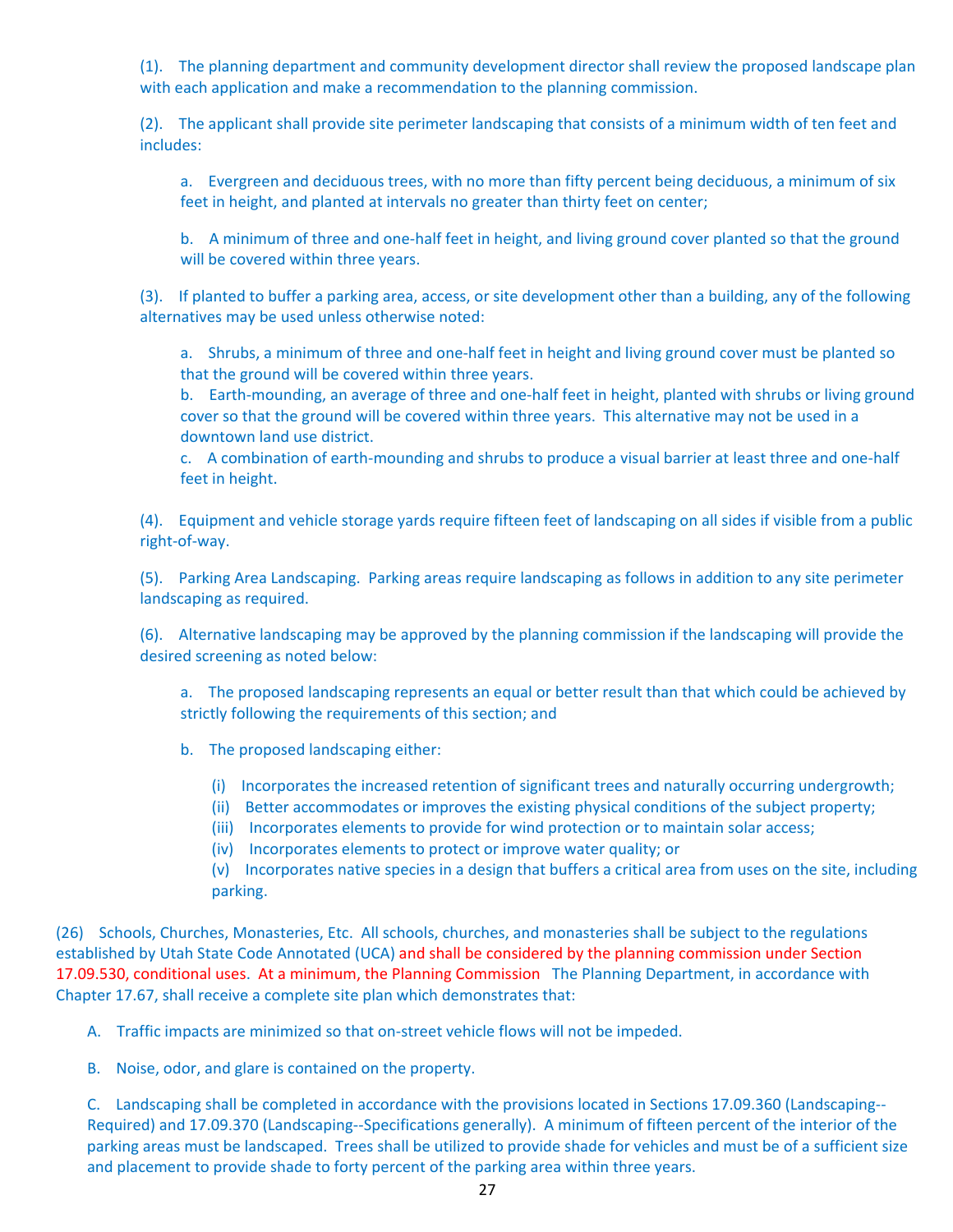(1). The planning department and community development director shall review the proposed landscape plan with each application and make a recommendation to the planning commission.

(2). The applicant shall provide site perimeter landscaping that consists of a minimum width of ten feet and includes:

a. Evergreen and deciduous trees, with no more than fifty percent being deciduous, a minimum of six feet in height, and planted at intervals no greater than thirty feet on center;

b. A minimum of three and one-half feet in height, and living ground cover planted so that the ground will be covered within three years.

(3). If planted to buffer a parking area, access, or site development other than a building, any of the following alternatives may be used unless otherwise noted:

a. Shrubs, a minimum of three and one-half feet in height and living ground cover must be planted so that the ground will be covered within three years.
b. Earth-mounding, an average of three and one-half feet in height, planted with shrubs or living ground cover so that the ground will be covered within three years. This alternative may not be used in a downtown land use district.
c. A combination of earth-mounding and shrubs to produce a visual barrier at least three and one-half feet in height.

(4). Equipment and vehicle storage yards require fifteen feet of landscaping on all sides if visible from a public right-of-way.

(5). Parking Area Landscaping. Parking areas require landscaping as follows in addition to any site perimeter landscaping as required.

(6). Alternative landscaping may be approved by the planning commission if the landscaping will provide the desired screening as noted below:

a. The proposed landscaping represents an equal or better result than that which could be achieved by strictly following the requirements of this section; and

b. The proposed landscaping either:

(i) Incorporates the increased retention of significant trees and naturally occurring undergrowth;
(ii) Better accommodates or improves the existing physical conditions of the subject property;
(iii) Incorporates elements to provide for wind protection or to maintain solar access;
(iv) Incorporates elements to protect or improve water quality; or
(v) Incorporates native species in a design that buffers a critical area from uses on the site, including parking.

(26) Schools, Churches, Monasteries, Etc. All schools, churches, and monasteries shall be subject to the regulations established by Utah State Code Annotated (UCA) and shall be considered by the planning commission under Section 17.09.530, conditional uses. At a minimum, the Planning Commission The Planning Department, in accordance with Chapter 17.67, shall receive a complete site plan which demonstrates that:

A. Traffic impacts are minimized so that on-street vehicle flows will not be impeded.

B. Noise, odor, and glare is contained on the property.

C. Landscaping shall be completed in accordance with the provisions located in Sections 17.09.360 (Landscaping--Required) and 17.09.370 (Landscaping--Specifications generally). A minimum of fifteen percent of the interior of the parking areas must be landscaped. Trees shall be utilized to provide shade for vehicles and must be of a sufficient size and placement to provide shade to forty percent of the parking area within three years.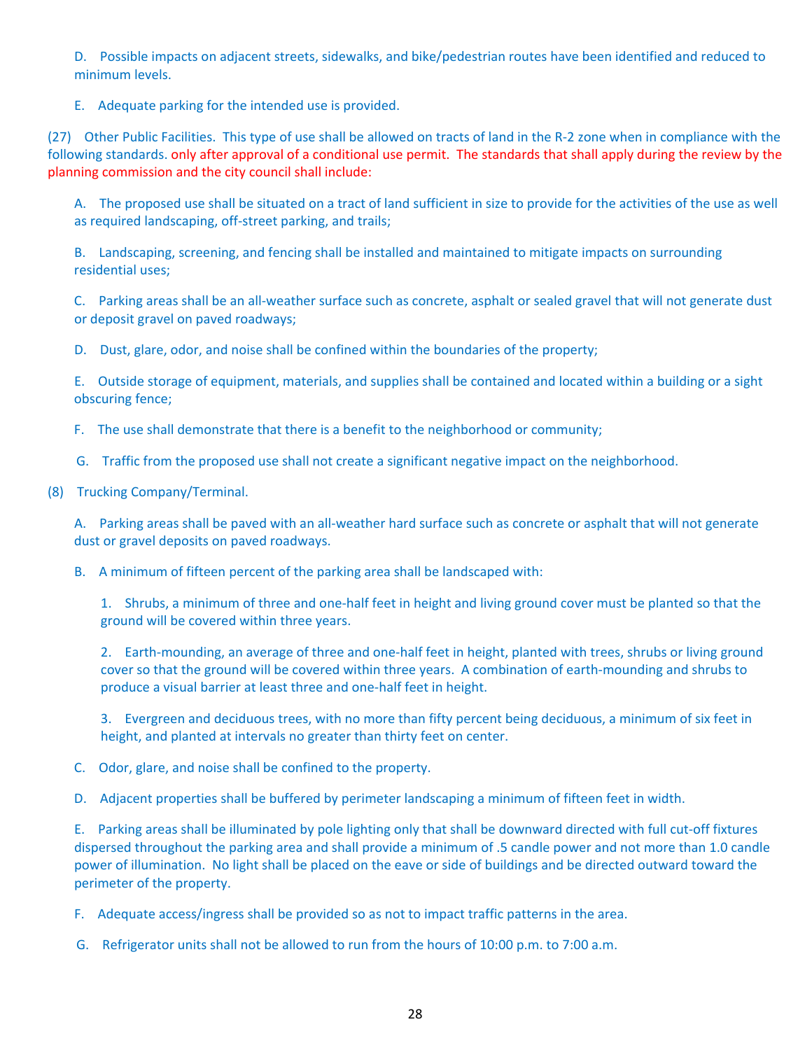D. Possible impacts on adjacent streets, sidewalks, and bike/pedestrian routes have been identified and reduced to minimum levels.

E. Adequate parking for the intended use is provided.

(27) Other Public Facilities. This type of use shall be allowed on tracts of land in the R-2 zone when in compliance with the following standards. only after approval of a conditional use permit. The standards that shall apply during the review by the planning commission and the city council shall include:

A. The proposed use shall be situated on a tract of land sufficient in size to provide for the activities of the use as well as required landscaping, off-street parking, and trails;

B. Landscaping, screening, and fencing shall be installed and maintained to mitigate impacts on surrounding residential uses;

C. Parking areas shall be an all-weather surface such as concrete, asphalt or sealed gravel that will not generate dust or deposit gravel on paved roadways;

D. Dust, glare, odor, and noise shall be confined within the boundaries of the property;

E. Outside storage of equipment, materials, and supplies shall be contained and located within a building or a sight obscuring fence;

F. The use shall demonstrate that there is a benefit to the neighborhood or community;

G. Traffic from the proposed use shall not create a significant negative impact on the neighborhood.

(8) Trucking Company/Terminal.

A. Parking areas shall be paved with an all-weather hard surface such as concrete or asphalt that will not generate dust or gravel deposits on paved roadways.

B. A minimum of fifteen percent of the parking area shall be landscaped with:

1. Shrubs, a minimum of three and one-half feet in height and living ground cover must be planted so that the ground will be covered within three years.

2. Earth-mounding, an average of three and one-half feet in height, planted with trees, shrubs or living ground cover so that the ground will be covered within three years. A combination of earth-mounding and shrubs to produce a visual barrier at least three and one-half feet in height.

3. Evergreen and deciduous trees, with no more than fifty percent being deciduous, a minimum of six feet in height, and planted at intervals no greater than thirty feet on center.

C. Odor, glare, and noise shall be confined to the property.

D. Adjacent properties shall be buffered by perimeter landscaping a minimum of fifteen feet in width.

E. Parking areas shall be illuminated by pole lighting only that shall be downward directed with full cut-off fixtures dispersed throughout the parking area and shall provide a minimum of .5 candle power and not more than 1.0 candle power of illumination. No light shall be placed on the eave or side of buildings and be directed outward toward the perimeter of the property.

F. Adequate access/ingress shall be provided so as not to impact traffic patterns in the area.

G. Refrigerator units shall not be allowed to run from the hours of 10:00 p.m. to 7:00 a.m.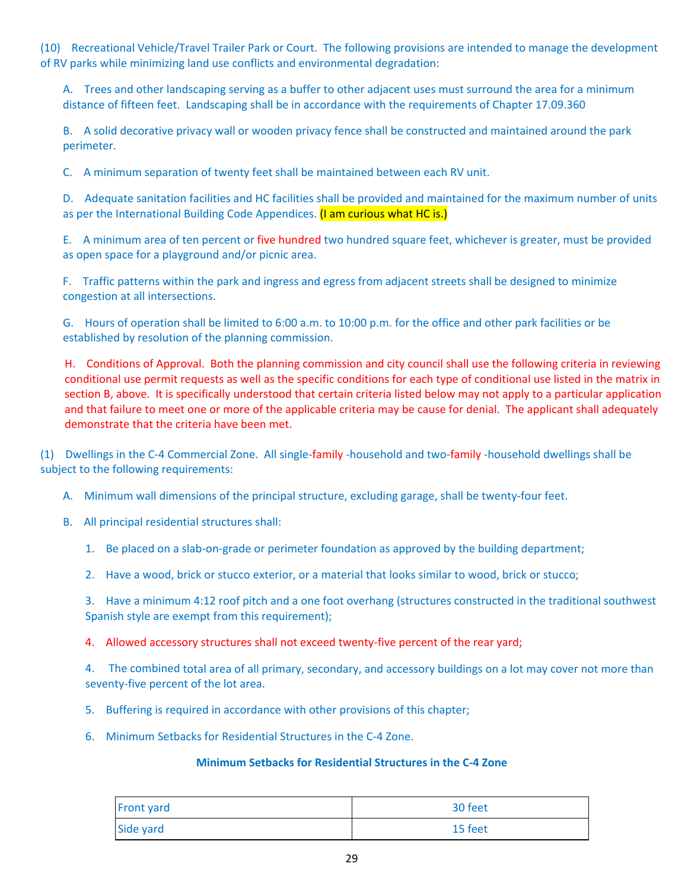(10) Recreational Vehicle/Travel Trailer Park or Court. The following provisions are intended to manage the development of RV parks while minimizing land use conflicts and environmental degradation:

A. Trees and other landscaping serving as a buffer to other adjacent uses must surround the area for a minimum distance of fifteen feet. Landscaping shall be in accordance with the requirements of Chapter 17.09.360

B. A solid decorative privacy wall or wooden privacy fence shall be constructed and maintained around the park perimeter.

C. A minimum separation of twenty feet shall be maintained between each RV unit.

D. Adequate sanitation facilities and HC facilities shall be provided and maintained for the maximum number of units as per the International Building Code Appendices. (I am curious what HC is.)

E. A minimum area of ten percent or five hundred two hundred square feet, whichever is greater, must be provided as open space for a playground and/or picnic area.

F. Traffic patterns within the park and ingress and egress from adjacent streets shall be designed to minimize congestion at all intersections.

G. Hours of operation shall be limited to 6:00 a.m. to 10:00 p.m. for the office and other park facilities or be established by resolution of the planning commission.

H. Conditions of Approval. Both the planning commission and city council shall use the following criteria in reviewing conditional use permit requests as well as the specific conditions for each type of conditional use listed in the matrix in section B, above. It is specifically understood that certain criteria listed below may not apply to a particular application and that failure to meet one or more of the applicable criteria may be cause for denial. The applicant shall adequately demonstrate that the criteria have been met.

(1) Dwellings in the C-4 Commercial Zone. All single-family -household and two-family -household dwellings shall be subject to the following requirements:

A. Minimum wall dimensions of the principal structure, excluding garage, shall be twenty-four feet.

B. All principal residential structures shall:

1. Be placed on a slab-on-grade or perimeter foundation as approved by the building department;

2. Have a wood, brick or stucco exterior, or a material that looks similar to wood, brick or stucco;

3. Have a minimum 4:12 roof pitch and a one foot overhang (structures constructed in the traditional southwest Spanish style are exempt from this requirement);

4. Allowed accessory structures shall not exceed twenty-five percent of the rear yard;

4. The combined total area of all primary, secondary, and accessory buildings on a lot may cover not more than seventy-five percent of the lot area.

5. Buffering is required in accordance with other provisions of this chapter;

6. Minimum Setbacks for Residential Structures in the C-4 Zone.

**Minimum Setbacks for Residential Structures in the C-4 Zone**

| | |
|---|---|
| Front yard | 30 feet |
| Side yard | 15 feet |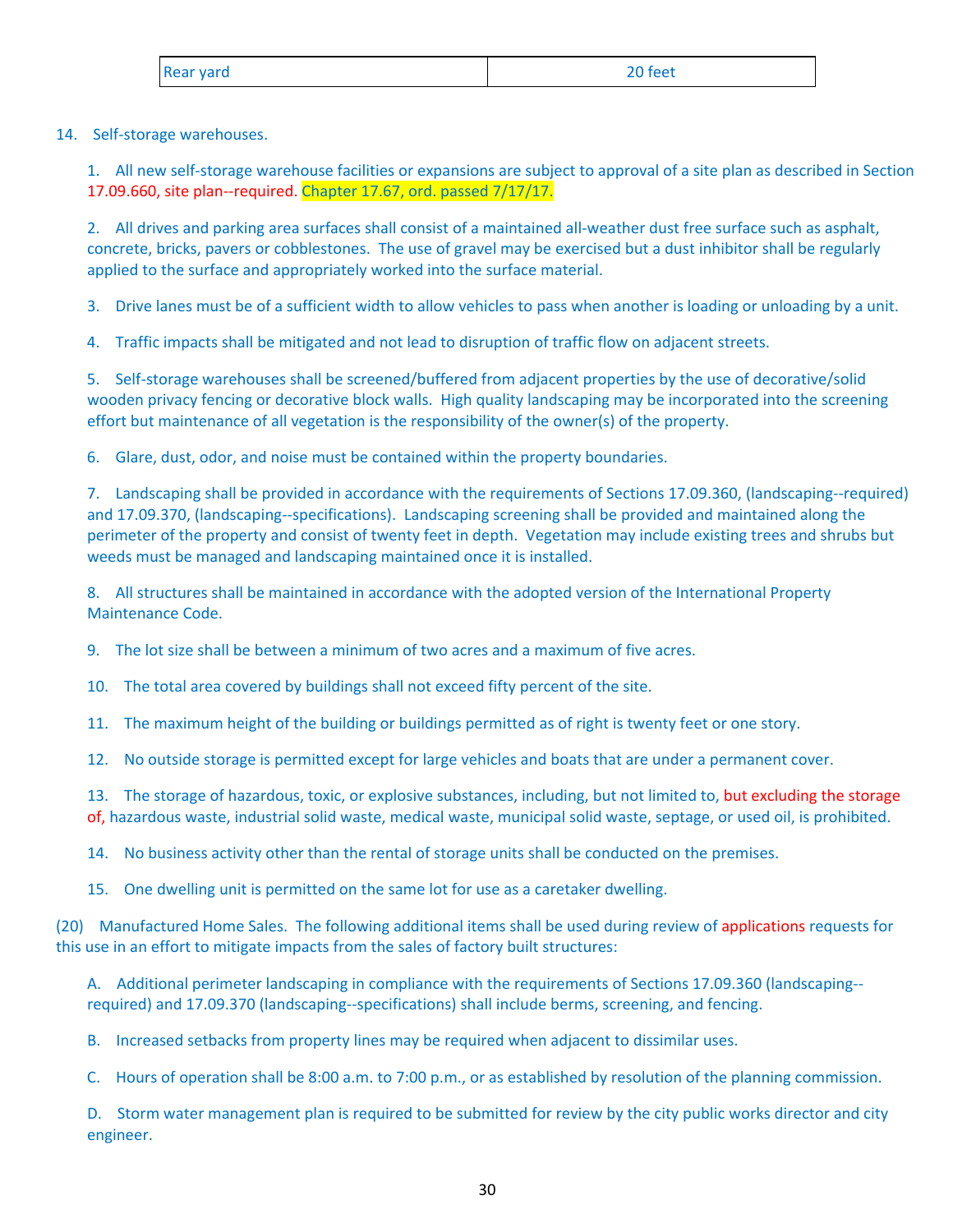| Rear yard | 20 feet |
|---|---|

14. Self-storage warehouses.

1. All new self-storage warehouse facilities or expansions are subject to approval of a site plan as described in Section 17.09.660, site plan--required. Chapter 17.67, ord. passed 7/17/17.

2. All drives and parking area surfaces shall consist of a maintained all-weather dust free surface such as asphalt, concrete, bricks, pavers or cobblestones. The use of gravel may be exercised but a dust inhibitor shall be regularly applied to the surface and appropriately worked into the surface material.

3. Drive lanes must be of a sufficient width to allow vehicles to pass when another is loading or unloading by a unit.

4. Traffic impacts shall be mitigated and not lead to disruption of traffic flow on adjacent streets.

5. Self-storage warehouses shall be screened/buffered from adjacent properties by the use of decorative/solid wooden privacy fencing or decorative block walls. High quality landscaping may be incorporated into the screening effort but maintenance of all vegetation is the responsibility of the owner(s) of the property.

6. Glare, dust, odor, and noise must be contained within the property boundaries.

7. Landscaping shall be provided in accordance with the requirements of Sections 17.09.360, (landscaping--required) and 17.09.370, (landscaping--specifications). Landscaping screening shall be provided and maintained along the perimeter of the property and consist of twenty feet in depth. Vegetation may include existing trees and shrubs but weeds must be managed and landscaping maintained once it is installed.

8. All structures shall be maintained in accordance with the adopted version of the International Property Maintenance Code.

9. The lot size shall be between a minimum of two acres and a maximum of five acres.

10. The total area covered by buildings shall not exceed fifty percent of the site.

11. The maximum height of the building or buildings permitted as of right is twenty feet or one story.

12. No outside storage is permitted except for large vehicles and boats that are under a permanent cover.

13. The storage of hazardous, toxic, or explosive substances, including, but not limited to, but excluding the storage of, hazardous waste, industrial solid waste, medical waste, municipal solid waste, septage, or used oil, is prohibited.

14. No business activity other than the rental of storage units shall be conducted on the premises.

15. One dwelling unit is permitted on the same lot for use as a caretaker dwelling.

(20) Manufactured Home Sales. The following additional items shall be used during review of applications requests for this use in an effort to mitigate impacts from the sales of factory built structures:

A. Additional perimeter landscaping in compliance with the requirements of Sections 17.09.360 (landscaping--required) and 17.09.370 (landscaping--specifications) shall include berms, screening, and fencing.

B. Increased setbacks from property lines may be required when adjacent to dissimilar uses.

C. Hours of operation shall be 8:00 a.m. to 7:00 p.m., or as established by resolution of the planning commission.

D. Storm water management plan is required to be submitted for review by the city public works director and city engineer.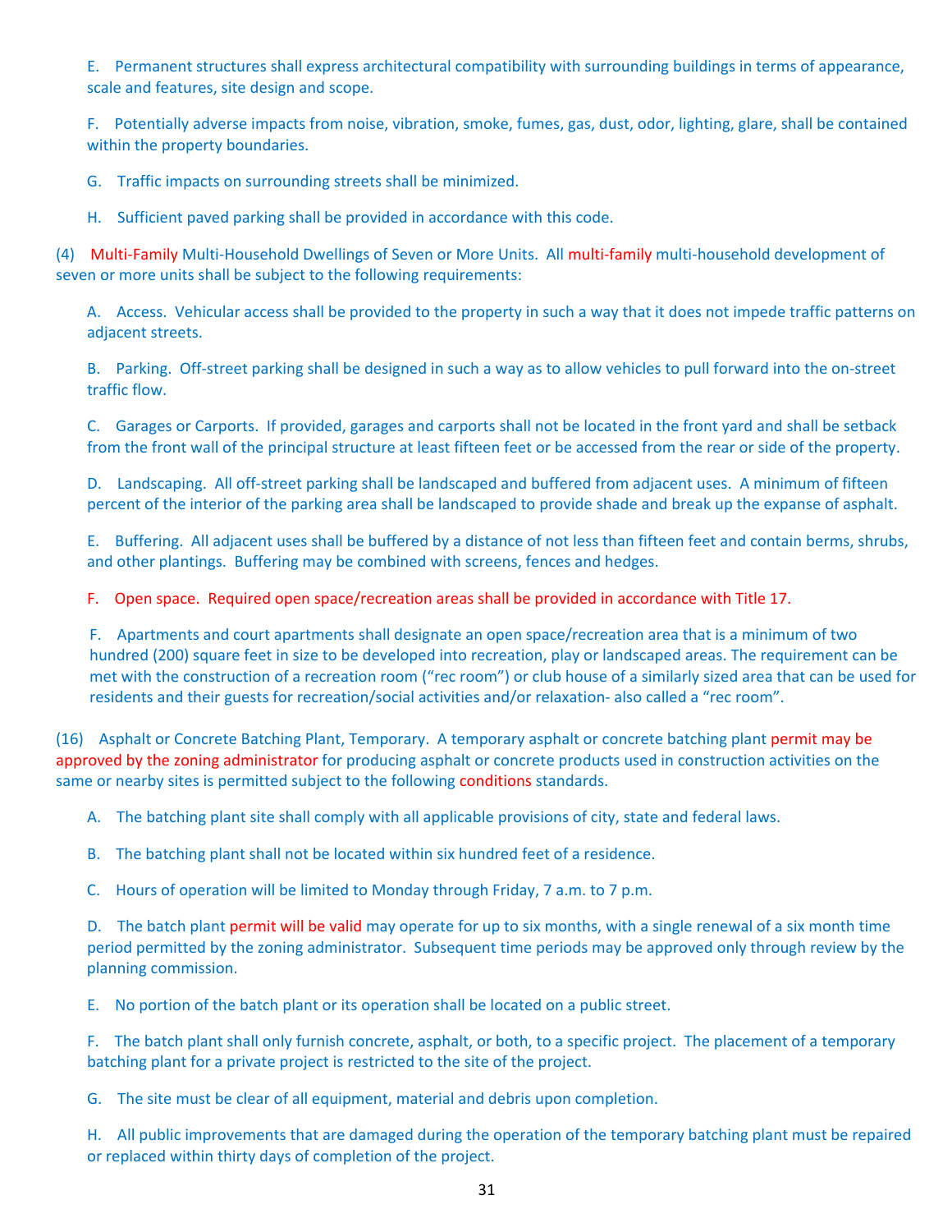E. Permanent structures shall express architectural compatibility with surrounding buildings in terms of appearance, scale and features, site design and scope.

F. Potentially adverse impacts from noise, vibration, smoke, fumes, gas, dust, odor, lighting, glare, shall be contained within the property boundaries.

G. Traffic impacts on surrounding streets shall be minimized.

H. Sufficient paved parking shall be provided in accordance with this code.

(4) Multi-Family Multi-Household Dwellings of Seven or More Units. All multi-family multi-household development of seven or more units shall be subject to the following requirements:

A. Access. Vehicular access shall be provided to the property in such a way that it does not impede traffic patterns on adjacent streets.

B. Parking. Off-street parking shall be designed in such a way as to allow vehicles to pull forward into the on-street traffic flow.

C. Garages or Carports. If provided, garages and carports shall not be located in the front yard and shall be setback from the front wall of the principal structure at least fifteen feet or be accessed from the rear or side of the property.

D. Landscaping. All off-street parking shall be landscaped and buffered from adjacent uses. A minimum of fifteen percent of the interior of the parking area shall be landscaped to provide shade and break up the expanse of asphalt.

E. Buffering. All adjacent uses shall be buffered by a distance of not less than fifteen feet and contain berms, shrubs, and other plantings. Buffering may be combined with screens, fences and hedges.

F. Open space. Required open space/recreation areas shall be provided in accordance with Title 17.

F. Apartments and court apartments shall designate an open space/recreation area that is a minimum of two hundred (200) square feet in size to be developed into recreation, play or landscaped areas. The requirement can be met with the construction of a recreation room ("rec room") or club house of a similarly sized area that can be used for residents and their guests for recreation/social activities and/or relaxation- also called a "rec room".

(16) Asphalt or Concrete Batching Plant, Temporary. A temporary asphalt or concrete batching plant permit may be approved by the zoning administrator for producing asphalt or concrete products used in construction activities on the same or nearby sites is permitted subject to the following conditions standards.

A. The batching plant site shall comply with all applicable provisions of city, state and federal laws.

B. The batching plant shall not be located within six hundred feet of a residence.

C. Hours of operation will be limited to Monday through Friday, 7 a.m. to 7 p.m.

D. The batch plant permit will be valid may operate for up to six months, with a single renewal of a six month time period permitted by the zoning administrator. Subsequent time periods may be approved only through review by the planning commission.

E. No portion of the batch plant or its operation shall be located on a public street.

F. The batch plant shall only furnish concrete, asphalt, or both, to a specific project. The placement of a temporary batching plant for a private project is restricted to the site of the project.

G. The site must be clear of all equipment, material and debris upon completion.

H. All public improvements that are damaged during the operation of the temporary batching plant must be repaired or replaced within thirty days of completion of the project.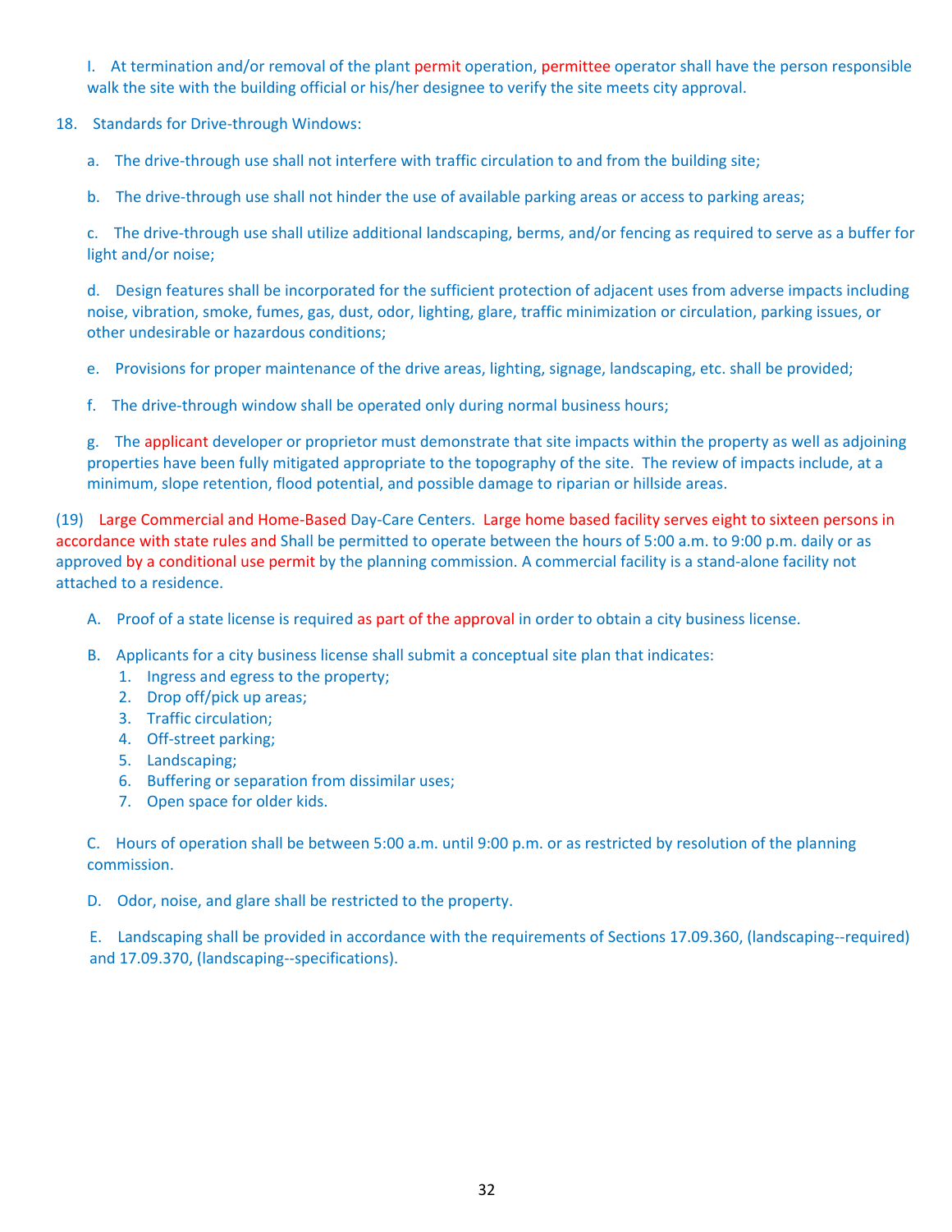I. At termination and/or removal of the plant permit operation, permittee operator shall have the person responsible walk the site with the building official or his/her designee to verify the site meets city approval.

18. Standards for Drive-through Windows:

a. The drive-through use shall not interfere with traffic circulation to and from the building site;

b. The drive-through use shall not hinder the use of available parking areas or access to parking areas;

c. The drive-through use shall utilize additional landscaping, berms, and/or fencing as required to serve as a buffer for light and/or noise;

d. Design features shall be incorporated for the sufficient protection of adjacent uses from adverse impacts including noise, vibration, smoke, fumes, gas, dust, odor, lighting, glare, traffic minimization or circulation, parking issues, or other undesirable or hazardous conditions;

e. Provisions for proper maintenance of the drive areas, lighting, signage, landscaping, etc. shall be provided;

f. The drive-through window shall be operated only during normal business hours;

g. The applicant developer or proprietor must demonstrate that site impacts within the property as well as adjoining properties have been fully mitigated appropriate to the topography of the site. The review of impacts include, at a minimum, slope retention, flood potential, and possible damage to riparian or hillside areas.

(19) Large Commercial and Home-Based Day-Care Centers. Large home based facility serves eight to sixteen persons in accordance with state rules and Shall be permitted to operate between the hours of 5:00 a.m. to 9:00 p.m. daily or as approved by a conditional use permit by the planning commission. A commercial facility is a stand-alone facility not attached to a residence.

A. Proof of a state license is required as part of the approval in order to obtain a city business license.

B. Applicants for a city business license shall submit a conceptual site plan that indicates:
1. Ingress and egress to the property;
2. Drop off/pick up areas;
3. Traffic circulation;
4. Off-street parking;
5. Landscaping;
6. Buffering or separation from dissimilar uses;
7. Open space for older kids.

C. Hours of operation shall be between 5:00 a.m. until 9:00 p.m. or as restricted by resolution of the planning commission.

D. Odor, noise, and glare shall be restricted to the property.

E. Landscaping shall be provided in accordance with the requirements of Sections 17.09.360, (landscaping--required) and 17.09.370, (landscaping--specifications).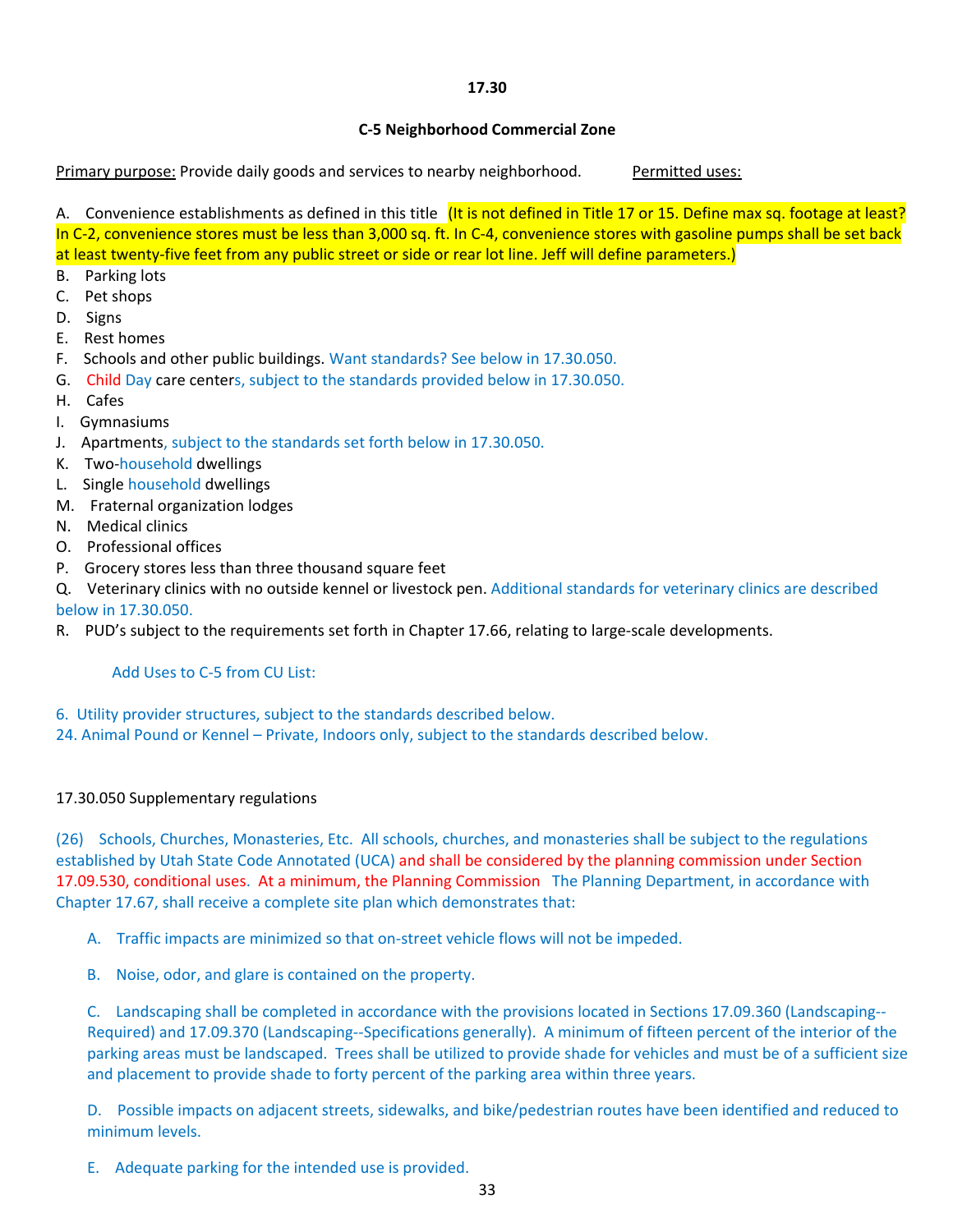**17.30**

**C-5 Neighborhood Commercial Zone**

Primary purpose: Provide daily goods and services to nearby neighborhood. Permitted uses:

A. Convenience establishments as defined in this title (It is not defined in Title 17 or 15. Define max sq. footage at least? In C-2, convenience stores must be less than 3,000 sq. ft. In C-4, convenience stores with gasoline pumps shall be set back at least twenty-five feet from any public street or side or rear lot line. Jeff will define parameters.)
B. Parking lots
C. Pet shops
D. Signs
E. Rest homes
F. Schools and other public buildings. Want standards? See below in 17.30.050.
G. Child Day care centers, subject to the standards provided below in 17.30.050.
H. Cafes
I. Gymnasiums
J. Apartments, subject to the standards set forth below in 17.30.050.
K. Two-household dwellings
L. Single household dwellings
M. Fraternal organization lodges
N. Medical clinics
O. Professional offices
P. Grocery stores less than three thousand square feet
Q. Veterinary clinics with no outside kennel or livestock pen. Additional standards for veterinary clinics are described below in 17.30.050.
R. PUD's subject to the requirements set forth in Chapter 17.66, relating to large-scale developments.

Add Uses to C-5 from CU List:

6. Utility provider structures, subject to the standards described below.
24. Animal Pound or Kennel – Private, Indoors only, subject to the standards described below.

17.30.050 Supplementary regulations

(26) Schools, Churches, Monasteries, Etc. All schools, churches, and monasteries shall be subject to the regulations established by Utah State Code Annotated (UCA) and shall be considered by the planning commission under Section 17.09.530, conditional uses. At a minimum, the Planning Commission The Planning Department, in accordance with Chapter 17.67, shall receive a complete site plan which demonstrates that:

A. Traffic impacts are minimized so that on-street vehicle flows will not be impeded.

B. Noise, odor, and glare is contained on the property.

C. Landscaping shall be completed in accordance with the provisions located in Sections 17.09.360 (Landscaping--Required) and 17.09.370 (Landscaping--Specifications generally). A minimum of fifteen percent of the interior of the parking areas must be landscaped. Trees shall be utilized to provide shade for vehicles and must be of a sufficient size and placement to provide shade to forty percent of the parking area within three years.

D. Possible impacts on adjacent streets, sidewalks, and bike/pedestrian routes have been identified and reduced to minimum levels.

E. Adequate parking for the intended use is provided.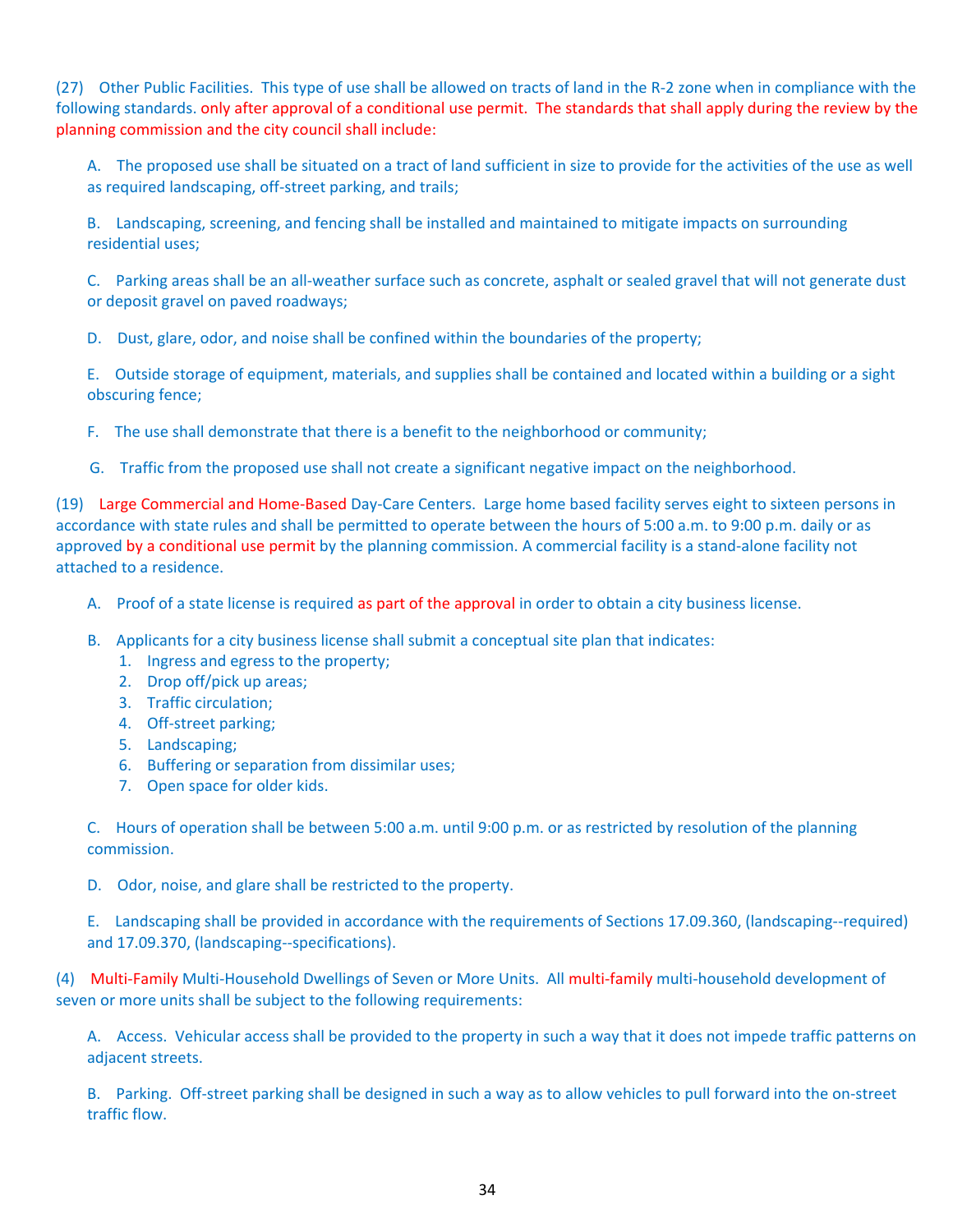(27) Other Public Facilities. This type of use shall be allowed on tracts of land in the R-2 zone when in compliance with the following standards. only after approval of a conditional use permit. The standards that shall apply during the review by the planning commission and the city council shall include:

A. The proposed use shall be situated on a tract of land sufficient in size to provide for the activities of the use as well as required landscaping, off-street parking, and trails;

B. Landscaping, screening, and fencing shall be installed and maintained to mitigate impacts on surrounding residential uses;

C. Parking areas shall be an all-weather surface such as concrete, asphalt or sealed gravel that will not generate dust or deposit gravel on paved roadways;

D. Dust, glare, odor, and noise shall be confined within the boundaries of the property;

E. Outside storage of equipment, materials, and supplies shall be contained and located within a building or a sight obscuring fence;

F. The use shall demonstrate that there is a benefit to the neighborhood or community;

G. Traffic from the proposed use shall not create a significant negative impact on the neighborhood.

(19) Large Commercial and Home-Based Day-Care Centers. Large home based facility serves eight to sixteen persons in accordance with state rules and shall be permitted to operate between the hours of 5:00 a.m. to 9:00 p.m. daily or as approved by a conditional use permit by the planning commission. A commercial facility is a stand-alone facility not attached to a residence.

A. Proof of a state license is required as part of the approval in order to obtain a city business license.

B. Applicants for a city business license shall submit a conceptual site plan that indicates:
1. Ingress and egress to the property;
2. Drop off/pick up areas;
3. Traffic circulation;
4. Off-street parking;
5. Landscaping;
6. Buffering or separation from dissimilar uses;
7. Open space for older kids.

C. Hours of operation shall be between 5:00 a.m. until 9:00 p.m. or as restricted by resolution of the planning commission.

D. Odor, noise, and glare shall be restricted to the property.

E. Landscaping shall be provided in accordance with the requirements of Sections 17.09.360, (landscaping--required) and 17.09.370, (landscaping--specifications).

(4) Multi-Family Multi-Household Dwellings of Seven or More Units. All multi-family multi-household development of seven or more units shall be subject to the following requirements:

A. Access. Vehicular access shall be provided to the property in such a way that it does not impede traffic patterns on adjacent streets.

B. Parking. Off-street parking shall be designed in such a way as to allow vehicles to pull forward into the on-street traffic flow.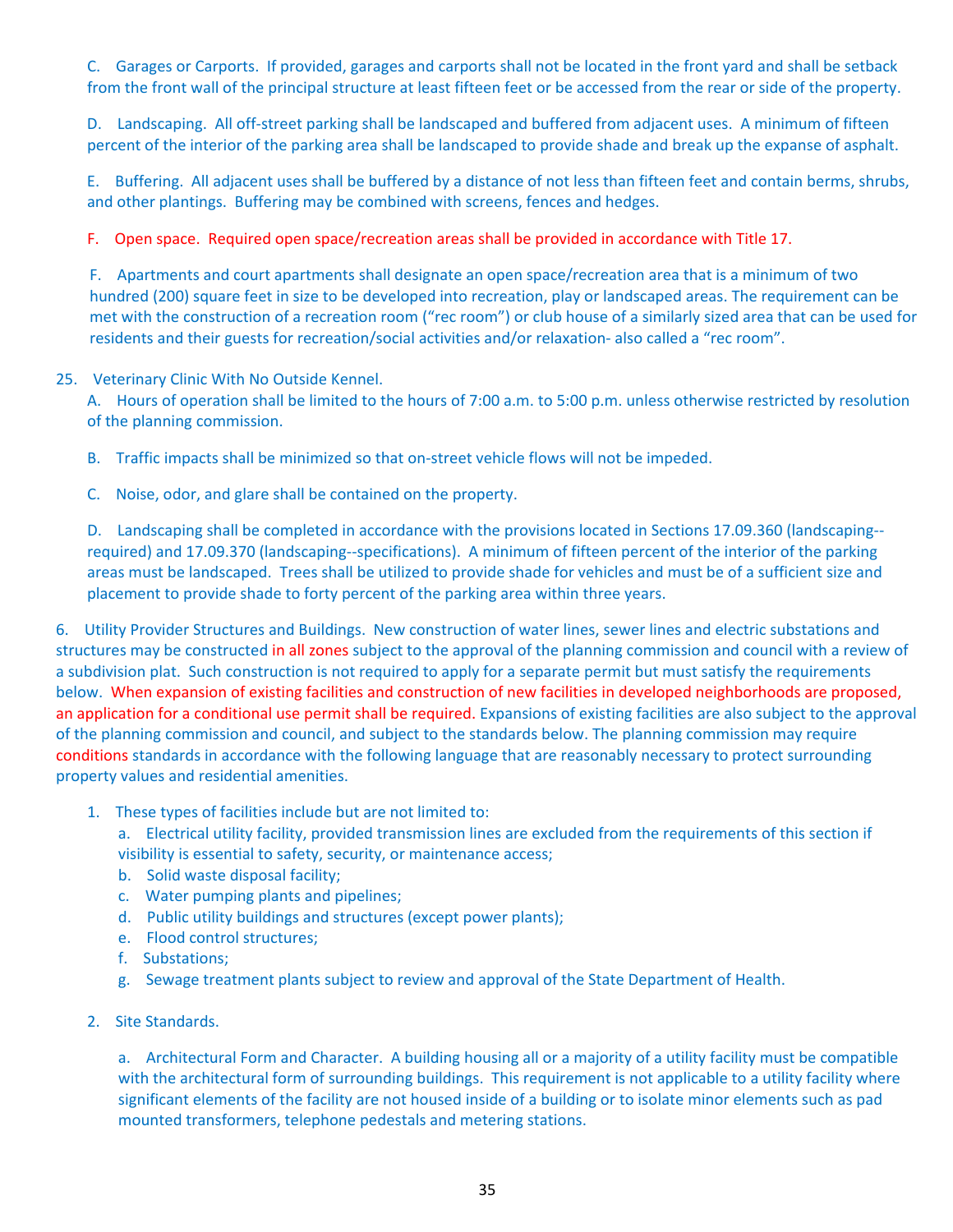C. Garages or Carports. If provided, garages and carports shall not be located in the front yard and shall be setback from the front wall of the principal structure at least fifteen feet or be accessed from the rear or side of the property.

D. Landscaping. All off-street parking shall be landscaped and buffered from adjacent uses. A minimum of fifteen percent of the interior of the parking area shall be landscaped to provide shade and break up the expanse of asphalt.

E. Buffering. All adjacent uses shall be buffered by a distance of not less than fifteen feet and contain berms, shrubs, and other plantings. Buffering may be combined with screens, fences and hedges.

F. Open space. Required open space/recreation areas shall be provided in accordance with Title 17.

F. Apartments and court apartments shall designate an open space/recreation area that is a minimum of two hundred (200) square feet in size to be developed into recreation, play or landscaped areas. The requirement can be met with the construction of a recreation room ("rec room") or club house of a similarly sized area that can be used for residents and their guests for recreation/social activities and/or relaxation- also called a "rec room".

25. Veterinary Clinic With No Outside Kennel.

A. Hours of operation shall be limited to the hours of 7:00 a.m. to 5:00 p.m. unless otherwise restricted by resolution of the planning commission.

B. Traffic impacts shall be minimized so that on-street vehicle flows will not be impeded.

C. Noise, odor, and glare shall be contained on the property.

D. Landscaping shall be completed in accordance with the provisions located in Sections 17.09.360 (landscaping--required) and 17.09.370 (landscaping--specifications). A minimum of fifteen percent of the interior of the parking areas must be landscaped. Trees shall be utilized to provide shade for vehicles and must be of a sufficient size and placement to provide shade to forty percent of the parking area within three years.

6. Utility Provider Structures and Buildings. New construction of water lines, sewer lines and electric substations and structures may be constructed in all zones subject to the approval of the planning commission and council with a review of a subdivision plat. Such construction is not required to apply for a separate permit but must satisfy the requirements below. When expansion of existing facilities and construction of new facilities in developed neighborhoods are proposed, an application for a conditional use permit shall be required. Expansions of existing facilities are also subject to the approval of the planning commission and council, and subject to the standards below. The planning commission may require conditions standards in accordance with the following language that are reasonably necessary to protect surrounding property values and residential amenities.

1. These types of facilities include but are not limited to:
   a. Electrical utility facility, provided transmission lines are excluded from the requirements of this section if visibility is essential to safety, security, or maintenance access;
   b. Solid waste disposal facility;
   c. Water pumping plants and pipelines;
   d. Public utility buildings and structures (except power plants);
   e. Flood control structures;
   f. Substations;
   g. Sewage treatment plants subject to review and approval of the State Department of Health.

2. Site Standards.

   a. Architectural Form and Character. A building housing all or a majority of a utility facility must be compatible with the architectural form of surrounding buildings. This requirement is not applicable to a utility facility where significant elements of the facility are not housed inside of a building or to isolate minor elements such as pad mounted transformers, telephone pedestals and metering stations.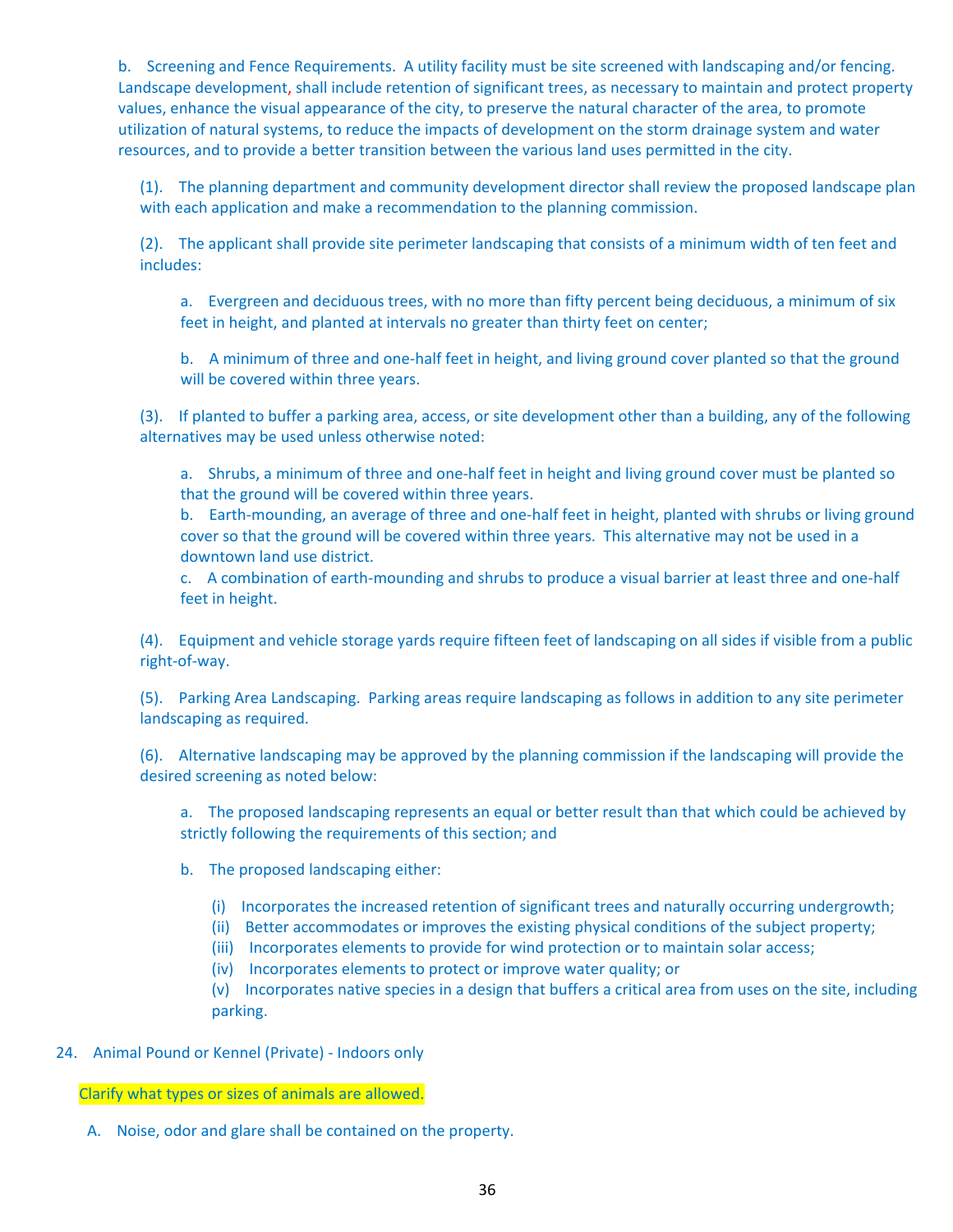b. Screening and Fence Requirements. A utility facility must be site screened with landscaping and/or fencing. Landscape development, shall include retention of significant trees, as necessary to maintain and protect property values, enhance the visual appearance of the city, to preserve the natural character of the area, to promote utilization of natural systems, to reduce the impacts of development on the storm drainage system and water resources, and to provide a better transition between the various land uses permitted in the city.

(1). The planning department and community development director shall review the proposed landscape plan with each application and make a recommendation to the planning commission.

(2). The applicant shall provide site perimeter landscaping that consists of a minimum width of ten feet and includes:

a. Evergreen and deciduous trees, with no more than fifty percent being deciduous, a minimum of six feet in height, and planted at intervals no greater than thirty feet on center;

b. A minimum of three and one-half feet in height, and living ground cover planted so that the ground will be covered within three years.

(3). If planted to buffer a parking area, access, or site development other than a building, any of the following alternatives may be used unless otherwise noted:

a. Shrubs, a minimum of three and one-half feet in height and living ground cover must be planted so that the ground will be covered within three years.
b. Earth-mounding, an average of three and one-half feet in height, planted with shrubs or living ground cover so that the ground will be covered within three years. This alternative may not be used in a downtown land use district.
c. A combination of earth-mounding and shrubs to produce a visual barrier at least three and one-half feet in height.

(4). Equipment and vehicle storage yards require fifteen feet of landscaping on all sides if visible from a public right-of-way.

(5). Parking Area Landscaping. Parking areas require landscaping as follows in addition to any site perimeter landscaping as required.

(6). Alternative landscaping may be approved by the planning commission if the landscaping will provide the desired screening as noted below:

a. The proposed landscaping represents an equal or better result than that which could be achieved by strictly following the requirements of this section; and

b. The proposed landscaping either:

(i) Incorporates the increased retention of significant trees and naturally occurring undergrowth;
(ii) Better accommodates or improves the existing physical conditions of the subject property;
(iii) Incorporates elements to provide for wind protection or to maintain solar access;
(iv) Incorporates elements to protect or improve water quality; or
(v) Incorporates native species in a design that buffers a critical area from uses on the site, including parking.

24. Animal Pound or Kennel (Private) - Indoors only

Clarify what types or sizes of animals are allowed.

A. Noise, odor and glare shall be contained on the property.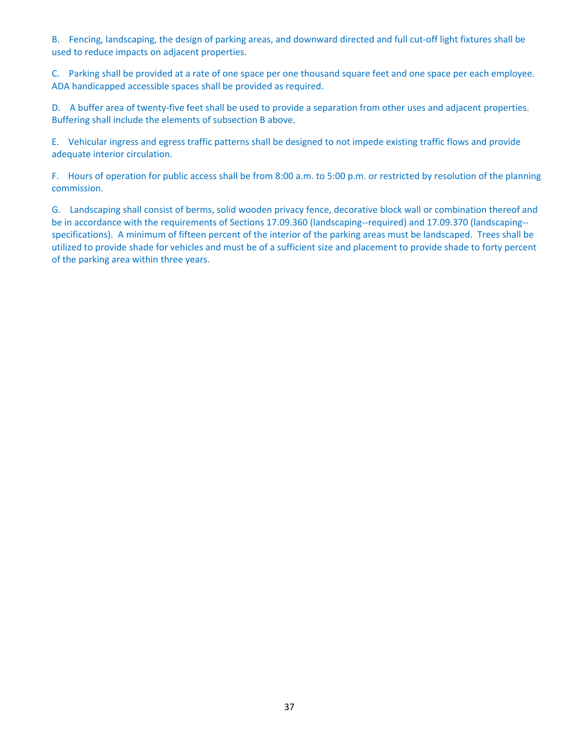B. Fencing, landscaping, the design of parking areas, and downward directed and full cut-off light fixtures shall be used to reduce impacts on adjacent properties.

C. Parking shall be provided at a rate of one space per one thousand square feet and one space per each employee. ADA handicapped accessible spaces shall be provided as required.

D. A buffer area of twenty-five feet shall be used to provide a separation from other uses and adjacent properties. Buffering shall include the elements of subsection B above.

E. Vehicular ingress and egress traffic patterns shall be designed to not impede existing traffic flows and provide adequate interior circulation.

F. Hours of operation for public access shall be from 8:00 a.m. to 5:00 p.m. or restricted by resolution of the planning commission.

G. Landscaping shall consist of berms, solid wooden privacy fence, decorative block wall or combination thereof and be in accordance with the requirements of Sections 17.09.360 (landscaping--required) and 17.09.370 (landscaping--specifications). A minimum of fifteen percent of the interior of the parking areas must be landscaped. Trees shall be utilized to provide shade for vehicles and must be of a sufficient size and placement to provide shade to forty percent of the parking area within three years.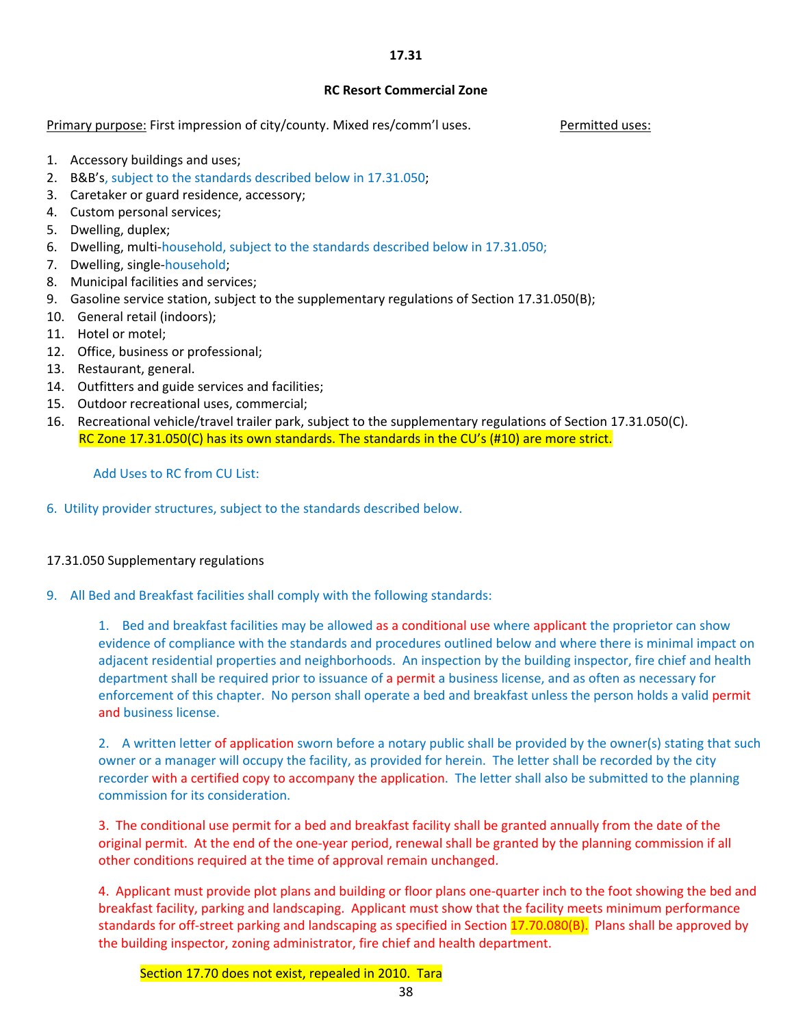**17.31**

**RC Resort Commercial Zone**

Primary purpose: First impression of city/county. Mixed res/comm'l uses. Permitted uses:

1. Accessory buildings and uses;
2. B&B's, subject to the standards described below in 17.31.050;
3. Caretaker or guard residence, accessory;
4. Custom personal services;
5. Dwelling, duplex;
6. Dwelling, multi-household, subject to the standards described below in 17.31.050;
7. Dwelling, single-household;
8. Municipal facilities and services;
9. Gasoline service station, subject to the supplementary regulations of Section 17.31.050(B);
10. General retail (indoors);
11. Hotel or motel;
12. Office, business or professional;
13. Restaurant, general.
14. Outfitters and guide services and facilities;
15. Outdoor recreational uses, commercial;
16. Recreational vehicle/travel trailer park, subject to the supplementary regulations of Section 17.31.050(C).
    RC Zone 17.31.050(C) has its own standards. The standards in the CU's (#10) are more strict.

Add Uses to RC from CU List:

6. Utility provider structures, subject to the standards described below.

17.31.050 Supplementary regulations

9. All Bed and Breakfast facilities shall comply with the following standards:

   1. Bed and breakfast facilities may be allowed as a conditional use where applicant the proprietor can show evidence of compliance with the standards and procedures outlined below and where there is minimal impact on adjacent residential properties and neighborhoods. An inspection by the building inspector, fire chief and health department shall be required prior to issuance of a permit a business license, and as often as necessary for enforcement of this chapter. No person shall operate a bed and breakfast unless the person holds a valid permit and business license.

   2. A written letter of application sworn before a notary public shall be provided by the owner(s) stating that such owner or a manager will occupy the facility, as provided for herein. The letter shall be recorded by the city recorder with a certified copy to accompany the application. The letter shall also be submitted to the planning commission for its consideration.

   3. The conditional use permit for a bed and breakfast facility shall be granted annually from the date of the original permit. At the end of the one-year period, renewal shall be granted by the planning commission if all other conditions required at the time of approval remain unchanged.

   4. Applicant must provide plot plans and building or floor plans one-quarter inch to the foot showing the bed and breakfast facility, parking and landscaping. Applicant must show that the facility meets minimum performance standards for off-street parking and landscaping as specified in Section 17.70.080(B). Plans shall be approved by the building inspector, zoning administrator, fire chief and health department.

      Section 17.70 does not exist, repealed in 2010. Tara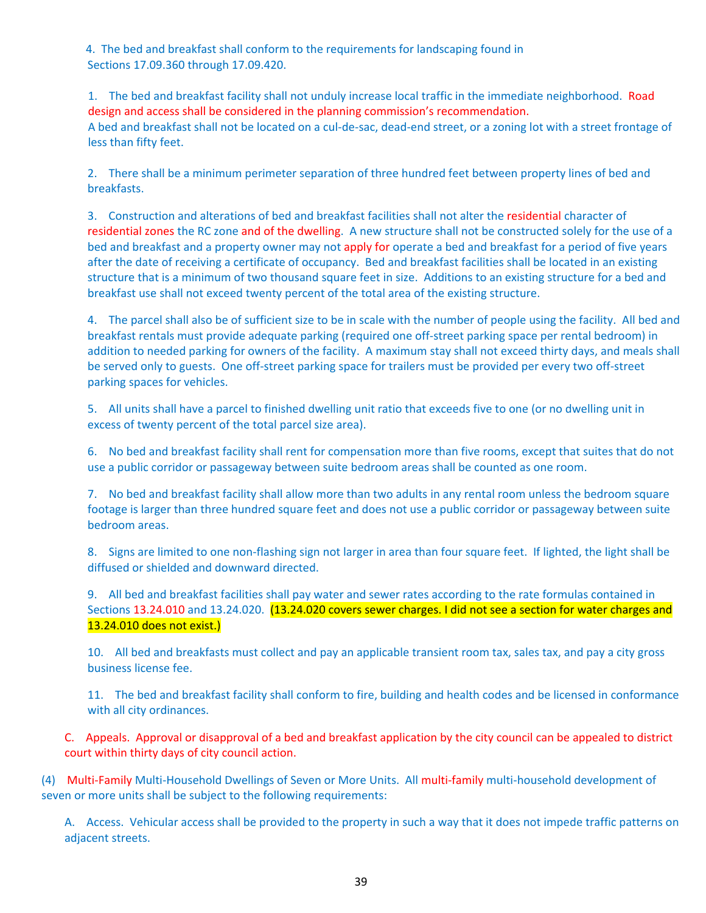4. The bed and breakfast shall conform to the requirements for landscaping found in Sections 17.09.360 through 17.09.420.

1. The bed and breakfast facility shall not unduly increase local traffic in the immediate neighborhood. Road design and access shall be considered in the planning commission's recommendation. A bed and breakfast shall not be located on a cul-de-sac, dead-end street, or a zoning lot with a street frontage of less than fifty feet.

2. There shall be a minimum perimeter separation of three hundred feet between property lines of bed and breakfasts.

3. Construction and alterations of bed and breakfast facilities shall not alter the residential character of residential zones the RC zone and of the dwelling. A new structure shall not be constructed solely for the use of a bed and breakfast and a property owner may not apply for operate a bed and breakfast for a period of five years after the date of receiving a certificate of occupancy. Bed and breakfast facilities shall be located in an existing structure that is a minimum of two thousand square feet in size. Additions to an existing structure for a bed and breakfast use shall not exceed twenty percent of the total area of the existing structure.

4. The parcel shall also be of sufficient size to be in scale with the number of people using the facility. All bed and breakfast rentals must provide adequate parking (required one off-street parking space per rental bedroom) in addition to needed parking for owners of the facility. A maximum stay shall not exceed thirty days, and meals shall be served only to guests. One off-street parking space for trailers must be provided per every two off-street parking spaces for vehicles.

5. All units shall have a parcel to finished dwelling unit ratio that exceeds five to one (or no dwelling unit in excess of twenty percent of the total parcel size area).

6. No bed and breakfast facility shall rent for compensation more than five rooms, except that suites that do not use a public corridor or passageway between suite bedroom areas shall be counted as one room.

7. No bed and breakfast facility shall allow more than two adults in any rental room unless the bedroom square footage is larger than three hundred square feet and does not use a public corridor or passageway between suite bedroom areas.

8. Signs are limited to one non-flashing sign not larger in area than four square feet. If lighted, the light shall be diffused or shielded and downward directed.

9. All bed and breakfast facilities shall pay water and sewer rates according to the rate formulas contained in Sections 13.24.010 and 13.24.020. (13.24.020 covers sewer charges. I did not see a section for water charges and 13.24.010 does not exist.)

10. All bed and breakfasts must collect and pay an applicable transient room tax, sales tax, and pay a city gross business license fee.

11. The bed and breakfast facility shall conform to fire, building and health codes and be licensed in conformance with all city ordinances.

C. Appeals. Approval or disapproval of a bed and breakfast application by the city council can be appealed to district court within thirty days of city council action.

(4) Multi-Family Multi-Household Dwellings of Seven or More Units. All multi-family multi-household development of seven or more units shall be subject to the following requirements:

A. Access. Vehicular access shall be provided to the property in such a way that it does not impede traffic patterns on adjacent streets.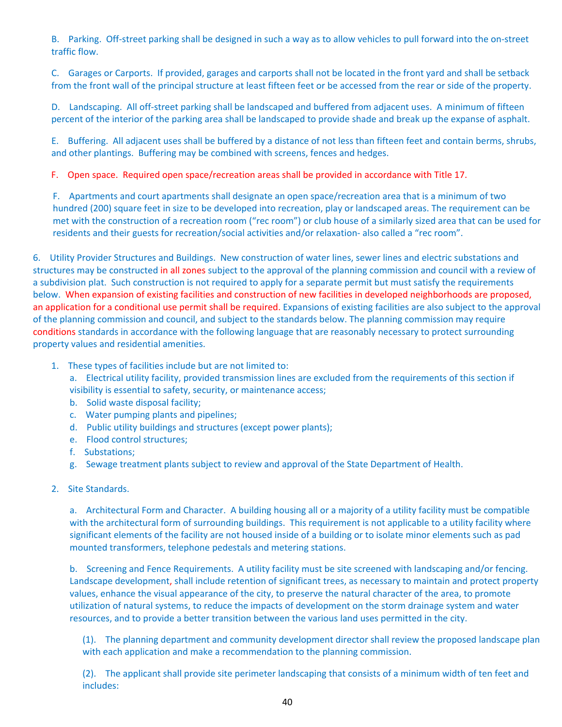B. Parking. Off-street parking shall be designed in such a way as to allow vehicles to pull forward into the on-street traffic flow.

C. Garages or Carports. If provided, garages and carports shall not be located in the front yard and shall be setback from the front wall of the principal structure at least fifteen feet or be accessed from the rear or side of the property.

D. Landscaping. All off-street parking shall be landscaped and buffered from adjacent uses. A minimum of fifteen percent of the interior of the parking area shall be landscaped to provide shade and break up the expanse of asphalt.

E. Buffering. All adjacent uses shall be buffered by a distance of not less than fifteen feet and contain berms, shrubs, and other plantings. Buffering may be combined with screens, fences and hedges.

F. Open space. Required open space/recreation areas shall be provided in accordance with Title 17.

F. Apartments and court apartments shall designate an open space/recreation area that is a minimum of two hundred (200) square feet in size to be developed into recreation, play or landscaped areas. The requirement can be met with the construction of a recreation room ("rec room") or club house of a similarly sized area that can be used for residents and their guests for recreation/social activities and/or relaxation- also called a "rec room".

6. Utility Provider Structures and Buildings. New construction of water lines, sewer lines and electric substations and structures may be constructed in all zones subject to the approval of the planning commission and council with a review of a subdivision plat. Such construction is not required to apply for a separate permit but must satisfy the requirements below. When expansion of existing facilities and construction of new facilities in developed neighborhoods are proposed, an application for a conditional use permit shall be required. Expansions of existing facilities are also subject to the approval of the planning commission and council, and subject to the standards below. The planning commission may require conditions standards in accordance with the following language that are reasonably necessary to protect surrounding property values and residential amenities.

1. These types of facilities include but are not limited to:
   a. Electrical utility facility, provided transmission lines are excluded from the requirements of this section if visibility is essential to safety, security, or maintenance access;
   b. Solid waste disposal facility;
   c. Water pumping plants and pipelines;
   d. Public utility buildings and structures (except power plants);
   e. Flood control structures;
   f. Substations;
   g. Sewage treatment plants subject to review and approval of the State Department of Health.

2. Site Standards.

   a. Architectural Form and Character. A building housing all or a majority of a utility facility must be compatible with the architectural form of surrounding buildings. This requirement is not applicable to a utility facility where significant elements of the facility are not housed inside of a building or to isolate minor elements such as pad mounted transformers, telephone pedestals and metering stations.

   b. Screening and Fence Requirements. A utility facility must be site screened with landscaping and/or fencing. Landscape development, shall include retention of significant trees, as necessary to maintain and protect property values, enhance the visual appearance of the city, to preserve the natural character of the area, to promote utilization of natural systems, to reduce the impacts of development on the storm drainage system and water resources, and to provide a better transition between the various land uses permitted in the city.

      (1). The planning department and community development director shall review the proposed landscape plan with each application and make a recommendation to the planning commission.

      (2). The applicant shall provide site perimeter landscaping that consists of a minimum width of ten feet and includes: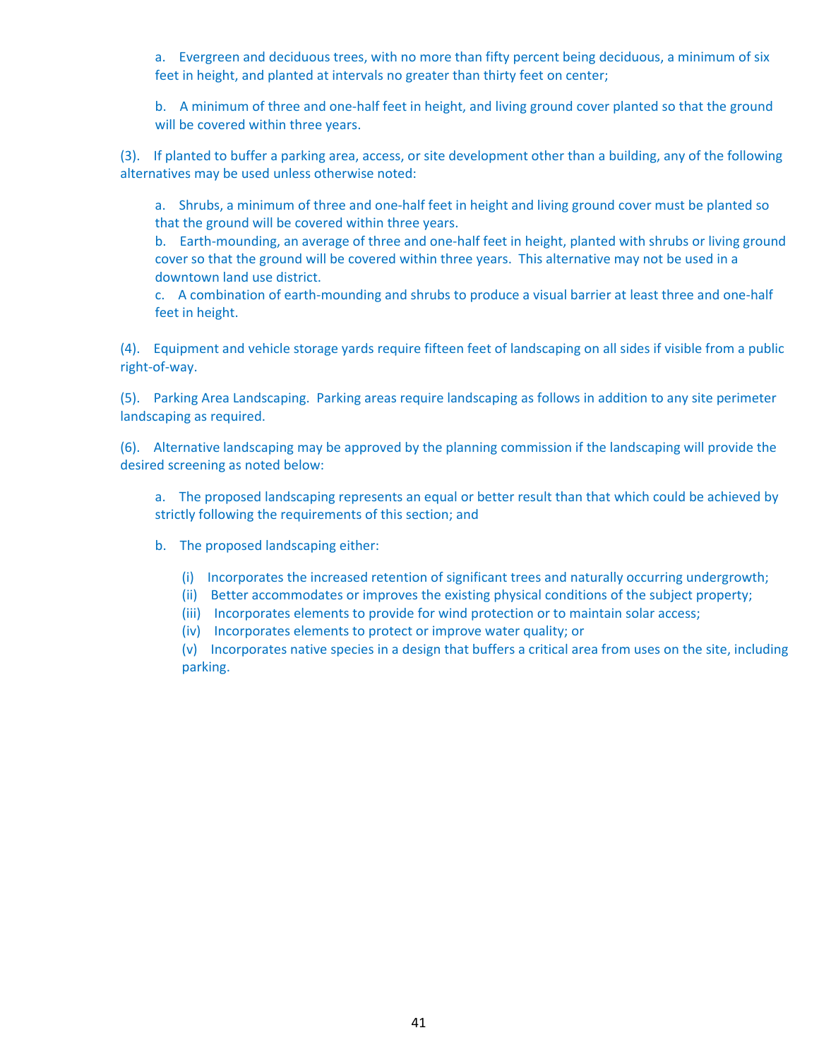a. Evergreen and deciduous trees, with no more than fifty percent being deciduous, a minimum of six feet in height, and planted at intervals no greater than thirty feet on center;

b. A minimum of three and one-half feet in height, and living ground cover planted so that the ground will be covered within three years.

(3). If planted to buffer a parking area, access, or site development other than a building, any of the following alternatives may be used unless otherwise noted:

a. Shrubs, a minimum of three and one-half feet in height and living ground cover must be planted so that the ground will be covered within three years.

b. Earth-mounding, an average of three and one-half feet in height, planted with shrubs or living ground cover so that the ground will be covered within three years. This alternative may not be used in a downtown land use district.

c. A combination of earth-mounding and shrubs to produce a visual barrier at least three and one-half feet in height.

(4). Equipment and vehicle storage yards require fifteen feet of landscaping on all sides if visible from a public right-of-way.

(5). Parking Area Landscaping. Parking areas require landscaping as follows in addition to any site perimeter landscaping as required.

(6). Alternative landscaping may be approved by the planning commission if the landscaping will provide the desired screening as noted below:

a. The proposed landscaping represents an equal or better result than that which could be achieved by strictly following the requirements of this section; and

b. The proposed landscaping either:

(i) Incorporates the increased retention of significant trees and naturally occurring undergrowth;
(ii) Better accommodates or improves the existing physical conditions of the subject property;
(iii) Incorporates elements to provide for wind protection or to maintain solar access;
(iv) Incorporates elements to protect or improve water quality; or
(v) Incorporates native species in a design that buffers a critical area from uses on the site, including parking.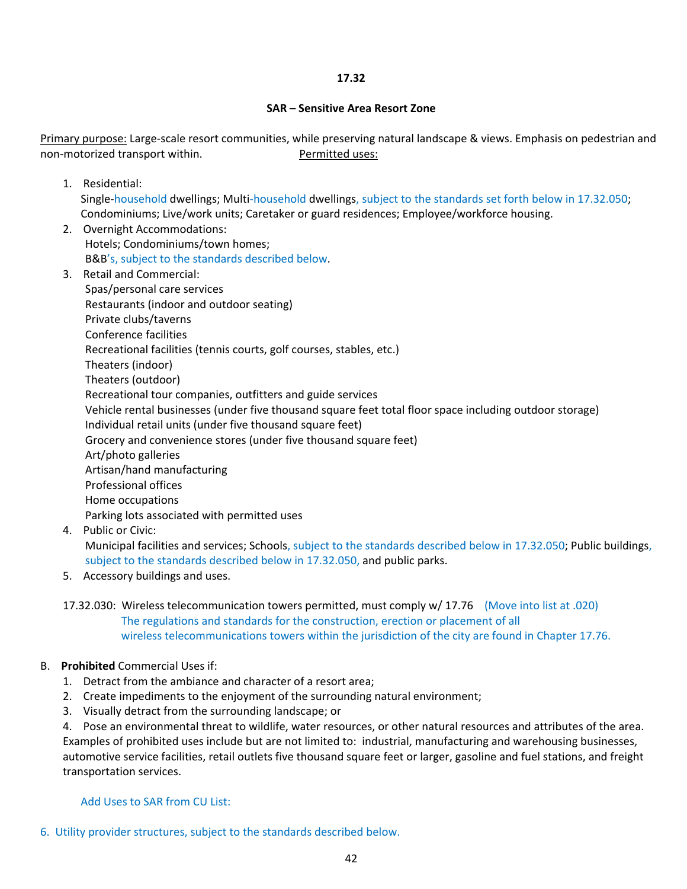**17.32**

**SAR – Sensitive Area Resort Zone**

Primary purpose: Large-scale resort communities, while preserving natural landscape & views. Emphasis on pedestrian and non-motorized transport within. Permitted uses:

1. Residential:
   Single-household dwellings; Multi-household dwellings, subject to the standards set forth below in 17.32.050; Condominiums; Live/work units; Caretaker or guard residences; Employee/workforce housing.
2. Overnight Accommodations:
   Hotels; Condominiums/town homes;
   B&B's, subject to the standards described below.
3. Retail and Commercial:
   Spas/personal care services
   Restaurants (indoor and outdoor seating)
   Private clubs/taverns
   Conference facilities
   Recreational facilities (tennis courts, golf courses, stables, etc.)
   Theaters (indoor)
   Theaters (outdoor)
   Recreational tour companies, outfitters and guide services
   Vehicle rental businesses (under five thousand square feet total floor space including outdoor storage)
   Individual retail units (under five thousand square feet)
   Grocery and convenience stores (under five thousand square feet)
   Art/photo galleries
   Artisan/hand manufacturing
   Professional offices
   Home occupations
   Parking lots associated with permitted uses
4. Public or Civic:
   Municipal facilities and services; Schools, subject to the standards described below in 17.32.050; Public buildings, subject to the standards described below in 17.32.050, and public parks.
5. Accessory buildings and uses.

17.32.030: Wireless telecommunication towers permitted, must comply w/ 17.76 (Move into list at .020)
The regulations and standards for the construction, erection or placement of all wireless telecommunications towers within the jurisdiction of the city are found in Chapter 17.76.

B. **Prohibited** Commercial Uses if:

1. Detract from the ambiance and character of a resort area;
2. Create impediments to the enjoyment of the surrounding natural environment;
3. Visually detract from the surrounding landscape; or
4. Pose an environmental threat to wildlife, water resources, or other natural resources and attributes of the area.

Examples of prohibited uses include but are not limited to: industrial, manufacturing and warehousing businesses, automotive service facilities, retail outlets five thousand square feet or larger, gasoline and fuel stations, and freight transportation services.

Add Uses to SAR from CU List:

6. Utility provider structures, subject to the standards described below.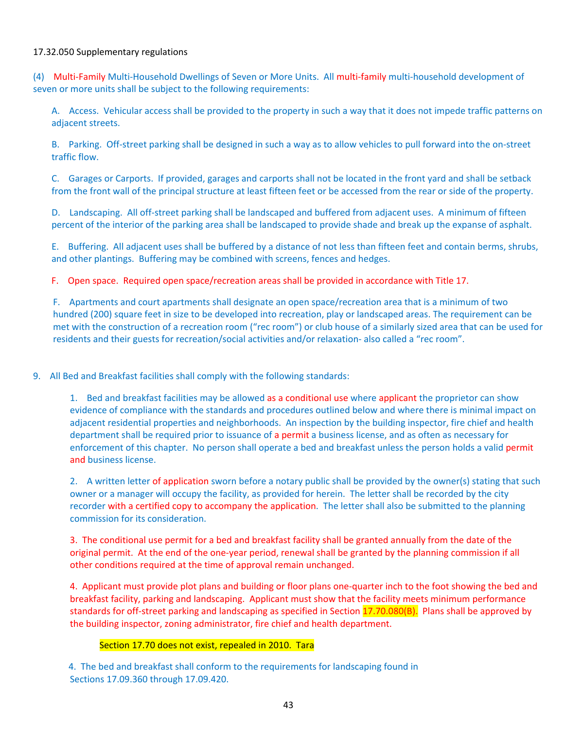17.32.050 Supplementary regulations

(4) Multi-Family Multi-Household Dwellings of Seven or More Units. All multi-family multi-household development of seven or more units shall be subject to the following requirements:

A. Access. Vehicular access shall be provided to the property in such a way that it does not impede traffic patterns on adjacent streets.

B. Parking. Off-street parking shall be designed in such a way as to allow vehicles to pull forward into the on-street traffic flow.

C. Garages or Carports. If provided, garages and carports shall not be located in the front yard and shall be setback from the front wall of the principal structure at least fifteen feet or be accessed from the rear or side of the property.

D. Landscaping. All off-street parking shall be landscaped and buffered from adjacent uses. A minimum of fifteen percent of the interior of the parking area shall be landscaped to provide shade and break up the expanse of asphalt.

E. Buffering. All adjacent uses shall be buffered by a distance of not less than fifteen feet and contain berms, shrubs, and other plantings. Buffering may be combined with screens, fences and hedges.

F. Open space. Required open space/recreation areas shall be provided in accordance with Title 17.

F. Apartments and court apartments shall designate an open space/recreation area that is a minimum of two hundred (200) square feet in size to be developed into recreation, play or landscaped areas. The requirement can be met with the construction of a recreation room ("rec room") or club house of a similarly sized area that can be used for residents and their guests for recreation/social activities and/or relaxation- also called a "rec room".

9. All Bed and Breakfast facilities shall comply with the following standards:

1. Bed and breakfast facilities may be allowed as a conditional use where applicant the proprietor can show evidence of compliance with the standards and procedures outlined below and where there is minimal impact on adjacent residential properties and neighborhoods. An inspection by the building inspector, fire chief and health department shall be required prior to issuance of a permit a business license, and as often as necessary for enforcement of this chapter. No person shall operate a bed and breakfast unless the person holds a valid permit and business license.

2. A written letter of application sworn before a notary public shall be provided by the owner(s) stating that such owner or a manager will occupy the facility, as provided for herein. The letter shall be recorded by the city recorder with a certified copy to accompany the application. The letter shall also be submitted to the planning commission for its consideration.

3. The conditional use permit for a bed and breakfast facility shall be granted annually from the date of the original permit. At the end of the one-year period, renewal shall be granted by the planning commission if all other conditions required at the time of approval remain unchanged.

4. Applicant must provide plot plans and building or floor plans one-quarter inch to the foot showing the bed and breakfast facility, parking and landscaping. Applicant must show that the facility meets minimum performance standards for off-street parking and landscaping as specified in Section 17.70.080(B). Plans shall be approved by the building inspector, zoning administrator, fire chief and health department.

Section 17.70 does not exist, repealed in 2010. Tara

4. The bed and breakfast shall conform to the requirements for landscaping found in Sections 17.09.360 through 17.09.420.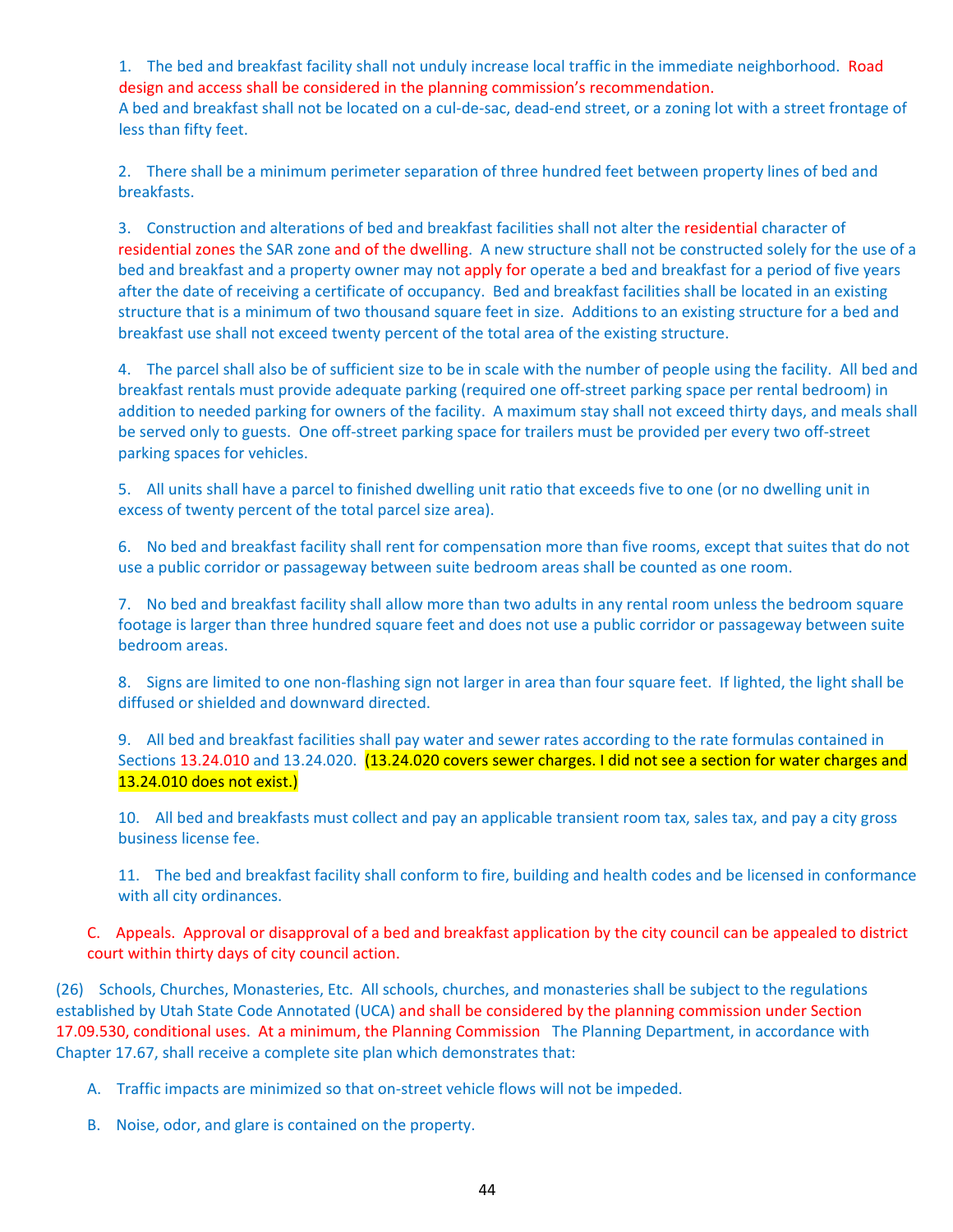1. The bed and breakfast facility shall not unduly increase local traffic in the immediate neighborhood. Road design and access shall be considered in the planning commission's recommendation. A bed and breakfast shall not be located on a cul-de-sac, dead-end street, or a zoning lot with a street frontage of less than fifty feet.

2. There shall be a minimum perimeter separation of three hundred feet between property lines of bed and breakfasts.

3. Construction and alterations of bed and breakfast facilities shall not alter the residential character of residential zones the SAR zone and of the dwelling. A new structure shall not be constructed solely for the use of a bed and breakfast and a property owner may not apply for operate a bed and breakfast for a period of five years after the date of receiving a certificate of occupancy. Bed and breakfast facilities shall be located in an existing structure that is a minimum of two thousand square feet in size. Additions to an existing structure for a bed and breakfast use shall not exceed twenty percent of the total area of the existing structure.

4. The parcel shall also be of sufficient size to be in scale with the number of people using the facility. All bed and breakfast rentals must provide adequate parking (required one off-street parking space per rental bedroom) in addition to needed parking for owners of the facility. A maximum stay shall not exceed thirty days, and meals shall be served only to guests. One off-street parking space for trailers must be provided per every two off-street parking spaces for vehicles.

5. All units shall have a parcel to finished dwelling unit ratio that exceeds five to one (or no dwelling unit in excess of twenty percent of the total parcel size area).

6. No bed and breakfast facility shall rent for compensation more than five rooms, except that suites that do not use a public corridor or passageway between suite bedroom areas shall be counted as one room.

7. No bed and breakfast facility shall allow more than two adults in any rental room unless the bedroom square footage is larger than three hundred square feet and does not use a public corridor or passageway between suite bedroom areas.

8. Signs are limited to one non-flashing sign not larger in area than four square feet. If lighted, the light shall be diffused or shielded and downward directed.

9. All bed and breakfast facilities shall pay water and sewer rates according to the rate formulas contained in Sections 13.24.010 and 13.24.020. (13.24.020 covers sewer charges. I did not see a section for water charges and 13.24.010 does not exist.)

10. All bed and breakfasts must collect and pay an applicable transient room tax, sales tax, and pay a city gross business license fee.

11. The bed and breakfast facility shall conform to fire, building and health codes and be licensed in conformance with all city ordinances.

C. Appeals. Approval or disapproval of a bed and breakfast application by the city council can be appealed to district court within thirty days of city council action.

(26) Schools, Churches, Monasteries, Etc. All schools, churches, and monasteries shall be subject to the regulations established by Utah State Code Annotated (UCA) and shall be considered by the planning commission under Section 17.09.530, conditional uses. At a minimum, the Planning Commission The Planning Department, in accordance with Chapter 17.67, shall receive a complete site plan which demonstrates that:

A. Traffic impacts are minimized so that on-street vehicle flows will not be impeded.

B. Noise, odor, and glare is contained on the property.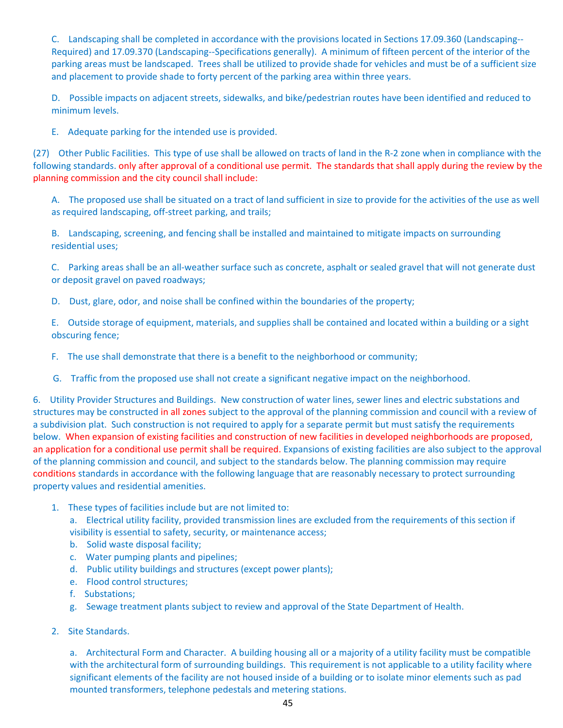C. Landscaping shall be completed in accordance with the provisions located in Sections 17.09.360 (Landscaping--Required) and 17.09.370 (Landscaping--Specifications generally). A minimum of fifteen percent of the interior of the parking areas must be landscaped. Trees shall be utilized to provide shade for vehicles and must be of a sufficient size and placement to provide shade to forty percent of the parking area within three years.

D. Possible impacts on adjacent streets, sidewalks, and bike/pedestrian routes have been identified and reduced to minimum levels.

E. Adequate parking for the intended use is provided.

(27) Other Public Facilities. This type of use shall be allowed on tracts of land in the R-2 zone when in compliance with the following standards. only after approval of a conditional use permit. The standards that shall apply during the review by the planning commission and the city council shall include:

A. The proposed use shall be situated on a tract of land sufficient in size to provide for the activities of the use as well as required landscaping, off-street parking, and trails;

B. Landscaping, screening, and fencing shall be installed and maintained to mitigate impacts on surrounding residential uses;

C. Parking areas shall be an all-weather surface such as concrete, asphalt or sealed gravel that will not generate dust or deposit gravel on paved roadways;

D. Dust, glare, odor, and noise shall be confined within the boundaries of the property;

E. Outside storage of equipment, materials, and supplies shall be contained and located within a building or a sight obscuring fence;

F. The use shall demonstrate that there is a benefit to the neighborhood or community;

G. Traffic from the proposed use shall not create a significant negative impact on the neighborhood.

6. Utility Provider Structures and Buildings. New construction of water lines, sewer lines and electric substations and structures may be constructed in all zones subject to the approval of the planning commission and council with a review of a subdivision plat. Such construction is not required to apply for a separate permit but must satisfy the requirements below. When expansion of existing facilities and construction of new facilities in developed neighborhoods are proposed, an application for a conditional use permit shall be required. Expansions of existing facilities are also subject to the approval of the planning commission and council, and subject to the standards below. The planning commission may require conditions standards in accordance with the following language that are reasonably necessary to protect surrounding property values and residential amenities.

1. These types of facilities include but are not limited to:
   a. Electrical utility facility, provided transmission lines are excluded from the requirements of this section if visibility is essential to safety, security, or maintenance access;
   b. Solid waste disposal facility;
   c. Water pumping plants and pipelines;
   d. Public utility buildings and structures (except power plants);
   e. Flood control structures;
   f. Substations;
   g. Sewage treatment plants subject to review and approval of the State Department of Health.

2. Site Standards.

   a. Architectural Form and Character. A building housing all or a majority of a utility facility must be compatible with the architectural form of surrounding buildings. This requirement is not applicable to a utility facility where significant elements of the facility are not housed inside of a building or to isolate minor elements such as pad mounted transformers, telephone pedestals and metering stations.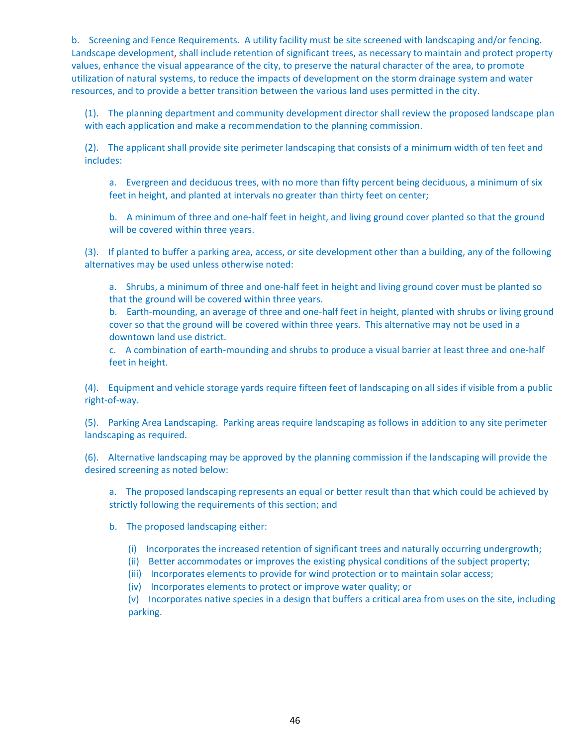b. Screening and Fence Requirements. A utility facility must be site screened with landscaping and/or fencing. Landscape development, shall include retention of significant trees, as necessary to maintain and protect property values, enhance the visual appearance of the city, to preserve the natural character of the area, to promote utilization of natural systems, to reduce the impacts of development on the storm drainage system and water resources, and to provide a better transition between the various land uses permitted in the city.

(1). The planning department and community development director shall review the proposed landscape plan with each application and make a recommendation to the planning commission.

(2). The applicant shall provide site perimeter landscaping that consists of a minimum width of ten feet and includes:

a. Evergreen and deciduous trees, with no more than fifty percent being deciduous, a minimum of six feet in height, and planted at intervals no greater than thirty feet on center;

b. A minimum of three and one-half feet in height, and living ground cover planted so that the ground will be covered within three years.

(3). If planted to buffer a parking area, access, or site development other than a building, any of the following alternatives may be used unless otherwise noted:

a. Shrubs, a minimum of three and one-half feet in height and living ground cover must be planted so that the ground will be covered within three years.
b. Earth-mounding, an average of three and one-half feet in height, planted with shrubs or living ground cover so that the ground will be covered within three years. This alternative may not be used in a downtown land use district.
c. A combination of earth-mounding and shrubs to produce a visual barrier at least three and one-half feet in height.

(4). Equipment and vehicle storage yards require fifteen feet of landscaping on all sides if visible from a public right-of-way.

(5). Parking Area Landscaping. Parking areas require landscaping as follows in addition to any site perimeter landscaping as required.

(6). Alternative landscaping may be approved by the planning commission if the landscaping will provide the desired screening as noted below:

a. The proposed landscaping represents an equal or better result than that which could be achieved by strictly following the requirements of this section; and

b. The proposed landscaping either:

(i) Incorporates the increased retention of significant trees and naturally occurring undergrowth;
(ii) Better accommodates or improves the existing physical conditions of the subject property;
(iii) Incorporates elements to provide for wind protection or to maintain solar access;
(iv) Incorporates elements to protect or improve water quality; or
(v) Incorporates native species in a design that buffers a critical area from uses on the site, including parking.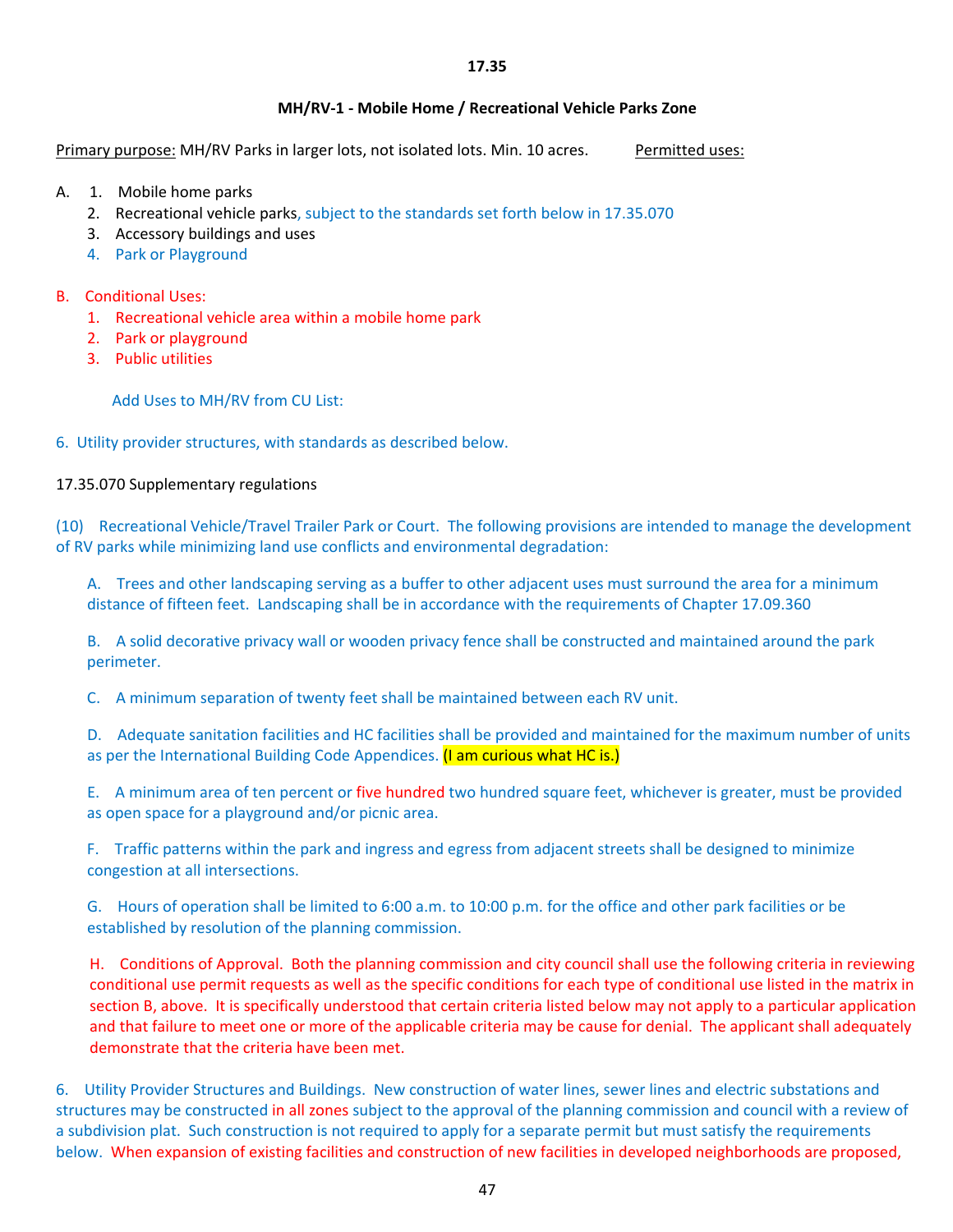**17.35**

**MH/RV-1 - Mobile Home / Recreational Vehicle Parks Zone**

Primary purpose: MH/RV Parks in larger lots, not isolated lots. Min. 10 acres. Permitted uses:

A. 1. Mobile home parks
   2. Recreational vehicle parks, subject to the standards set forth below in 17.35.070
   3. Accessory buildings and uses
   4. Park or Playground

B. Conditional Uses:
   1. Recreational vehicle area within a mobile home park
   2. Park or playground
   3. Public utilities

   Add Uses to MH/RV from CU List:

6. Utility provider structures, with standards as described below.

17.35.070 Supplementary regulations

(10) Recreational Vehicle/Travel Trailer Park or Court. The following provisions are intended to manage the development of RV parks while minimizing land use conflicts and environmental degradation:

A. Trees and other landscaping serving as a buffer to other adjacent uses must surround the area for a minimum distance of fifteen feet. Landscaping shall be in accordance with the requirements of Chapter 17.09.360

B. A solid decorative privacy wall or wooden privacy fence shall be constructed and maintained around the park perimeter.

C. A minimum separation of twenty feet shall be maintained between each RV unit.

D. Adequate sanitation facilities and HC facilities shall be provided and maintained for the maximum number of units as per the International Building Code Appendices. (I am curious what HC is.)

E. A minimum area of ten percent or five hundred two hundred square feet, whichever is greater, must be provided as open space for a playground and/or picnic area.

F. Traffic patterns within the park and ingress and egress from adjacent streets shall be designed to minimize congestion at all intersections.

G. Hours of operation shall be limited to 6:00 a.m. to 10:00 p.m. for the office and other park facilities or be established by resolution of the planning commission.

H. Conditions of Approval. Both the planning commission and city council shall use the following criteria in reviewing conditional use permit requests as well as the specific conditions for each type of conditional use listed in the matrix in section B, above. It is specifically understood that certain criteria listed below may not apply to a particular application and that failure to meet one or more of the applicable criteria may be cause for denial. The applicant shall adequately demonstrate that the criteria have been met.

6. Utility Provider Structures and Buildings. New construction of water lines, sewer lines and electric substations and structures may be constructed in all zones subject to the approval of the planning commission and council with a review of a subdivision plat. Such construction is not required to apply for a separate permit but must satisfy the requirements below. When expansion of existing facilities and construction of new facilities in developed neighborhoods are proposed,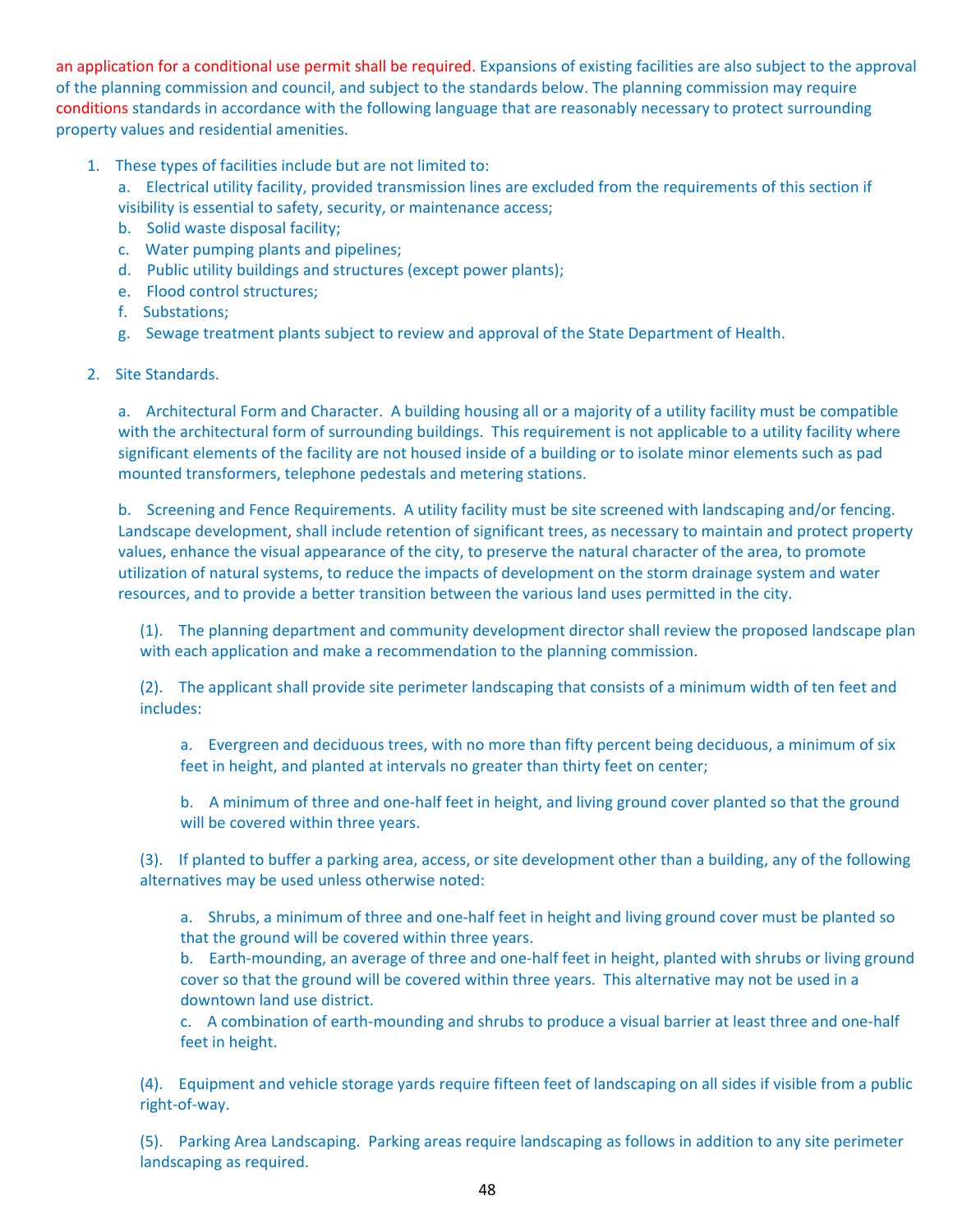an application for a conditional use permit shall be required. Expansions of existing facilities are also subject to the approval of the planning commission and council, and subject to the standards below. The planning commission may require conditions standards in accordance with the following language that are reasonably necessary to protect surrounding property values and residential amenities.

1. These types of facilities include but are not limited to:
   a. Electrical utility facility, provided transmission lines are excluded from the requirements of this section if visibility is essential to safety, security, or maintenance access;
   b. Solid waste disposal facility;
   c. Water pumping plants and pipelines;
   d. Public utility buildings and structures (except power plants);
   e. Flood control structures;
   f. Substations;
   g. Sewage treatment plants subject to review and approval of the State Department of Health.

2. Site Standards.

   a. Architectural Form and Character. A building housing all or a majority of a utility facility must be compatible with the architectural form of surrounding buildings. This requirement is not applicable to a utility facility where significant elements of the facility are not housed inside of a building or to isolate minor elements such as pad mounted transformers, telephone pedestals and metering stations.

   b. Screening and Fence Requirements. A utility facility must be site screened with landscaping and/or fencing. Landscape development, shall include retention of significant trees, as necessary to maintain and protect property values, enhance the visual appearance of the city, to preserve the natural character of the area, to promote utilization of natural systems, to reduce the impacts of development on the storm drainage system and water resources, and to provide a better transition between the various land uses permitted in the city.

      (1). The planning department and community development director shall review the proposed landscape plan with each application and make a recommendation to the planning commission.

      (2). The applicant shall provide site perimeter landscaping that consists of a minimum width of ten feet and includes:

         a. Evergreen and deciduous trees, with no more than fifty percent being deciduous, a minimum of six feet in height, and planted at intervals no greater than thirty feet on center;

         b. A minimum of three and one-half feet in height, and living ground cover planted so that the ground will be covered within three years.

      (3). If planted to buffer a parking area, access, or site development other than a building, any of the following alternatives may be used unless otherwise noted:

         a. Shrubs, a minimum of three and one-half feet in height and living ground cover must be planted so that the ground will be covered within three years.
         b. Earth-mounding, an average of three and one-half feet in height, planted with shrubs or living ground cover so that the ground will be covered within three years. This alternative may not be used in a downtown land use district.
         c. A combination of earth-mounding and shrubs to produce a visual barrier at least three and one-half feet in height.

      (4). Equipment and vehicle storage yards require fifteen feet of landscaping on all sides if visible from a public right-of-way.

      (5). Parking Area Landscaping. Parking areas require landscaping as follows in addition to any site perimeter landscaping as required.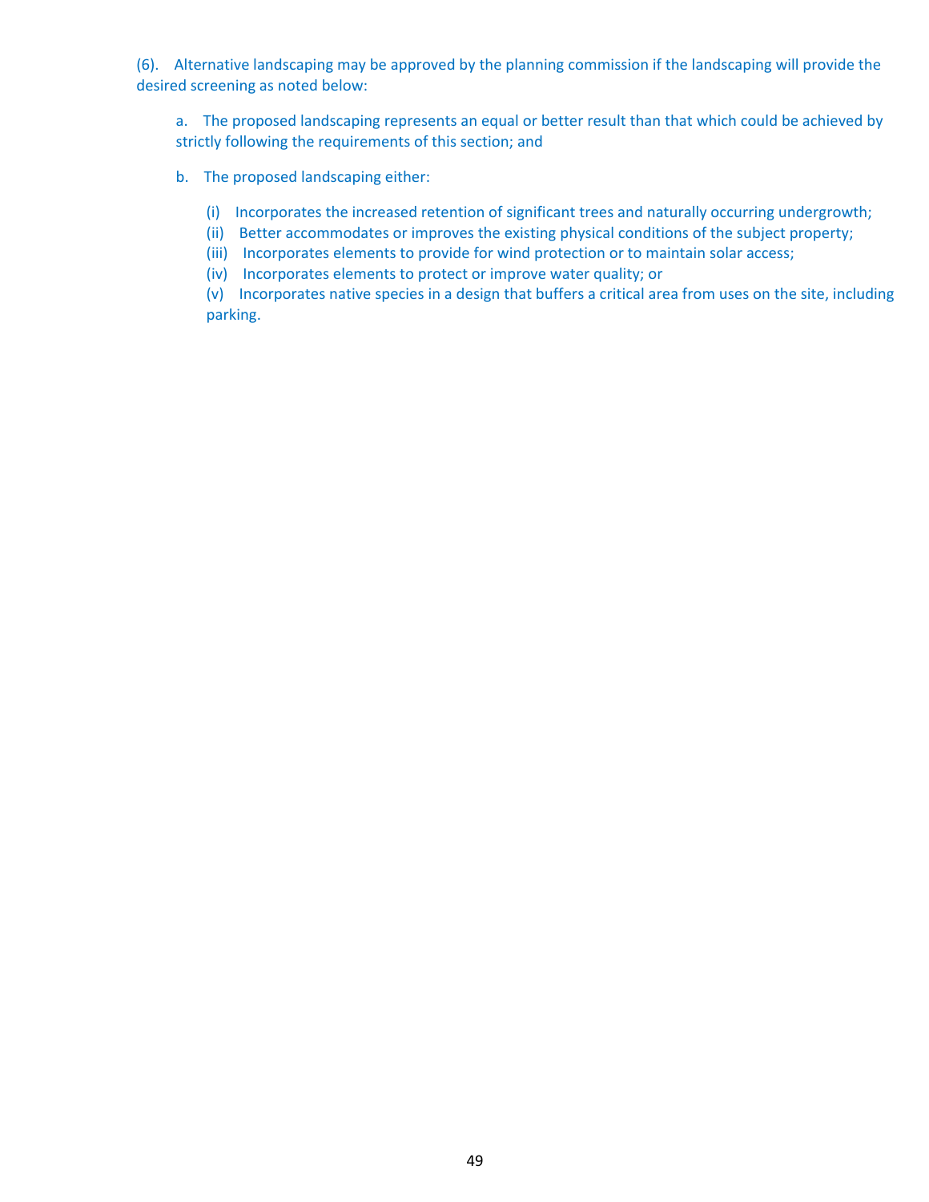(6). Alternative landscaping may be approved by the planning commission if the landscaping will provide the desired screening as noted below:

a. The proposed landscaping represents an equal or better result than that which could be achieved by strictly following the requirements of this section; and

b. The proposed landscaping either:

(i) Incorporates the increased retention of significant trees and naturally occurring undergrowth;
(ii) Better accommodates or improves the existing physical conditions of the subject property;
(iii) Incorporates elements to provide for wind protection or to maintain solar access;
(iv) Incorporates elements to protect or improve water quality; or
(v) Incorporates native species in a design that buffers a critical area from uses on the site, including parking.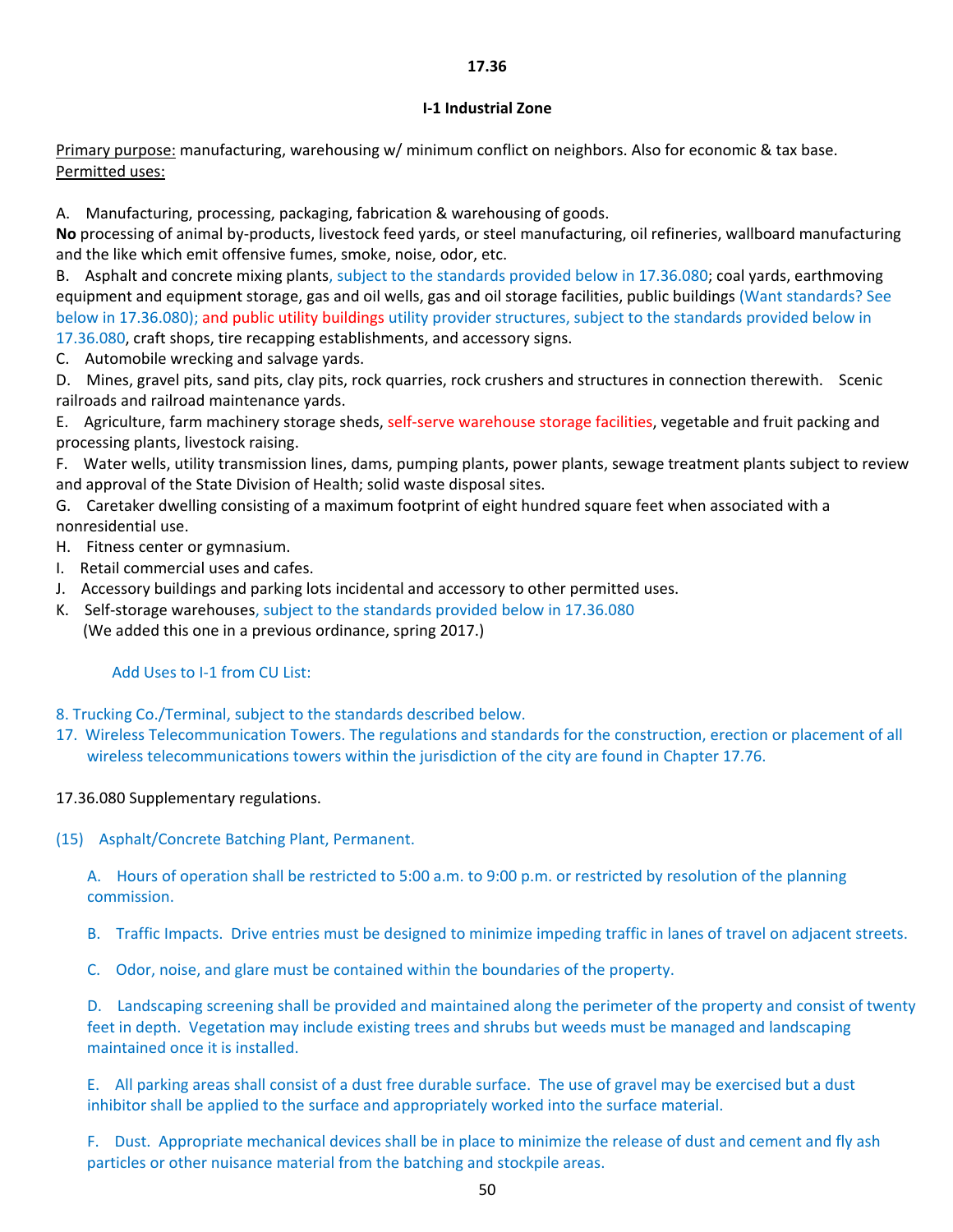**17.36**

**I-1 Industrial Zone**

Primary purpose: manufacturing, warehousing w/ minimum conflict on neighbors. Also for economic & tax base.
Permitted uses:

A. Manufacturing, processing, packaging, fabrication & warehousing of goods.
**No** processing of animal by-products, livestock feed yards, or steel manufacturing, oil refineries, wallboard manufacturing and the like which emit offensive fumes, smoke, noise, odor, etc.
B. Asphalt and concrete mixing plants, subject to the standards provided below in 17.36.080; coal yards, earthmoving equipment and equipment storage, gas and oil wells, gas and oil storage facilities, public buildings (Want standards? See below in 17.36.080); and public utility buildings utility provider structures, subject to the standards provided below in 17.36.080, craft shops, tire recapping establishments, and accessory signs.
C. Automobile wrecking and salvage yards.
D. Mines, gravel pits, sand pits, clay pits, rock quarries, rock crushers and structures in connection therewith. Scenic railroads and railroad maintenance yards.
E. Agriculture, farm machinery storage sheds, self-serve warehouse storage facilities, vegetable and fruit packing and processing plants, livestock raising.
F. Water wells, utility transmission lines, dams, pumping plants, power plants, sewage treatment plants subject to review and approval of the State Division of Health; solid waste disposal sites.
G. Caretaker dwelling consisting of a maximum footprint of eight hundred square feet when associated with a nonresidential use.
H. Fitness center or gymnasium.
I. Retail commercial uses and cafes.
J. Accessory buildings and parking lots incidental and accessory to other permitted uses.
K. Self-storage warehouses, subject to the standards provided below in 17.36.080
(We added this one in a previous ordinance, spring 2017.)

Add Uses to I-1 from CU List:

8. Trucking Co./Terminal, subject to the standards described below.
17. Wireless Telecommunication Towers. The regulations and standards for the construction, erection or placement of all wireless telecommunications towers within the jurisdiction of the city are found in Chapter 17.76.

17.36.080 Supplementary regulations.

(15) Asphalt/Concrete Batching Plant, Permanent.

A. Hours of operation shall be restricted to 5:00 a.m. to 9:00 p.m. or restricted by resolution of the planning commission.

B. Traffic Impacts. Drive entries must be designed to minimize impeding traffic in lanes of travel on adjacent streets.

C. Odor, noise, and glare must be contained within the boundaries of the property.

D. Landscaping screening shall be provided and maintained along the perimeter of the property and consist of twenty feet in depth. Vegetation may include existing trees and shrubs but weeds must be managed and landscaping maintained once it is installed.

E. All parking areas shall consist of a dust free durable surface. The use of gravel may be exercised but a dust inhibitor shall be applied to the surface and appropriately worked into the surface material.

F. Dust. Appropriate mechanical devices shall be in place to minimize the release of dust and cement and fly ash particles or other nuisance material from the batching and stockpile areas.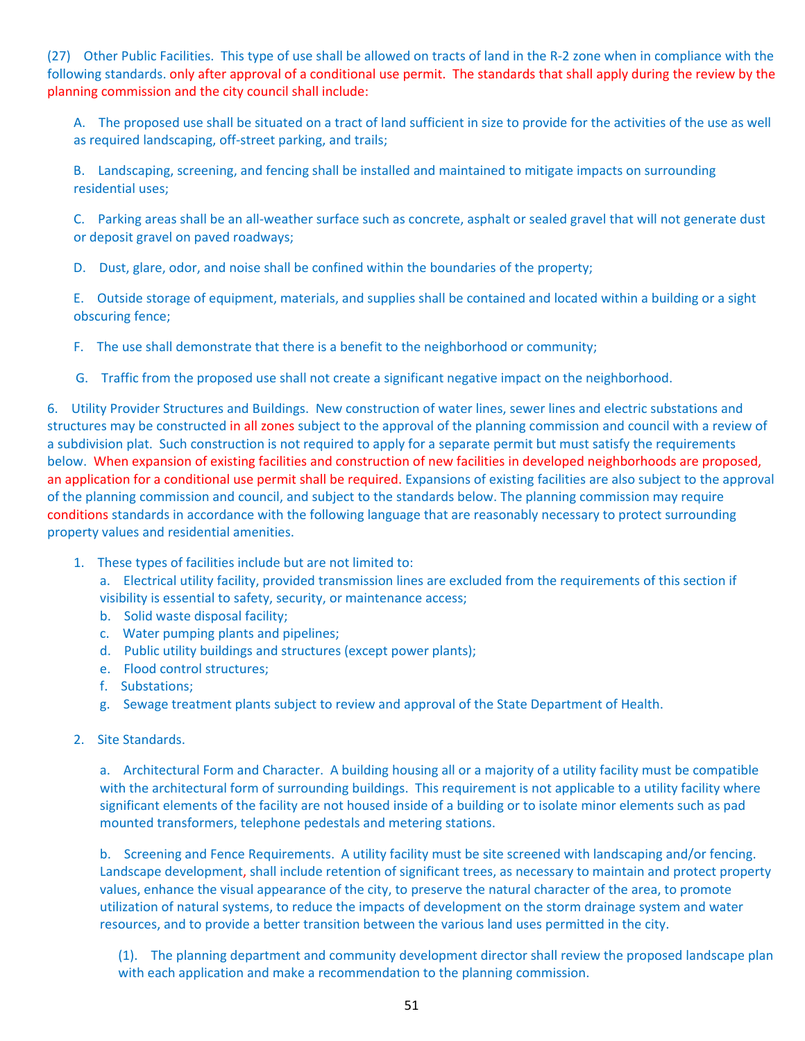(27) Other Public Facilities. This type of use shall be allowed on tracts of land in the R-2 zone when in compliance with the following standards. only after approval of a conditional use permit. The standards that shall apply during the review by the planning commission and the city council shall include:

A. The proposed use shall be situated on a tract of land sufficient in size to provide for the activities of the use as well as required landscaping, off-street parking, and trails;

B. Landscaping, screening, and fencing shall be installed and maintained to mitigate impacts on surrounding residential uses;

C. Parking areas shall be an all-weather surface such as concrete, asphalt or sealed gravel that will not generate dust or deposit gravel on paved roadways;

D. Dust, glare, odor, and noise shall be confined within the boundaries of the property;

E. Outside storage of equipment, materials, and supplies shall be contained and located within a building or a sight obscuring fence;

F. The use shall demonstrate that there is a benefit to the neighborhood or community;

G. Traffic from the proposed use shall not create a significant negative impact on the neighborhood.

6. Utility Provider Structures and Buildings. New construction of water lines, sewer lines and electric substations and structures may be constructed in all zones subject to the approval of the planning commission and council with a review of a subdivision plat. Such construction is not required to apply for a separate permit but must satisfy the requirements below. When expansion of existing facilities and construction of new facilities in developed neighborhoods are proposed, an application for a conditional use permit shall be required. Expansions of existing facilities are also subject to the approval of the planning commission and council, and subject to the standards below. The planning commission may require conditions standards in accordance with the following language that are reasonably necessary to protect surrounding property values and residential amenities.

1. These types of facilities include but are not limited to:
   a. Electrical utility facility, provided transmission lines are excluded from the requirements of this section if visibility is essential to safety, security, or maintenance access;
   b. Solid waste disposal facility;
   c. Water pumping plants and pipelines;
   d. Public utility buildings and structures (except power plants);
   e. Flood control structures;
   f. Substations;
   g. Sewage treatment plants subject to review and approval of the State Department of Health.

2. Site Standards.

   a. Architectural Form and Character. A building housing all or a majority of a utility facility must be compatible with the architectural form of surrounding buildings. This requirement is not applicable to a utility facility where significant elements of the facility are not housed inside of a building or to isolate minor elements such as pad mounted transformers, telephone pedestals and metering stations.

   b. Screening and Fence Requirements. A utility facility must be site screened with landscaping and/or fencing. Landscape development, shall include retention of significant trees, as necessary to maintain and protect property values, enhance the visual appearance of the city, to preserve the natural character of the area, to promote utilization of natural systems, to reduce the impacts of development on the storm drainage system and water resources, and to provide a better transition between the various land uses permitted in the city.

      (1). The planning department and community development director shall review the proposed landscape plan with each application and make a recommendation to the planning commission.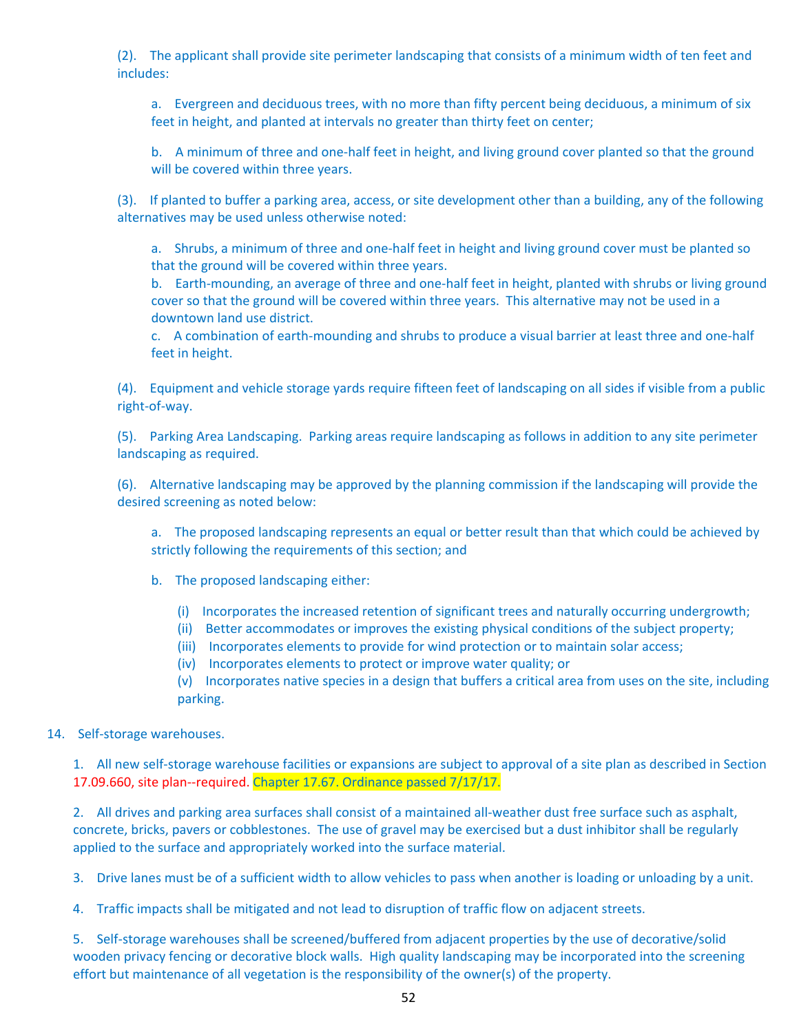(2). The applicant shall provide site perimeter landscaping that consists of a minimum width of ten feet and includes:

a. Evergreen and deciduous trees, with no more than fifty percent being deciduous, a minimum of six feet in height, and planted at intervals no greater than thirty feet on center;

b. A minimum of three and one-half feet in height, and living ground cover planted so that the ground will be covered within three years.

(3). If planted to buffer a parking area, access, or site development other than a building, any of the following alternatives may be used unless otherwise noted:

a. Shrubs, a minimum of three and one-half feet in height and living ground cover must be planted so that the ground will be covered within three years.
b. Earth-mounding, an average of three and one-half feet in height, planted with shrubs or living ground cover so that the ground will be covered within three years. This alternative may not be used in a downtown land use district.
c. A combination of earth-mounding and shrubs to produce a visual barrier at least three and one-half feet in height.

(4). Equipment and vehicle storage yards require fifteen feet of landscaping on all sides if visible from a public right-of-way.

(5). Parking Area Landscaping. Parking areas require landscaping as follows in addition to any site perimeter landscaping as required.

(6). Alternative landscaping may be approved by the planning commission if the landscaping will provide the desired screening as noted below:

a. The proposed landscaping represents an equal or better result than that which could be achieved by strictly following the requirements of this section; and

b. The proposed landscaping either:

(i) Incorporates the increased retention of significant trees and naturally occurring undergrowth;
(ii) Better accommodates or improves the existing physical conditions of the subject property;
(iii) Incorporates elements to provide for wind protection or to maintain solar access;
(iv) Incorporates elements to protect or improve water quality; or
(v) Incorporates native species in a design that buffers a critical area from uses on the site, including parking.

14. Self-storage warehouses.

1. All new self-storage warehouse facilities or expansions are subject to approval of a site plan as described in Section 17.09.660, site plan--required. Chapter 17.67. Ordinance passed 7/17/17.

2. All drives and parking area surfaces shall consist of a maintained all-weather dust free surface such as asphalt, concrete, bricks, pavers or cobblestones. The use of gravel may be exercised but a dust inhibitor shall be regularly applied to the surface and appropriately worked into the surface material.

3. Drive lanes must be of a sufficient width to allow vehicles to pass when another is loading or unloading by a unit.

4. Traffic impacts shall be mitigated and not lead to disruption of traffic flow on adjacent streets.

5. Self-storage warehouses shall be screened/buffered from adjacent properties by the use of decorative/solid wooden privacy fencing or decorative block walls. High quality landscaping may be incorporated into the screening effort but maintenance of all vegetation is the responsibility of the owner(s) of the property.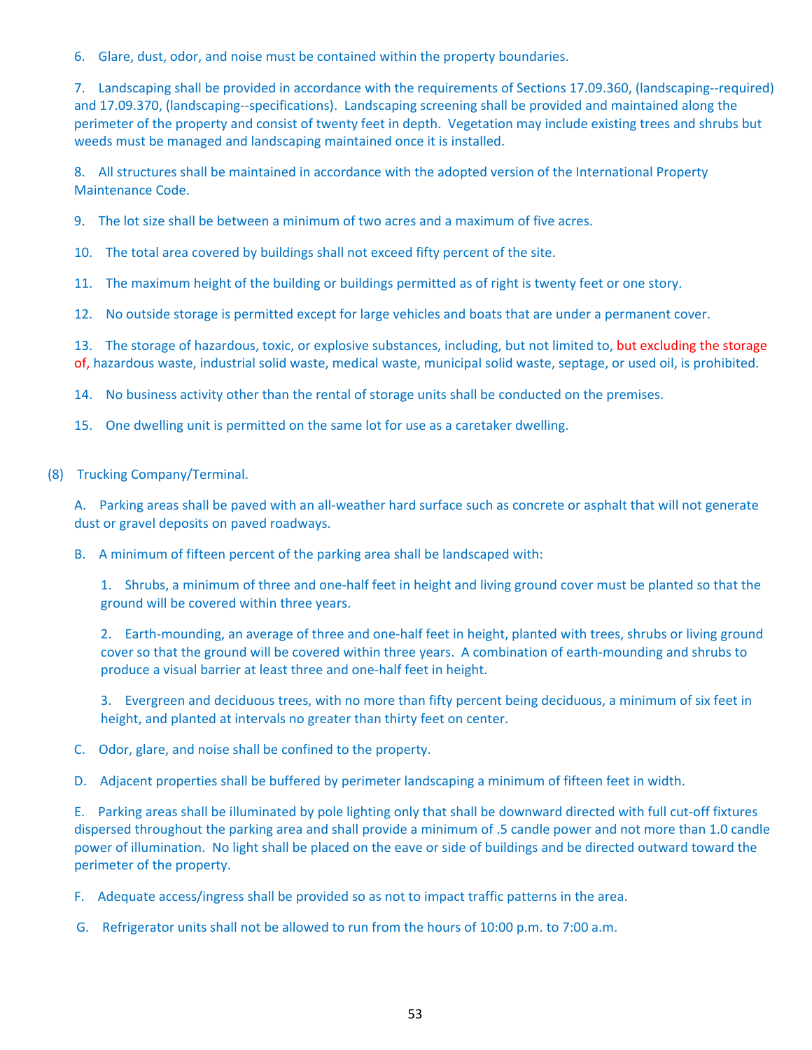6. Glare, dust, odor, and noise must be contained within the property boundaries.

7. Landscaping shall be provided in accordance with the requirements of Sections 17.09.360, (landscaping--required) and 17.09.370, (landscaping--specifications). Landscaping screening shall be provided and maintained along the perimeter of the property and consist of twenty feet in depth. Vegetation may include existing trees and shrubs but weeds must be managed and landscaping maintained once it is installed.

8. All structures shall be maintained in accordance with the adopted version of the International Property Maintenance Code.

9. The lot size shall be between a minimum of two acres and a maximum of five acres.

10. The total area covered by buildings shall not exceed fifty percent of the site.

11. The maximum height of the building or buildings permitted as of right is twenty feet or one story.

12. No outside storage is permitted except for large vehicles and boats that are under a permanent cover.

13. The storage of hazardous, toxic, or explosive substances, including, but not limited to, but excluding the storage of, hazardous waste, industrial solid waste, medical waste, municipal solid waste, septage, or used oil, is prohibited.

14. No business activity other than the rental of storage units shall be conducted on the premises.

15. One dwelling unit is permitted on the same lot for use as a caretaker dwelling.

(8) Trucking Company/Terminal.

A. Parking areas shall be paved with an all-weather hard surface such as concrete or asphalt that will not generate dust or gravel deposits on paved roadways.

B. A minimum of fifteen percent of the parking area shall be landscaped with:

1. Shrubs, a minimum of three and one-half feet in height and living ground cover must be planted so that the ground will be covered within three years.

2. Earth-mounding, an average of three and one-half feet in height, planted with trees, shrubs or living ground cover so that the ground will be covered within three years. A combination of earth-mounding and shrubs to produce a visual barrier at least three and one-half feet in height.

3. Evergreen and deciduous trees, with no more than fifty percent being deciduous, a minimum of six feet in height, and planted at intervals no greater than thirty feet on center.

C. Odor, glare, and noise shall be confined to the property.

D. Adjacent properties shall be buffered by perimeter landscaping a minimum of fifteen feet in width.

E. Parking areas shall be illuminated by pole lighting only that shall be downward directed with full cut-off fixtures dispersed throughout the parking area and shall provide a minimum of .5 candle power and not more than 1.0 candle power of illumination. No light shall be placed on the eave or side of buildings and be directed outward toward the perimeter of the property.

F. Adequate access/ingress shall be provided so as not to impact traffic patterns in the area.

G. Refrigerator units shall not be allowed to run from the hours of 10:00 p.m. to 7:00 a.m.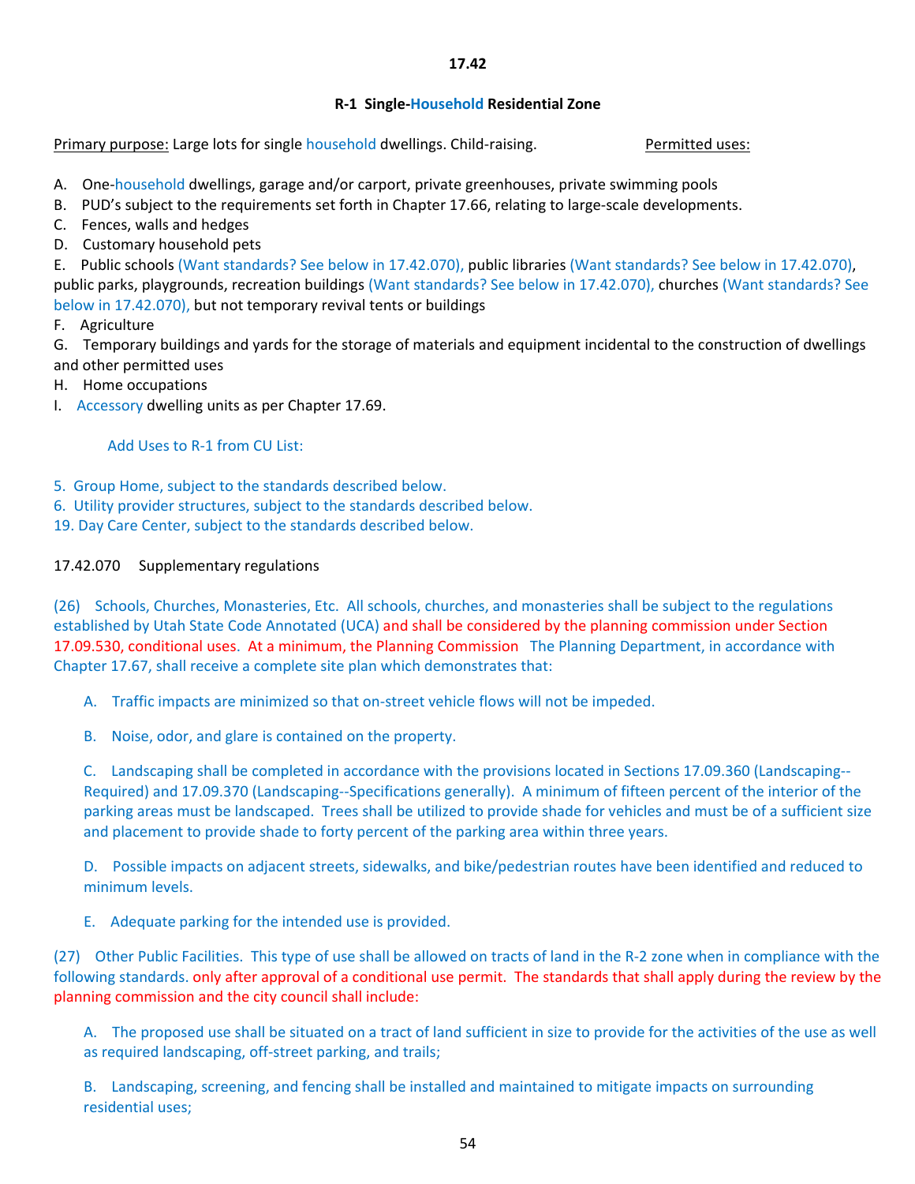**17.42**

**R-1 Single-Household Residential Zone**

Primary purpose: Large lots for single household dwellings. Child-raising.

Permitted uses:

A. One-household dwellings, garage and/or carport, private greenhouses, private swimming pools
B. PUD's subject to the requirements set forth in Chapter 17.66, relating to large-scale developments.
C. Fences, walls and hedges
D. Customary household pets
E. Public schools (Want standards? See below in 17.42.070), public libraries (Want standards? See below in 17.42.070), public parks, playgrounds, recreation buildings (Want standards? See below in 17.42.070), churches (Want standards? See below in 17.42.070), but not temporary revival tents or buildings
F. Agriculture
G. Temporary buildings and yards for the storage of materials and equipment incidental to the construction of dwellings and other permitted uses
H. Home occupations
I. Accessory dwelling units as per Chapter 17.69.

Add Uses to R-1 from CU List:

5. Group Home, subject to the standards described below.
6. Utility provider structures, subject to the standards described below.
19. Day Care Center, subject to the standards described below.

17.42.070 Supplementary regulations

(26) Schools, Churches, Monasteries, Etc. All schools, churches, and monasteries shall be subject to the regulations established by Utah State Code Annotated (UCA) and shall be considered by the planning commission under Section 17.09.530, conditional uses. At a minimum, the Planning Commission The Planning Department, in accordance with Chapter 17.67, shall receive a complete site plan which demonstrates that:

A. Traffic impacts are minimized so that on-street vehicle flows will not be impeded.

B. Noise, odor, and glare is contained on the property.

C. Landscaping shall be completed in accordance with the provisions located in Sections 17.09.360 (Landscaping--Required) and 17.09.370 (Landscaping--Specifications generally). A minimum of fifteen percent of the interior of the parking areas must be landscaped. Trees shall be utilized to provide shade for vehicles and must be of a sufficient size and placement to provide shade to forty percent of the parking area within three years.

D. Possible impacts on adjacent streets, sidewalks, and bike/pedestrian routes have been identified and reduced to minimum levels.

E. Adequate parking for the intended use is provided.

(27) Other Public Facilities. This type of use shall be allowed on tracts of land in the R-2 zone when in compliance with the following standards. only after approval of a conditional use permit. The standards that shall apply during the review by the planning commission and the city council shall include:

A. The proposed use shall be situated on a tract of land sufficient in size to provide for the activities of the use as well as required landscaping, off-street parking, and trails;

B. Landscaping, screening, and fencing shall be installed and maintained to mitigate impacts on surrounding residential uses;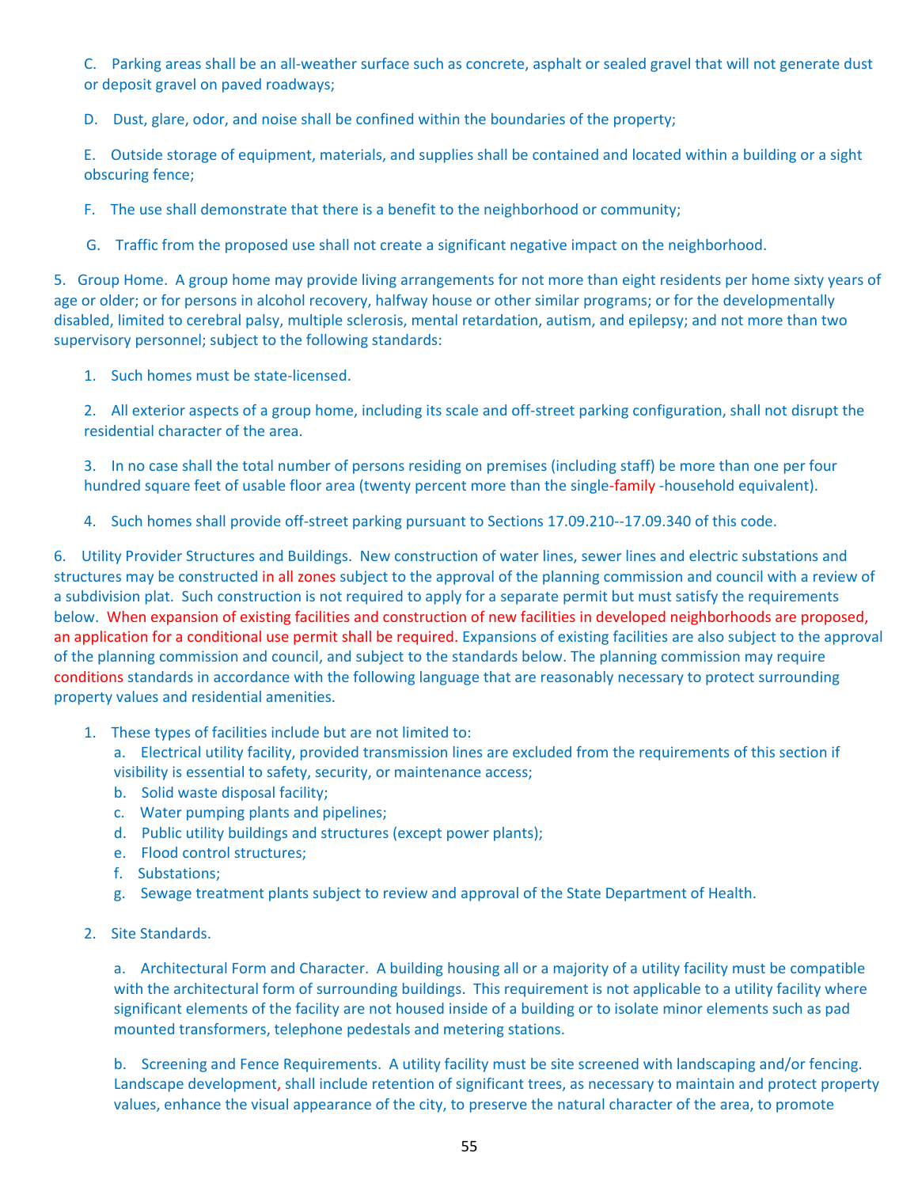C. Parking areas shall be an all-weather surface such as concrete, asphalt or sealed gravel that will not generate dust or deposit gravel on paved roadways;

D. Dust, glare, odor, and noise shall be confined within the boundaries of the property;

E. Outside storage of equipment, materials, and supplies shall be contained and located within a building or a sight obscuring fence;

F. The use shall demonstrate that there is a benefit to the neighborhood or community;

G. Traffic from the proposed use shall not create a significant negative impact on the neighborhood.

5. Group Home. A group home may provide living arrangements for not more than eight residents per home sixty years of age or older; or for persons in alcohol recovery, halfway house or other similar programs; or for the developmentally disabled, limited to cerebral palsy, multiple sclerosis, mental retardation, autism, and epilepsy; and not more than two supervisory personnel; subject to the following standards:

1. Such homes must be state-licensed.

2. All exterior aspects of a group home, including its scale and off-street parking configuration, shall not disrupt the residential character of the area.

3. In no case shall the total number of persons residing on premises (including staff) be more than one per four hundred square feet of usable floor area (twenty percent more than the single-family -household equivalent).

4. Such homes shall provide off-street parking pursuant to Sections 17.09.210--17.09.340 of this code.

6. Utility Provider Structures and Buildings. New construction of water lines, sewer lines and electric substations and structures may be constructed in all zones subject to the approval of the planning commission and council with a review of a subdivision plat. Such construction is not required to apply for a separate permit but must satisfy the requirements below. When expansion of existing facilities and construction of new facilities in developed neighborhoods are proposed, an application for a conditional use permit shall be required. Expansions of existing facilities are also subject to the approval of the planning commission and council, and subject to the standards below. The planning commission may require conditions standards in accordance with the following language that are reasonably necessary to protect surrounding property values and residential amenities.

1. These types of facilities include but are not limited to:
   a. Electrical utility facility, provided transmission lines are excluded from the requirements of this section if visibility is essential to safety, security, or maintenance access;
   b. Solid waste disposal facility;
   c. Water pumping plants and pipelines;
   d. Public utility buildings and structures (except power plants);
   e. Flood control structures;
   f. Substations;
   g. Sewage treatment plants subject to review and approval of the State Department of Health.

2. Site Standards.

   a. Architectural Form and Character. A building housing all or a majority of a utility facility must be compatible with the architectural form of surrounding buildings. This requirement is not applicable to a utility facility where significant elements of the facility are not housed inside of a building or to isolate minor elements such as pad mounted transformers, telephone pedestals and metering stations.

   b. Screening and Fence Requirements. A utility facility must be site screened with landscaping and/or fencing. Landscape development, shall include retention of significant trees, as necessary to maintain and protect property values, enhance the visual appearance of the city, to preserve the natural character of the area, to promote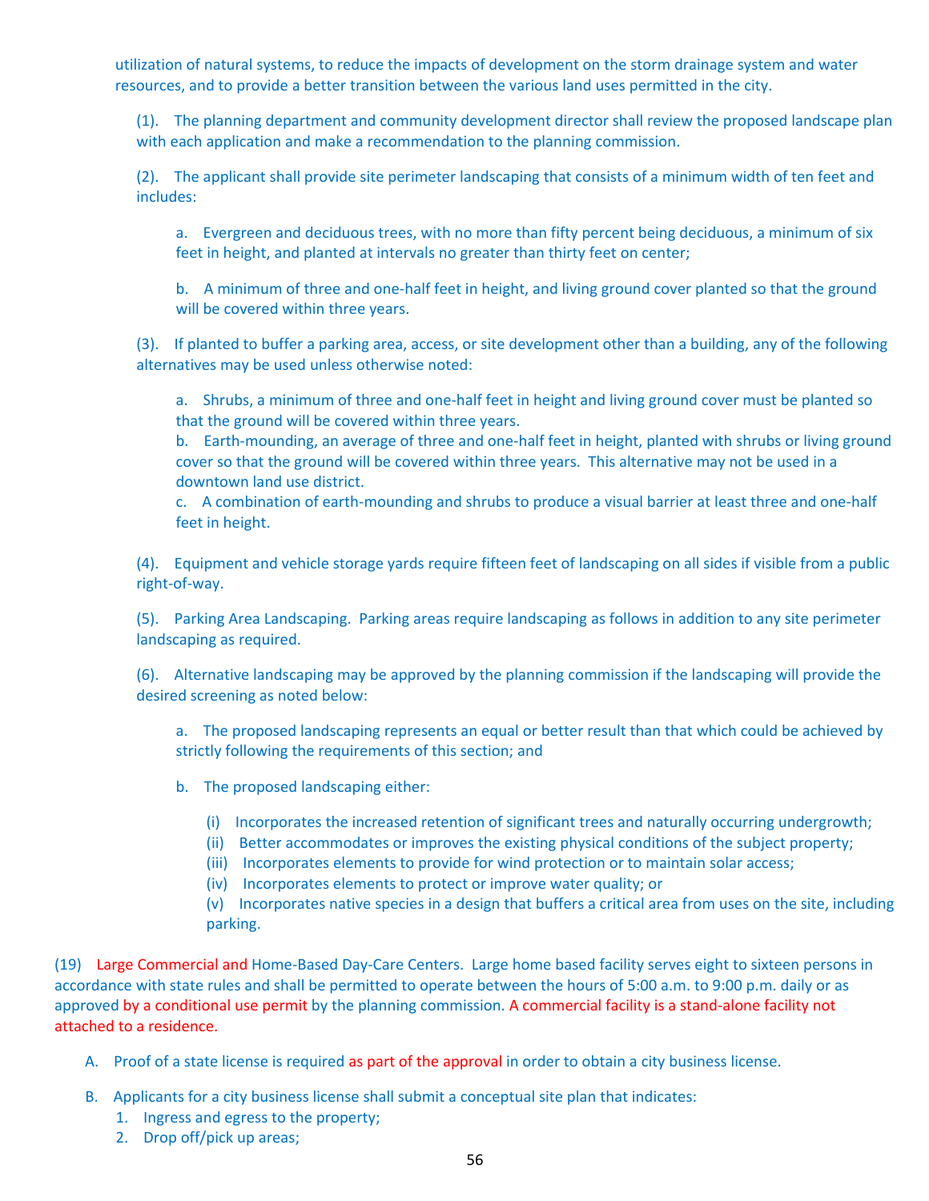utilization of natural systems, to reduce the impacts of development on the storm drainage system and water resources, and to provide a better transition between the various land uses permitted in the city.

(1). The planning department and community development director shall review the proposed landscape plan with each application and make a recommendation to the planning commission.

(2). The applicant shall provide site perimeter landscaping that consists of a minimum width of ten feet and includes:

a. Evergreen and deciduous trees, with no more than fifty percent being deciduous, a minimum of six feet in height, and planted at intervals no greater than thirty feet on center;

b. A minimum of three and one-half feet in height, and living ground cover planted so that the ground will be covered within three years.

(3). If planted to buffer a parking area, access, or site development other than a building, any of the following alternatives may be used unless otherwise noted:

a. Shrubs, a minimum of three and one-half feet in height and living ground cover must be planted so that the ground will be covered within three years.
b. Earth-mounding, an average of three and one-half feet in height, planted with shrubs or living ground cover so that the ground will be covered within three years. This alternative may not be used in a downtown land use district.
c. A combination of earth-mounding and shrubs to produce a visual barrier at least three and one-half feet in height.

(4). Equipment and vehicle storage yards require fifteen feet of landscaping on all sides if visible from a public right-of-way.

(5). Parking Area Landscaping. Parking areas require landscaping as follows in addition to any site perimeter landscaping as required.

(6). Alternative landscaping may be approved by the planning commission if the landscaping will provide the desired screening as noted below:

a. The proposed landscaping represents an equal or better result than that which could be achieved by strictly following the requirements of this section; and

b. The proposed landscaping either:

(i) Incorporates the increased retention of significant trees and naturally occurring undergrowth;
(ii) Better accommodates or improves the existing physical conditions of the subject property;
(iii) Incorporates elements to provide for wind protection or to maintain solar access;
(iv) Incorporates elements to protect or improve water quality; or
(v) Incorporates native species in a design that buffers a critical area from uses on the site, including parking.

(19) Large Commercial and Home-Based Day-Care Centers. Large home based facility serves eight to sixteen persons in accordance with state rules and shall be permitted to operate between the hours of 5:00 a.m. to 9:00 p.m. daily or as approved by a conditional use permit by the planning commission. A commercial facility is a stand-alone facility not attached to a residence.

A. Proof of a state license is required as part of the approval in order to obtain a city business license.

B. Applicants for a city business license shall submit a conceptual site plan that indicates:
1. Ingress and egress to the property;
2. Drop off/pick up areas;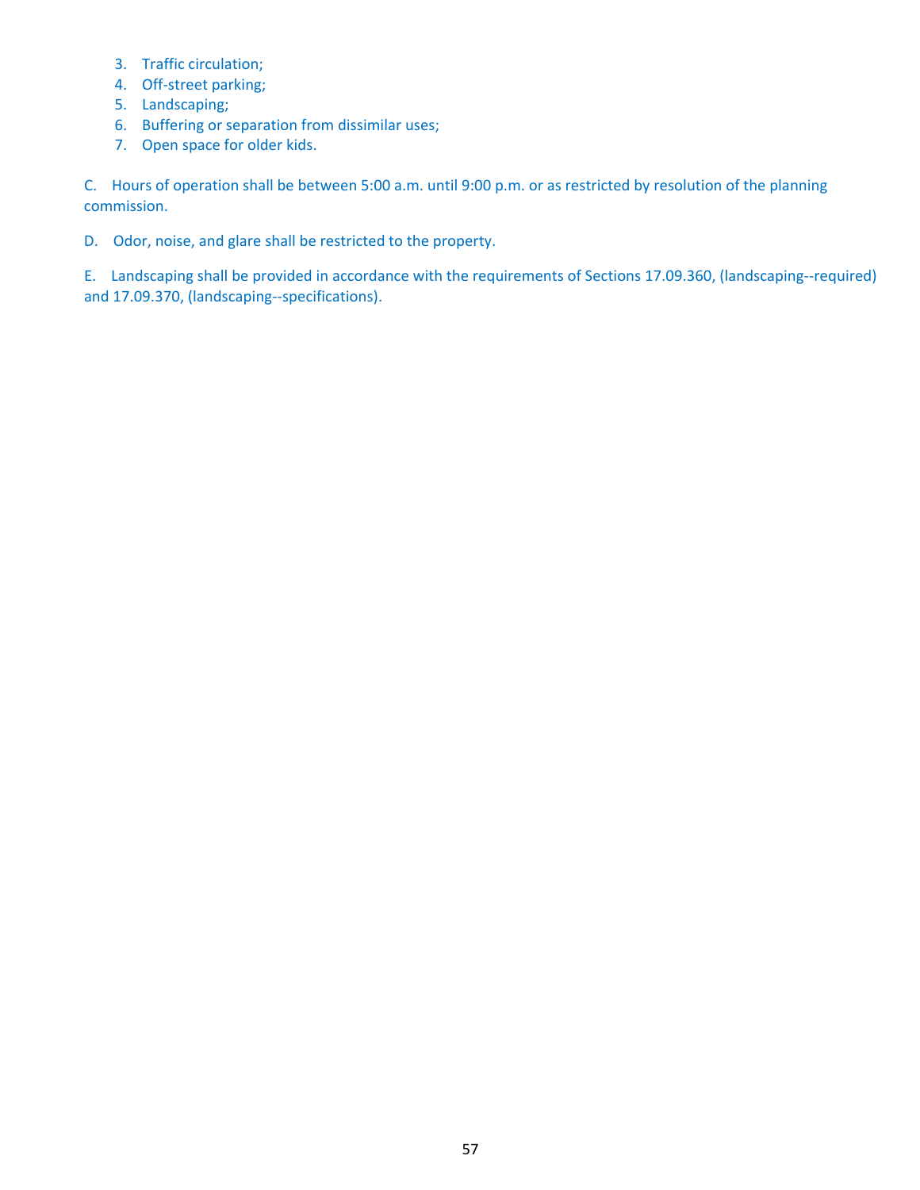3. Traffic circulation;
4. Off-street parking;
5. Landscaping;
6. Buffering or separation from dissimilar uses;
7. Open space for older kids.

C. Hours of operation shall be between 5:00 a.m. until 9:00 p.m. or as restricted by resolution of the planning commission.

D. Odor, noise, and glare shall be restricted to the property.

E. Landscaping shall be provided in accordance with the requirements of Sections 17.09.360, (landscaping--required) and 17.09.370, (landscaping--specifications).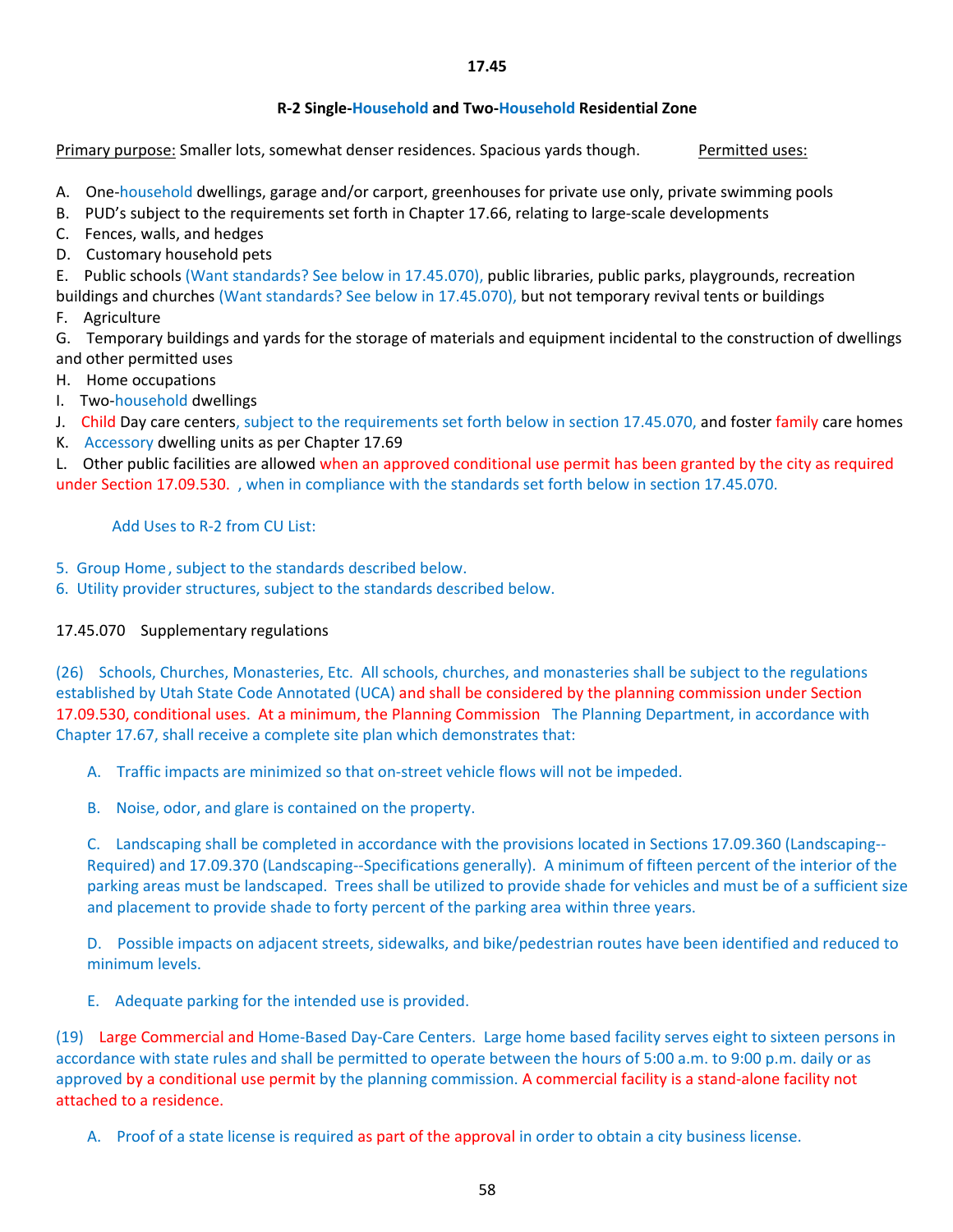**17.45**

**R-2 Single-Household and Two-Household Residential Zone**

Primary purpose: Smaller lots, somewhat denser residences. Spacious yards though. Permitted uses:

A. One-household dwellings, garage and/or carport, greenhouses for private use only, private swimming pools
B. PUD's subject to the requirements set forth in Chapter 17.66, relating to large-scale developments
C. Fences, walls, and hedges
D. Customary household pets
E. Public schools (Want standards? See below in 17.45.070), public libraries, public parks, playgrounds, recreation buildings and churches (Want standards? See below in 17.45.070), but not temporary revival tents or buildings
F. Agriculture
G. Temporary buildings and yards for the storage of materials and equipment incidental to the construction of dwellings and other permitted uses
H. Home occupations
I. Two-household dwellings
J. Child Day care centers, subject to the requirements set forth below in section 17.45.070, and foster family care homes
K. Accessory dwelling units as per Chapter 17.69
L. Other public facilities are allowed when an approved conditional use permit has been granted by the city as required under Section 17.09.530. , when in compliance with the standards set forth below in section 17.45.070.

Add Uses to R-2 from CU List:

5. Group Home, subject to the standards described below.
6. Utility provider structures, subject to the standards described below.

17.45.070 Supplementary regulations

(26) Schools, Churches, Monasteries, Etc. All schools, churches, and monasteries shall be subject to the regulations established by Utah State Code Annotated (UCA) and shall be considered by the planning commission under Section 17.09.530, conditional uses. At a minimum, the Planning Commission The Planning Department, in accordance with Chapter 17.67, shall receive a complete site plan which demonstrates that:

A. Traffic impacts are minimized so that on-street vehicle flows will not be impeded.

B. Noise, odor, and glare is contained on the property.

C. Landscaping shall be completed in accordance with the provisions located in Sections 17.09.360 (Landscaping--Required) and 17.09.370 (Landscaping--Specifications generally). A minimum of fifteen percent of the interior of the parking areas must be landscaped. Trees shall be utilized to provide shade for vehicles and must be of a sufficient size and placement to provide shade to forty percent of the parking area within three years.

D. Possible impacts on adjacent streets, sidewalks, and bike/pedestrian routes have been identified and reduced to minimum levels.

E. Adequate parking for the intended use is provided.

(19) Large Commercial and Home-Based Day-Care Centers. Large home based facility serves eight to sixteen persons in accordance with state rules and shall be permitted to operate between the hours of 5:00 a.m. to 9:00 p.m. daily or as approved by a conditional use permit by the planning commission. A commercial facility is a stand-alone facility not attached to a residence.

A. Proof of a state license is required as part of the approval in order to obtain a city business license.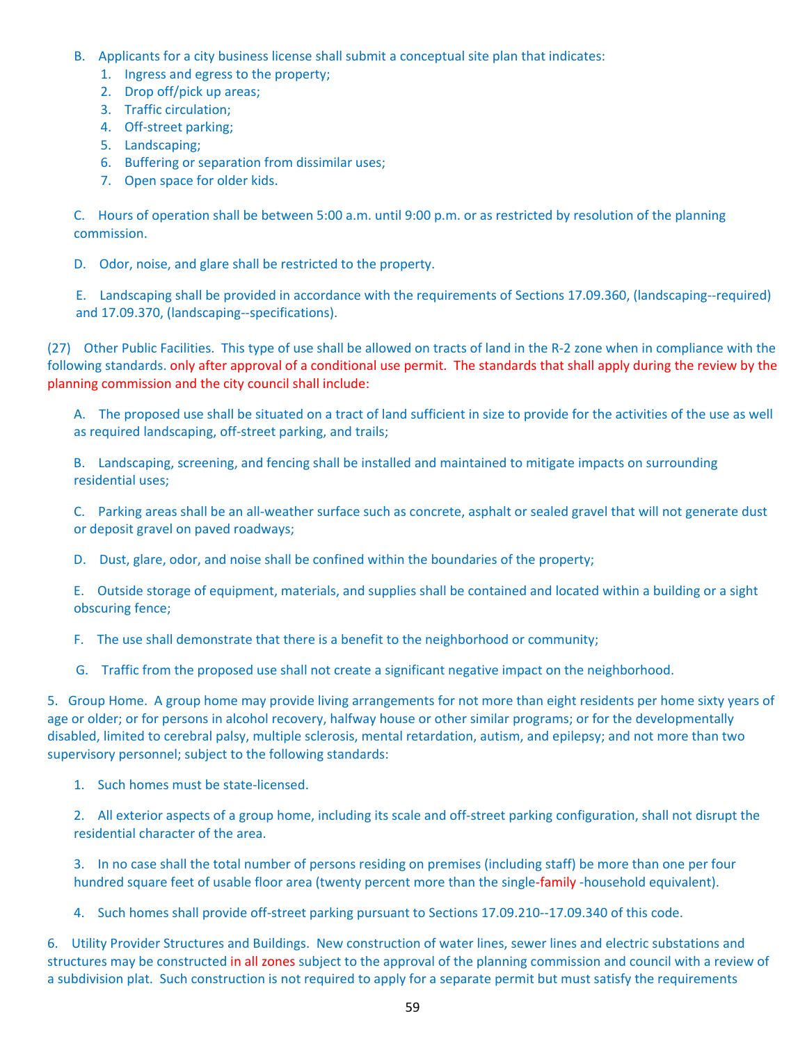B. Applicants for a city business license shall submit a conceptual site plan that indicates:

1. Ingress and egress to the property;
2. Drop off/pick up areas;
3. Traffic circulation;
4. Off-street parking;
5. Landscaping;
6. Buffering or separation from dissimilar uses;
7. Open space for older kids.

C. Hours of operation shall be between 5:00 a.m. until 9:00 p.m. or as restricted by resolution of the planning commission.

D. Odor, noise, and glare shall be restricted to the property.

E. Landscaping shall be provided in accordance with the requirements of Sections 17.09.360, (landscaping--required) and 17.09.370, (landscaping--specifications).

(27) Other Public Facilities. This type of use shall be allowed on tracts of land in the R-2 zone when in compliance with the following standards. only after approval of a conditional use permit. The standards that shall apply during the review by the planning commission and the city council shall include:

A. The proposed use shall be situated on a tract of land sufficient in size to provide for the activities of the use as well as required landscaping, off-street parking, and trails;

B. Landscaping, screening, and fencing shall be installed and maintained to mitigate impacts on surrounding residential uses;

C. Parking areas shall be an all-weather surface such as concrete, asphalt or sealed gravel that will not generate dust or deposit gravel on paved roadways;

D. Dust, glare, odor, and noise shall be confined within the boundaries of the property;

E. Outside storage of equipment, materials, and supplies shall be contained and located within a building or a sight obscuring fence;

F. The use shall demonstrate that there is a benefit to the neighborhood or community;

G. Traffic from the proposed use shall not create a significant negative impact on the neighborhood.

5. Group Home. A group home may provide living arrangements for not more than eight residents per home sixty years of age or older; or for persons in alcohol recovery, halfway house or other similar programs; or for the developmentally disabled, limited to cerebral palsy, multiple sclerosis, mental retardation, autism, and epilepsy; and not more than two supervisory personnel; subject to the following standards:

1. Such homes must be state-licensed.

2. All exterior aspects of a group home, including its scale and off-street parking configuration, shall not disrupt the residential character of the area.

3. In no case shall the total number of persons residing on premises (including staff) be more than one per four hundred square feet of usable floor area (twenty percent more than the single-family -household equivalent).

4. Such homes shall provide off-street parking pursuant to Sections 17.09.210--17.09.340 of this code.

6. Utility Provider Structures and Buildings. New construction of water lines, sewer lines and electric substations and structures may be constructed in all zones subject to the approval of the planning commission and council with a review of a subdivision plat. Such construction is not required to apply for a separate permit but must satisfy the requirements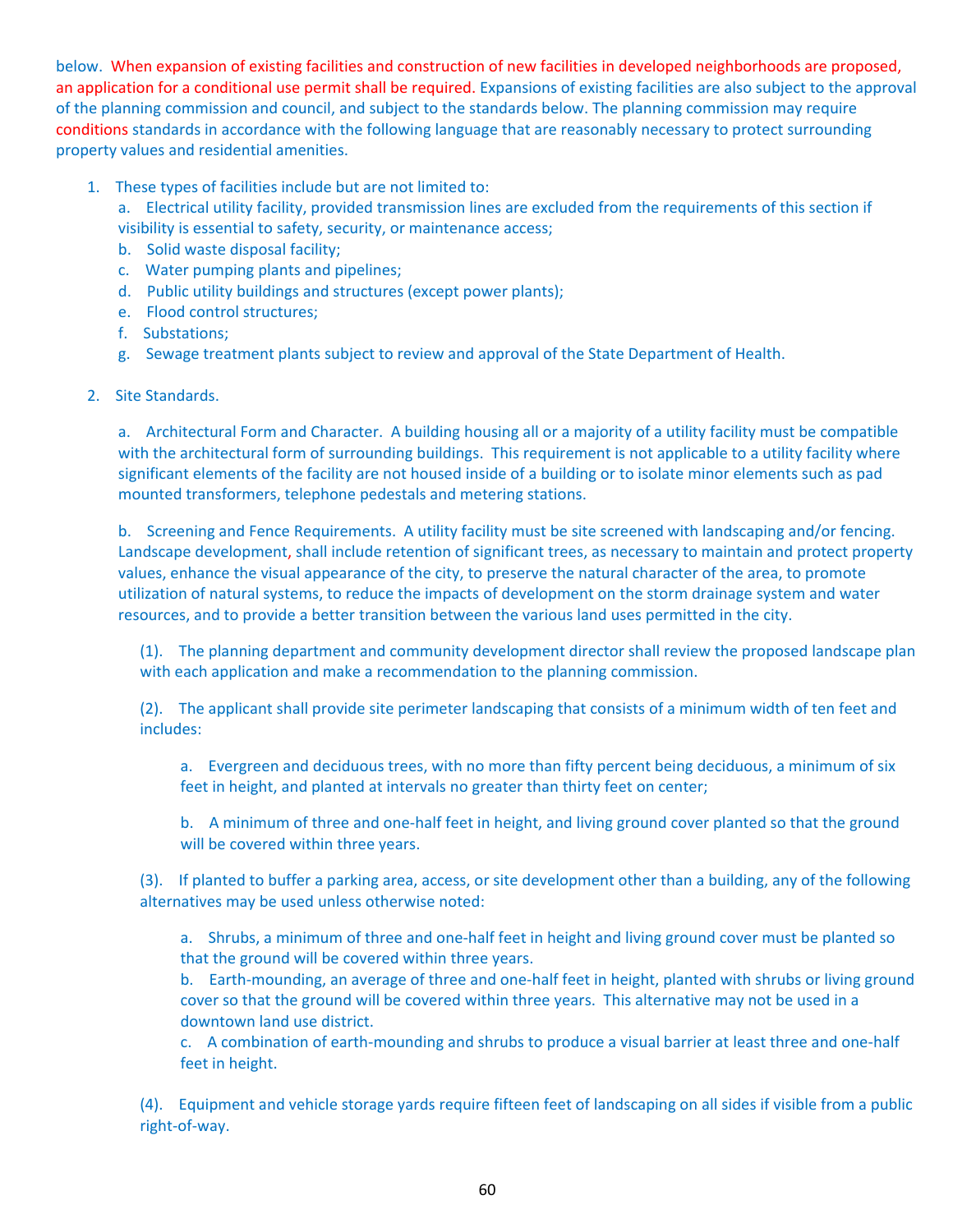below. When expansion of existing facilities and construction of new facilities in developed neighborhoods are proposed, an application for a conditional use permit shall be required. Expansions of existing facilities are also subject to the approval of the planning commission and council, and subject to the standards below. The planning commission may require conditions standards in accordance with the following language that are reasonably necessary to protect surrounding property values and residential amenities.

1. These types of facilities include but are not limited to:
   a. Electrical utility facility, provided transmission lines are excluded from the requirements of this section if visibility is essential to safety, security, or maintenance access;
   b. Solid waste disposal facility;
   c. Water pumping plants and pipelines;
   d. Public utility buildings and structures (except power plants);
   e. Flood control structures;
   f. Substations;
   g. Sewage treatment plants subject to review and approval of the State Department of Health.

2. Site Standards.

   a. Architectural Form and Character. A building housing all or a majority of a utility facility must be compatible with the architectural form of surrounding buildings. This requirement is not applicable to a utility facility where significant elements of the facility are not housed inside of a building or to isolate minor elements such as pad mounted transformers, telephone pedestals and metering stations.

   b. Screening and Fence Requirements. A utility facility must be site screened with landscaping and/or fencing. Landscape development, shall include retention of significant trees, as necessary to maintain and protect property values, enhance the visual appearance of the city, to preserve the natural character of the area, to promote utilization of natural systems, to reduce the impacts of development on the storm drainage system and water resources, and to provide a better transition between the various land uses permitted in the city.

      (1). The planning department and community development director shall review the proposed landscape plan with each application and make a recommendation to the planning commission.

      (2). The applicant shall provide site perimeter landscaping that consists of a minimum width of ten feet and includes:

         a. Evergreen and deciduous trees, with no more than fifty percent being deciduous, a minimum of six feet in height, and planted at intervals no greater than thirty feet on center;

         b. A minimum of three and one-half feet in height, and living ground cover planted so that the ground will be covered within three years.

      (3). If planted to buffer a parking area, access, or site development other than a building, any of the following alternatives may be used unless otherwise noted:

         a. Shrubs, a minimum of three and one-half feet in height and living ground cover must be planted so that the ground will be covered within three years.
         b. Earth-mounding, an average of three and one-half feet in height, planted with shrubs or living ground cover so that the ground will be covered within three years. This alternative may not be used in a downtown land use district.
         c. A combination of earth-mounding and shrubs to produce a visual barrier at least three and one-half feet in height.

      (4). Equipment and vehicle storage yards require fifteen feet of landscaping on all sides if visible from a public right-of-way.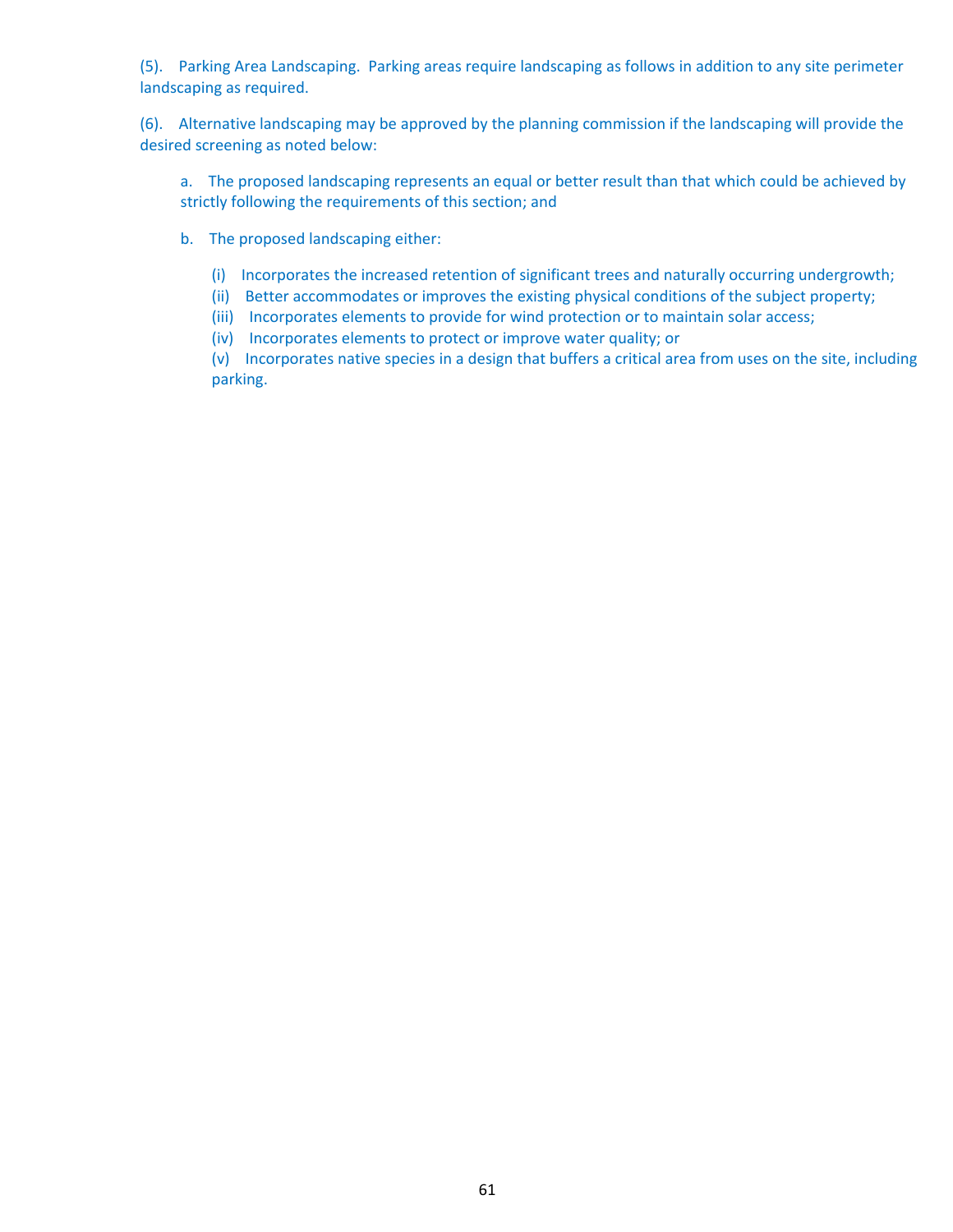(5). Parking Area Landscaping. Parking areas require landscaping as follows in addition to any site perimeter landscaping as required.

(6). Alternative landscaping may be approved by the planning commission if the landscaping will provide the desired screening as noted below:

a. The proposed landscaping represents an equal or better result than that which could be achieved by strictly following the requirements of this section; and

b. The proposed landscaping either:

(i) Incorporates the increased retention of significant trees and naturally occurring undergrowth;
(ii) Better accommodates or improves the existing physical conditions of the subject property;
(iii) Incorporates elements to provide for wind protection or to maintain solar access;
(iv) Incorporates elements to protect or improve water quality; or
(v) Incorporates native species in a design that buffers a critical area from uses on the site, including parking.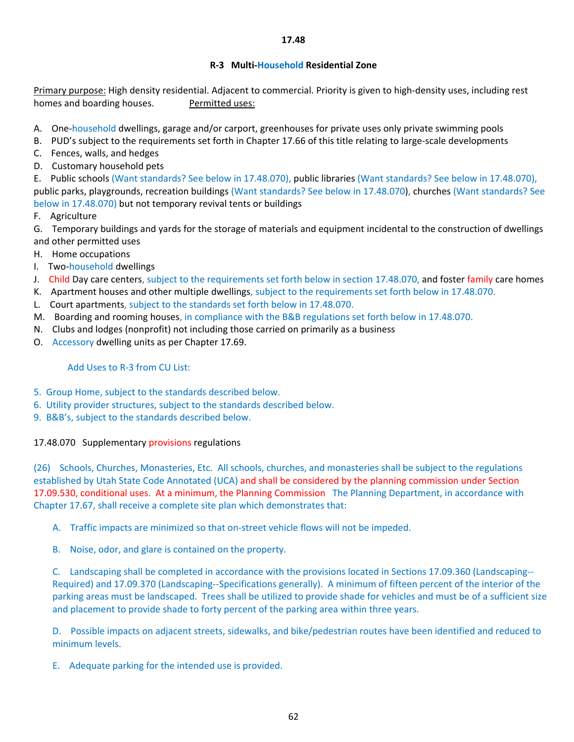**17.48**

**R-3 Multi-Household Residential Zone**

Primary purpose: High density residential. Adjacent to commercial. Priority is given to high-density uses, including rest homes and boarding houses. Permitted uses:

A. One-household dwellings, garage and/or carport, greenhouses for private uses only private swimming pools
B. PUD's subject to the requirements set forth in Chapter 17.66 of this title relating to large-scale developments
C. Fences, walls, and hedges
D. Customary household pets
E. Public schools (Want standards? See below in 17.48.070), public libraries (Want standards? See below in 17.48.070), public parks, playgrounds, recreation buildings (Want standards? See below in 17.48.070), churches (Want standards? See below in 17.48.070) but not temporary revival tents or buildings
F. Agriculture
G. Temporary buildings and yards for the storage of materials and equipment incidental to the construction of dwellings and other permitted uses
H. Home occupations
I. Two-household dwellings
J. Child Day care centers, subject to the requirements set forth below in section 17.48.070, and foster family care homes
K. Apartment houses and other multiple dwellings, subject to the requirements set forth below in 17.48.070.
L. Court apartments, subject to the standards set forth below in 17.48.070.
M. Boarding and rooming houses, in compliance with the B&B regulations set forth below in 17.48.070.
N. Clubs and lodges (nonprofit) not including those carried on primarily as a business
O. Accessory dwelling units as per Chapter 17.69.

Add Uses to R-3 from CU List:

5. Group Home, subject to the standards described below.
6. Utility provider structures, subject to the standards described below.
9. B&B's, subject to the standards described below.

17.48.070 Supplementary provisions regulations

(26) Schools, Churches, Monasteries, Etc. All schools, churches, and monasteries shall be subject to the regulations established by Utah State Code Annotated (UCA) and shall be considered by the planning commission under Section 17.09.530, conditional uses. At a minimum, the Planning Commission The Planning Department, in accordance with Chapter 17.67, shall receive a complete site plan which demonstrates that:

A. Traffic impacts are minimized so that on-street vehicle flows will not be impeded.

B. Noise, odor, and glare is contained on the property.

C. Landscaping shall be completed in accordance with the provisions located in Sections 17.09.360 (Landscaping--Required) and 17.09.370 (Landscaping--Specifications generally). A minimum of fifteen percent of the interior of the parking areas must be landscaped. Trees shall be utilized to provide shade for vehicles and must be of a sufficient size and placement to provide shade to forty percent of the parking area within three years.

D. Possible impacts on adjacent streets, sidewalks, and bike/pedestrian routes have been identified and reduced to minimum levels.

E. Adequate parking for the intended use is provided.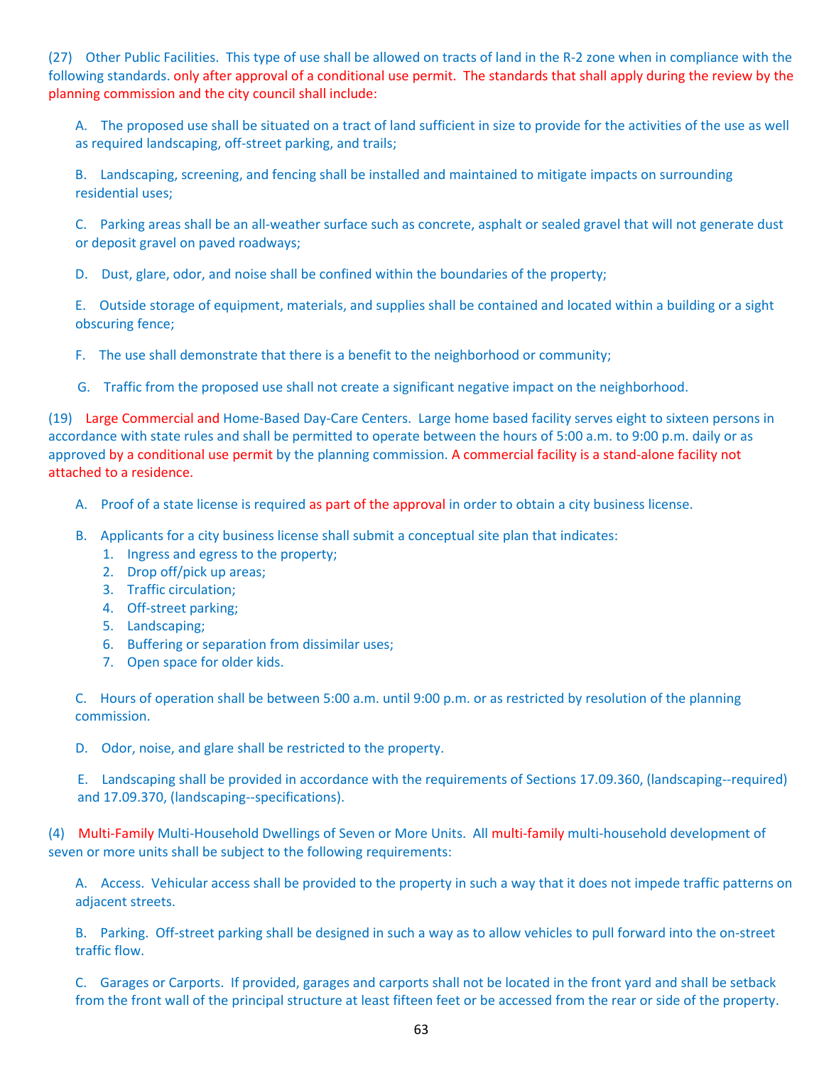(27) Other Public Facilities. This type of use shall be allowed on tracts of land in the R-2 zone when in compliance with the following standards. only after approval of a conditional use permit. The standards that shall apply during the review by the planning commission and the city council shall include:

A. The proposed use shall be situated on a tract of land sufficient in size to provide for the activities of the use as well as required landscaping, off-street parking, and trails;

B. Landscaping, screening, and fencing shall be installed and maintained to mitigate impacts on surrounding residential uses;

C. Parking areas shall be an all-weather surface such as concrete, asphalt or sealed gravel that will not generate dust or deposit gravel on paved roadways;

D. Dust, glare, odor, and noise shall be confined within the boundaries of the property;

E. Outside storage of equipment, materials, and supplies shall be contained and located within a building or a sight obscuring fence;

F. The use shall demonstrate that there is a benefit to the neighborhood or community;

G. Traffic from the proposed use shall not create a significant negative impact on the neighborhood.

(19) Large Commercial and Home-Based Day-Care Centers. Large home based facility serves eight to sixteen persons in accordance with state rules and shall be permitted to operate between the hours of 5:00 a.m. to 9:00 p.m. daily or as approved by a conditional use permit by the planning commission. A commercial facility is a stand-alone facility not attached to a residence.

A. Proof of a state license is required as part of the approval in order to obtain a city business license.

B. Applicants for a city business license shall submit a conceptual site plan that indicates:
   1. Ingress and egress to the property;
   2. Drop off/pick up areas;
   3. Traffic circulation;
   4. Off-street parking;
   5. Landscaping;
   6. Buffering or separation from dissimilar uses;
   7. Open space for older kids.

C. Hours of operation shall be between 5:00 a.m. until 9:00 p.m. or as restricted by resolution of the planning commission.

D. Odor, noise, and glare shall be restricted to the property.

E. Landscaping shall be provided in accordance with the requirements of Sections 17.09.360, (landscaping--required) and 17.09.370, (landscaping--specifications).

(4) Multi-Family Multi-Household Dwellings of Seven or More Units. All multi-family multi-household development of seven or more units shall be subject to the following requirements:

A. Access. Vehicular access shall be provided to the property in such a way that it does not impede traffic patterns on adjacent streets.

B. Parking. Off-street parking shall be designed in such a way as to allow vehicles to pull forward into the on-street traffic flow.

C. Garages or Carports. If provided, garages and carports shall not be located in the front yard and shall be setback from the front wall of the principal structure at least fifteen feet or be accessed from the rear or side of the property.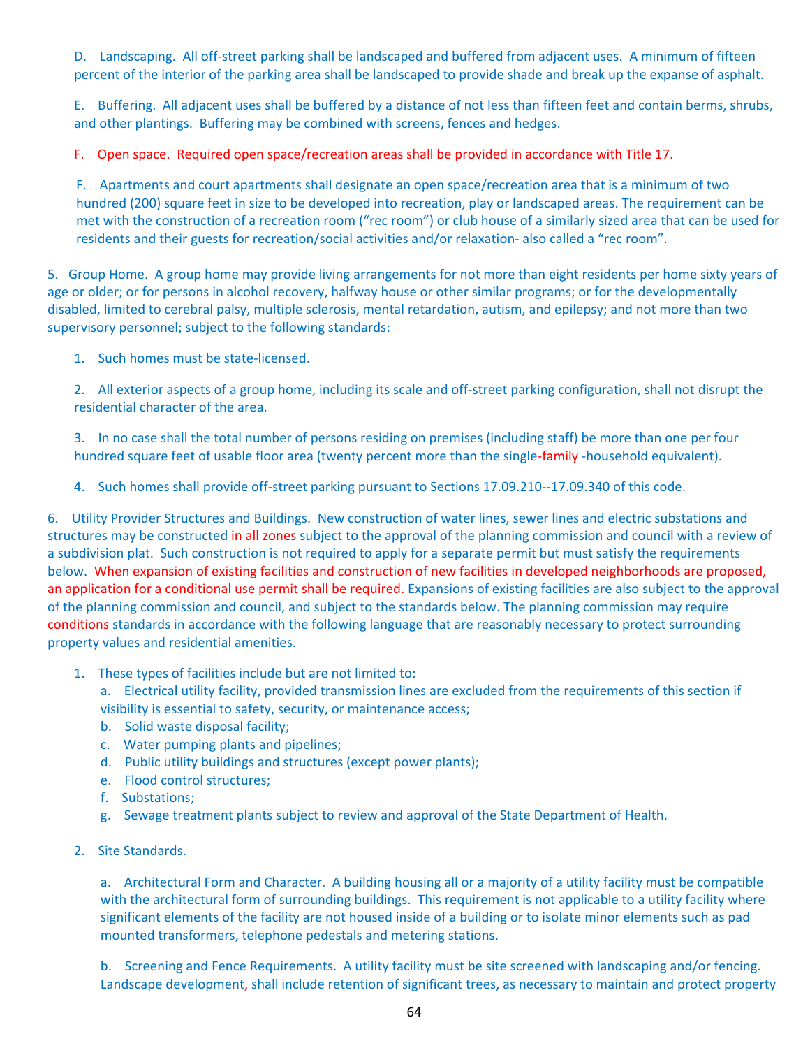D. Landscaping. All off-street parking shall be landscaped and buffered from adjacent uses. A minimum of fifteen percent of the interior of the parking area shall be landscaped to provide shade and break up the expanse of asphalt.

E. Buffering. All adjacent uses shall be buffered by a distance of not less than fifteen feet and contain berms, shrubs, and other plantings. Buffering may be combined with screens, fences and hedges.

F. Open space. Required open space/recreation areas shall be provided in accordance with Title 17.

F. Apartments and court apartments shall designate an open space/recreation area that is a minimum of two hundred (200) square feet in size to be developed into recreation, play or landscaped areas. The requirement can be met with the construction of a recreation room ("rec room") or club house of a similarly sized area that can be used for residents and their guests for recreation/social activities and/or relaxation- also called a "rec room".

5. Group Home. A group home may provide living arrangements for not more than eight residents per home sixty years of age or older; or for persons in alcohol recovery, halfway house or other similar programs; or for the developmentally disabled, limited to cerebral palsy, multiple sclerosis, mental retardation, autism, and epilepsy; and not more than two supervisory personnel; subject to the following standards:

1. Such homes must be state-licensed.

2. All exterior aspects of a group home, including its scale and off-street parking configuration, shall not disrupt the residential character of the area.

3. In no case shall the total number of persons residing on premises (including staff) be more than one per four hundred square feet of usable floor area (twenty percent more than the single-family -household equivalent).

4. Such homes shall provide off-street parking pursuant to Sections 17.09.210--17.09.340 of this code.

6. Utility Provider Structures and Buildings. New construction of water lines, sewer lines and electric substations and structures may be constructed in all zones subject to the approval of the planning commission and council with a review of a subdivision plat. Such construction is not required to apply for a separate permit but must satisfy the requirements below. When expansion of existing facilities and construction of new facilities in developed neighborhoods are proposed, an application for a conditional use permit shall be required. Expansions of existing facilities are also subject to the approval of the planning commission and council, and subject to the standards below. The planning commission may require conditions standards in accordance with the following language that are reasonably necessary to protect surrounding property values and residential amenities.

1. These types of facilities include but are not limited to:
   a. Electrical utility facility, provided transmission lines are excluded from the requirements of this section if visibility is essential to safety, security, or maintenance access;
   b. Solid waste disposal facility;
   c. Water pumping plants and pipelines;
   d. Public utility buildings and structures (except power plants);
   e. Flood control structures;
   f. Substations;
   g. Sewage treatment plants subject to review and approval of the State Department of Health.

2. Site Standards.

   a. Architectural Form and Character. A building housing all or a majority of a utility facility must be compatible with the architectural form of surrounding buildings. This requirement is not applicable to a utility facility where significant elements of the facility are not housed inside of a building or to isolate minor elements such as pad mounted transformers, telephone pedestals and metering stations.

   b. Screening and Fence Requirements. A utility facility must be site screened with landscaping and/or fencing. Landscape development, shall include retention of significant trees, as necessary to maintain and protect property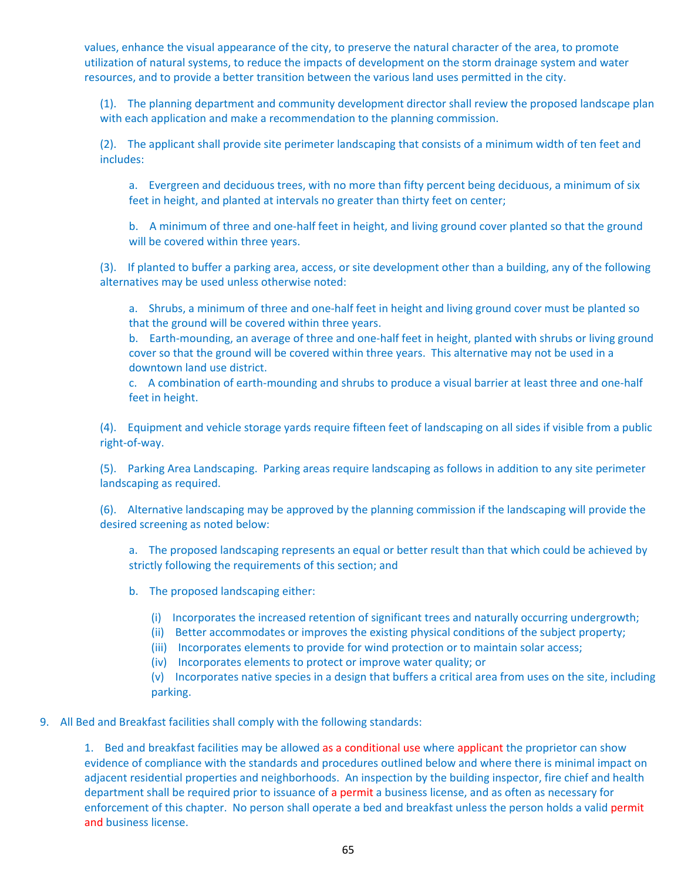values, enhance the visual appearance of the city, to preserve the natural character of the area, to promote utilization of natural systems, to reduce the impacts of development on the storm drainage system and water resources, and to provide a better transition between the various land uses permitted in the city.

(1). The planning department and community development director shall review the proposed landscape plan with each application and make a recommendation to the planning commission.

(2). The applicant shall provide site perimeter landscaping that consists of a minimum width of ten feet and includes:

a. Evergreen and deciduous trees, with no more than fifty percent being deciduous, a minimum of six feet in height, and planted at intervals no greater than thirty feet on center;

b. A minimum of three and one-half feet in height, and living ground cover planted so that the ground will be covered within three years.

(3). If planted to buffer a parking area, access, or site development other than a building, any of the following alternatives may be used unless otherwise noted:

a. Shrubs, a minimum of three and one-half feet in height and living ground cover must be planted so that the ground will be covered within three years.
b. Earth-mounding, an average of three and one-half feet in height, planted with shrubs or living ground cover so that the ground will be covered within three years. This alternative may not be used in a downtown land use district.
c. A combination of earth-mounding and shrubs to produce a visual barrier at least three and one-half feet in height.

(4). Equipment and vehicle storage yards require fifteen feet of landscaping on all sides if visible from a public right-of-way.

(5). Parking Area Landscaping. Parking areas require landscaping as follows in addition to any site perimeter landscaping as required.

(6). Alternative landscaping may be approved by the planning commission if the landscaping will provide the desired screening as noted below:

a. The proposed landscaping represents an equal or better result than that which could be achieved by strictly following the requirements of this section; and

b. The proposed landscaping either:

(i) Incorporates the increased retention of significant trees and naturally occurring undergrowth;
(ii) Better accommodates or improves the existing physical conditions of the subject property;
(iii) Incorporates elements to provide for wind protection or to maintain solar access;
(iv) Incorporates elements to protect or improve water quality; or
(v) Incorporates native species in a design that buffers a critical area from uses on the site, including parking.

9. All Bed and Breakfast facilities shall comply with the following standards:

1. Bed and breakfast facilities may be allowed as a conditional use where applicant the proprietor can show evidence of compliance with the standards and procedures outlined below and where there is minimal impact on adjacent residential properties and neighborhoods. An inspection by the building inspector, fire chief and health department shall be required prior to issuance of a permit a business license, and as often as necessary for enforcement of this chapter. No person shall operate a bed and breakfast unless the person holds a valid permit and business license.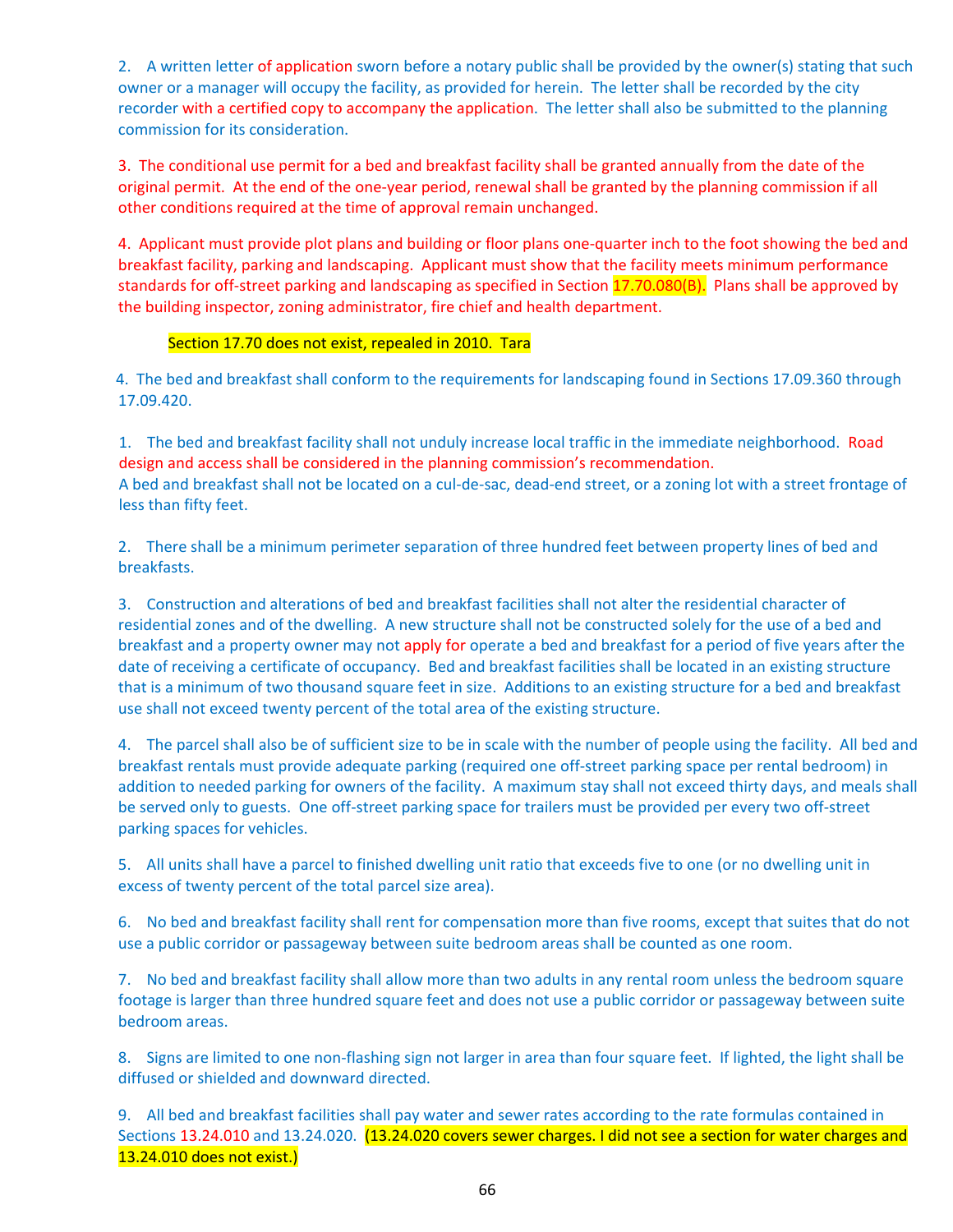2. A written letter of application sworn before a notary public shall be provided by the owner(s) stating that such owner or a manager will occupy the facility, as provided for herein. The letter shall be recorded by the city recorder with a certified copy to accompany the application. The letter shall also be submitted to the planning commission for its consideration.

3. The conditional use permit for a bed and breakfast facility shall be granted annually from the date of the original permit. At the end of the one-year period, renewal shall be granted by the planning commission if all other conditions required at the time of approval remain unchanged.

4. Applicant must provide plot plans and building or floor plans one-quarter inch to the foot showing the bed and breakfast facility, parking and landscaping. Applicant must show that the facility meets minimum performance standards for off-street parking and landscaping as specified in Section 17.70.080(B). Plans shall be approved by the building inspector, zoning administrator, fire chief and health department.

Section 17.70 does not exist, repealed in 2010. Tara

4. The bed and breakfast shall conform to the requirements for landscaping found in Sections 17.09.360 through 17.09.420.

1. The bed and breakfast facility shall not unduly increase local traffic in the immediate neighborhood. Road design and access shall be considered in the planning commission's recommendation.
A bed and breakfast shall not be located on a cul-de-sac, dead-end street, or a zoning lot with a street frontage of less than fifty feet.

2. There shall be a minimum perimeter separation of three hundred feet between property lines of bed and breakfasts.

3. Construction and alterations of bed and breakfast facilities shall not alter the residential character of residential zones and of the dwelling. A new structure shall not be constructed solely for the use of a bed and breakfast and a property owner may not apply for operate a bed and breakfast for a period of five years after the date of receiving a certificate of occupancy. Bed and breakfast facilities shall be located in an existing structure that is a minimum of two thousand square feet in size. Additions to an existing structure for a bed and breakfast use shall not exceed twenty percent of the total area of the existing structure.

4. The parcel shall also be of sufficient size to be in scale with the number of people using the facility. All bed and breakfast rentals must provide adequate parking (required one off-street parking space per rental bedroom) in addition to needed parking for owners of the facility. A maximum stay shall not exceed thirty days, and meals shall be served only to guests. One off-street parking space for trailers must be provided per every two off-street parking spaces for vehicles.

5. All units shall have a parcel to finished dwelling unit ratio that exceeds five to one (or no dwelling unit in excess of twenty percent of the total parcel size area).

6. No bed and breakfast facility shall rent for compensation more than five rooms, except that suites that do not use a public corridor or passageway between suite bedroom areas shall be counted as one room.

7. No bed and breakfast facility shall allow more than two adults in any rental room unless the bedroom square footage is larger than three hundred square feet and does not use a public corridor or passageway between suite bedroom areas.

8. Signs are limited to one non-flashing sign not larger in area than four square feet. If lighted, the light shall be diffused or shielded and downward directed.

9. All bed and breakfast facilities shall pay water and sewer rates according to the rate formulas contained in Sections 13.24.010 and 13.24.020. (13.24.020 covers sewer charges. I did not see a section for water charges and 13.24.010 does not exist.)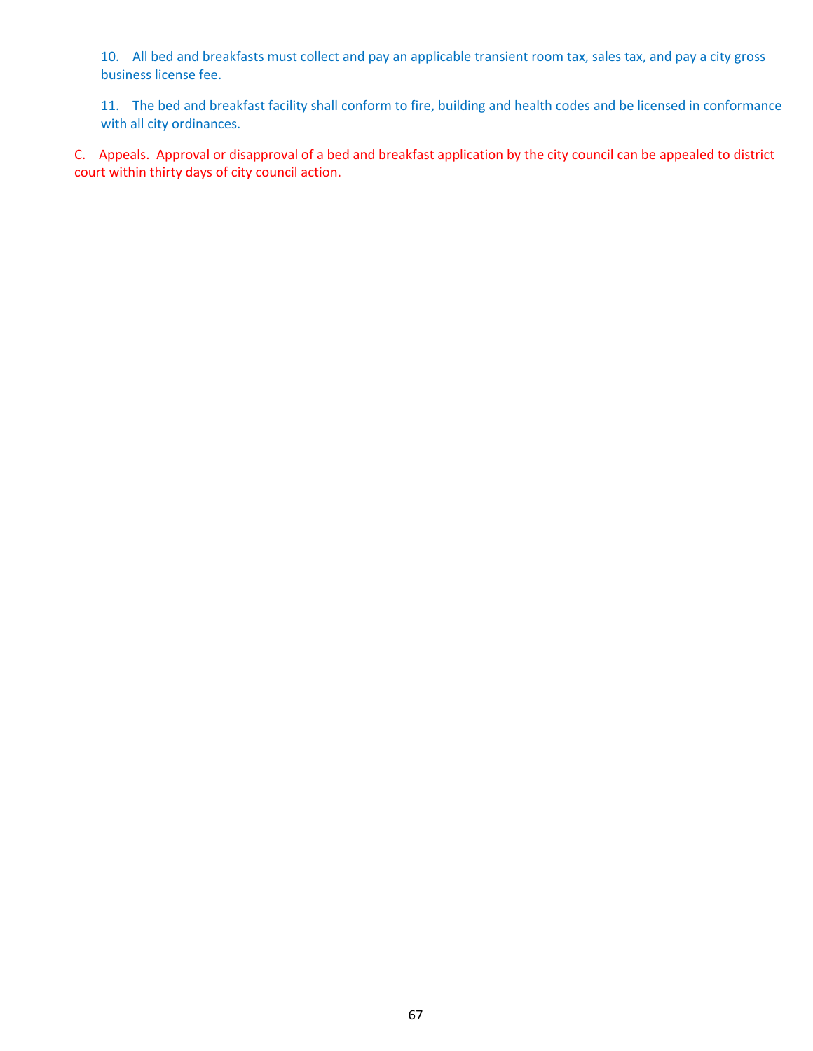10. All bed and breakfasts must collect and pay an applicable transient room tax, sales tax, and pay a city gross business license fee.

11. The bed and breakfast facility shall conform to fire, building and health codes and be licensed in conformance with all city ordinances.

C. Appeals. Approval or disapproval of a bed and breakfast application by the city council can be appealed to district court within thirty days of city council action.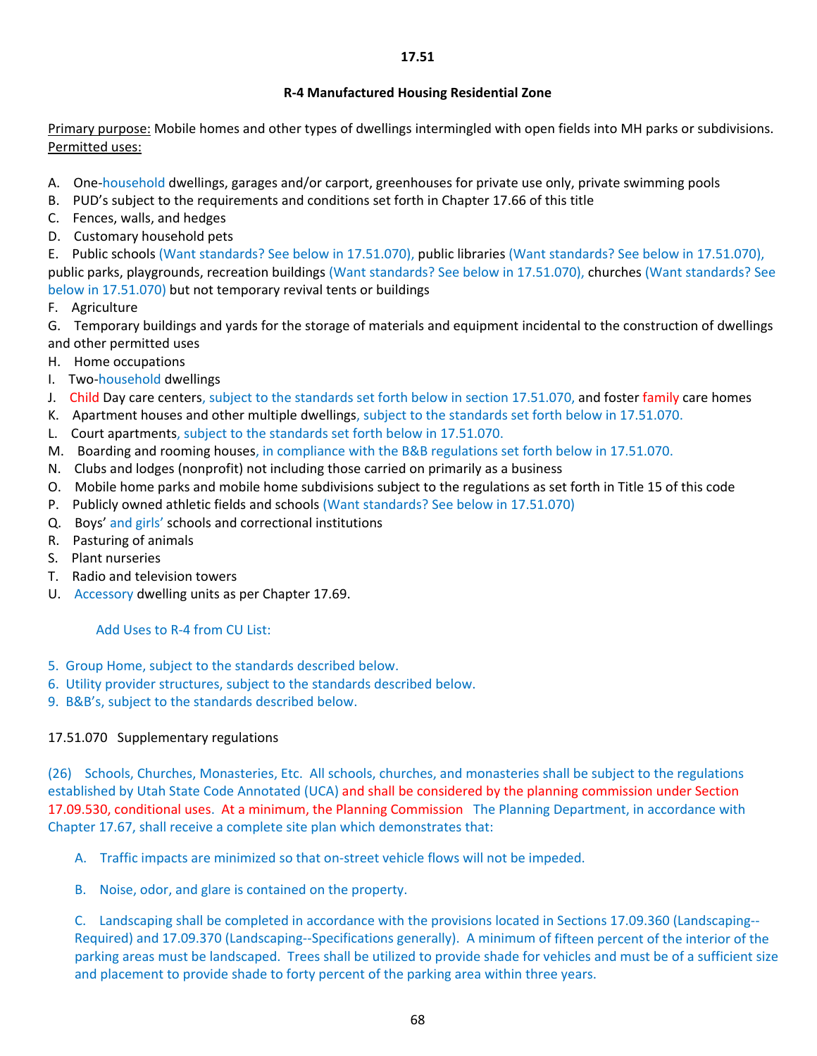**17.51**

**R-4 Manufactured Housing Residential Zone**

Primary purpose: Mobile homes and other types of dwellings intermingled with open fields into MH parks or subdivisions.
Permitted uses:

A. One-household dwellings, garages and/or carport, greenhouses for private use only, private swimming pools
B. PUD's subject to the requirements and conditions set forth in Chapter 17.66 of this title
C. Fences, walls, and hedges
D. Customary household pets
E. Public schools (Want standards? See below in 17.51.070), public libraries (Want standards? See below in 17.51.070), public parks, playgrounds, recreation buildings (Want standards? See below in 17.51.070), churches (Want standards? See below in 17.51.070) but not temporary revival tents or buildings
F. Agriculture
G. Temporary buildings and yards for the storage of materials and equipment incidental to the construction of dwellings and other permitted uses
H. Home occupations
I. Two-household dwellings
J. Child Day care centers, subject to the standards set forth below in section 17.51.070, and foster family care homes
K. Apartment houses and other multiple dwellings, subject to the standards set forth below in 17.51.070.
L. Court apartments, subject to the standards set forth below in 17.51.070.
M. Boarding and rooming houses, in compliance with the B&B regulations set forth below in 17.51.070.
N. Clubs and lodges (nonprofit) not including those carried on primarily as a business
O. Mobile home parks and mobile home subdivisions subject to the regulations as set forth in Title 15 of this code
P. Publicly owned athletic fields and schools (Want standards? See below in 17.51.070)
Q. Boys' and girls' schools and correctional institutions
R. Pasturing of animals
S. Plant nurseries
T. Radio and television towers
U. Accessory dwelling units as per Chapter 17.69.

Add Uses to R-4 from CU List:

5. Group Home, subject to the standards described below.
6. Utility provider structures, subject to the standards described below.
9. B&B's, subject to the standards described below.

17.51.070 Supplementary regulations

(26) Schools, Churches, Monasteries, Etc. All schools, churches, and monasteries shall be subject to the regulations established by Utah State Code Annotated (UCA) and shall be considered by the planning commission under Section 17.09.530, conditional uses. At a minimum, the Planning Commission The Planning Department, in accordance with Chapter 17.67, shall receive a complete site plan which demonstrates that:

A. Traffic impacts are minimized so that on-street vehicle flows will not be impeded.

B. Noise, odor, and glare is contained on the property.

C. Landscaping shall be completed in accordance with the provisions located in Sections 17.09.360 (Landscaping--Required) and 17.09.370 (Landscaping--Specifications generally). A minimum of fifteen percent of the interior of the parking areas must be landscaped. Trees shall be utilized to provide shade for vehicles and must be of a sufficient size and placement to provide shade to forty percent of the parking area within three years.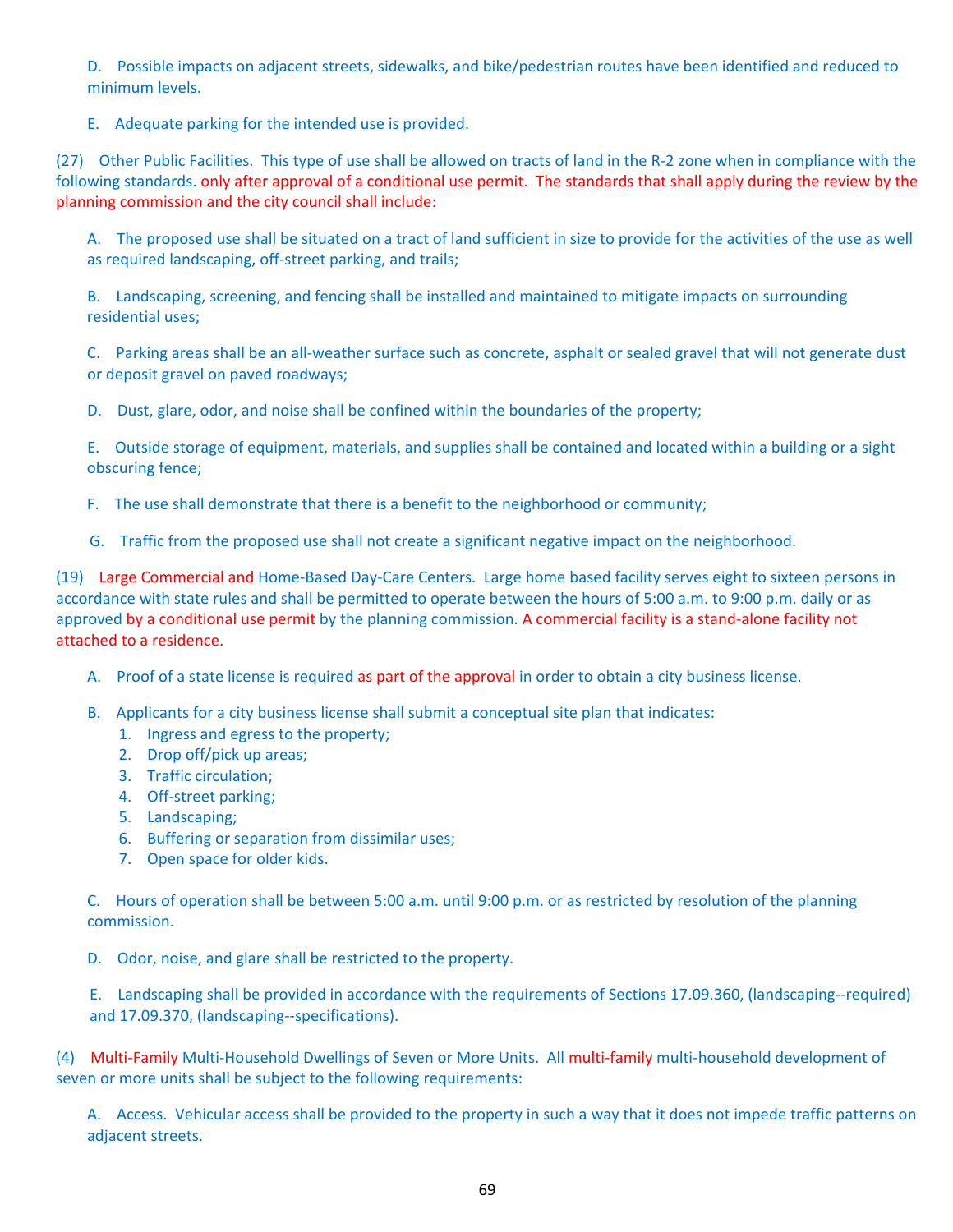D. Possible impacts on adjacent streets, sidewalks, and bike/pedestrian routes have been identified and reduced to minimum levels.

E. Adequate parking for the intended use is provided.

(27) Other Public Facilities. This type of use shall be allowed on tracts of land in the R-2 zone when in compliance with the following standards. only after approval of a conditional use permit. The standards that shall apply during the review by the planning commission and the city council shall include:

A. The proposed use shall be situated on a tract of land sufficient in size to provide for the activities of the use as well as required landscaping, off-street parking, and trails;

B. Landscaping, screening, and fencing shall be installed and maintained to mitigate impacts on surrounding residential uses;

C. Parking areas shall be an all-weather surface such as concrete, asphalt or sealed gravel that will not generate dust or deposit gravel on paved roadways;

D. Dust, glare, odor, and noise shall be confined within the boundaries of the property;

E. Outside storage of equipment, materials, and supplies shall be contained and located within a building or a sight obscuring fence;

F. The use shall demonstrate that there is a benefit to the neighborhood or community;

G. Traffic from the proposed use shall not create a significant negative impact on the neighborhood.

(19) Large Commercial and Home-Based Day-Care Centers. Large home based facility serves eight to sixteen persons in accordance with state rules and shall be permitted to operate between the hours of 5:00 a.m. to 9:00 p.m. daily or as approved by a conditional use permit by the planning commission. A commercial facility is a stand-alone facility not attached to a residence.

A. Proof of a state license is required as part of the approval in order to obtain a city business license.

B. Applicants for a city business license shall submit a conceptual site plan that indicates:

1. Ingress and egress to the property;
2. Drop off/pick up areas;
3. Traffic circulation;
4. Off-street parking;
5. Landscaping;
6. Buffering or separation from dissimilar uses;
7. Open space for older kids.

C. Hours of operation shall be between 5:00 a.m. until 9:00 p.m. or as restricted by resolution of the planning commission.

D. Odor, noise, and glare shall be restricted to the property.

E. Landscaping shall be provided in accordance with the requirements of Sections 17.09.360, (landscaping--required) and 17.09.370, (landscaping--specifications).

(4) Multi-Family Multi-Household Dwellings of Seven or More Units. All multi-family multi-household development of seven or more units shall be subject to the following requirements:

A. Access. Vehicular access shall be provided to the property in such a way that it does not impede traffic patterns on adjacent streets.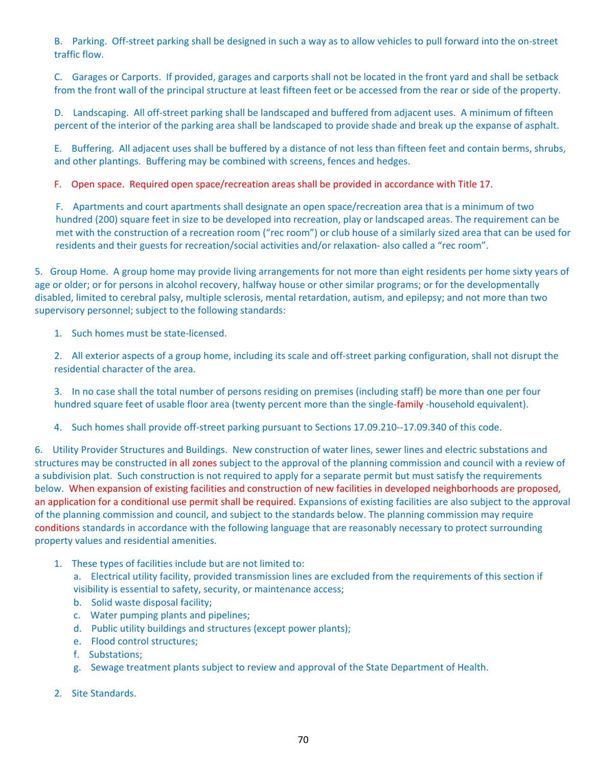B. Parking. Off-street parking shall be designed in such a way as to allow vehicles to pull forward into the on-street traffic flow.

C. Garages or Carports. If provided, garages and carports shall not be located in the front yard and shall be setback from the front wall of the principal structure at least fifteen feet or be accessed from the rear or side of the property.

D. Landscaping. All off-street parking shall be landscaped and buffered from adjacent uses. A minimum of fifteen percent of the interior of the parking area shall be landscaped to provide shade and break up the expanse of asphalt.

E. Buffering. All adjacent uses shall be buffered by a distance of not less than fifteen feet and contain berms, shrubs, and other plantings. Buffering may be combined with screens, fences and hedges.

F. Open space. Required open space/recreation areas shall be provided in accordance with Title 17.

F. Apartments and court apartments shall designate an open space/recreation area that is a minimum of two hundred (200) square feet in size to be developed into recreation, play or landscaped areas. The requirement can be met with the construction of a recreation room ("rec room") or club house of a similarly sized area that can be used for residents and their guests for recreation/social activities and/or relaxation- also called a "rec room".

5. Group Home. A group home may provide living arrangements for not more than eight residents per home sixty years of age or older; or for persons in alcohol recovery, halfway house or other similar programs; or for the developmentally disabled, limited to cerebral palsy, multiple sclerosis, mental retardation, autism, and epilepsy; and not more than two supervisory personnel; subject to the following standards:

1. Such homes must be state-licensed.

2. All exterior aspects of a group home, including its scale and off-street parking configuration, shall not disrupt the residential character of the area.

3. In no case shall the total number of persons residing on premises (including staff) be more than one per four hundred square feet of usable floor area (twenty percent more than the single-family -household equivalent).

4. Such homes shall provide off-street parking pursuant to Sections 17.09.210--17.09.340 of this code.

6. Utility Provider Structures and Buildings. New construction of water lines, sewer lines and electric substations and structures may be constructed in all zones subject to the approval of the planning commission and council with a review of a subdivision plat. Such construction is not required to apply for a separate permit but must satisfy the requirements below. When expansion of existing facilities and construction of new facilities in developed neighborhoods are proposed, an application for a conditional use permit shall be required. Expansions of existing facilities are also subject to the approval of the planning commission and council, and subject to the standards below. The planning commission may require conditions standards in accordance with the following language that are reasonably necessary to protect surrounding property values and residential amenities.

1. These types of facilities include but are not limited to:
   a. Electrical utility facility, provided transmission lines are excluded from the requirements of this section if visibility is essential to safety, security, or maintenance access;
   b. Solid waste disposal facility;
   c. Water pumping plants and pipelines;
   d. Public utility buildings and structures (except power plants);
   e. Flood control structures;
   f. Substations;
   g. Sewage treatment plants subject to review and approval of the State Department of Health.

2. Site Standards.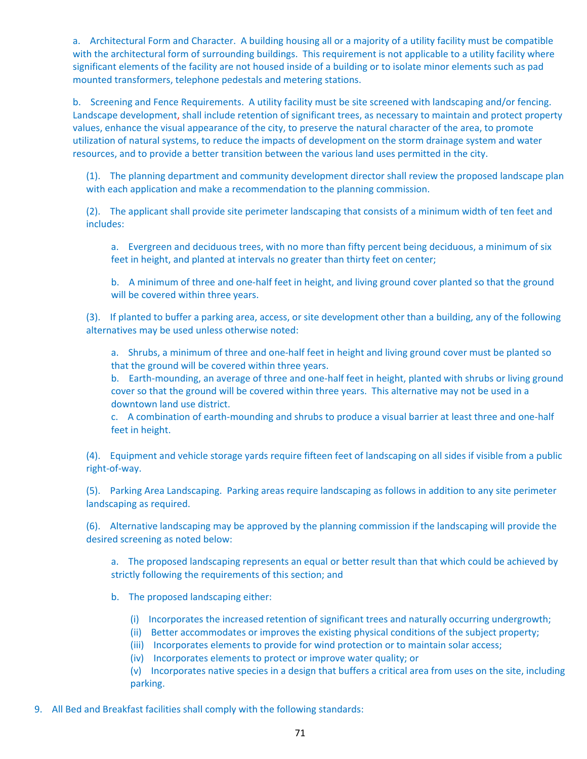a. Architectural Form and Character. A building housing all or a majority of a utility facility must be compatible with the architectural form of surrounding buildings. This requirement is not applicable to a utility facility where significant elements of the facility are not housed inside of a building or to isolate minor elements such as pad mounted transformers, telephone pedestals and metering stations.

b. Screening and Fence Requirements. A utility facility must be site screened with landscaping and/or fencing. Landscape development, shall include retention of significant trees, as necessary to maintain and protect property values, enhance the visual appearance of the city, to preserve the natural character of the area, to promote utilization of natural systems, to reduce the impacts of development on the storm drainage system and water resources, and to provide a better transition between the various land uses permitted in the city.

(1). The planning department and community development director shall review the proposed landscape plan with each application and make a recommendation to the planning commission.

(2). The applicant shall provide site perimeter landscaping that consists of a minimum width of ten feet and includes:

a. Evergreen and deciduous trees, with no more than fifty percent being deciduous, a minimum of six feet in height, and planted at intervals no greater than thirty feet on center;

b. A minimum of three and one-half feet in height, and living ground cover planted so that the ground will be covered within three years.

(3). If planted to buffer a parking area, access, or site development other than a building, any of the following alternatives may be used unless otherwise noted:

a. Shrubs, a minimum of three and one-half feet in height and living ground cover must be planted so that the ground will be covered within three years.
b. Earth-mounding, an average of three and one-half feet in height, planted with shrubs or living ground cover so that the ground will be covered within three years. This alternative may not be used in a downtown land use district.
c. A combination of earth-mounding and shrubs to produce a visual barrier at least three and one-half feet in height.

(4). Equipment and vehicle storage yards require fifteen feet of landscaping on all sides if visible from a public right-of-way.

(5). Parking Area Landscaping. Parking areas require landscaping as follows in addition to any site perimeter landscaping as required.

(6). Alternative landscaping may be approved by the planning commission if the landscaping will provide the desired screening as noted below:

a. The proposed landscaping represents an equal or better result than that which could be achieved by strictly following the requirements of this section; and

b. The proposed landscaping either:

(i) Incorporates the increased retention of significant trees and naturally occurring undergrowth;
(ii) Better accommodates or improves the existing physical conditions of the subject property;
(iii) Incorporates elements to provide for wind protection or to maintain solar access;
(iv) Incorporates elements to protect or improve water quality; or
(v) Incorporates native species in a design that buffers a critical area from uses on the site, including parking.

9. All Bed and Breakfast facilities shall comply with the following standards: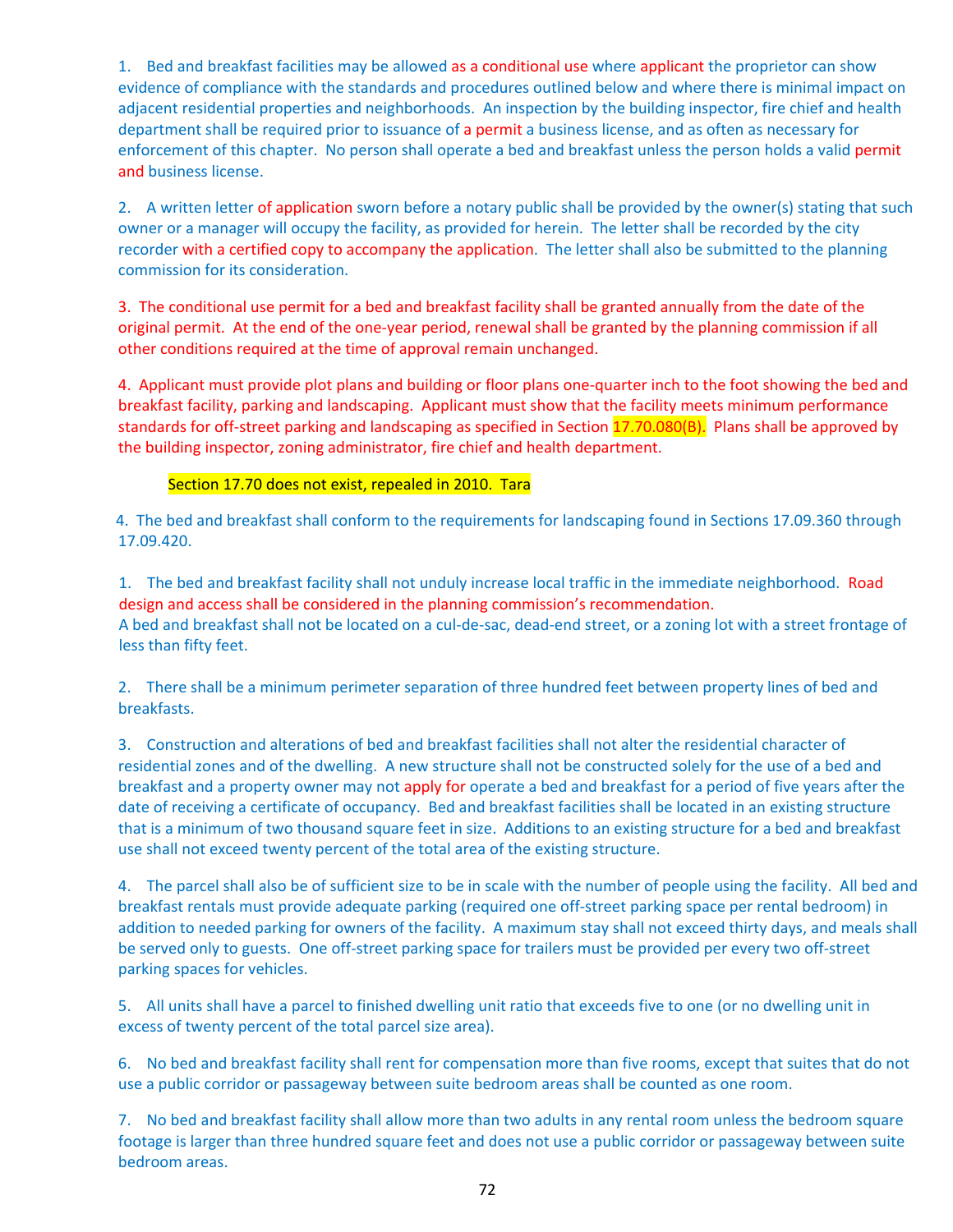1. Bed and breakfast facilities may be allowed as a conditional use where applicant the proprietor can show evidence of compliance with the standards and procedures outlined below and where there is minimal impact on adjacent residential properties and neighborhoods. An inspection by the building inspector, fire chief and health department shall be required prior to issuance of a permit a business license, and as often as necessary for enforcement of this chapter. No person shall operate a bed and breakfast unless the person holds a valid permit and business license.

2. A written letter of application sworn before a notary public shall be provided by the owner(s) stating that such owner or a manager will occupy the facility, as provided for herein. The letter shall be recorded by the city recorder with a certified copy to accompany the application. The letter shall also be submitted to the planning commission for its consideration.

3. The conditional use permit for a bed and breakfast facility shall be granted annually from the date of the original permit. At the end of the one-year period, renewal shall be granted by the planning commission if all other conditions required at the time of approval remain unchanged.

4. Applicant must provide plot plans and building or floor plans one-quarter inch to the foot showing the bed and breakfast facility, parking and landscaping. Applicant must show that the facility meets minimum performance standards for off-street parking and landscaping as specified in Section 17.70.080(B). Plans shall be approved by the building inspector, zoning administrator, fire chief and health department.

Section 17.70 does not exist, repealed in 2010. Tara

4. The bed and breakfast shall conform to the requirements for landscaping found in Sections 17.09.360 through 17.09.420.

1. The bed and breakfast facility shall not unduly increase local traffic in the immediate neighborhood. Road design and access shall be considered in the planning commission's recommendation.
A bed and breakfast shall not be located on a cul-de-sac, dead-end street, or a zoning lot with a street frontage of less than fifty feet.

2. There shall be a minimum perimeter separation of three hundred feet between property lines of bed and breakfasts.

3. Construction and alterations of bed and breakfast facilities shall not alter the residential character of residential zones and of the dwelling. A new structure shall not be constructed solely for the use of a bed and breakfast and a property owner may not apply for operate a bed and breakfast for a period of five years after the date of receiving a certificate of occupancy. Bed and breakfast facilities shall be located in an existing structure that is a minimum of two thousand square feet in size. Additions to an existing structure for a bed and breakfast use shall not exceed twenty percent of the total area of the existing structure.

4. The parcel shall also be of sufficient size to be in scale with the number of people using the facility. All bed and breakfast rentals must provide adequate parking (required one off-street parking space per rental bedroom) in addition to needed parking for owners of the facility. A maximum stay shall not exceed thirty days, and meals shall be served only to guests. One off-street parking space for trailers must be provided per every two off-street parking spaces for vehicles.

5. All units shall have a parcel to finished dwelling unit ratio that exceeds five to one (or no dwelling unit in excess of twenty percent of the total parcel size area).

6. No bed and breakfast facility shall rent for compensation more than five rooms, except that suites that do not use a public corridor or passageway between suite bedroom areas shall be counted as one room.

7. No bed and breakfast facility shall allow more than two adults in any rental room unless the bedroom square footage is larger than three hundred square feet and does not use a public corridor or passageway between suite bedroom areas.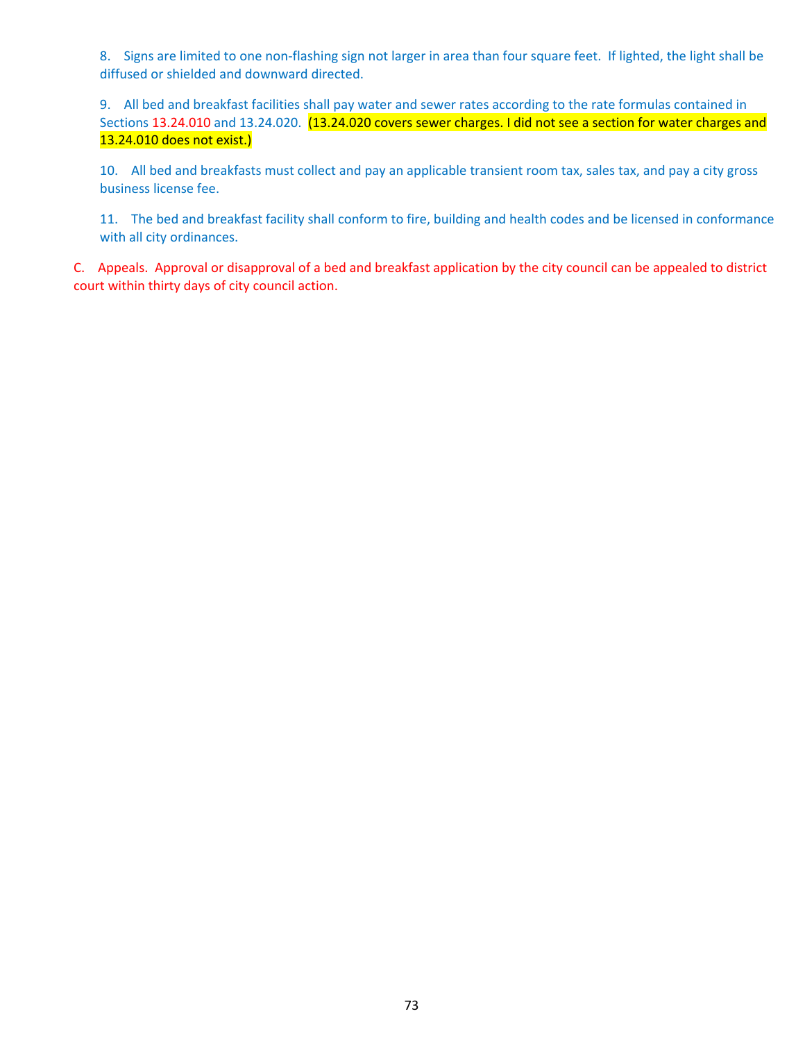8. Signs are limited to one non-flashing sign not larger in area than four square feet. If lighted, the light shall be diffused or shielded and downward directed.

9. All bed and breakfast facilities shall pay water and sewer rates according to the rate formulas contained in Sections 13.24.010 and 13.24.020. (13.24.020 covers sewer charges. I did not see a section for water charges and 13.24.010 does not exist.)

10. All bed and breakfasts must collect and pay an applicable transient room tax, sales tax, and pay a city gross business license fee.

11. The bed and breakfast facility shall conform to fire, building and health codes and be licensed in conformance with all city ordinances.

C. Appeals. Approval or disapproval of a bed and breakfast application by the city council can be appealed to district court within thirty days of city council action.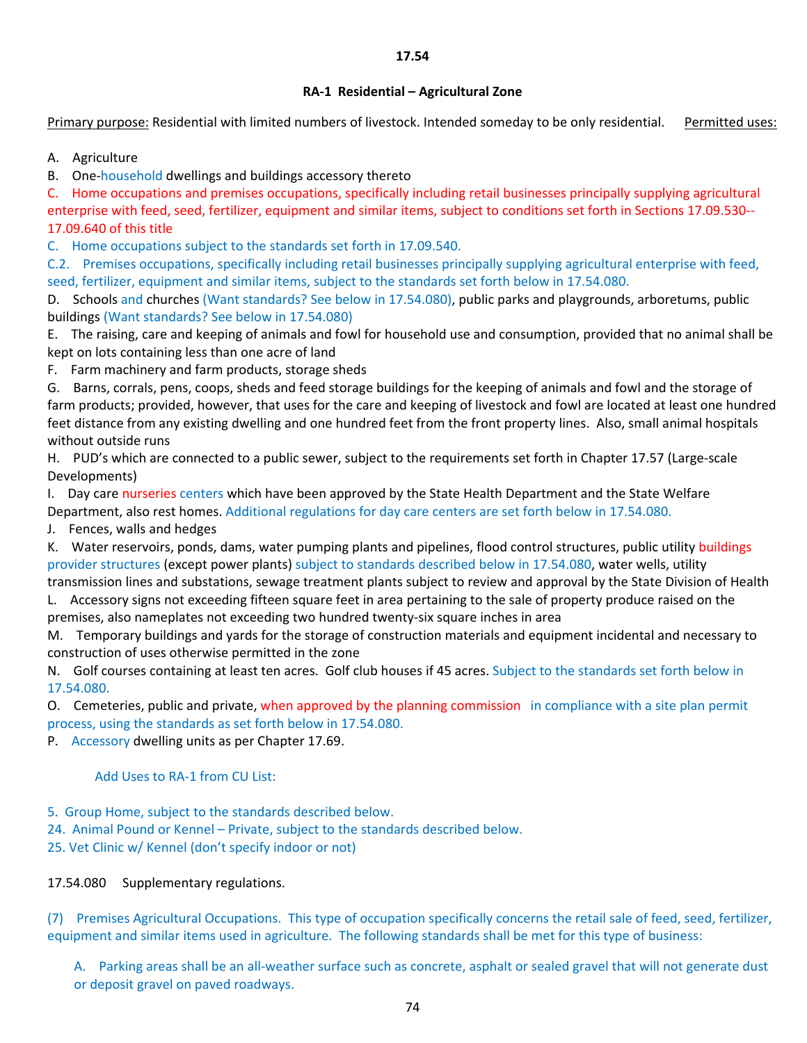**17.54**

**RA-1 Residential – Agricultural Zone**

Primary purpose: Residential with limited numbers of livestock. Intended someday to be only residential. Permitted uses:

A. Agriculture

B. One-household dwellings and buildings accessory thereto

C. Home occupations and premises occupations, specifically including retail businesses principally supplying agricultural enterprise with feed, seed, fertilizer, equipment and similar items, subject to conditions set forth in Sections 17.09.530--17.09.640 of this title

C. Home occupations subject to the standards set forth in 17.09.540.

C.2. Premises occupations, specifically including retail businesses principally supplying agricultural enterprise with feed, seed, fertilizer, equipment and similar items, subject to the standards set forth below in 17.54.080.

D. Schools and churches (Want standards? See below in 17.54.080), public parks and playgrounds, arboretums, public buildings (Want standards? See below in 17.54.080)

E. The raising, care and keeping of animals and fowl for household use and consumption, provided that no animal shall be kept on lots containing less than one acre of land

F. Farm machinery and farm products, storage sheds

G. Barns, corrals, pens, coops, sheds and feed storage buildings for the keeping of animals and fowl and the storage of farm products; provided, however, that uses for the care and keeping of livestock and fowl are located at least one hundred feet distance from any existing dwelling and one hundred feet from the front property lines. Also, small animal hospitals without outside runs

H. PUD's which are connected to a public sewer, subject to the requirements set forth in Chapter 17.57 (Large-scale Developments)

I. Day care nurseries centers which have been approved by the State Health Department and the State Welfare Department, also rest homes. Additional regulations for day care centers are set forth below in 17.54.080.

J. Fences, walls and hedges

K. Water reservoirs, ponds, dams, water pumping plants and pipelines, flood control structures, public utility buildings provider structures (except power plants) subject to standards described below in 17.54.080, water wells, utility transmission lines and substations, sewage treatment plants subject to review and approval by the State Division of Health

L. Accessory signs not exceeding fifteen square feet in area pertaining to the sale of property produce raised on the premises, also nameplates not exceeding two hundred twenty-six square inches in area

M. Temporary buildings and yards for the storage of construction materials and equipment incidental and necessary to construction of uses otherwise permitted in the zone

N. Golf courses containing at least ten acres. Golf club houses if 45 acres. Subject to the standards set forth below in 17.54.080.

O. Cemeteries, public and private, when approved by the planning commission in compliance with a site plan permit process, using the standards as set forth below in 17.54.080.

P. Accessory dwelling units as per Chapter 17.69.

Add Uses to RA-1 from CU List:

5. Group Home, subject to the standards described below.
24. Animal Pound or Kennel – Private, subject to the standards described below.
25. Vet Clinic w/ Kennel (don't specify indoor or not)

17.54.080 Supplementary regulations.

(7) Premises Agricultural Occupations. This type of occupation specifically concerns the retail sale of feed, seed, fertilizer, equipment and similar items used in agriculture. The following standards shall be met for this type of business:

A. Parking areas shall be an all-weather surface such as concrete, asphalt or sealed gravel that will not generate dust or deposit gravel on paved roadways.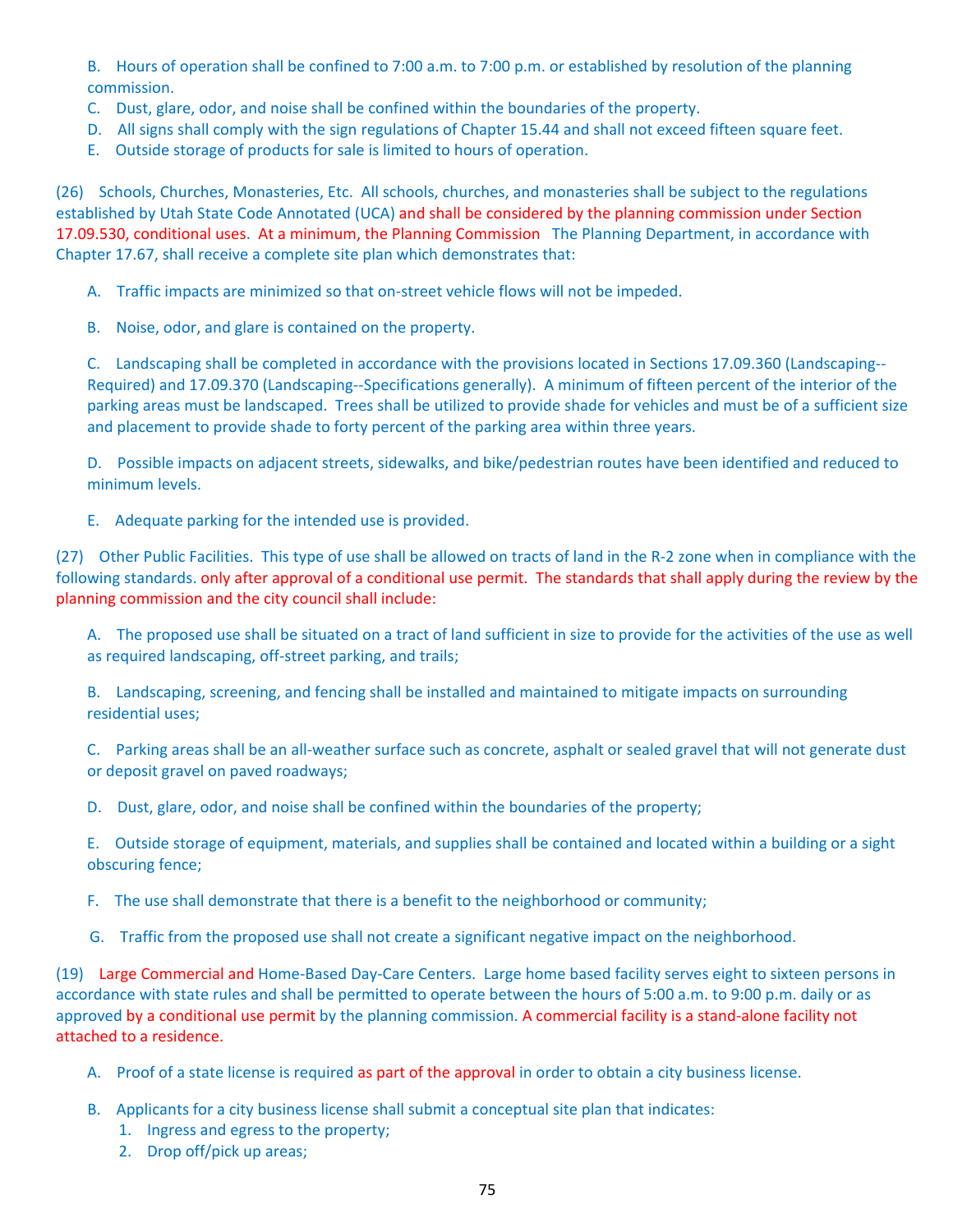B. Hours of operation shall be confined to 7:00 a.m. to 7:00 p.m. or established by resolution of the planning commission.

C. Dust, glare, odor, and noise shall be confined within the boundaries of the property.

D. All signs shall comply with the sign regulations of Chapter 15.44 and shall not exceed fifteen square feet.

E. Outside storage of products for sale is limited to hours of operation.

(26) Schools, Churches, Monasteries, Etc. All schools, churches, and monasteries shall be subject to the regulations established by Utah State Code Annotated (UCA) and shall be considered by the planning commission under Section 17.09.530, conditional uses. At a minimum, the Planning Commission The Planning Department, in accordance with Chapter 17.67, shall receive a complete site plan which demonstrates that:

A. Traffic impacts are minimized so that on-street vehicle flows will not be impeded.

B. Noise, odor, and glare is contained on the property.

C. Landscaping shall be completed in accordance with the provisions located in Sections 17.09.360 (Landscaping--Required) and 17.09.370 (Landscaping--Specifications generally). A minimum of fifteen percent of the interior of the parking areas must be landscaped. Trees shall be utilized to provide shade for vehicles and must be of a sufficient size and placement to provide shade to forty percent of the parking area within three years.

D. Possible impacts on adjacent streets, sidewalks, and bike/pedestrian routes have been identified and reduced to minimum levels.

E. Adequate parking for the intended use is provided.

(27) Other Public Facilities. This type of use shall be allowed on tracts of land in the R-2 zone when in compliance with the following standards. only after approval of a conditional use permit. The standards that shall apply during the review by the planning commission and the city council shall include:

A. The proposed use shall be situated on a tract of land sufficient in size to provide for the activities of the use as well as required landscaping, off-street parking, and trails;

B. Landscaping, screening, and fencing shall be installed and maintained to mitigate impacts on surrounding residential uses;

C. Parking areas shall be an all-weather surface such as concrete, asphalt or sealed gravel that will not generate dust or deposit gravel on paved roadways;

D. Dust, glare, odor, and noise shall be confined within the boundaries of the property;

E. Outside storage of equipment, materials, and supplies shall be contained and located within a building or a sight obscuring fence;

F. The use shall demonstrate that there is a benefit to the neighborhood or community;

G. Traffic from the proposed use shall not create a significant negative impact on the neighborhood.

(19) Large Commercial and Home-Based Day-Care Centers. Large home based facility serves eight to sixteen persons in accordance with state rules and shall be permitted to operate between the hours of 5:00 a.m. to 9:00 p.m. daily or as approved by a conditional use permit by the planning commission. A commercial facility is a stand-alone facility not attached to a residence.

A. Proof of a state license is required as part of the approval in order to obtain a city business license.

B. Applicants for a city business license shall submit a conceptual site plan that indicates:

1. Ingress and egress to the property;
2. Drop off/pick up areas;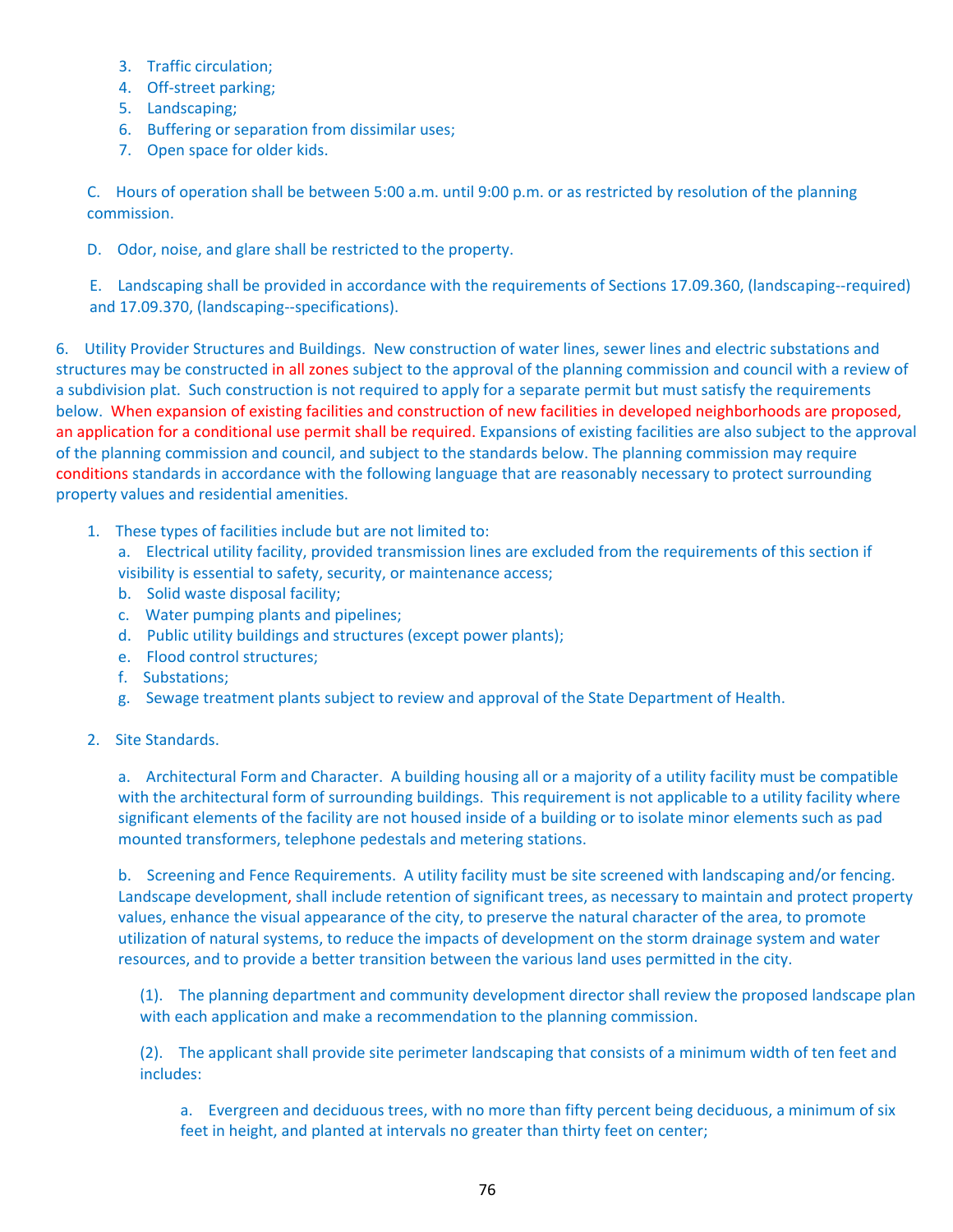3. Traffic circulation;
4. Off-street parking;
5. Landscaping;
6. Buffering or separation from dissimilar uses;
7. Open space for older kids.

C. Hours of operation shall be between 5:00 a.m. until 9:00 p.m. or as restricted by resolution of the planning commission.

D. Odor, noise, and glare shall be restricted to the property.

E. Landscaping shall be provided in accordance with the requirements of Sections 17.09.360, (landscaping--required) and 17.09.370, (landscaping--specifications).

6. Utility Provider Structures and Buildings. New construction of water lines, sewer lines and electric substations and structures may be constructed in all zones subject to the approval of the planning commission and council with a review of a subdivision plat. Such construction is not required to apply for a separate permit but must satisfy the requirements below. When expansion of existing facilities and construction of new facilities in developed neighborhoods are proposed, an application for a conditional use permit shall be required. Expansions of existing facilities are also subject to the approval of the planning commission and council, and subject to the standards below. The planning commission may require conditions standards in accordance with the following language that are reasonably necessary to protect surrounding property values and residential amenities.

1. These types of facilities include but are not limited to:
   a. Electrical utility facility, provided transmission lines are excluded from the requirements of this section if visibility is essential to safety, security, or maintenance access;
   b. Solid waste disposal facility;
   c. Water pumping plants and pipelines;
   d. Public utility buildings and structures (except power plants);
   e. Flood control structures;
   f. Substations;
   g. Sewage treatment plants subject to review and approval of the State Department of Health.

2. Site Standards.

   a. Architectural Form and Character. A building housing all or a majority of a utility facility must be compatible with the architectural form of surrounding buildings. This requirement is not applicable to a utility facility where significant elements of the facility are not housed inside of a building or to isolate minor elements such as pad mounted transformers, telephone pedestals and metering stations.

   b. Screening and Fence Requirements. A utility facility must be site screened with landscaping and/or fencing. Landscape development, shall include retention of significant trees, as necessary to maintain and protect property values, enhance the visual appearance of the city, to preserve the natural character of the area, to promote utilization of natural systems, to reduce the impacts of development on the storm drainage system and water resources, and to provide a better transition between the various land uses permitted in the city.

   (1). The planning department and community development director shall review the proposed landscape plan with each application and make a recommendation to the planning commission.

   (2). The applicant shall provide site perimeter landscaping that consists of a minimum width of ten feet and includes:

      a. Evergreen and deciduous trees, with no more than fifty percent being deciduous, a minimum of six feet in height, and planted at intervals no greater than thirty feet on center;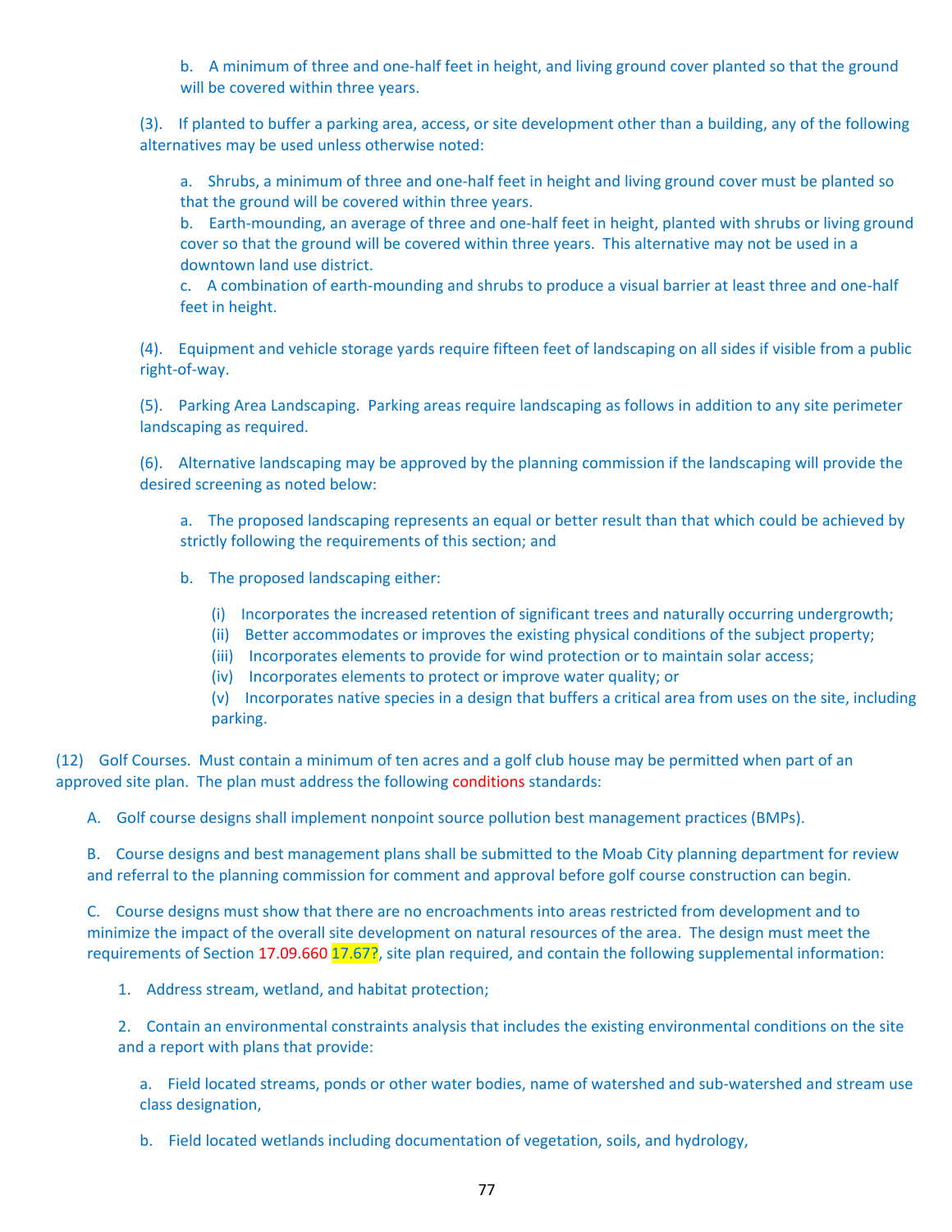b. A minimum of three and one-half feet in height, and living ground cover planted so that the ground will be covered within three years.

(3). If planted to buffer a parking area, access, or site development other than a building, any of the following alternatives may be used unless otherwise noted:

a. Shrubs, a minimum of three and one-half feet in height and living ground cover must be planted so that the ground will be covered within three years.
b. Earth-mounding, an average of three and one-half feet in height, planted with shrubs or living ground cover so that the ground will be covered within three years. This alternative may not be used in a downtown land use district.
c. A combination of earth-mounding and shrubs to produce a visual barrier at least three and one-half feet in height.

(4). Equipment and vehicle storage yards require fifteen feet of landscaping on all sides if visible from a public right-of-way.

(5). Parking Area Landscaping. Parking areas require landscaping as follows in addition to any site perimeter landscaping as required.

(6). Alternative landscaping may be approved by the planning commission if the landscaping will provide the desired screening as noted below:

a. The proposed landscaping represents an equal or better result than that which could be achieved by strictly following the requirements of this section; and

b. The proposed landscaping either:

(i) Incorporates the increased retention of significant trees and naturally occurring undergrowth;
(ii) Better accommodates or improves the existing physical conditions of the subject property;
(iii) Incorporates elements to provide for wind protection or to maintain solar access;
(iv) Incorporates elements to protect or improve water quality; or
(v) Incorporates native species in a design that buffers a critical area from uses on the site, including parking.

(12) Golf Courses. Must contain a minimum of ten acres and a golf club house may be permitted when part of an approved site plan. The plan must address the following conditions standards:

A. Golf course designs shall implement nonpoint source pollution best management practices (BMPs).

B. Course designs and best management plans shall be submitted to the Moab City planning department for review and referral to the planning commission for comment and approval before golf course construction can begin.

C. Course designs must show that there are no encroachments into areas restricted from development and to minimize the impact of the overall site development on natural resources of the area. The design must meet the requirements of Section 17.09.660 17.67?, site plan required, and contain the following supplemental information:

1. Address stream, wetland, and habitat protection;

2. Contain an environmental constraints analysis that includes the existing environmental conditions on the site and a report with plans that provide:

a. Field located streams, ponds or other water bodies, name of watershed and sub-watershed and stream use class designation,

b. Field located wetlands including documentation of vegetation, soils, and hydrology,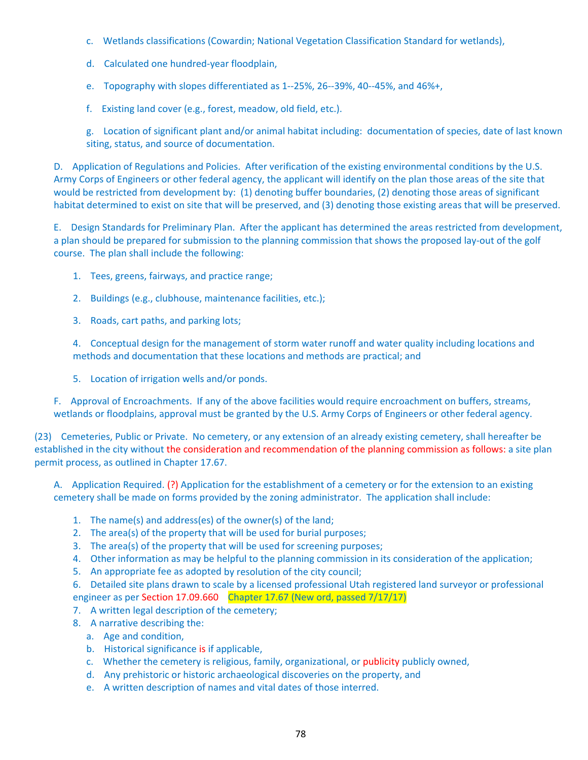c. Wetlands classifications (Cowardin; National Vegetation Classification Standard for wetlands),

d. Calculated one hundred-year floodplain,

e. Topography with slopes differentiated as 1--25%, 26--39%, 40--45%, and 46%+,

f. Existing land cover (e.g., forest, meadow, old field, etc.).

g. Location of significant plant and/or animal habitat including: documentation of species, date of last known siting, status, and source of documentation.

D. Application of Regulations and Policies. After verification of the existing environmental conditions by the U.S. Army Corps of Engineers or other federal agency, the applicant will identify on the plan those areas of the site that would be restricted from development by: (1) denoting buffer boundaries, (2) denoting those areas of significant habitat determined to exist on site that will be preserved, and (3) denoting those existing areas that will be preserved.

E. Design Standards for Preliminary Plan. After the applicant has determined the areas restricted from development, a plan should be prepared for submission to the planning commission that shows the proposed lay-out of the golf course. The plan shall include the following:

1. Tees, greens, fairways, and practice range;

2. Buildings (e.g., clubhouse, maintenance facilities, etc.);

3. Roads, cart paths, and parking lots;

4. Conceptual design for the management of storm water runoff and water quality including locations and methods and documentation that these locations and methods are practical; and

5. Location of irrigation wells and/or ponds.

F. Approval of Encroachments. If any of the above facilities would require encroachment on buffers, streams, wetlands or floodplains, approval must be granted by the U.S. Army Corps of Engineers or other federal agency.

(23) Cemeteries, Public or Private. No cemetery, or any extension of an already existing cemetery, shall hereafter be established in the city without the consideration and recommendation of the planning commission as follows: a site plan permit process, as outlined in Chapter 17.67.

A. Application Required. (?) Application for the establishment of a cemetery or for the extension to an existing cemetery shall be made on forms provided by the zoning administrator. The application shall include:

1. The name(s) and address(es) of the owner(s) of the land;
2. The area(s) of the property that will be used for burial purposes;
3. The area(s) of the property that will be used for screening purposes;
4. Other information as may be helpful to the planning commission in its consideration of the application;
5. An appropriate fee as adopted by resolution of the city council;
6. Detailed site plans drawn to scale by a licensed professional Utah registered land surveyor or professional engineer as per Section 17.09.660 Chapter 17.67 (New ord, passed 7/17/17)
7. A written legal description of the cemetery;
8. A narrative describing the:
   a. Age and condition,
   b. Historical significance is if applicable,
   c. Whether the cemetery is religious, family, organizational, or publicity publicly owned,
   d. Any prehistoric or historic archaeological discoveries on the property, and
   e. A written description of names and vital dates of those interred.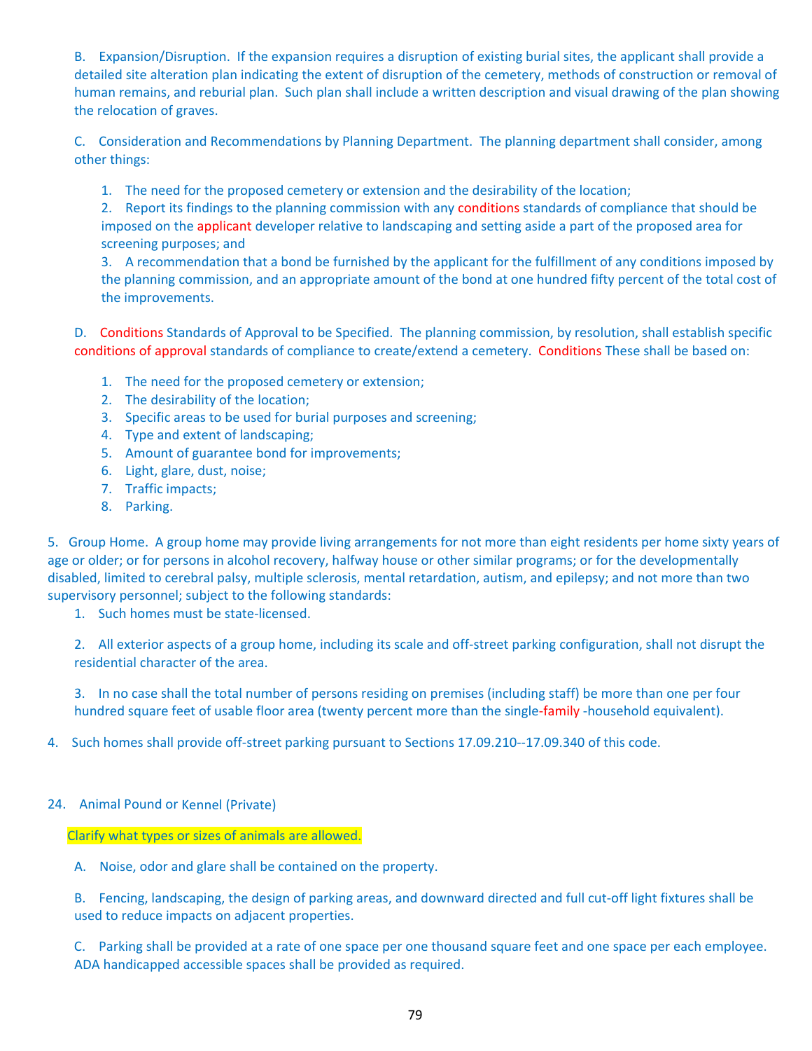B. Expansion/Disruption. If the expansion requires a disruption of existing burial sites, the applicant shall provide a detailed site alteration plan indicating the extent of disruption of the cemetery, methods of construction or removal of human remains, and reburial plan. Such plan shall include a written description and visual drawing of the plan showing the relocation of graves.

C. Consideration and Recommendations by Planning Department. The planning department shall consider, among other things:

1. The need for the proposed cemetery or extension and the desirability of the location;
2. Report its findings to the planning commission with any conditions standards of compliance that should be imposed on the applicant developer relative to landscaping and setting aside a part of the proposed area for screening purposes; and
3. A recommendation that a bond be furnished by the applicant for the fulfillment of any conditions imposed by the planning commission, and an appropriate amount of the bond at one hundred fifty percent of the total cost of the improvements.

D. Conditions Standards of Approval to be Specified. The planning commission, by resolution, shall establish specific conditions of approval standards of compliance to create/extend a cemetery. Conditions These shall be based on:

1. The need for the proposed cemetery or extension;
2. The desirability of the location;
3. Specific areas to be used for burial purposes and screening;
4. Type and extent of landscaping;
5. Amount of guarantee bond for improvements;
6. Light, glare, dust, noise;
7. Traffic impacts;
8. Parking.

5. Group Home. A group home may provide living arrangements for not more than eight residents per home sixty years of age or older; or for persons in alcohol recovery, halfway house or other similar programs; or for the developmentally disabled, limited to cerebral palsy, multiple sclerosis, mental retardation, autism, and epilepsy; and not more than two supervisory personnel; subject to the following standards:

1. Such homes must be state-licensed.

2. All exterior aspects of a group home, including its scale and off-street parking configuration, shall not disrupt the residential character of the area.

3. In no case shall the total number of persons residing on premises (including staff) be more than one per four hundred square feet of usable floor area (twenty percent more than the single-family -household equivalent).

4. Such homes shall provide off-street parking pursuant to Sections 17.09.210--17.09.340 of this code.

24. Animal Pound or Kennel (Private)

Clarify what types or sizes of animals are allowed.

A. Noise, odor and glare shall be contained on the property.

B. Fencing, landscaping, the design of parking areas, and downward directed and full cut-off light fixtures shall be used to reduce impacts on adjacent properties.

C. Parking shall be provided at a rate of one space per one thousand square feet and one space per each employee. ADA handicapped accessible spaces shall be provided as required.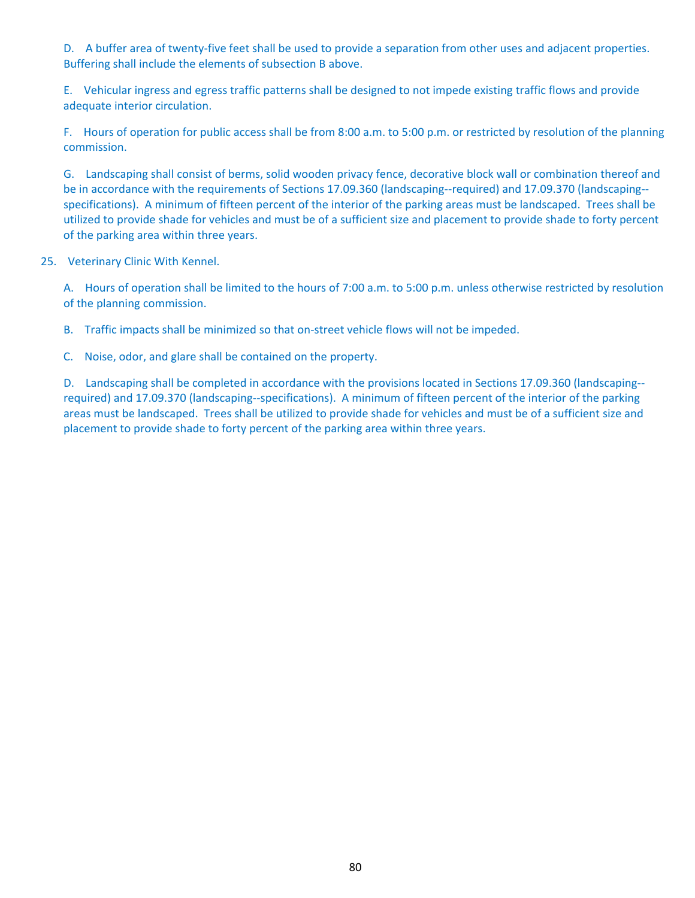D. A buffer area of twenty-five feet shall be used to provide a separation from other uses and adjacent properties. Buffering shall include the elements of subsection B above.

E. Vehicular ingress and egress traffic patterns shall be designed to not impede existing traffic flows and provide adequate interior circulation.

F. Hours of operation for public access shall be from 8:00 a.m. to 5:00 p.m. or restricted by resolution of the planning commission.

G. Landscaping shall consist of berms, solid wooden privacy fence, decorative block wall or combination thereof and be in accordance with the requirements of Sections 17.09.360 (landscaping--required) and 17.09.370 (landscaping--specifications). A minimum of fifteen percent of the interior of the parking areas must be landscaped. Trees shall be utilized to provide shade for vehicles and must be of a sufficient size and placement to provide shade to forty percent of the parking area within three years.

25. Veterinary Clinic With Kennel.

A. Hours of operation shall be limited to the hours of 7:00 a.m. to 5:00 p.m. unless otherwise restricted by resolution of the planning commission.

B. Traffic impacts shall be minimized so that on-street vehicle flows will not be impeded.

C. Noise, odor, and glare shall be contained on the property.

D. Landscaping shall be completed in accordance with the provisions located in Sections 17.09.360 (landscaping--required) and 17.09.370 (landscaping--specifications). A minimum of fifteen percent of the interior of the parking areas must be landscaped. Trees shall be utilized to provide shade for vehicles and must be of a sufficient size and placement to provide shade to forty percent of the parking area within three years.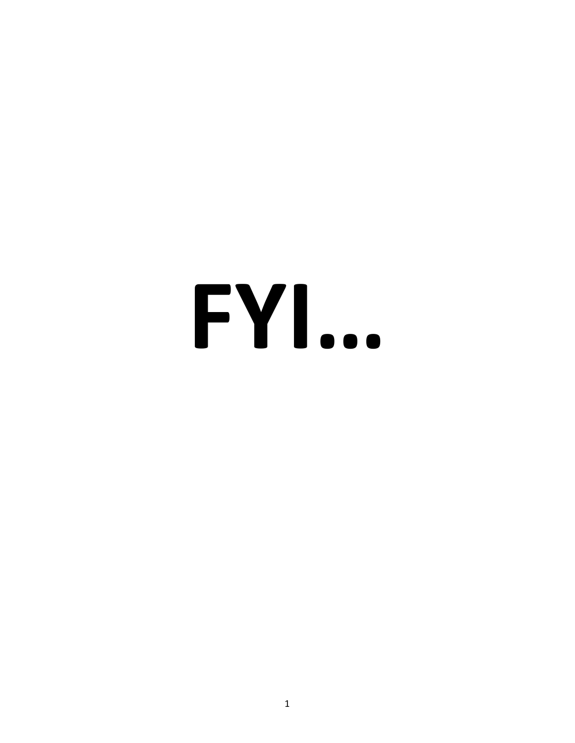# FYI…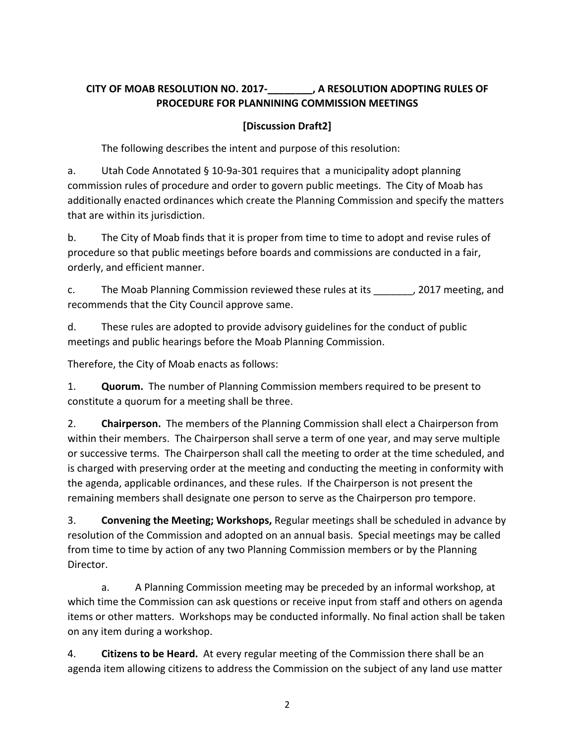**CITY OF MOAB RESOLUTION NO. 2017-________, A RESOLUTION ADOPTING RULES OF PROCEDURE FOR PLANNINING COMMISSION MEETINGS**

**[Discussion Draft2]**

The following describes the intent and purpose of this resolution:

a. Utah Code Annotated § 10-9a-301 requires that a municipality adopt planning commission rules of procedure and order to govern public meetings. The City of Moab has additionally enacted ordinances which create the Planning Commission and specify the matters that are within its jurisdiction.

b. The City of Moab finds that it is proper from time to time to adopt and revise rules of procedure so that public meetings before boards and commissions are conducted in a fair, orderly, and efficient manner.

c. The Moab Planning Commission reviewed these rules at its _______, 2017 meeting, and recommends that the City Council approve same.

d. These rules are adopted to provide advisory guidelines for the conduct of public meetings and public hearings before the Moab Planning Commission.

Therefore, the City of Moab enacts as follows:

1. **Quorum.** The number of Planning Commission members required to be present to constitute a quorum for a meeting shall be three.

2. **Chairperson.** The members of the Planning Commission shall elect a Chairperson from within their members. The Chairperson shall serve a term of one year, and may serve multiple or successive terms. The Chairperson shall call the meeting to order at the time scheduled, and is charged with preserving order at the meeting and conducting the meeting in conformity with the agenda, applicable ordinances, and these rules. If the Chairperson is not present the remaining members shall designate one person to serve as the Chairperson pro tempore.

3. **Convening the Meeting; Workshops,** Regular meetings shall be scheduled in advance by resolution of the Commission and adopted on an annual basis. Special meetings may be called from time to time by action of any two Planning Commission members or by the Planning Director.

   a. A Planning Commission meeting may be preceded by an informal workshop, at which time the Commission can ask questions or receive input from staff and others on agenda items or other matters. Workshops may be conducted informally. No final action shall be taken on any item during a workshop.

4. **Citizens to be Heard.** At every regular meeting of the Commission there shall be an agenda item allowing citizens to address the Commission on the subject of any land use matter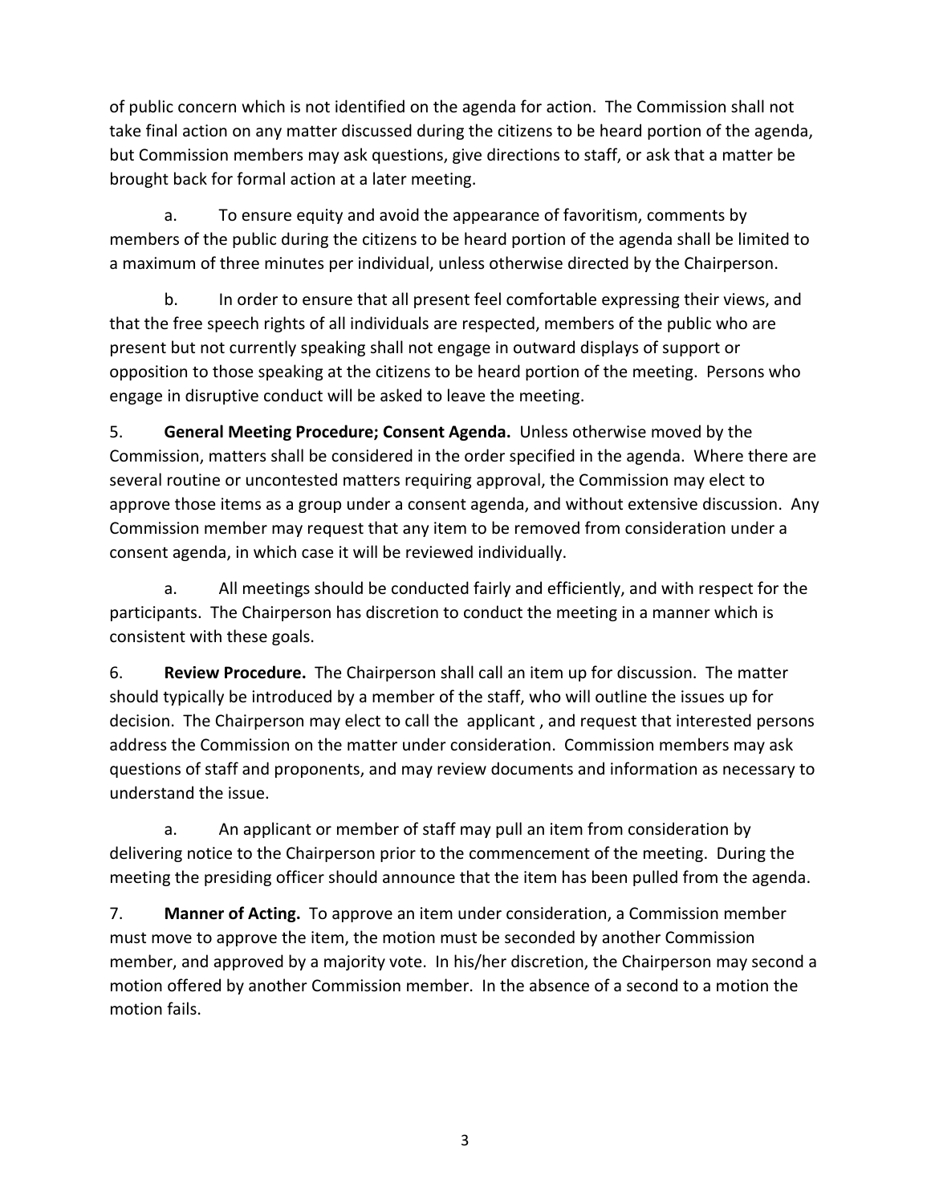of public concern which is not identified on the agenda for action. The Commission shall not take final action on any matter discussed during the citizens to be heard portion of the agenda, but Commission members may ask questions, give directions to staff, or ask that a matter be brought back for formal action at a later meeting.

a. To ensure equity and avoid the appearance of favoritism, comments by members of the public during the citizens to be heard portion of the agenda shall be limited to a maximum of three minutes per individual, unless otherwise directed by the Chairperson.

b. In order to ensure that all present feel comfortable expressing their views, and that the free speech rights of all individuals are respected, members of the public who are present but not currently speaking shall not engage in outward displays of support or opposition to those speaking at the citizens to be heard portion of the meeting. Persons who engage in disruptive conduct will be asked to leave the meeting.

5. **General Meeting Procedure; Consent Agenda.** Unless otherwise moved by the Commission, matters shall be considered in the order specified in the agenda. Where there are several routine or uncontested matters requiring approval, the Commission may elect to approve those items as a group under a consent agenda, and without extensive discussion. Any Commission member may request that any item to be removed from consideration under a consent agenda, in which case it will be reviewed individually.

a. All meetings should be conducted fairly and efficiently, and with respect for the participants. The Chairperson has discretion to conduct the meeting in a manner which is consistent with these goals.

6. **Review Procedure.** The Chairperson shall call an item up for discussion. The matter should typically be introduced by a member of the staff, who will outline the issues up for decision. The Chairperson may elect to call the applicant , and request that interested persons address the Commission on the matter under consideration. Commission members may ask questions of staff and proponents, and may review documents and information as necessary to understand the issue.

a. An applicant or member of staff may pull an item from consideration by delivering notice to the Chairperson prior to the commencement of the meeting. During the meeting the presiding officer should announce that the item has been pulled from the agenda.

7. **Manner of Acting.** To approve an item under consideration, a Commission member must move to approve the item, the motion must be seconded by another Commission member, and approved by a majority vote. In his/her discretion, the Chairperson may second a motion offered by another Commission member. In the absence of a second to a motion the motion fails.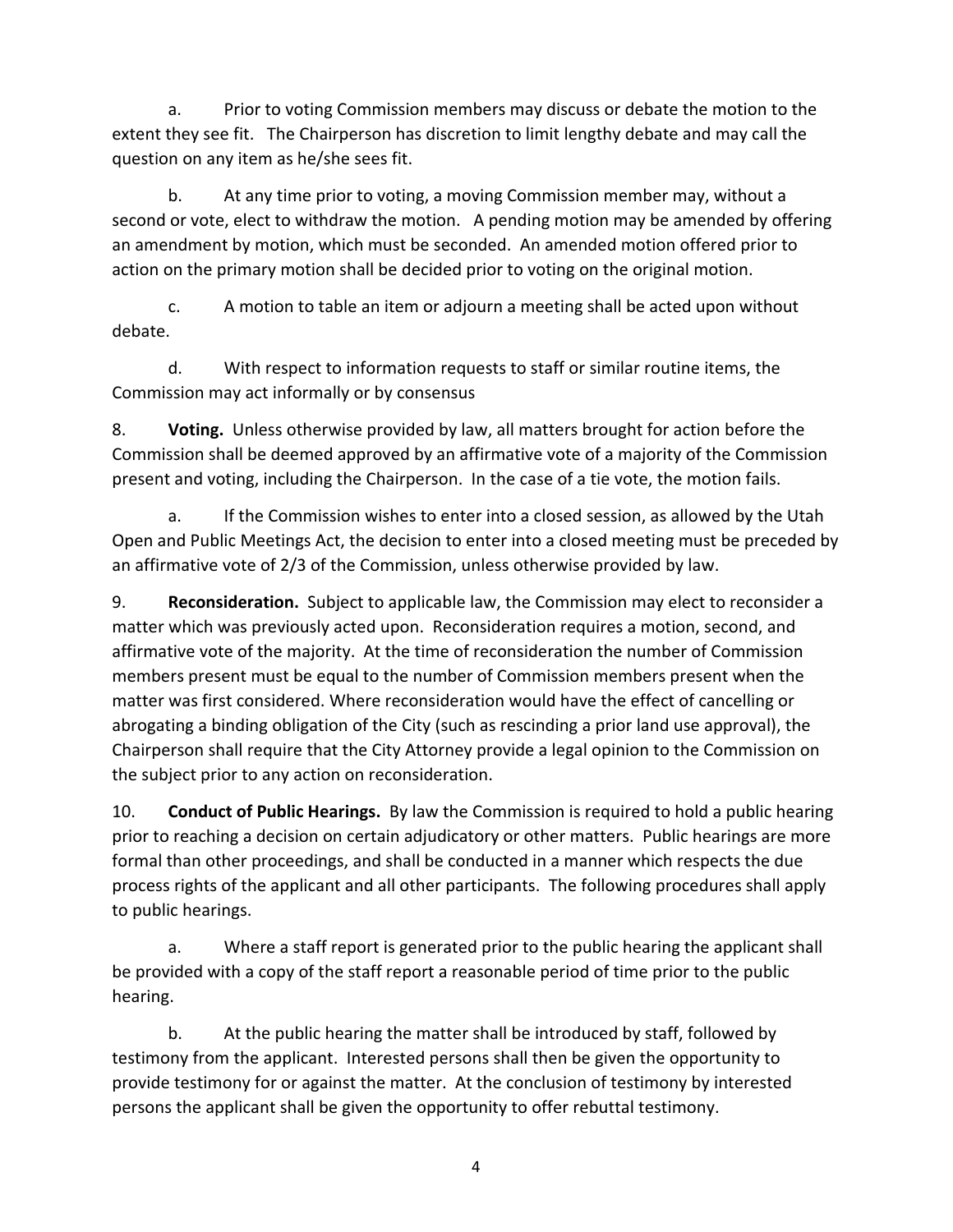a. Prior to voting Commission members may discuss or debate the motion to the extent they see fit. The Chairperson has discretion to limit lengthy debate and may call the question on any item as he/she sees fit.

b. At any time prior to voting, a moving Commission member may, without a second or vote, elect to withdraw the motion. A pending motion may be amended by offering an amendment by motion, which must be seconded. An amended motion offered prior to action on the primary motion shall be decided prior to voting on the original motion.

c. A motion to table an item or adjourn a meeting shall be acted upon without debate.

d. With respect to information requests to staff or similar routine items, the Commission may act informally or by consensus

8. **Voting.** Unless otherwise provided by law, all matters brought for action before the Commission shall be deemed approved by an affirmative vote of a majority of the Commission present and voting, including the Chairperson. In the case of a tie vote, the motion fails.

a. If the Commission wishes to enter into a closed session, as allowed by the Utah Open and Public Meetings Act, the decision to enter into a closed meeting must be preceded by an affirmative vote of 2/3 of the Commission, unless otherwise provided by law.

9. **Reconsideration.** Subject to applicable law, the Commission may elect to reconsider a matter which was previously acted upon. Reconsideration requires a motion, second, and affirmative vote of the majority. At the time of reconsideration the number of Commission members present must be equal to the number of Commission members present when the matter was first considered. Where reconsideration would have the effect of cancelling or abrogating a binding obligation of the City (such as rescinding a prior land use approval), the Chairperson shall require that the City Attorney provide a legal opinion to the Commission on the subject prior to any action on reconsideration.

10. **Conduct of Public Hearings.** By law the Commission is required to hold a public hearing prior to reaching a decision on certain adjudicatory or other matters. Public hearings are more formal than other proceedings, and shall be conducted in a manner which respects the due process rights of the applicant and all other participants. The following procedures shall apply to public hearings.

a. Where a staff report is generated prior to the public hearing the applicant shall be provided with a copy of the staff report a reasonable period of time prior to the public hearing.

b. At the public hearing the matter shall be introduced by staff, followed by testimony from the applicant. Interested persons shall then be given the opportunity to provide testimony for or against the matter. At the conclusion of testimony by interested persons the applicant shall be given the opportunity to offer rebuttal testimony.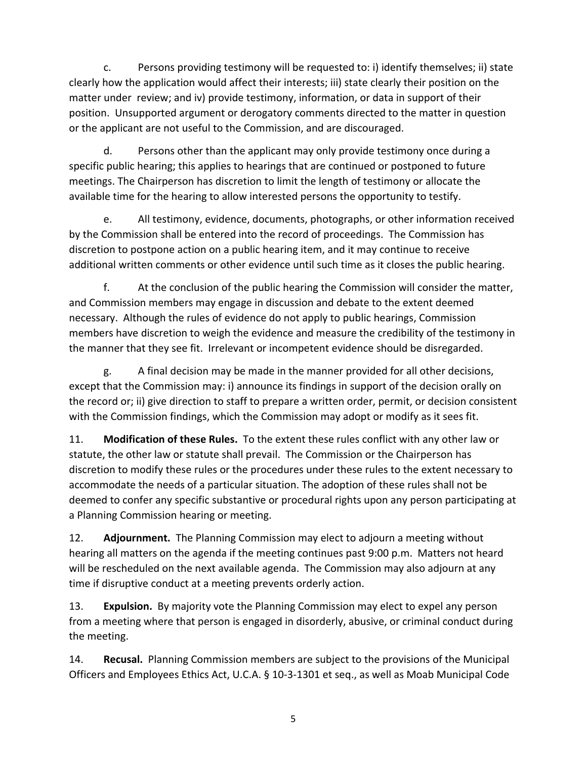c. Persons providing testimony will be requested to: i) identify themselves; ii) state clearly how the application would affect their interests; iii) state clearly their position on the matter under review; and iv) provide testimony, information, or data in support of their position. Unsupported argument or derogatory comments directed to the matter in question or the applicant are not useful to the Commission, and are discouraged.

d. Persons other than the applicant may only provide testimony once during a specific public hearing; this applies to hearings that are continued or postponed to future meetings. The Chairperson has discretion to limit the length of testimony or allocate the available time for the hearing to allow interested persons the opportunity to testify.

e. All testimony, evidence, documents, photographs, or other information received by the Commission shall be entered into the record of proceedings. The Commission has discretion to postpone action on a public hearing item, and it may continue to receive additional written comments or other evidence until such time as it closes the public hearing.

f. At the conclusion of the public hearing the Commission will consider the matter, and Commission members may engage in discussion and debate to the extent deemed necessary. Although the rules of evidence do not apply to public hearings, Commission members have discretion to weigh the evidence and measure the credibility of the testimony in the manner that they see fit. Irrelevant or incompetent evidence should be disregarded.

g. A final decision may be made in the manner provided for all other decisions, except that the Commission may: i) announce its findings in support of the decision orally on the record or; ii) give direction to staff to prepare a written order, permit, or decision consistent with the Commission findings, which the Commission may adopt or modify as it sees fit.

11. **Modification of these Rules.** To the extent these rules conflict with any other law or statute, the other law or statute shall prevail. The Commission or the Chairperson has discretion to modify these rules or the procedures under these rules to the extent necessary to accommodate the needs of a particular situation. The adoption of these rules shall not be deemed to confer any specific substantive or procedural rights upon any person participating at a Planning Commission hearing or meeting.

12. **Adjournment.** The Planning Commission may elect to adjourn a meeting without hearing all matters on the agenda if the meeting continues past 9:00 p.m. Matters not heard will be rescheduled on the next available agenda. The Commission may also adjourn at any time if disruptive conduct at a meeting prevents orderly action.

13. **Expulsion.** By majority vote the Planning Commission may elect to expel any person from a meeting where that person is engaged in disorderly, abusive, or criminal conduct during the meeting.

14. **Recusal.** Planning Commission members are subject to the provisions of the Municipal Officers and Employees Ethics Act, U.C.A. § 10-3-1301 et seq., as well as Moab Municipal Code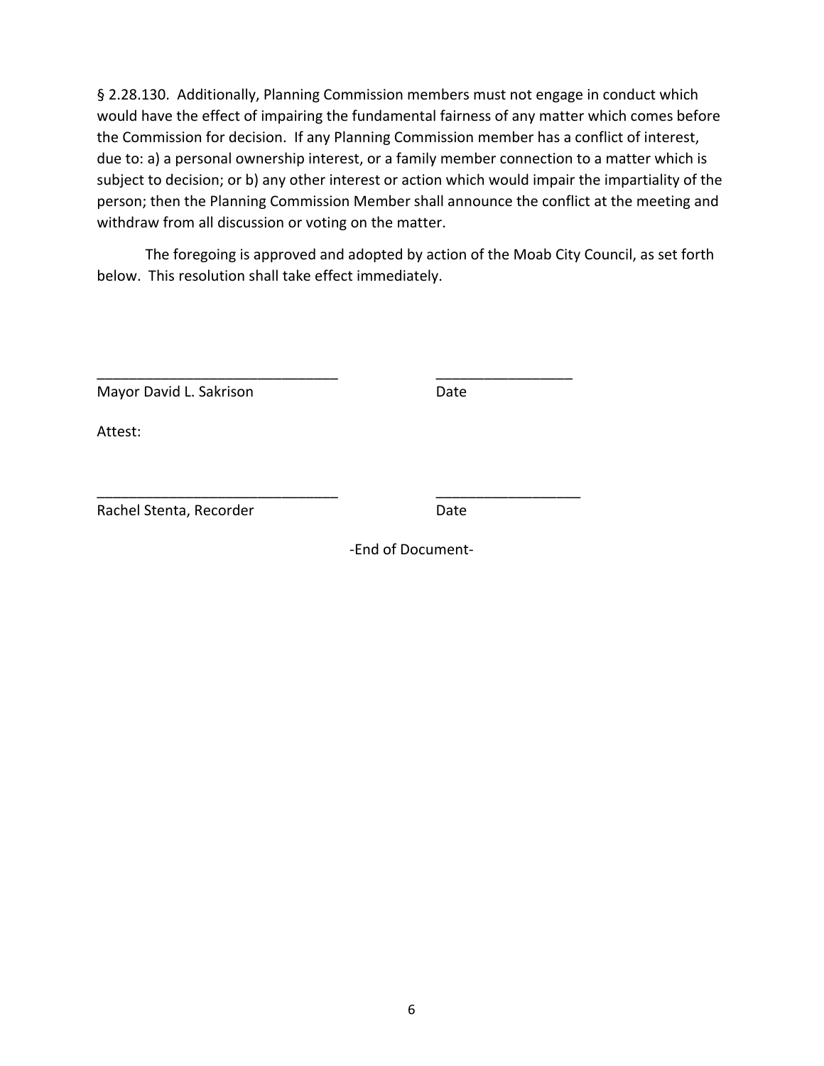§ 2.28.130. Additionally, Planning Commission members must not engage in conduct which would have the effect of impairing the fundamental fairness of any matter which comes before the Commission for decision. If any Planning Commission member has a conflict of interest, due to: a) a personal ownership interest, or a family member connection to a matter which is subject to decision; or b) any other interest or action which would impair the impartiality of the person; then the Planning Commission Member shall announce the conflict at the meeting and withdraw from all discussion or voting on the matter.

The foregoing is approved and adopted by action of the Moab City Council, as set forth below. This resolution shall take effect immediately.

______________________________ _________________
Mayor David L. Sakrison Date

Attest:

______________________________ __________________
Rachel Stenta, Recorder Date

-End of Document-